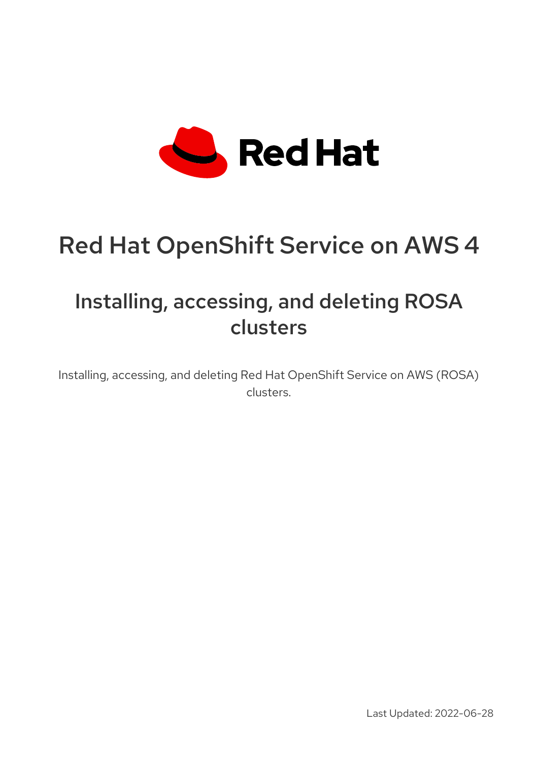Red Hat

# Red Hat OpenShift Service on AWS 4

## Installing, accessing, and deleting ROSA clusters

Installing, accessing, and deleting Red Hat OpenShift Service on AWS (ROSA) clusters.

Last Updated: 2022-06-28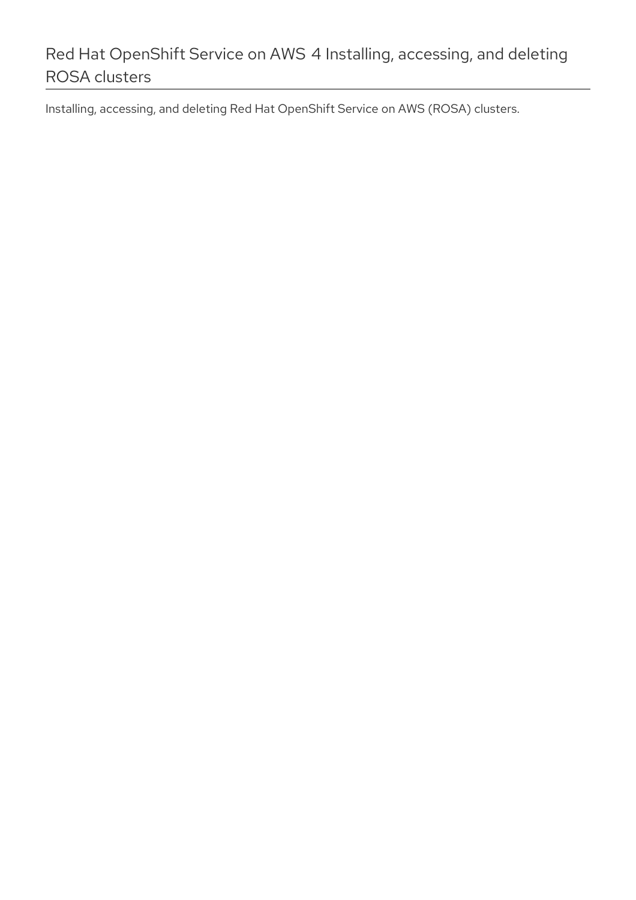# Red Hat OpenShift Service on AWS 4 Installing, accessing, and deleting ROSA clusters

Installing, accessing, and deleting Red Hat OpenShift Service on AWS (ROSA) clusters.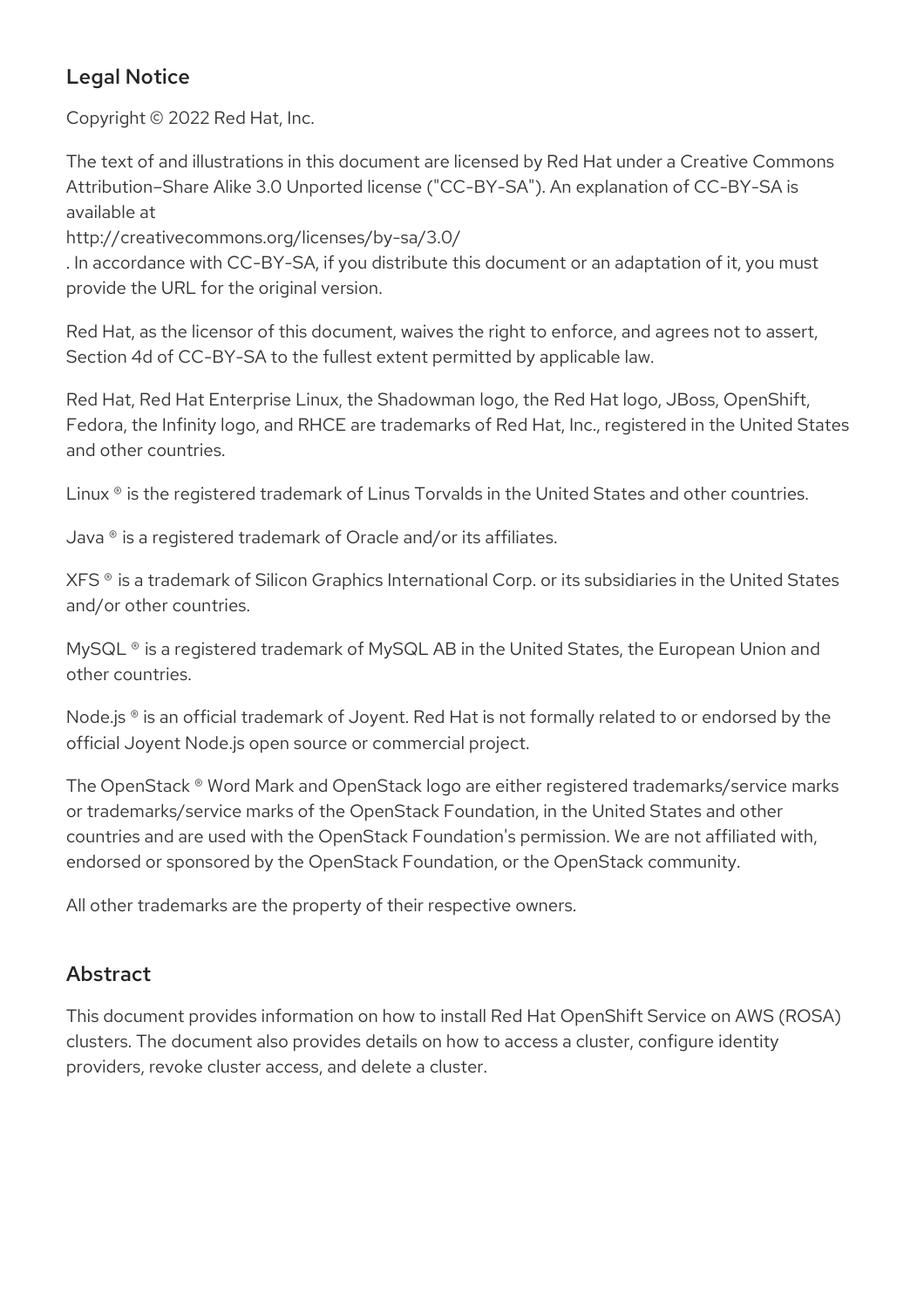## Legal Notice

Copyright © 2022 Red Hat, Inc.

The text of and illustrations in this document are licensed by Red Hat under a Creative Commons Attribution–Share Alike 3.0 Unported license ("CC-BY-SA"). An explanation of CC-BY-SA is available at
http://creativecommons.org/licenses/by-sa/3.0/
. In accordance with CC-BY-SA, if you distribute this document or an adaptation of it, you must provide the URL for the original version.

Red Hat, as the licensor of this document, waives the right to enforce, and agrees not to assert, Section 4d of CC-BY-SA to the fullest extent permitted by applicable law.

Red Hat, Red Hat Enterprise Linux, the Shadowman logo, the Red Hat logo, JBoss, OpenShift, Fedora, the Infinity logo, and RHCE are trademarks of Red Hat, Inc., registered in the United States and other countries.

Linux ® is the registered trademark of Linus Torvalds in the United States and other countries.

Java ® is a registered trademark of Oracle and/or its affiliates.

XFS ® is a trademark of Silicon Graphics International Corp. or its subsidiaries in the United States and/or other countries.

MySQL ® is a registered trademark of MySQL AB in the United States, the European Union and other countries.

Node.js ® is an official trademark of Joyent. Red Hat is not formally related to or endorsed by the official Joyent Node.js open source or commercial project.

The OpenStack ® Word Mark and OpenStack logo are either registered trademarks/service marks or trademarks/service marks of the OpenStack Foundation, in the United States and other countries and are used with the OpenStack Foundation's permission. We are not affiliated with, endorsed or sponsored by the OpenStack Foundation, or the OpenStack community.

All other trademarks are the property of their respective owners.

## Abstract

This document provides information on how to install Red Hat OpenShift Service on AWS (ROSA) clusters. The document also provides details on how to access a cluster, configure identity providers, revoke cluster access, and delete a cluster.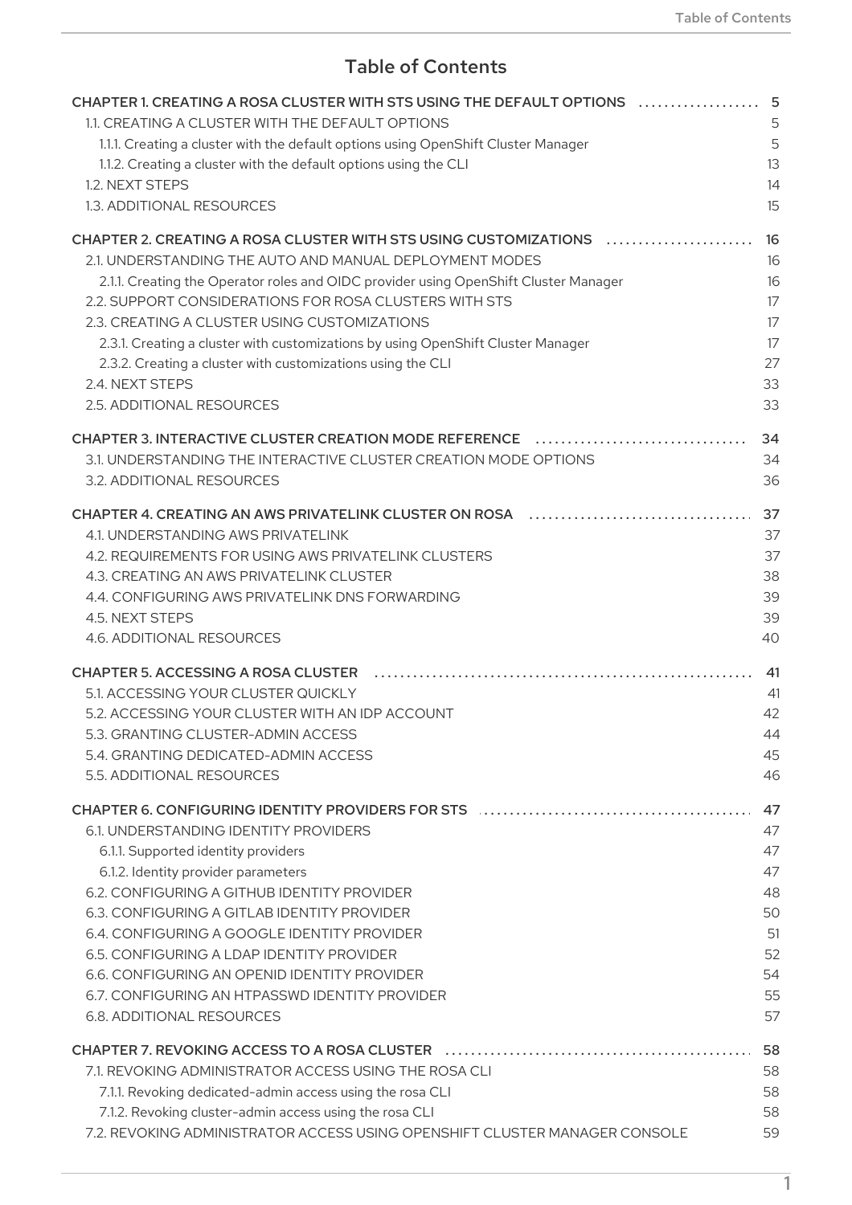# Table of Contents

CHAPTER 1. CREATING A ROSA CLUSTER WITH STS USING THE DEFAULT OPTIONS .................. 5
- 1.1. CREATING A CLUSTER WITH THE DEFAULT OPTIONS 5
  - 1.1.1. Creating a cluster with the default options using OpenShift Cluster Manager 5
  - 1.1.2. Creating a cluster with the default options using the CLI 13
- 1.2. NEXT STEPS 14
- 1.3. ADDITIONAL RESOURCES 15

CHAPTER 2. CREATING A ROSA CLUSTER WITH STS USING CUSTOMIZATIONS ...................... 16
- 2.1. UNDERSTANDING THE AUTO AND MANUAL DEPLOYMENT MODES 16
  - 2.1.1. Creating the Operator roles and OIDC provider using OpenShift Cluster Manager 16
- 2.2. SUPPORT CONSIDERATIONS FOR ROSA CLUSTERS WITH STS 17
- 2.3. CREATING A CLUSTER USING CUSTOMIZATIONS 17
  - 2.3.1. Creating a cluster with customizations by using OpenShift Cluster Manager 17
  - 2.3.2. Creating a cluster with customizations using the CLI 27
- 2.4. NEXT STEPS 33
- 2.5. ADDITIONAL RESOURCES 33

CHAPTER 3. INTERACTIVE CLUSTER CREATION MODE REFERENCE ................................. 34
- 3.1. UNDERSTANDING THE INTERACTIVE CLUSTER CREATION MODE OPTIONS 34
- 3.2. ADDITIONAL RESOURCES 36

CHAPTER 4. CREATING AN AWS PRIVATELINK CLUSTER ON ROSA ................................. 37
- 4.1. UNDERSTANDING AWS PRIVATELINK 37
- 4.2. REQUIREMENTS FOR USING AWS PRIVATELINK CLUSTERS 37
- 4.3. CREATING AN AWS PRIVATELINK CLUSTER 38
- 4.4. CONFIGURING AWS PRIVATELINK DNS FORWARDING 39
- 4.5. NEXT STEPS 39
- 4.6. ADDITIONAL RESOURCES 40

CHAPTER 5. ACCESSING A ROSA CLUSTER .......................................................... 41
- 5.1. ACCESSING YOUR CLUSTER QUICKLY 41
- 5.2. ACCESSING YOUR CLUSTER WITH AN IDP ACCOUNT 42
- 5.3. GRANTING CLUSTER-ADMIN ACCESS 44
- 5.4. GRANTING DEDICATED-ADMIN ACCESS 45
- 5.5. ADDITIONAL RESOURCES 46

CHAPTER 6. CONFIGURING IDENTITY PROVIDERS FOR STS ........................................ 47
- 6.1. UNDERSTANDING IDENTITY PROVIDERS 47
  - 6.1.1. Supported identity providers 47
  - 6.1.2. Identity provider parameters 47
- 6.2. CONFIGURING A GITHUB IDENTITY PROVIDER 48
- 6.3. CONFIGURING A GITLAB IDENTITY PROVIDER 50
- 6.4. CONFIGURING A GOOGLE IDENTITY PROVIDER 51
- 6.5. CONFIGURING A LDAP IDENTITY PROVIDER 52
- 6.6. CONFIGURING AN OPENID IDENTITY PROVIDER 54
- 6.7. CONFIGURING AN HTPASSWD IDENTITY PROVIDER 55
- 6.8. ADDITIONAL RESOURCES 57

CHAPTER 7. REVOKING ACCESS TO A ROSA CLUSTER .............................................. 58
- 7.1. REVOKING ADMINISTRATOR ACCESS USING THE ROSA CLI 58
  - 7.1.1. Revoking dedicated-admin access using the rosa CLI 58
  - 7.1.2. Revoking cluster-admin access using the rosa CLI 58
- 7.2. REVOKING ADMINISTRATOR ACCESS USING OPENSHIFT CLUSTER MANAGER CONSOLE 59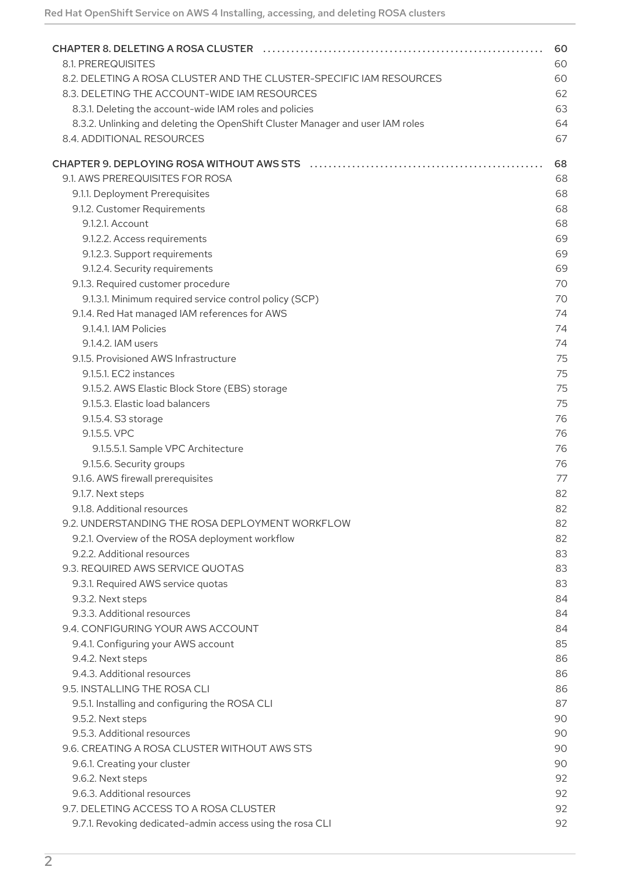| | |
|---|---|
| CHAPTER 8. DELETING A ROSA CLUSTER | 60 |
| 8.1. PREREQUISITES | 60 |
| 8.2. DELETING A ROSA CLUSTER AND THE CLUSTER-SPECIFIC IAM RESOURCES | 60 |
| 8.3. DELETING THE ACCOUNT-WIDE IAM RESOURCES | 62 |
| 8.3.1. Deleting the account-wide IAM roles and policies | 63 |
| 8.3.2. Unlinking and deleting the OpenShift Cluster Manager and user IAM roles | 64 |
| 8.4. ADDITIONAL RESOURCES | 67 |
| CHAPTER 9. DEPLOYING ROSA WITHOUT AWS STS | 68 |
| 9.1. AWS PREREQUISITES FOR ROSA | 68 |
| 9.1.1. Deployment Prerequisites | 68 |
| 9.1.2. Customer Requirements | 68 |
| 9.1.2.1. Account | 68 |
| 9.1.2.2. Access requirements | 69 |
| 9.1.2.3. Support requirements | 69 |
| 9.1.2.4. Security requirements | 69 |
| 9.1.3. Required customer procedure | 70 |
| 9.1.3.1. Minimum required service control policy (SCP) | 70 |
| 9.1.4. Red Hat managed IAM references for AWS | 74 |
| 9.1.4.1. IAM Policies | 74 |
| 9.1.4.2. IAM users | 74 |
| 9.1.5. Provisioned AWS Infrastructure | 75 |
| 9.1.5.1. EC2 instances | 75 |
| 9.1.5.2. AWS Elastic Block Store (EBS) storage | 75 |
| 9.1.5.3. Elastic load balancers | 75 |
| 9.1.5.4. S3 storage | 76 |
| 9.1.5.5. VPC | 76 |
| 9.1.5.5.1. Sample VPC Architecture | 76 |
| 9.1.5.6. Security groups | 76 |
| 9.1.6. AWS firewall prerequisites | 77 |
| 9.1.7. Next steps | 82 |
| 9.1.8. Additional resources | 82 |
| 9.2. UNDERSTANDING THE ROSA DEPLOYMENT WORKFLOW | 82 |
| 9.2.1. Overview of the ROSA deployment workflow | 82 |
| 9.2.2. Additional resources | 83 |
| 9.3. REQUIRED AWS SERVICE QUOTAS | 83 |
| 9.3.1. Required AWS service quotas | 83 |
| 9.3.2. Next steps | 84 |
| 9.3.3. Additional resources | 84 |
| 9.4. CONFIGURING YOUR AWS ACCOUNT | 84 |
| 9.4.1. Configuring your AWS account | 85 |
| 9.4.2. Next steps | 86 |
| 9.4.3. Additional resources | 86 |
| 9.5. INSTALLING THE ROSA CLI | 86 |
| 9.5.1. Installing and configuring the ROSA CLI | 87 |
| 9.5.2. Next steps | 90 |
| 9.5.3. Additional resources | 90 |
| 9.6. CREATING A ROSA CLUSTER WITHOUT AWS STS | 90 |
| 9.6.1. Creating your cluster | 90 |
| 9.6.2. Next steps | 92 |
| 9.6.3. Additional resources | 92 |
| 9.7. DELETING ACCESS TO A ROSA CLUSTER | 92 |
| 9.7.1. Revoking dedicated-admin access using the rosa CLI | 92 |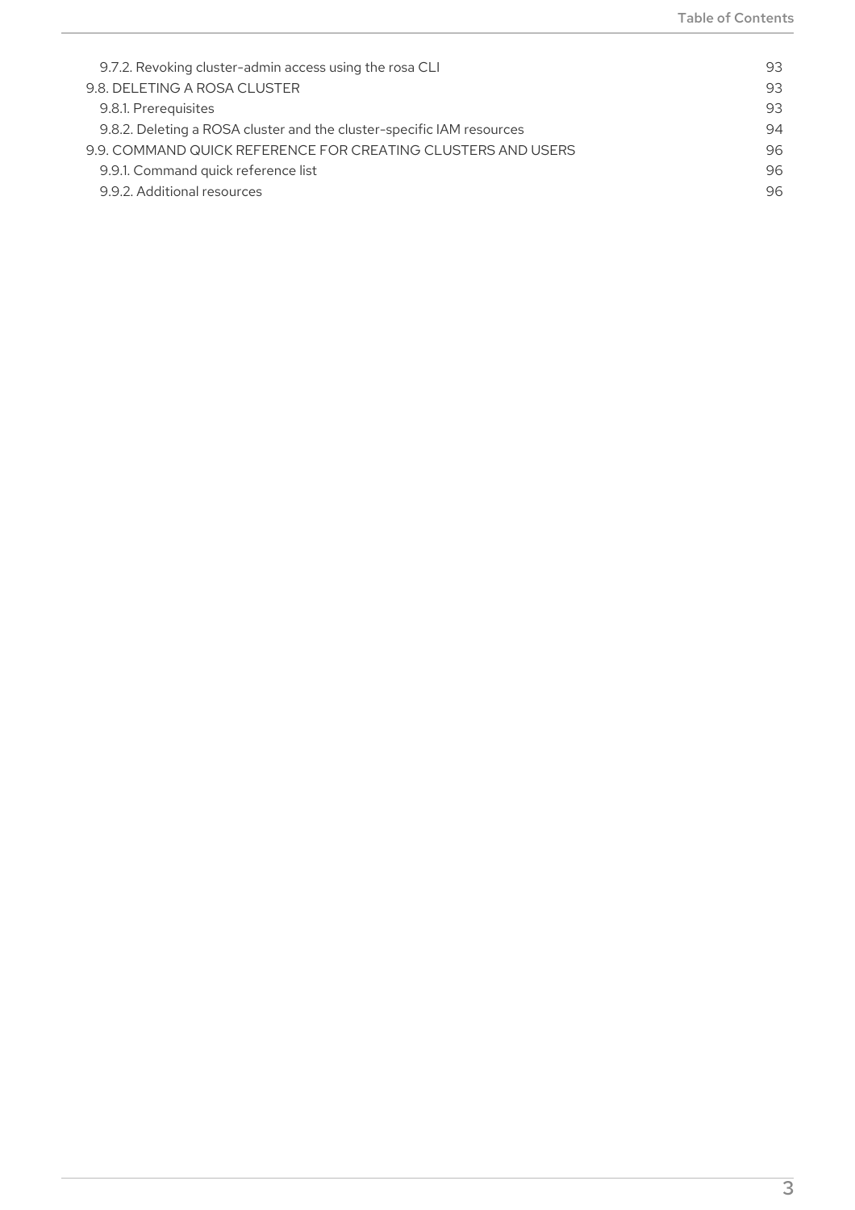9.7.2. Revoking cluster-admin access using the rosa CLI 93
9.8. DELETING A ROSA CLUSTER 93
9.8.1. Prerequisites 93
9.8.2. Deleting a ROSA cluster and the cluster-specific IAM resources 94
9.9. COMMAND QUICK REFERENCE FOR CREATING CLUSTERS AND USERS 96
9.9.1. Command quick reference list 96
9.9.2. Additional resources 96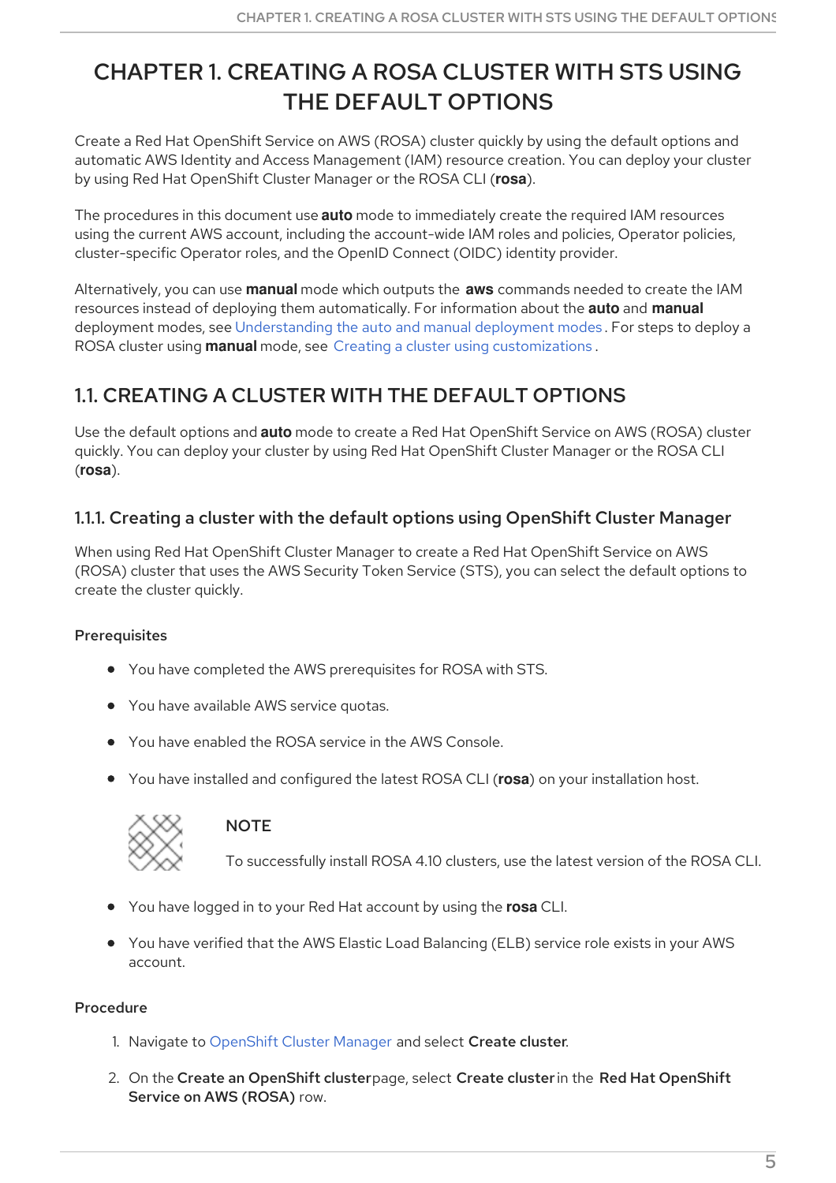# CHAPTER 1. CREATING A ROSA CLUSTER WITH STS USING THE DEFAULT OPTIONS

Create a Red Hat OpenShift Service on AWS (ROSA) cluster quickly by using the default options and automatic AWS Identity and Access Management (IAM) resource creation. You can deploy your cluster by using Red Hat OpenShift Cluster Manager or the ROSA CLI (**rosa**).

The procedures in this document use **auto** mode to immediately create the required IAM resources using the current AWS account, including the account-wide IAM roles and policies, Operator policies, cluster-specific Operator roles, and the OpenID Connect (OIDC) identity provider.

Alternatively, you can use **manual** mode which outputs the **aws** commands needed to create the IAM resources instead of deploying them automatically. For information about the **auto** and **manual** deployment modes, see Understanding the auto and manual deployment modes. For steps to deploy a ROSA cluster using **manual** mode, see Creating a cluster using customizations.

## 1.1. CREATING A CLUSTER WITH THE DEFAULT OPTIONS

Use the default options and **auto** mode to create a Red Hat OpenShift Service on AWS (ROSA) cluster quickly. You can deploy your cluster by using Red Hat OpenShift Cluster Manager or the ROSA CLI (**rosa**).

### 1.1.1. Creating a cluster with the default options using OpenShift Cluster Manager

When using Red Hat OpenShift Cluster Manager to create a Red Hat OpenShift Service on AWS (ROSA) cluster that uses the AWS Security Token Service (STS), you can select the default options to create the cluster quickly.

#### Prerequisites

- You have completed the AWS prerequisites for ROSA with STS.
- You have available AWS service quotas.
- You have enabled the ROSA service in the AWS Console.
- You have installed and configured the latest ROSA CLI (**rosa**) on your installation host.

> **NOTE**
>
> To successfully install ROSA 4.10 clusters, use the latest version of the ROSA CLI.

- You have logged in to your Red Hat account by using the **rosa** CLI.
- You have verified that the AWS Elastic Load Balancing (ELB) service role exists in your AWS account.

#### Procedure

1. Navigate to OpenShift Cluster Manager and select **Create cluster**.
2. On the **Create an OpenShift cluster** page, select **Create cluster** in the **Red Hat OpenShift Service on AWS (ROSA)** row.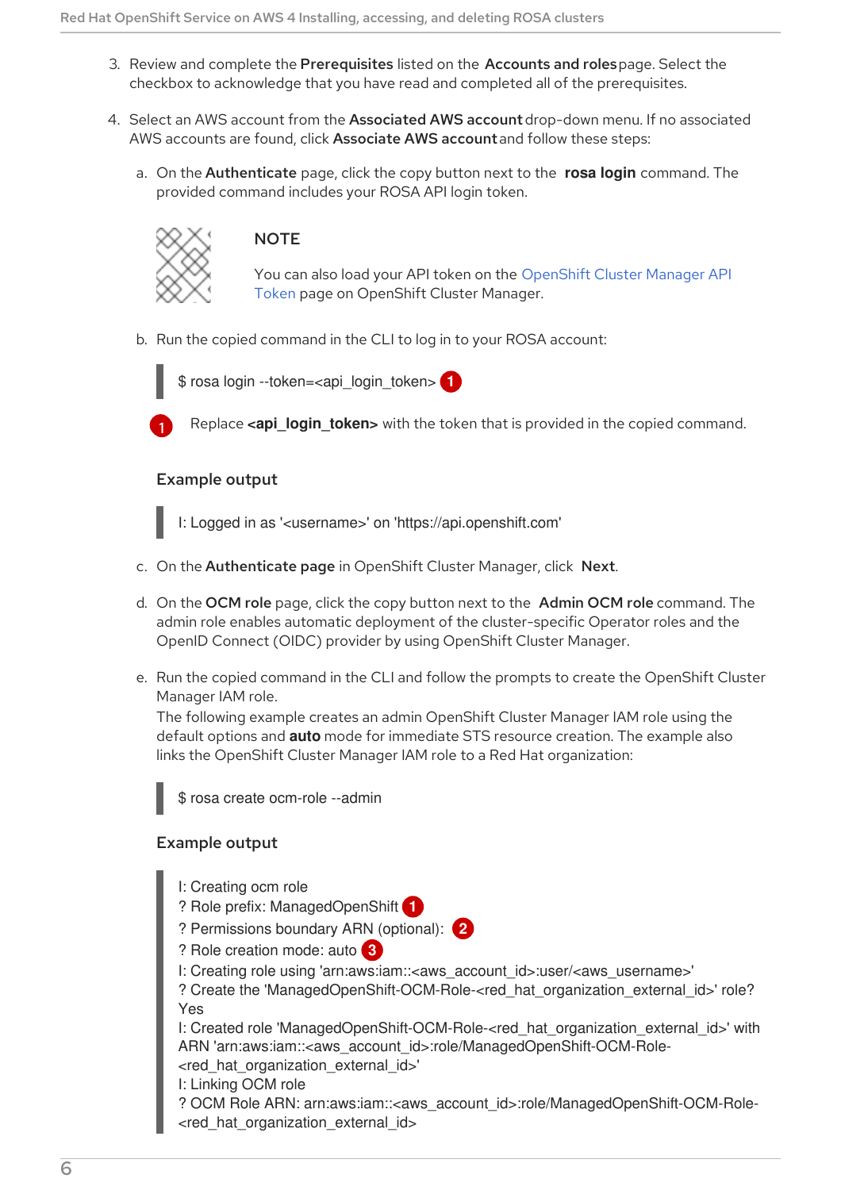3. Review and complete the **Prerequisites** listed on the **Accounts and roles** page. Select the checkbox to acknowledge that you have read and completed all of the prerequisites.

4. Select an AWS account from the **Associated AWS account** drop-down menu. If no associated AWS accounts are found, click **Associate AWS account** and follow these steps:

   a. On the **Authenticate** page, click the copy button next to the **rosa login** command. The provided command includes your ROSA API login token.

   > **NOTE**
   >
   > You can also load your API token on the OpenShift Cluster Manager API Token page on OpenShift Cluster Manager.

   b. Run the copied command in the CLI to log in to your ROSA account:

   ```
   $ rosa login --token=<api_login_token> (1)
   ```

   (1) Replace **<api_login_token>** with the token that is provided in the copied command.

   **Example output**

   ```
   I: Logged in as '<username>' on 'https://api.openshift.com'
   ```

   c. On the **Authenticate page** in OpenShift Cluster Manager, click **Next**.

   d. On the **OCM role** page, click the copy button next to the **Admin OCM role** command. The admin role enables automatic deployment of the cluster-specific Operator roles and the OpenID Connect (OIDC) provider by using OpenShift Cluster Manager.

   e. Run the copied command in the CLI and follow the prompts to create the OpenShift Cluster Manager IAM role.
   The following example creates an admin OpenShift Cluster Manager IAM role using the default options and **auto** mode for immediate STS resource creation. The example also links the OpenShift Cluster Manager IAM role to a Red Hat organization:

   ```
   $ rosa create ocm-role --admin
   ```

   **Example output**

   ```
   I: Creating ocm role
   ? Role prefix: ManagedOpenShift (1)
   ? Permissions boundary ARN (optional): (2)
   ? Role creation mode: auto (3)
   I: Creating role using 'arn:aws:iam::<aws_account_id>:user/<aws_username>'
   ? Create the 'ManagedOpenShift-OCM-Role-<red_hat_organization_external_id>' role? Yes
   I: Created role 'ManagedOpenShift-OCM-Role-<red_hat_organization_external_id>' with ARN 'arn:aws:iam::<aws_account_id>:role/ManagedOpenShift-OCM-Role-<red_hat_organization_external_id>'
   I: Linking OCM role
   ? OCM Role ARN: arn:aws:iam::<aws_account_id>:role/ManagedOpenShift-OCM-Role-<red_hat_organization_external_id>
   ```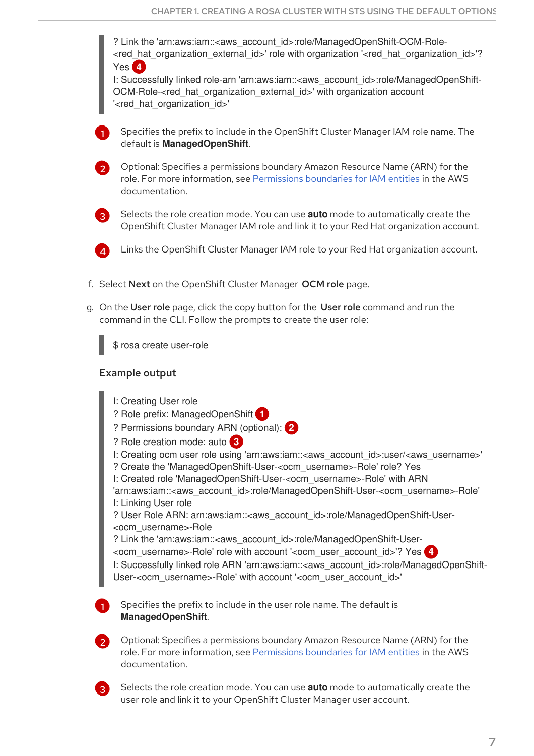```
? Link the 'arn:aws:iam::<aws_account_id>:role/ManagedOpenShift-OCM-Role-<red_hat_organization_external_id>' role with organization '<red_hat_organization_id>'? Yes (4)
I: Successfully linked role-arn 'arn:aws:iam::<aws_account_id>:role/ManagedOpenShift-OCM-Role-<red_hat_organization_external_id>' with organization account '<red_hat_organization_id>'
```

1. Specifies the prefix to include in the OpenShift Cluster Manager IAM role name. The default is **ManagedOpenShift**.
2. Optional: Specifies a permissions boundary Amazon Resource Name (ARN) for the role. For more information, see Permissions boundaries for IAM entities in the AWS documentation.
3. Selects the role creation mode. You can use **auto** mode to automatically create the OpenShift Cluster Manager IAM role and link it to your Red Hat organization account.
4. Links the OpenShift Cluster Manager IAM role to your Red Hat organization account.

f. Select **Next** on the OpenShift Cluster Manager **OCM role** page.

g. On the **User role** page, click the copy button for the **User role** command and run the command in the CLI. Follow the prompts to create the user role:

```
$ rosa create user-role
```

**Example output**

```
I: Creating User role
? Role prefix: ManagedOpenShift (1)
? Permissions boundary ARN (optional): (2)
? Role creation mode: auto (3)
I: Creating ocm user role using 'arn:aws:iam::<aws_account_id>:user/<aws_username>'
? Create the 'ManagedOpenShift-User-<ocm_username>-Role' role? Yes
I: Created role 'ManagedOpenShift-User-<ocm_username>-Role' with ARN 'arn:aws:iam::<aws_account_id>:role/ManagedOpenShift-User-<ocm_username>-Role'
I: Linking User role
? User Role ARN: arn:aws:iam::<aws_account_id>:role/ManagedOpenShift-User-<ocm_username>-Role
? Link the 'arn:aws:iam::<aws_account_id>:role/ManagedOpenShift-User-<ocm_username>-Role' role with account '<ocm_user_account_id>'? Yes (4)
I: Successfully linked role ARN 'arn:aws:iam::<aws_account_id>:role/ManagedOpenShift-User-<ocm_username>-Role' with account '<ocm_user_account_id>'
```

1. Specifies the prefix to include in the user role name. The default is **ManagedOpenShift**.
2. Optional: Specifies a permissions boundary Amazon Resource Name (ARN) for the role. For more information, see Permissions boundaries for IAM entities in the AWS documentation.
3. Selects the role creation mode. You can use **auto** mode to automatically create the user role and link it to your OpenShift Cluster Manager user account.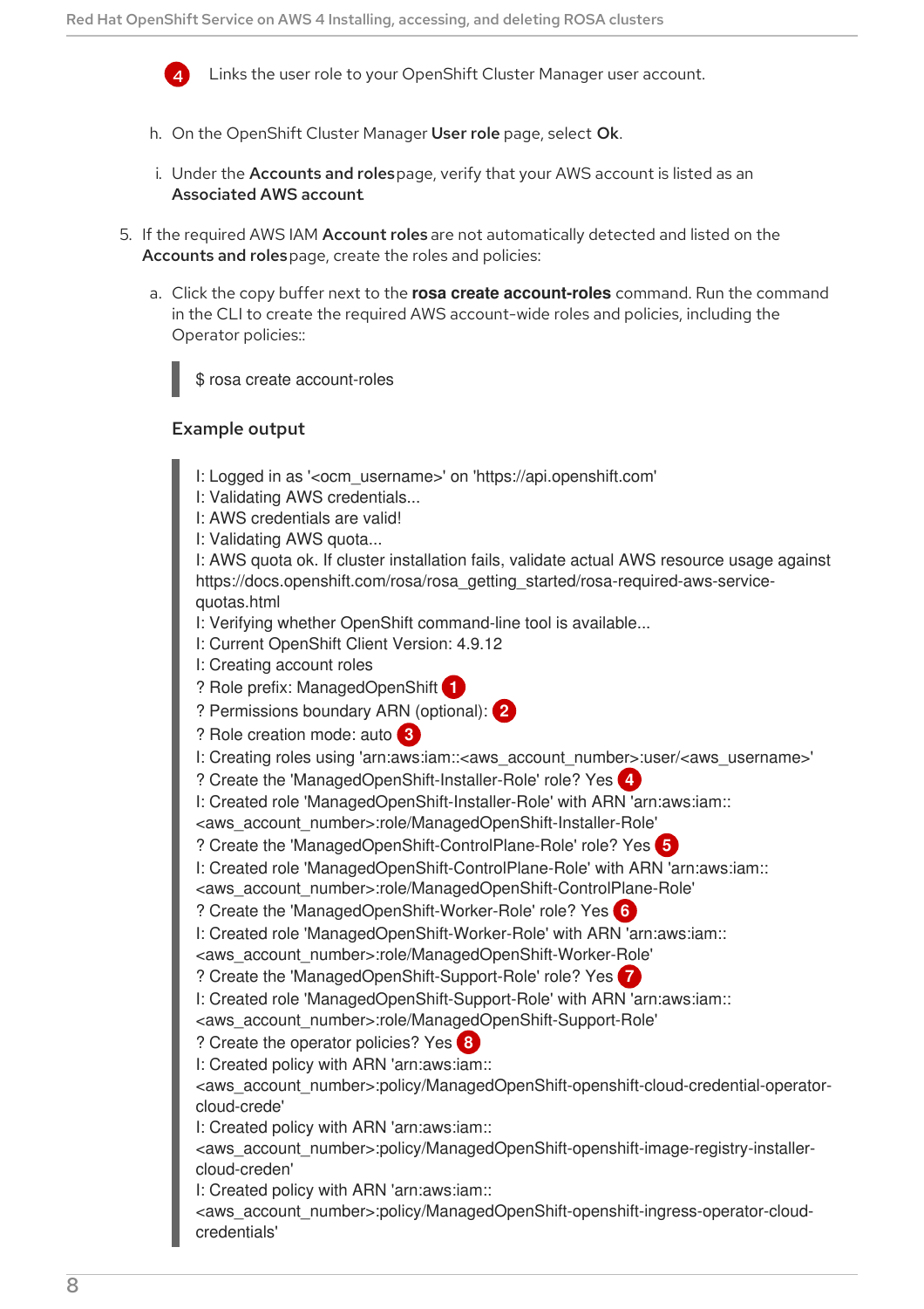4. Links the user role to your OpenShift Cluster Manager user account.

h. On the OpenShift Cluster Manager **User role** page, select **Ok**.

i. Under the **Accounts and roles** page, verify that your AWS account is listed as an **Associated AWS account**.

5. If the required AWS IAM **Account roles** are not automatically detected and listed on the **Accounts and roles** page, create the roles and policies:

a. Click the copy buffer next to the **rosa create account-roles** command. Run the command in the CLI to create the required AWS account-wide roles and policies, including the Operator policies::

```
$ rosa create account-roles
```

**Example output**

```
I: Logged in as '<ocm_username>' on 'https://api.openshift.com'
I: Validating AWS credentials...
I: AWS credentials are valid!
I: Validating AWS quota...
I: AWS quota ok. If cluster installation fails, validate actual AWS resource usage against
https://docs.openshift.com/rosa/rosa_getting_started/rosa-required-aws-service-
quotas.html
I: Verifying whether OpenShift command-line tool is available...
I: Current OpenShift Client Version: 4.9.12
I: Creating account roles
? Role prefix: ManagedOpenShift (1)
? Permissions boundary ARN (optional): (2)
? Role creation mode: auto (3)
I: Creating roles using 'arn:aws:iam::<aws_account_number>:user/<aws_username>'
? Create the 'ManagedOpenShift-Installer-Role' role? Yes (4)
I: Created role 'ManagedOpenShift-Installer-Role' with ARN 'arn:aws:iam::
<aws_account_number>:role/ManagedOpenShift-Installer-Role'
? Create the 'ManagedOpenShift-ControlPlane-Role' role? Yes (5)
I: Created role 'ManagedOpenShift-ControlPlane-Role' with ARN 'arn:aws:iam::
<aws_account_number>:role/ManagedOpenShift-ControlPlane-Role'
? Create the 'ManagedOpenShift-Worker-Role' role? Yes (6)
I: Created role 'ManagedOpenShift-Worker-Role' with ARN 'arn:aws:iam::
<aws_account_number>:role/ManagedOpenShift-Worker-Role'
? Create the 'ManagedOpenShift-Support-Role' role? Yes (7)
I: Created role 'ManagedOpenShift-Support-Role' with ARN 'arn:aws:iam::
<aws_account_number>:role/ManagedOpenShift-Support-Role'
? Create the operator policies? Yes (8)
I: Created policy with ARN 'arn:aws:iam::
<aws_account_number>:policy/ManagedOpenShift-openshift-cloud-credential-operator-
cloud-crede'
I: Created policy with ARN 'arn:aws:iam::
<aws_account_number>:policy/ManagedOpenShift-openshift-image-registry-installer-
cloud-creden'
I: Created policy with ARN 'arn:aws:iam::
<aws_account_number>:policy/ManagedOpenShift-openshift-ingress-operator-cloud-
credentials'
```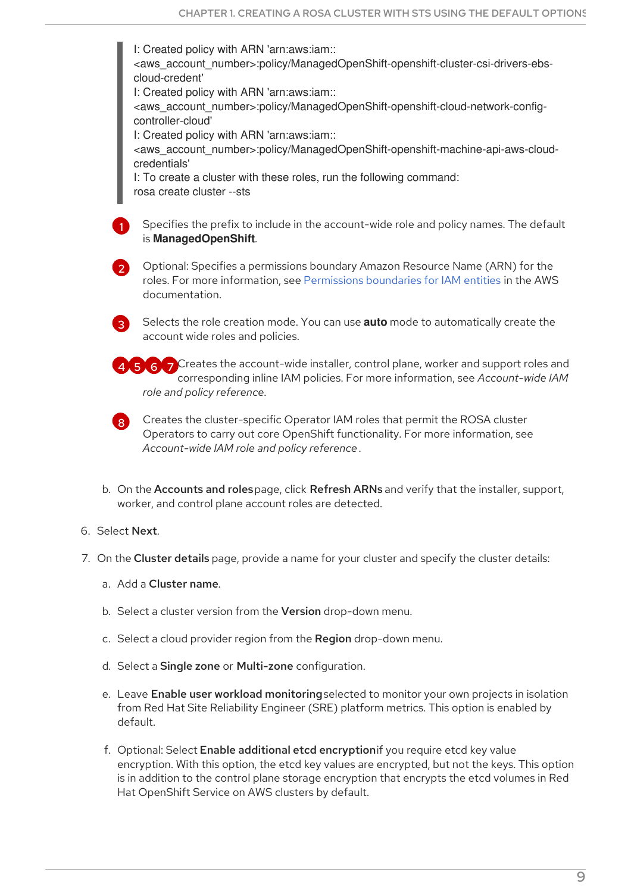```
I: Created policy with ARN 'arn:aws:iam::<aws_account_number>:policy/ManagedOpenShift-openshift-cluster-csi-drivers-ebs-cloud-credent'
I: Created policy with ARN 'arn:aws:iam::<aws_account_number>:policy/ManagedOpenShift-openshift-cloud-network-config-controller-cloud'
I: Created policy with ARN 'arn:aws:iam::<aws_account_number>:policy/ManagedOpenShift-openshift-machine-api-aws-cloud-credentials'
I: To create a cluster with these roles, run the following command:
rosa create cluster --sts
```

1. Specifies the prefix to include in the account-wide role and policy names. The default is **ManagedOpenShift**.
2. Optional: Specifies a permissions boundary Amazon Resource Name (ARN) for the roles. For more information, see Permissions boundaries for IAM entities in the AWS documentation.
3. Selects the role creation mode. You can use **auto** mode to automatically create the account wide roles and policies.
4. 5. 6. 7. Creates the account-wide installer, control plane, worker and support roles and corresponding inline IAM policies. For more information, see *Account-wide IAM role and policy reference*.
8. Creates the cluster-specific Operator IAM roles that permit the ROSA cluster Operators to carry out core OpenShift functionality. For more information, see *Account-wide IAM role and policy reference*.

b. On the **Accounts and roles** page, click **Refresh ARNs** and verify that the installer, support, worker, and control plane account roles are detected.

6. Select **Next**.

7. On the **Cluster details** page, provide a name for your cluster and specify the cluster details:

   a. Add a **Cluster name**.

   b. Select a cluster version from the **Version** drop-down menu.

   c. Select a cloud provider region from the **Region** drop-down menu.

   d. Select a **Single zone** or **Multi-zone** configuration.

   e. Leave **Enable user workload monitoring** selected to monitor your own projects in isolation from Red Hat Site Reliability Engineer (SRE) platform metrics. This option is enabled by default.

   f. Optional: Select **Enable additional etcd encryption** if you require etcd key value encryption. With this option, the etcd key values are encrypted, but not the keys. This option is in addition to the control plane storage encryption that encrypts the etcd volumes in Red Hat OpenShift Service on AWS clusters by default.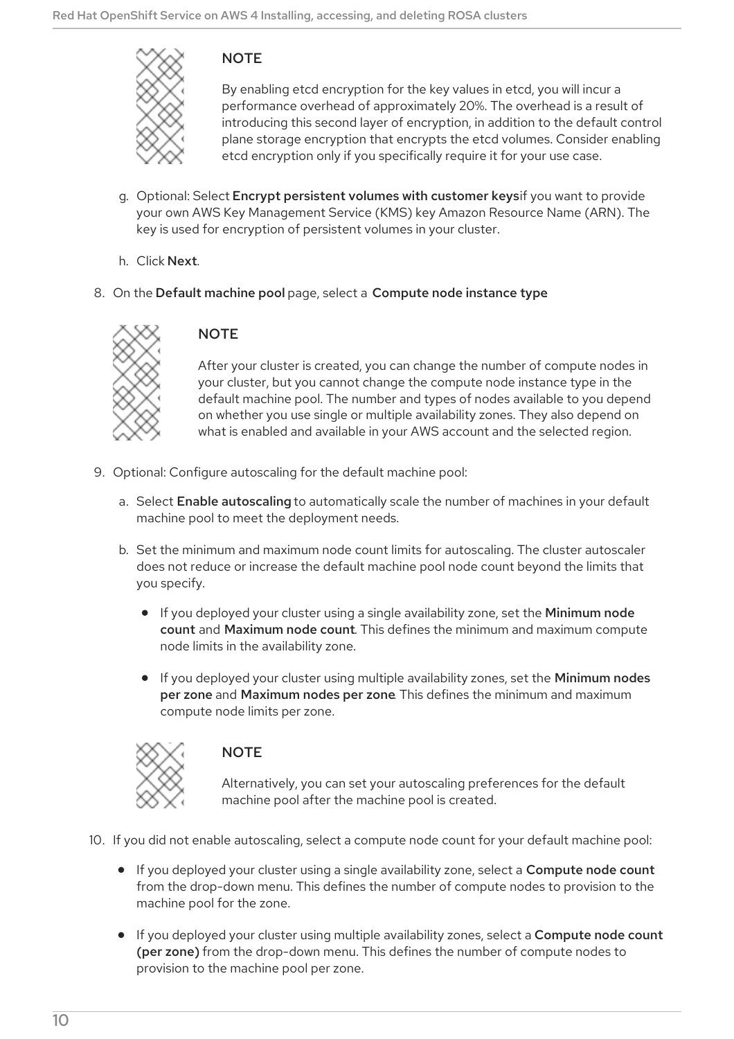> **NOTE**
>
> By enabling etcd encryption for the key values in etcd, you will incur a performance overhead of approximately 20%. The overhead is a result of introducing this second layer of encryption, in addition to the default control plane storage encryption that encrypts the etcd volumes. Consider enabling etcd encryption only if you specifically require it for your use case.

g. Optional: Select **Encrypt persistent volumes with customer keys** if you want to provide your own AWS Key Management Service (KMS) key Amazon Resource Name (ARN). The key is used for encryption of persistent volumes in your cluster.

h. Click **Next**.

8. On the **Default machine pool** page, select a **Compute node instance type**

> **NOTE**
>
> After your cluster is created, you can change the number of compute nodes in your cluster, but you cannot change the compute node instance type in the default machine pool. The number and types of nodes available to you depend on whether you use single or multiple availability zones. They also depend on what is enabled and available in your AWS account and the selected region.

9. Optional: Configure autoscaling for the default machine pool:

   a. Select **Enable autoscaling** to automatically scale the number of machines in your default machine pool to meet the deployment needs.

   b. Set the minimum and maximum node count limits for autoscaling. The cluster autoscaler does not reduce or increase the default machine pool node count beyond the limits that you specify.

      - If you deployed your cluster using a single availability zone, set the **Minimum node count** and **Maximum node count**. This defines the minimum and maximum compute node limits in the availability zone.
      - If you deployed your cluster using multiple availability zones, set the **Minimum nodes per zone** and **Maximum nodes per zone**. This defines the minimum and maximum compute node limits per zone.

> **NOTE**
>
> Alternatively, you can set your autoscaling preferences for the default machine pool after the machine pool is created.

10. If you did not enable autoscaling, select a compute node count for your default machine pool:

    - If you deployed your cluster using a single availability zone, select a **Compute node count** from the drop-down menu. This defines the number of compute nodes to provision to the machine pool for the zone.
    - If you deployed your cluster using multiple availability zones, select a **Compute node count (per zone)** from the drop-down menu. This defines the number of compute nodes to provision to the machine pool per zone.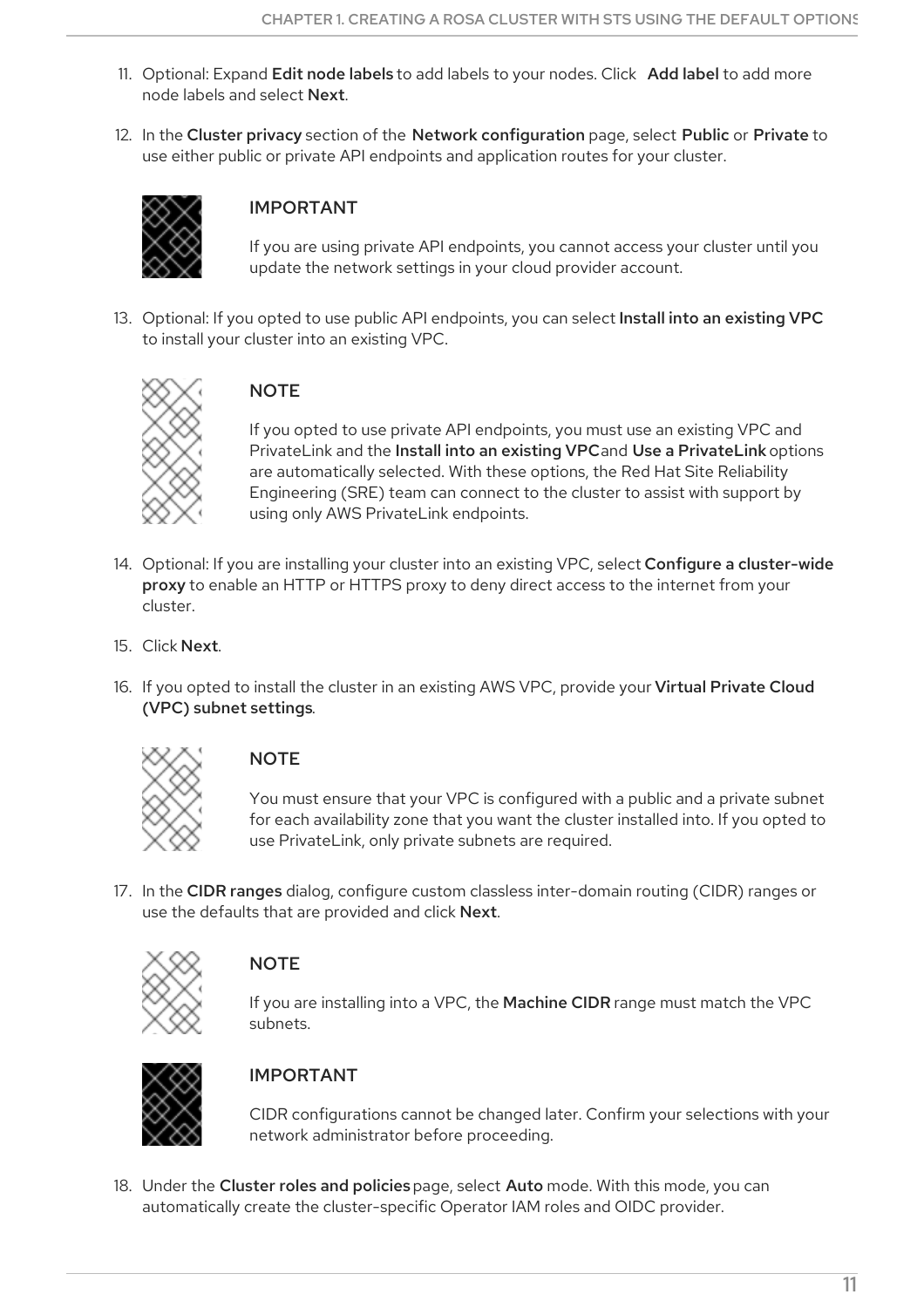11. Optional: Expand **Edit node labels** to add labels to your nodes. Click **Add label** to add more node labels and select **Next**.

12. In the **Cluster privacy** section of the **Network configuration** page, select **Public** or **Private** to use either public or private API endpoints and application routes for your cluster.

> **IMPORTANT**
>
> If you are using private API endpoints, you cannot access your cluster until you update the network settings in your cloud provider account.

13. Optional: If you opted to use public API endpoints, you can select **Install into an existing VPC** to install your cluster into an existing VPC.

> **NOTE**
>
> If you opted to use private API endpoints, you must use an existing VPC and PrivateLink and the **Install into an existing VPC** and **Use a PrivateLink** options are automatically selected. With these options, the Red Hat Site Reliability Engineering (SRE) team can connect to the cluster to assist with support by using only AWS PrivateLink endpoints.

14. Optional: If you are installing your cluster into an existing VPC, select **Configure a cluster-wide proxy** to enable an HTTP or HTTPS proxy to deny direct access to the internet from your cluster.

15. Click **Next**.

16. If you opted to install the cluster in an existing AWS VPC, provide your **Virtual Private Cloud (VPC) subnet settings**.

> **NOTE**
>
> You must ensure that your VPC is configured with a public and a private subnet for each availability zone that you want the cluster installed into. If you opted to use PrivateLink, only private subnets are required.

17. In the **CIDR ranges** dialog, configure custom classless inter-domain routing (CIDR) ranges or use the defaults that are provided and click **Next**.

> **NOTE**
>
> If you are installing into a VPC, the **Machine CIDR** range must match the VPC subnets.

> **IMPORTANT**
>
> CIDR configurations cannot be changed later. Confirm your selections with your network administrator before proceeding.

18. Under the **Cluster roles and policies** page, select **Auto** mode. With this mode, you can automatically create the cluster-specific Operator IAM roles and OIDC provider.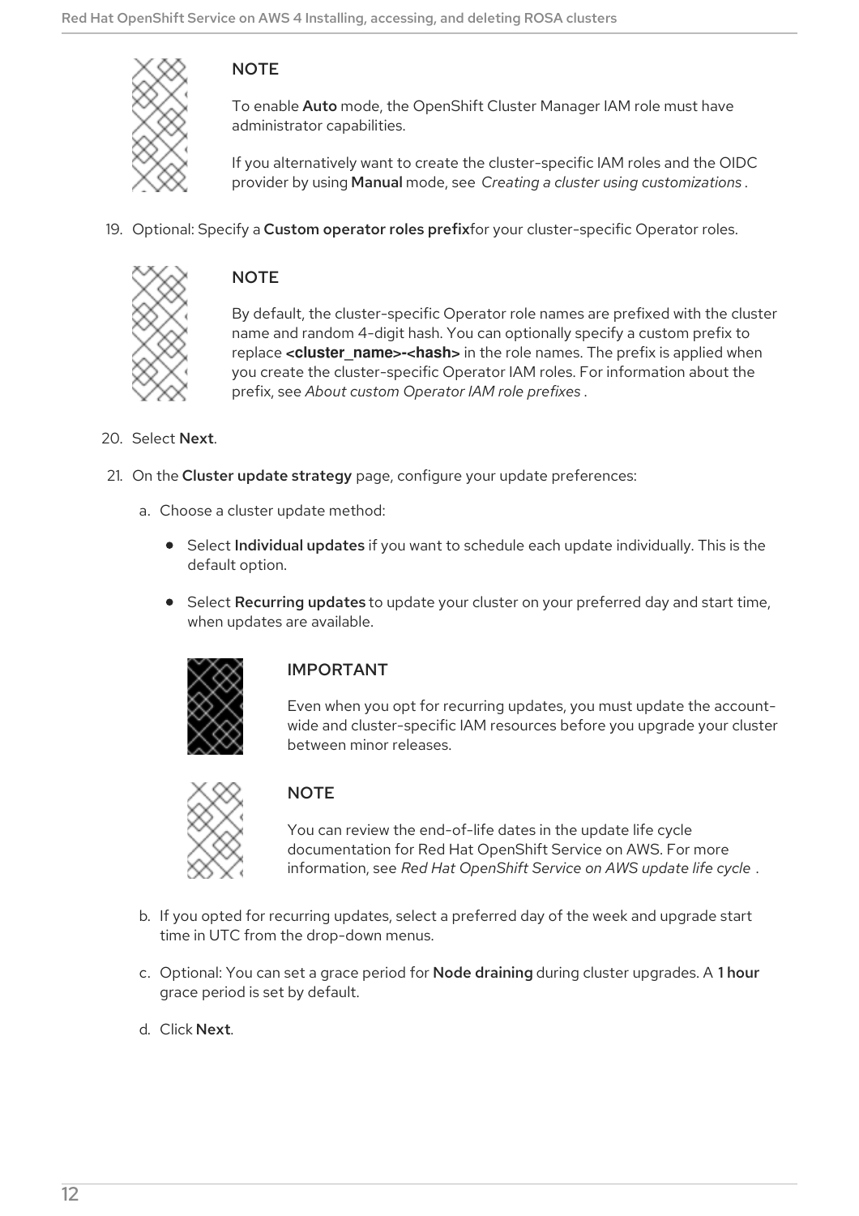> **NOTE**
>
> To enable **Auto** mode, the OpenShift Cluster Manager IAM role must have administrator capabilities.
>
> If you alternatively want to create the cluster-specific IAM roles and the OIDC provider by using **Manual** mode, see *Creating a cluster using customizations*.

19. Optional: Specify a **Custom operator roles prefix** for your cluster-specific Operator roles.

    > **NOTE**
    >
    > By default, the cluster-specific Operator role names are prefixed with the cluster name and random 4-digit hash. You can optionally specify a custom prefix to replace **<cluster_name>-<hash>** in the role names. The prefix is applied when you create the cluster-specific Operator IAM roles. For information about the prefix, see *About custom Operator IAM role prefixes*.

20. Select **Next**.

21. On the **Cluster update strategy** page, configure your update preferences:

    a. Choose a cluster update method:

    - Select **Individual updates** if you want to schedule each update individually. This is the default option.
    - Select **Recurring updates** to update your cluster on your preferred day and start time, when updates are available.

      > **IMPORTANT**
      >
      > Even when you opt for recurring updates, you must update the account-wide and cluster-specific IAM resources before you upgrade your cluster between minor releases.

      > **NOTE**
      >
      > You can review the end-of-life dates in the update life cycle documentation for Red Hat OpenShift Service on AWS. For more information, see *Red Hat OpenShift Service on AWS update life cycle*.

    b. If you opted for recurring updates, select a preferred day of the week and upgrade start time in UTC from the drop-down menus.

    c. Optional: You can set a grace period for **Node draining** during cluster upgrades. A **1 hour** grace period is set by default.

    d. Click **Next**.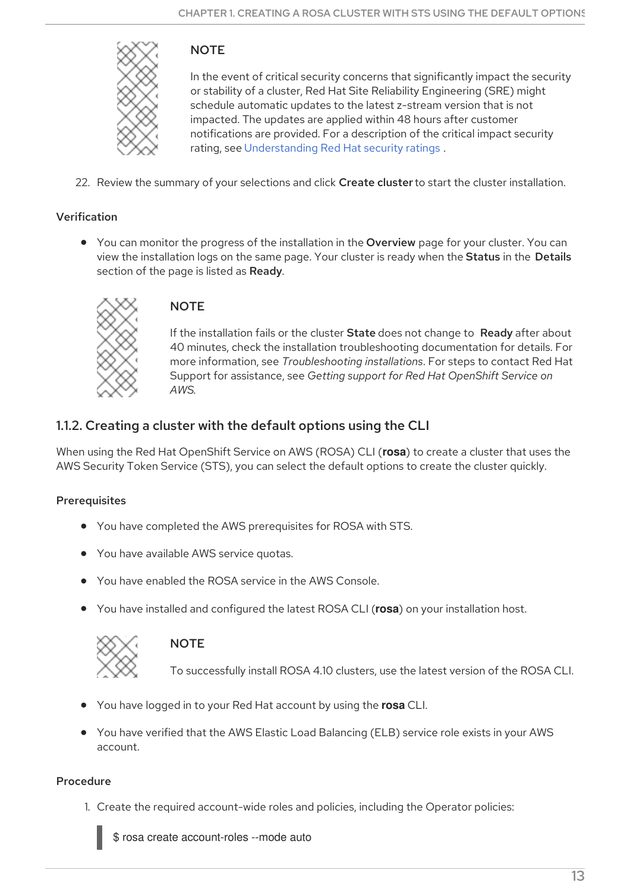> **NOTE**
>
> In the event of critical security concerns that significantly impact the security or stability of a cluster, Red Hat Site Reliability Engineering (SRE) might schedule automatic updates to the latest z-stream version that is not impacted. The updates are applied within 48 hours after customer notifications are provided. For a description of the critical impact security rating, see Understanding Red Hat security ratings .

22. Review the summary of your selections and click **Create cluster** to start the cluster installation.

#### Verification

- You can monitor the progress of the installation in the **Overview** page for your cluster. You can view the installation logs on the same page. Your cluster is ready when the **Status** in the **Details** section of the page is listed as **Ready**.

> **NOTE**
>
> If the installation fails or the cluster **State** does not change to **Ready** after about 40 minutes, check the installation troubleshooting documentation for details. For more information, see *Troubleshooting installations*. For steps to contact Red Hat Support for assistance, see *Getting support for Red Hat OpenShift Service on AWS*.

### 1.1.2. Creating a cluster with the default options using the CLI

When using the Red Hat OpenShift Service on AWS (ROSA) CLI (**rosa**) to create a cluster that uses the AWS Security Token Service (STS), you can select the default options to create the cluster quickly.

#### Prerequisites

- You have completed the AWS prerequisites for ROSA with STS.
- You have available AWS service quotas.
- You have enabled the ROSA service in the AWS Console.
- You have installed and configured the latest ROSA CLI (**rosa**) on your installation host.

> **NOTE**
>
> To successfully install ROSA 4.10 clusters, use the latest version of the ROSA CLI.

- You have logged in to your Red Hat account by using the **rosa** CLI.
- You have verified that the AWS Elastic Load Balancing (ELB) service role exists in your AWS account.

#### Procedure

1. Create the required account-wide roles and policies, including the Operator policies:

```
$ rosa create account-roles --mode auto
```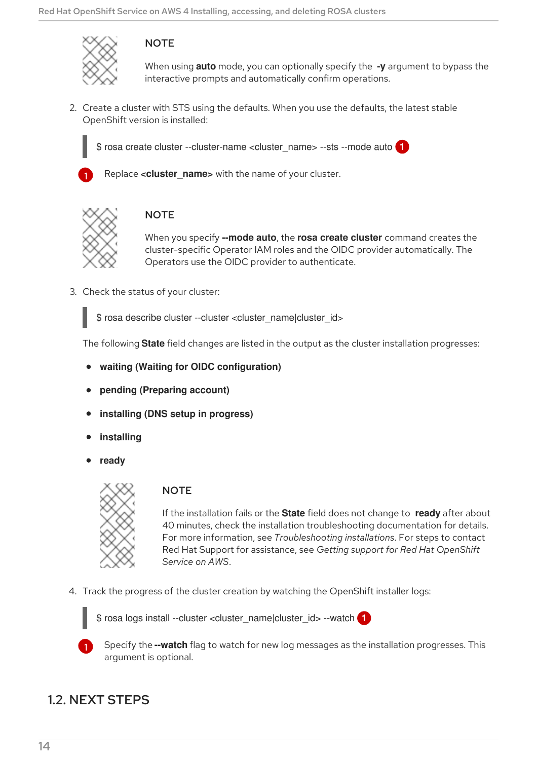> **NOTE**
>
> When using **auto** mode, you can optionally specify the **-y** argument to bypass the interactive prompts and automatically confirm operations.

2. Create a cluster with STS using the defaults. When you use the defaults, the latest stable OpenShift version is installed:

```
$ rosa create cluster --cluster-name <cluster_name> --sts --mode auto
```

   1. Replace **<cluster_name>** with the name of your cluster.

> **NOTE**
>
> When you specify **--mode auto**, the **rosa create cluster** command creates the cluster-specific Operator IAM roles and the OIDC provider automatically. The Operators use the OIDC provider to authenticate.

3. Check the status of your cluster:

```
$ rosa describe cluster --cluster <cluster_name|cluster_id>
```

   The following **State** field changes are listed in the output as the cluster installation progresses:

   - **waiting (Waiting for OIDC configuration)**
   - **pending (Preparing account)**
   - **installing (DNS setup in progress)**
   - **installing**
   - **ready**

> **NOTE**
>
> If the installation fails or the **State** field does not change to **ready** after about 40 minutes, check the installation troubleshooting documentation for details. For more information, see *Troubleshooting installations*. For steps to contact Red Hat Support for assistance, see *Getting support for Red Hat OpenShift Service on AWS*.

4. Track the progress of the cluster creation by watching the OpenShift installer logs:

```
$ rosa logs install --cluster <cluster_name|cluster_id> --watch
```

   1. Specify the **--watch** flag to watch for new log messages as the installation progresses. This argument is optional.

## 1.2. NEXT STEPS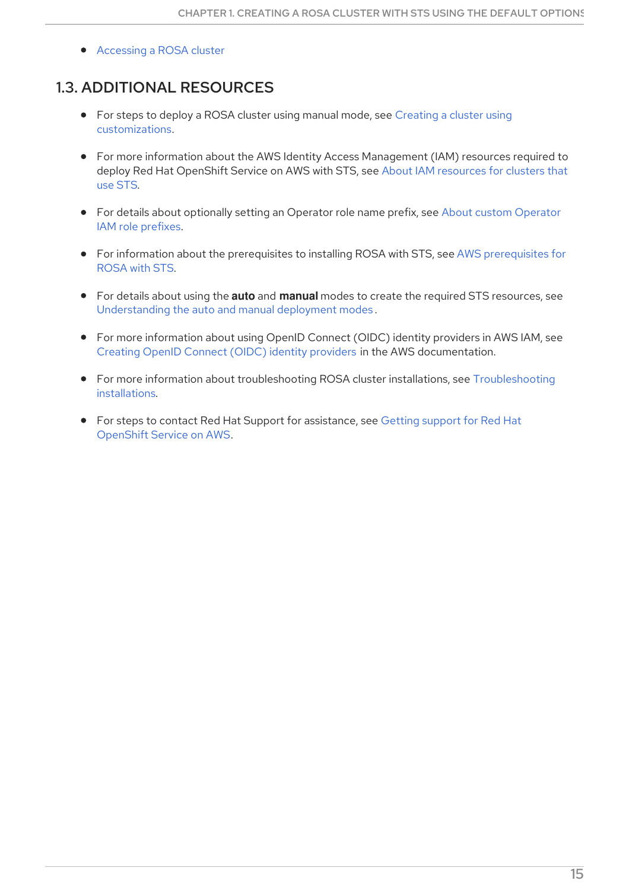- Accessing a ROSA cluster

## 1.3. ADDITIONAL RESOURCES

- For steps to deploy a ROSA cluster using manual mode, see Creating a cluster using customizations.
- For more information about the AWS Identity Access Management (IAM) resources required to deploy Red Hat OpenShift Service on AWS with STS, see About IAM resources for clusters that use STS.
- For details about optionally setting an Operator role name prefix, see About custom Operator IAM role prefixes.
- For information about the prerequisites to installing ROSA with STS, see AWS prerequisites for ROSA with STS.
- For details about using the **auto** and **manual** modes to create the required STS resources, see Understanding the auto and manual deployment modes.
- For more information about using OpenID Connect (OIDC) identity providers in AWS IAM, see Creating OpenID Connect (OIDC) identity providers in the AWS documentation.
- For more information about troubleshooting ROSA cluster installations, see Troubleshooting installations.
- For steps to contact Red Hat Support for assistance, see Getting support for Red Hat OpenShift Service on AWS.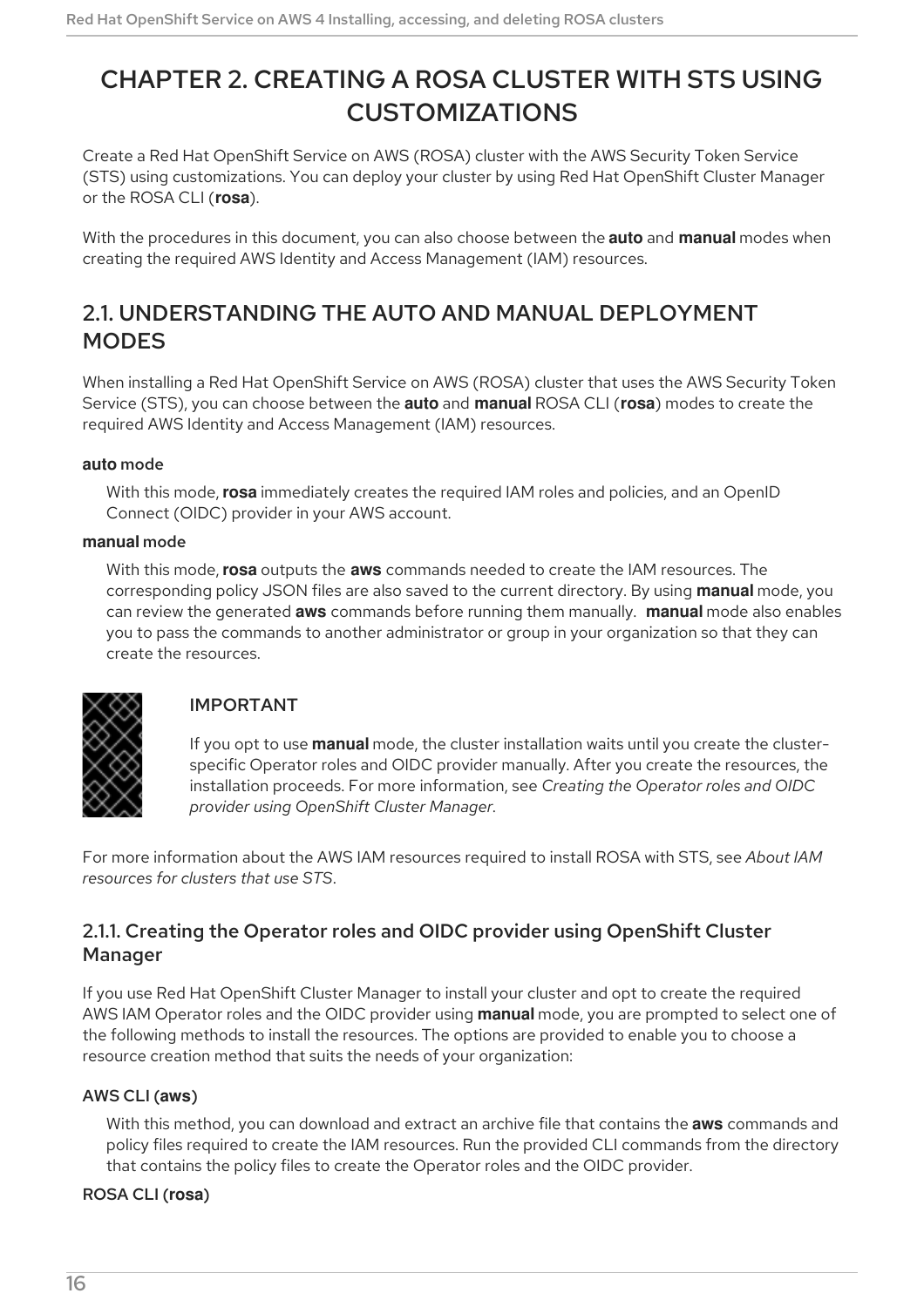# CHAPTER 2. CREATING A ROSA CLUSTER WITH STS USING CUSTOMIZATIONS

Create a Red Hat OpenShift Service on AWS (ROSA) cluster with the AWS Security Token Service (STS) using customizations. You can deploy your cluster by using Red Hat OpenShift Cluster Manager or the ROSA CLI (**rosa**).

With the procedures in this document, you can also choose between the **auto** and **manual** modes when creating the required AWS Identity and Access Management (IAM) resources.

## 2.1. UNDERSTANDING THE AUTO AND MANUAL DEPLOYMENT MODES

When installing a Red Hat OpenShift Service on AWS (ROSA) cluster that uses the AWS Security Token Service (STS), you can choose between the **auto** and **manual** ROSA CLI (**rosa**) modes to create the required AWS Identity and Access Management (IAM) resources.

**auto mode**

With this mode, **rosa** immediately creates the required IAM roles and policies, and an OpenID Connect (OIDC) provider in your AWS account.

**manual mode**

With this mode, **rosa** outputs the **aws** commands needed to create the IAM resources. The corresponding policy JSON files are also saved to the current directory. By using **manual** mode, you can review the generated **aws** commands before running them manually. **manual** mode also enables you to pass the commands to another administrator or group in your organization so that they can create the resources.

> **IMPORTANT**
>
> If you opt to use **manual** mode, the cluster installation waits until you create the cluster-specific Operator roles and OIDC provider manually. After you create the resources, the installation proceeds. For more information, see *Creating the Operator roles and OIDC provider using OpenShift Cluster Manager*.

For more information about the AWS IAM resources required to install ROSA with STS, see *About IAM resources for clusters that use STS*.

### 2.1.1. Creating the Operator roles and OIDC provider using OpenShift Cluster Manager

If you use Red Hat OpenShift Cluster Manager to install your cluster and opt to create the required AWS IAM Operator roles and the OIDC provider using **manual** mode, you are prompted to select one of the following methods to install the resources. The options are provided to enable you to choose a resource creation method that suits the needs of your organization:

**AWS CLI (aws)**

With this method, you can download and extract an archive file that contains the **aws** commands and policy files required to create the IAM resources. Run the provided CLI commands from the directory that contains the policy files to create the Operator roles and the OIDC provider.

**ROSA CLI (rosa)**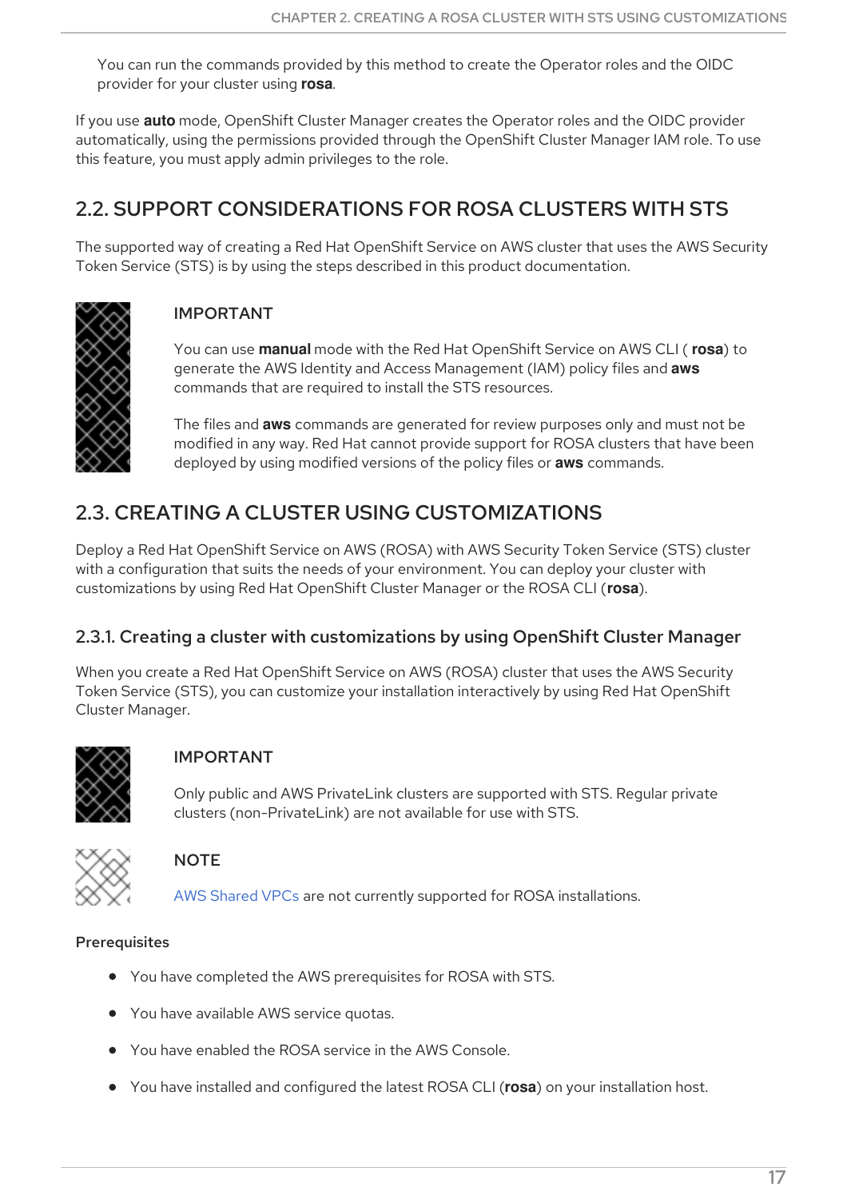You can run the commands provided by this method to create the Operator roles and the OIDC provider for your cluster using **rosa**.

If you use **auto** mode, OpenShift Cluster Manager creates the Operator roles and the OIDC provider automatically, using the permissions provided through the OpenShift Cluster Manager IAM role. To use this feature, you must apply admin privileges to the role.

## 2.2. SUPPORT CONSIDERATIONS FOR ROSA CLUSTERS WITH STS

The supported way of creating a Red Hat OpenShift Service on AWS cluster that uses the AWS Security Token Service (STS) is by using the steps described in this product documentation.

> **IMPORTANT**
>
> You can use **manual** mode with the Red Hat OpenShift Service on AWS CLI ( **rosa**) to generate the AWS Identity and Access Management (IAM) policy files and **aws** commands that are required to install the STS resources.
>
> The files and **aws** commands are generated for review purposes only and must not be modified in any way. Red Hat cannot provide support for ROSA clusters that have been deployed by using modified versions of the policy files or **aws** commands.

## 2.3. CREATING A CLUSTER USING CUSTOMIZATIONS

Deploy a Red Hat OpenShift Service on AWS (ROSA) with AWS Security Token Service (STS) cluster with a configuration that suits the needs of your environment. You can deploy your cluster with customizations by using Red Hat OpenShift Cluster Manager or the ROSA CLI (**rosa**).

### 2.3.1. Creating a cluster with customizations by using OpenShift Cluster Manager

When you create a Red Hat OpenShift Service on AWS (ROSA) cluster that uses the AWS Security Token Service (STS), you can customize your installation interactively by using Red Hat OpenShift Cluster Manager.

> **IMPORTANT**
>
> Only public and AWS PrivateLink clusters are supported with STS. Regular private clusters (non-PrivateLink) are not available for use with STS.

> **NOTE**
>
> AWS Shared VPCs are not currently supported for ROSA installations.

**Prerequisites**

- You have completed the AWS prerequisites for ROSA with STS.
- You have available AWS service quotas.
- You have enabled the ROSA service in the AWS Console.
- You have installed and configured the latest ROSA CLI (**rosa**) on your installation host.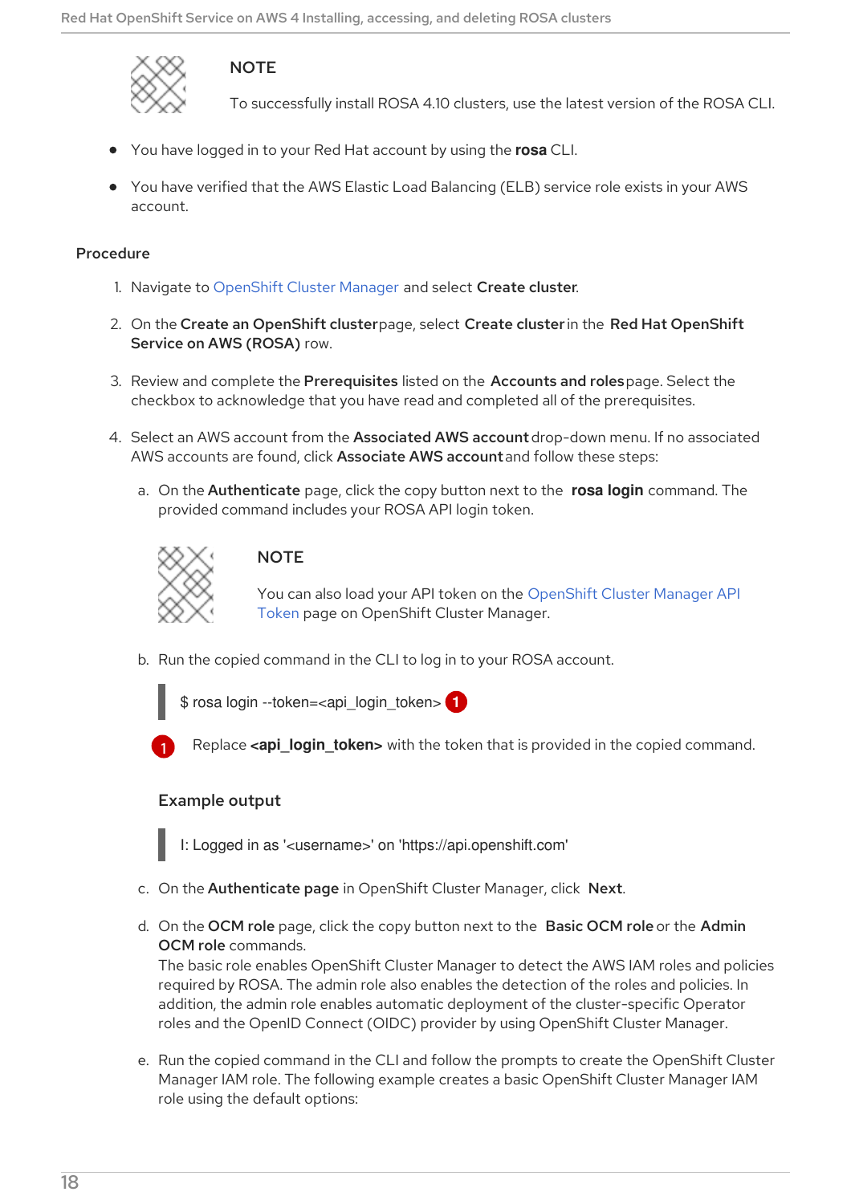> **NOTE**
>
> To successfully install ROSA 4.10 clusters, use the latest version of the ROSA CLI.

- You have logged in to your Red Hat account by using the **rosa** CLI.
- You have verified that the AWS Elastic Load Balancing (ELB) service role exists in your AWS account.

### Procedure

1. Navigate to OpenShift Cluster Manager and select **Create cluster**.
2. On the **Create an OpenShift cluster** page, select **Create cluster** in the **Red Hat OpenShift Service on AWS (ROSA)** row.
3. Review and complete the **Prerequisites** listed on the **Accounts and roles** page. Select the checkbox to acknowledge that you have read and completed all of the prerequisites.
4. Select an AWS account from the **Associated AWS account** drop-down menu. If no associated AWS accounts are found, click **Associate AWS account** and follow these steps:
   a. On the **Authenticate** page, click the copy button next to the **rosa login** command. The provided command includes your ROSA API login token.

      > **NOTE**
      >
      > You can also load your API token on the OpenShift Cluster Manager API Token page on OpenShift Cluster Manager.

   b. Run the copied command in the CLI to log in to your ROSA account.

      ```
      $ rosa login --token=<api_login_token> (1)
      ```

      (1) Replace **<api_login_token>** with the token that is provided in the copied command.

      **Example output**

      ```
      I: Logged in as '<username>' on 'https://api.openshift.com'
      ```

   c. On the **Authenticate page** in OpenShift Cluster Manager, click **Next**.
   d. On the **OCM role** page, click the copy button next to the **Basic OCM role** or the **Admin OCM role** commands.
      The basic role enables OpenShift Cluster Manager to detect the AWS IAM roles and policies required by ROSA. The admin role also enables the detection of the roles and policies. In addition, the admin role enables automatic deployment of the cluster-specific Operator roles and the OpenID Connect (OIDC) provider by using OpenShift Cluster Manager.
   e. Run the copied command in the CLI and follow the prompts to create the OpenShift Cluster Manager IAM role. The following example creates a basic OpenShift Cluster Manager IAM role using the default options: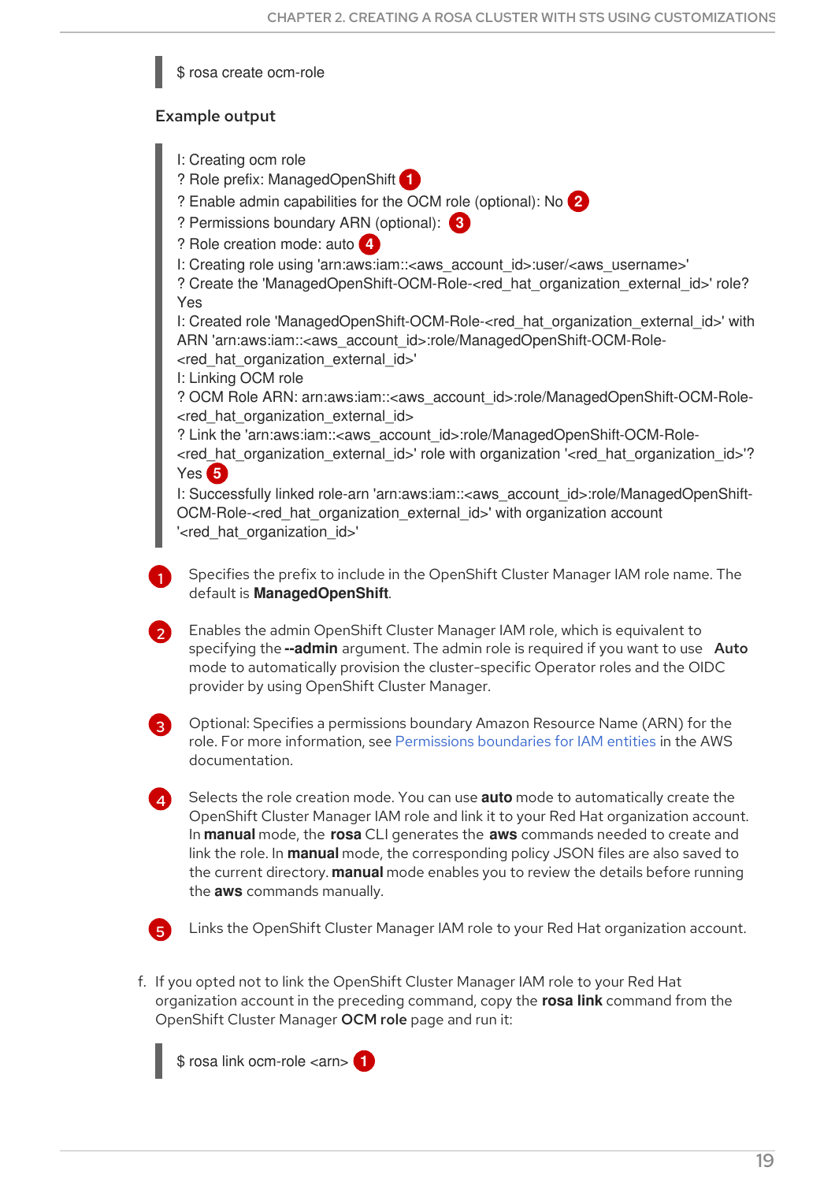```
$ rosa create ocm-role
```

**Example output**

```
I: Creating ocm role
? Role prefix: ManagedOpenShift (1)
? Enable admin capabilities for the OCM role (optional): No (2)
? Permissions boundary ARN (optional): (3)
? Role creation mode: auto (4)
I: Creating role using 'arn:aws:iam::<aws_account_id>:user/<aws_username>'
? Create the 'ManagedOpenShift-OCM-Role-<red_hat_organization_external_id>' role? Yes
I: Created role 'ManagedOpenShift-OCM-Role-<red_hat_organization_external_id>' with ARN 'arn:aws:iam::<aws_account_id>:role/ManagedOpenShift-OCM-Role-<red_hat_organization_external_id>'
I: Linking OCM role
? OCM Role ARN: arn:aws:iam::<aws_account_id>:role/ManagedOpenShift-OCM-Role-<red_hat_organization_external_id>
? Link the 'arn:aws:iam::<aws_account_id>:role/ManagedOpenShift-OCM-Role-<red_hat_organization_external_id>' role with organization '<red_hat_organization_id>'? Yes (5)
I: Successfully linked role-arn 'arn:aws:iam::<aws_account_id>:role/ManagedOpenShift-OCM-Role-<red_hat_organization_external_id>' with organization account '<red_hat_organization_id>'
```

1. Specifies the prefix to include in the OpenShift Cluster Manager IAM role name. The default is **ManagedOpenShift**.
2. Enables the admin OpenShift Cluster Manager IAM role, which is equivalent to specifying the **--admin** argument. The admin role is required if you want to use **Auto** mode to automatically provision the cluster-specific Operator roles and the OIDC provider by using OpenShift Cluster Manager.
3. Optional: Specifies a permissions boundary Amazon Resource Name (ARN) for the role. For more information, see Permissions boundaries for IAM entities in the AWS documentation.
4. Selects the role creation mode. You can use **auto** mode to automatically create the OpenShift Cluster Manager IAM role and link it to your Red Hat organization account. In **manual** mode, the **rosa** CLI generates the **aws** commands needed to create and link the role. In **manual** mode, the corresponding policy JSON files are also saved to the current directory. **manual** mode enables you to review the details before running the **aws** commands manually.
5. Links the OpenShift Cluster Manager IAM role to your Red Hat organization account.

f. If you opted not to link the OpenShift Cluster Manager IAM role to your Red Hat organization account in the preceding command, copy the **rosa link** command from the OpenShift Cluster Manager **OCM role** page and run it:

```
$ rosa link ocm-role <arn> (1)
```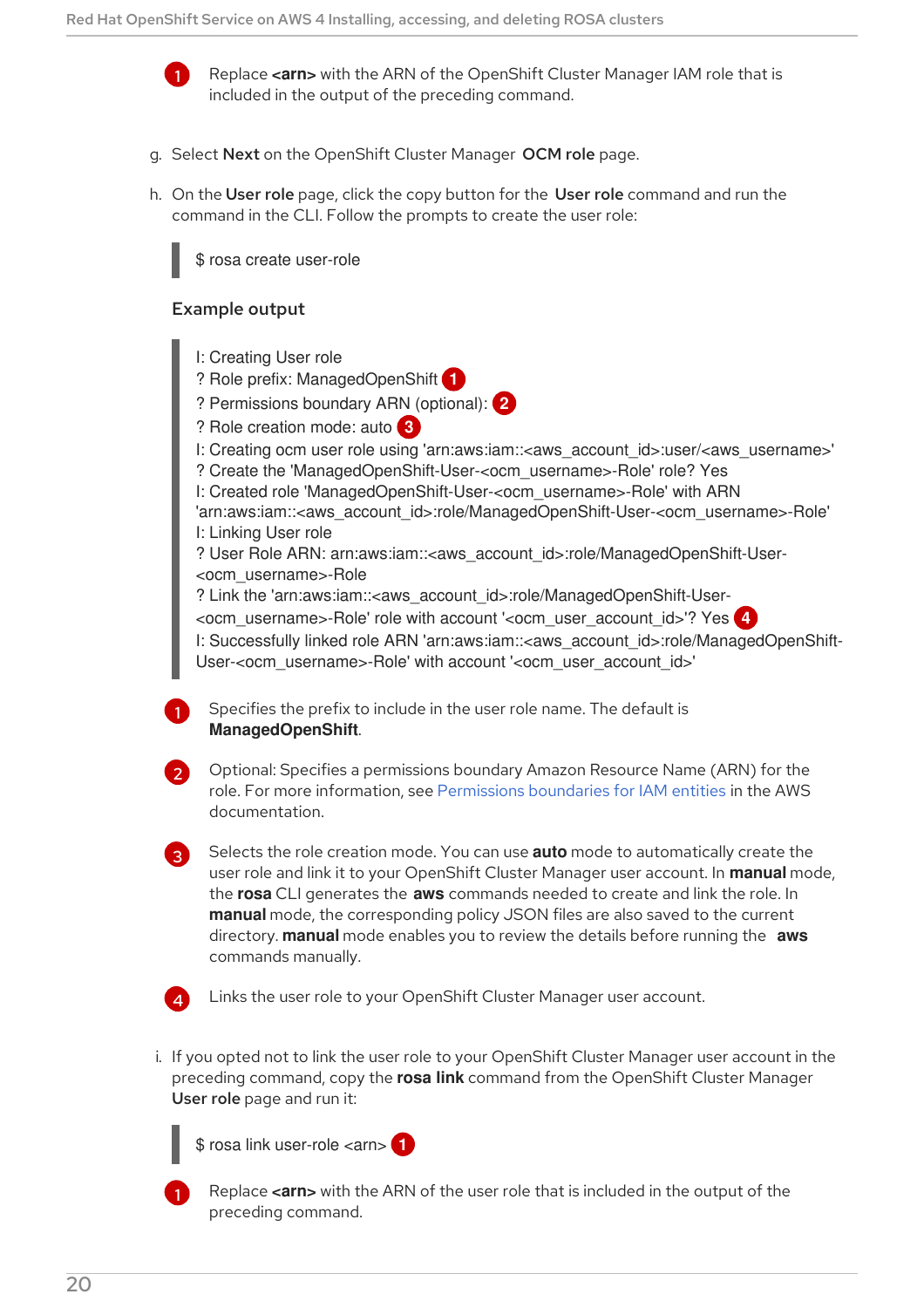1. Replace **<arn>** with the ARN of the OpenShift Cluster Manager IAM role that is included in the output of the preceding command.

g. Select **Next** on the OpenShift Cluster Manager **OCM role** page.

h. On the **User role** page, click the copy button for the **User role** command and run the command in the CLI. Follow the prompts to create the user role:

```
$ rosa create user-role
```

**Example output**

```
I: Creating User role
? Role prefix: ManagedOpenShift 1
? Permissions boundary ARN (optional): 2
? Role creation mode: auto 3
I: Creating ocm user role using 'arn:aws:iam::<aws_account_id>:user/<aws_username>'
? Create the 'ManagedOpenShift-User-<ocm_username>-Role' role? Yes
I: Created role 'ManagedOpenShift-User-<ocm_username>-Role' with ARN
'arn:aws:iam::<aws_account_id>:role/ManagedOpenShift-User-<ocm_username>-Role'
I: Linking User role
? User Role ARN: arn:aws:iam::<aws_account_id>:role/ManagedOpenShift-User-
<ocm_username>-Role
? Link the 'arn:aws:iam::<aws_account_id>:role/ManagedOpenShift-User-
<ocm_username>-Role' role with account '<ocm_user_account_id>'? Yes 4
I: Successfully linked role ARN 'arn:aws:iam::<aws_account_id>:role/ManagedOpenShift-
User-<ocm_username>-Role' with account '<ocm_user_account_id>'
```

1. Specifies the prefix to include in the user role name. The default is **ManagedOpenShift**.

2. Optional: Specifies a permissions boundary Amazon Resource Name (ARN) for the role. For more information, see Permissions boundaries for IAM entities in the AWS documentation.

3. Selects the role creation mode. You can use **auto** mode to automatically create the user role and link it to your OpenShift Cluster Manager user account. In **manual** mode, the **rosa** CLI generates the **aws** commands needed to create and link the role. In **manual** mode, the corresponding policy JSON files are also saved to the current directory. **manual** mode enables you to review the details before running the **aws** commands manually.

4. Links the user role to your OpenShift Cluster Manager user account.

i. If you opted not to link the user role to your OpenShift Cluster Manager user account in the preceding command, copy the **rosa link** command from the OpenShift Cluster Manager **User role** page and run it:

```
$ rosa link user-role <arn> 1
```

1. Replace **<arn>** with the ARN of the user role that is included in the output of the preceding command.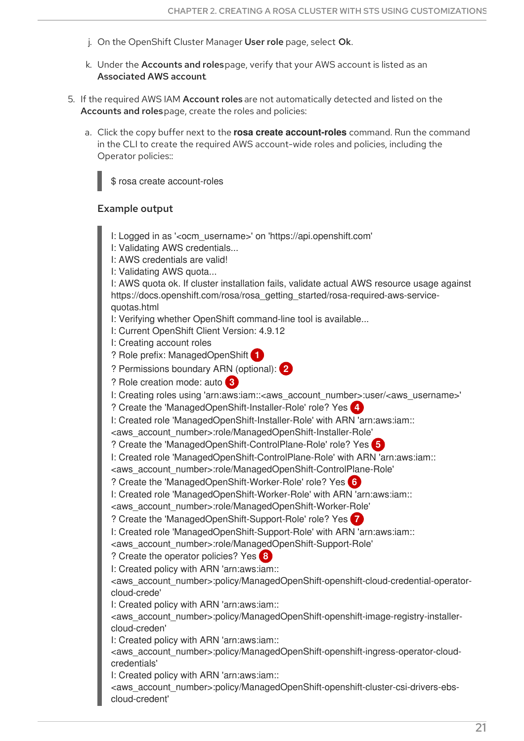j. On the OpenShift Cluster Manager **User role** page, select **Ok**.

k. Under the **Accounts and roles** page, verify that your AWS account is listed as an **Associated AWS account**.

5. If the required AWS IAM **Account roles** are not automatically detected and listed on the **Accounts and roles** page, create the roles and policies:

   a. Click the copy buffer next to the **rosa create account-roles** command. Run the command in the CLI to create the required AWS account-wide roles and policies, including the Operator policies::

```
$ rosa create account-roles
```

**Example output**

```
I: Logged in as '<ocm_username>' on 'https://api.openshift.com'
I: Validating AWS credentials...
I: AWS credentials are valid!
I: Validating AWS quota...
I: AWS quota ok. If cluster installation fails, validate actual AWS resource usage against https://docs.openshift.com/rosa/rosa_getting_started/rosa-required-aws-service-quotas.html
I: Verifying whether OpenShift command-line tool is available...
I: Current OpenShift Client Version: 4.9.12
I: Creating account roles
? Role prefix: ManagedOpenShift (1)
? Permissions boundary ARN (optional): (2)
? Role creation mode: auto (3)
I: Creating roles using 'arn:aws:iam::<aws_account_number>:user/<aws_username>'
? Create the 'ManagedOpenShift-Installer-Role' role? Yes (4)
I: Created role 'ManagedOpenShift-Installer-Role' with ARN 'arn:aws:iam::<aws_account_number>:role/ManagedOpenShift-Installer-Role'
? Create the 'ManagedOpenShift-ControlPlane-Role' role? Yes (5)
I: Created role 'ManagedOpenShift-ControlPlane-Role' with ARN 'arn:aws:iam::<aws_account_number>:role/ManagedOpenShift-ControlPlane-Role'
? Create the 'ManagedOpenShift-Worker-Role' role? Yes (6)
I: Created role 'ManagedOpenShift-Worker-Role' with ARN 'arn:aws:iam::<aws_account_number>:role/ManagedOpenShift-Worker-Role'
? Create the 'ManagedOpenShift-Support-Role' role? Yes (7)
I: Created role 'ManagedOpenShift-Support-Role' with ARN 'arn:aws:iam::<aws_account_number>:role/ManagedOpenShift-Support-Role'
? Create the operator policies? Yes (8)
I: Created policy with ARN 'arn:aws:iam::<aws_account_number>:policy/ManagedOpenShift-openshift-cloud-credential-operator-cloud-crede'
I: Created policy with ARN 'arn:aws:iam::<aws_account_number>:policy/ManagedOpenShift-openshift-image-registry-installer-cloud-creden'
I: Created policy with ARN 'arn:aws:iam::<aws_account_number>:policy/ManagedOpenShift-openshift-ingress-operator-cloud-credentials'
I: Created policy with ARN 'arn:aws:iam::<aws_account_number>:policy/ManagedOpenShift-openshift-cluster-csi-drivers-ebs-cloud-credent'
```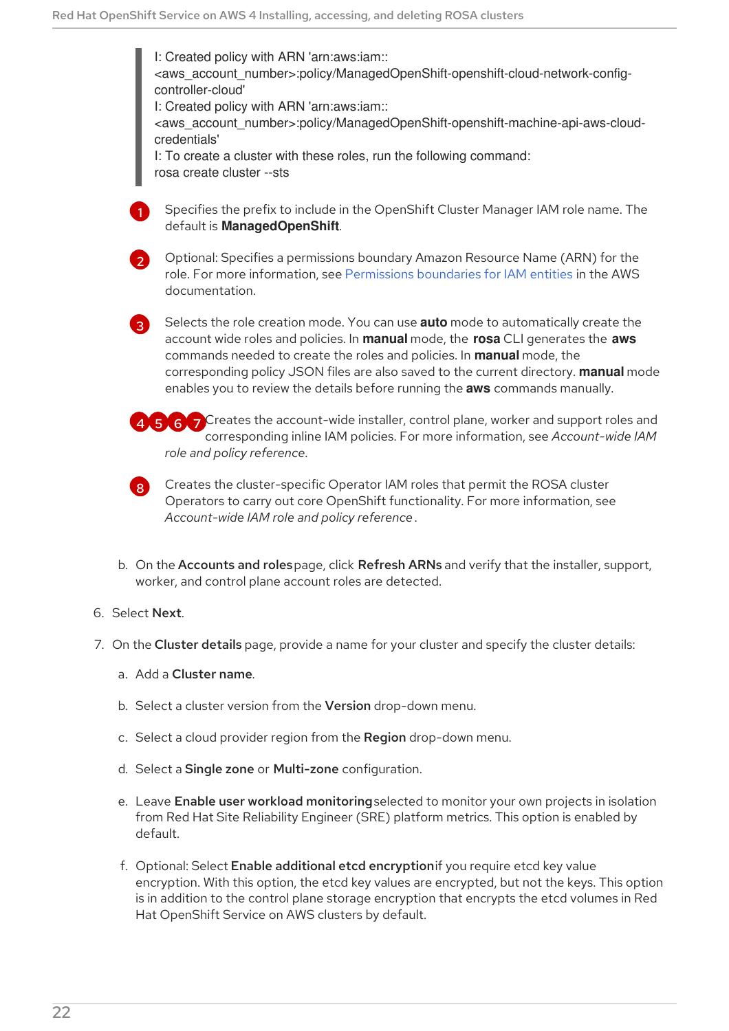```
I: Created policy with ARN 'arn:aws:iam::
<aws_account_number>:policy/ManagedOpenShift-openshift-cloud-network-config-
controller-cloud'
I: Created policy with ARN 'arn:aws:iam::
<aws_account_number>:policy/ManagedOpenShift-openshift-machine-api-aws-cloud-
credentials'
I: To create a cluster with these roles, run the following command:
rosa create cluster --sts
```

1. Specifies the prefix to include in the OpenShift Cluster Manager IAM role name. The default is **ManagedOpenShift**.

2. Optional: Specifies a permissions boundary Amazon Resource Name (ARN) for the role. For more information, see Permissions boundaries for IAM entities in the AWS documentation.

3. Selects the role creation mode. You can use **auto** mode to automatically create the account wide roles and policies. In **manual** mode, the **rosa** CLI generates the **aws** commands needed to create the roles and policies. In **manual** mode, the corresponding policy JSON files are also saved to the current directory. **manual** mode enables you to review the details before running the **aws** commands manually.

4. 5. 6. 7. Creates the account-wide installer, control plane, worker and support roles and corresponding inline IAM policies. For more information, see *Account-wide IAM role and policy reference*.

8. Creates the cluster-specific Operator IAM roles that permit the ROSA cluster Operators to carry out core OpenShift functionality. For more information, see *Account-wide IAM role and policy reference*.

b. On the **Accounts and roles** page, click **Refresh ARNs** and verify that the installer, support, worker, and control plane account roles are detected.

6. Select **Next**.

7. On the **Cluster details** page, provide a name for your cluster and specify the cluster details:

   a. Add a **Cluster name**.

   b. Select a cluster version from the **Version** drop-down menu.

   c. Select a cloud provider region from the **Region** drop-down menu.

   d. Select a **Single zone** or **Multi-zone** configuration.

   e. Leave **Enable user workload monitoring** selected to monitor your own projects in isolation from Red Hat Site Reliability Engineer (SRE) platform metrics. This option is enabled by default.

   f. Optional: Select **Enable additional etcd encryption** if you require etcd key value encryption. With this option, the etcd key values are encrypted, but not the keys. This option is in addition to the control plane storage encryption that encrypts the etcd volumes in Red Hat OpenShift Service on AWS clusters by default.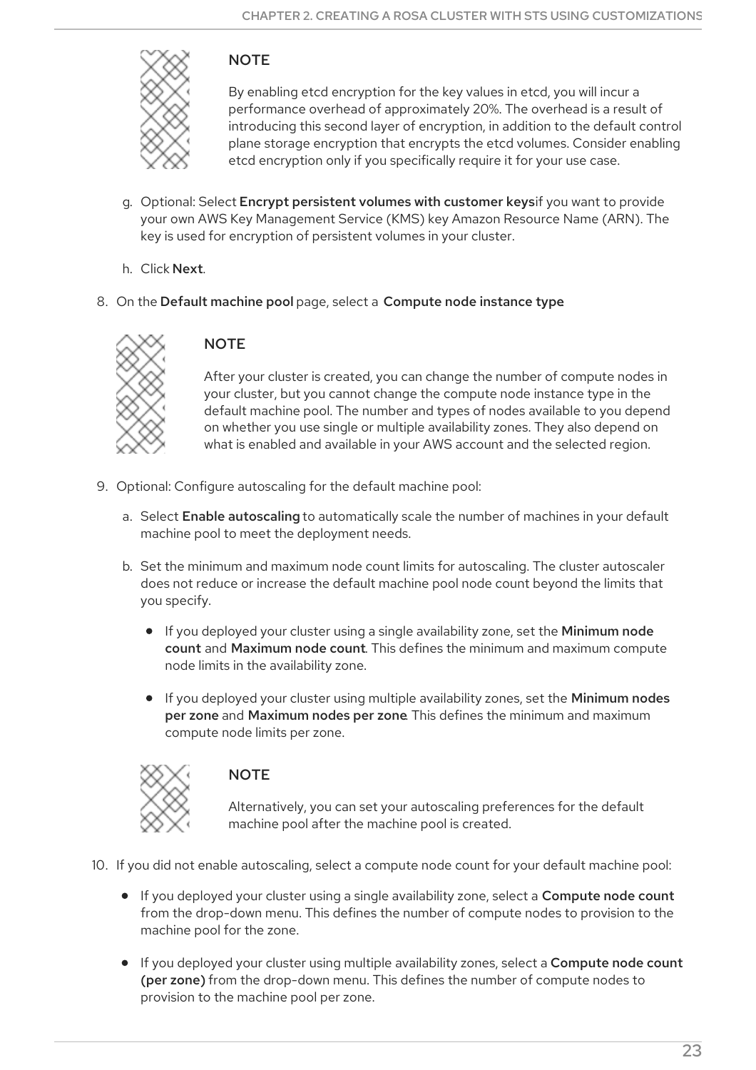> **NOTE**
>
> By enabling etcd encryption for the key values in etcd, you will incur a performance overhead of approximately 20%. The overhead is a result of introducing this second layer of encryption, in addition to the default control plane storage encryption that encrypts the etcd volumes. Consider enabling etcd encryption only if you specifically require it for your use case.

g. Optional: Select **Encrypt persistent volumes with customer keys** if you want to provide your own AWS Key Management Service (KMS) key Amazon Resource Name (ARN). The key is used for encryption of persistent volumes in your cluster.

h. Click **Next**.

8. On the **Default machine pool** page, select a **Compute node instance type**

> **NOTE**
>
> After your cluster is created, you can change the number of compute nodes in your cluster, but you cannot change the compute node instance type in the default machine pool. The number and types of nodes available to you depend on whether you use single or multiple availability zones. They also depend on what is enabled and available in your AWS account and the selected region.

9. Optional: Configure autoscaling for the default machine pool:

   a. Select **Enable autoscaling** to automatically scale the number of machines in your default machine pool to meet the deployment needs.

   b. Set the minimum and maximum node count limits for autoscaling. The cluster autoscaler does not reduce or increase the default machine pool node count beyond the limits that you specify.

      - If you deployed your cluster using a single availability zone, set the **Minimum node count** and **Maximum node count**. This defines the minimum and maximum compute node limits in the availability zone.

      - If you deployed your cluster using multiple availability zones, set the **Minimum nodes per zone** and **Maximum nodes per zone**. This defines the minimum and maximum compute node limits per zone.

> **NOTE**
>
> Alternatively, you can set your autoscaling preferences for the default machine pool after the machine pool is created.

10. If you did not enable autoscaling, select a compute node count for your default machine pool:

    - If you deployed your cluster using a single availability zone, select a **Compute node count** from the drop-down menu. This defines the number of compute nodes to provision to the machine pool for the zone.

    - If you deployed your cluster using multiple availability zones, select a **Compute node count (per zone)** from the drop-down menu. This defines the number of compute nodes to provision to the machine pool per zone.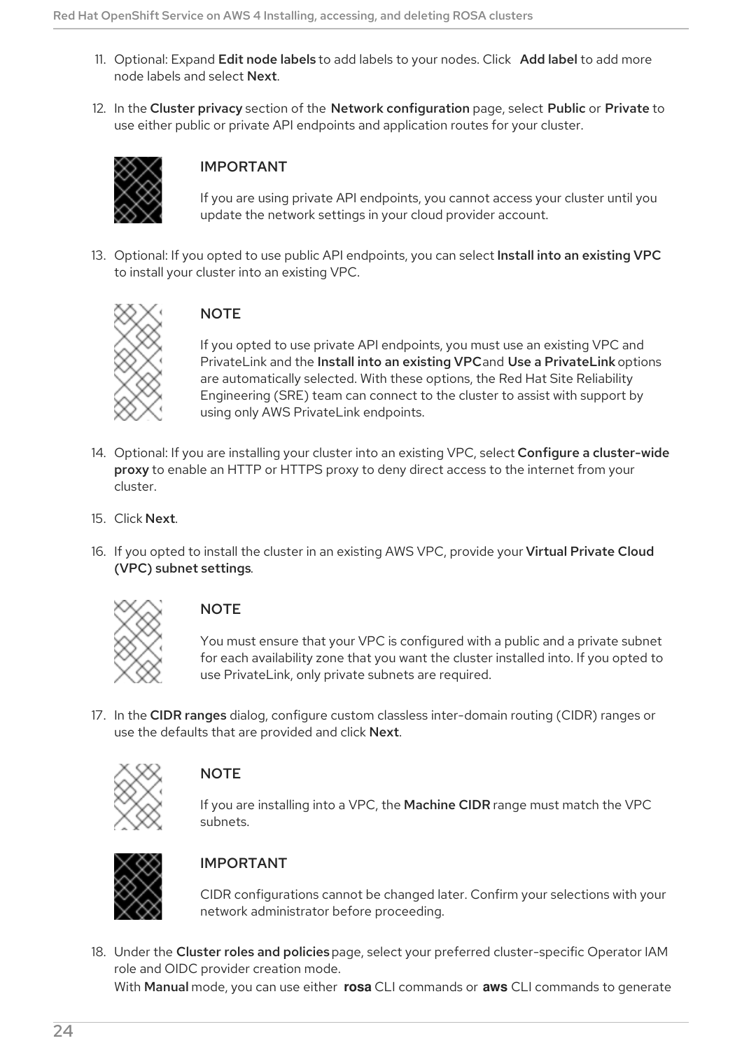11. Optional: Expand **Edit node labels** to add labels to your nodes. Click **Add label** to add more node labels and select **Next**.

12. In the **Cluster privacy** section of the **Network configuration** page, select **Public** or **Private** to use either public or private API endpoints and application routes for your cluster.

> **IMPORTANT**
>
> If you are using private API endpoints, you cannot access your cluster until you update the network settings in your cloud provider account.

13. Optional: If you opted to use public API endpoints, you can select **Install into an existing VPC** to install your cluster into an existing VPC.

> **NOTE**
>
> If you opted to use private API endpoints, you must use an existing VPC and PrivateLink and the **Install into an existing VPC** and **Use a PrivateLink** options are automatically selected. With these options, the Red Hat Site Reliability Engineering (SRE) team can connect to the cluster to assist with support by using only AWS PrivateLink endpoints.

14. Optional: If you are installing your cluster into an existing VPC, select **Configure a cluster-wide proxy** to enable an HTTP or HTTPS proxy to deny direct access to the internet from your cluster.

15. Click **Next**.

16. If you opted to install the cluster in an existing AWS VPC, provide your **Virtual Private Cloud (VPC) subnet settings**.

> **NOTE**
>
> You must ensure that your VPC is configured with a public and a private subnet for each availability zone that you want the cluster installed into. If you opted to use PrivateLink, only private subnets are required.

17. In the **CIDR ranges** dialog, configure custom classless inter-domain routing (CIDR) ranges or use the defaults that are provided and click **Next**.

> **NOTE**
>
> If you are installing into a VPC, the **Machine CIDR** range must match the VPC subnets.

> **IMPORTANT**
>
> CIDR configurations cannot be changed later. Confirm your selections with your network administrator before proceeding.

18. Under the **Cluster roles and policies** page, select your preferred cluster-specific Operator IAM role and OIDC provider creation mode.
    With **Manual** mode, you can use either **rosa** CLI commands or **aws** CLI commands to generate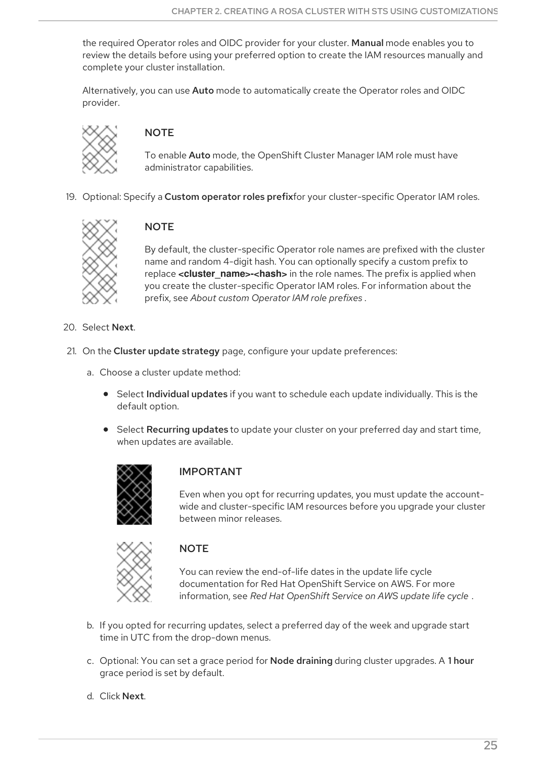the required Operator roles and OIDC provider for your cluster. **Manual** mode enables you to review the details before using your preferred option to create the IAM resources manually and complete your cluster installation.

Alternatively, you can use **Auto** mode to automatically create the Operator roles and OIDC provider.

> **NOTE**
>
> To enable **Auto** mode, the OpenShift Cluster Manager IAM role must have administrator capabilities.

19. Optional: Specify a **Custom operator roles prefix** for your cluster-specific Operator IAM roles.

    > **NOTE**
    >
    > By default, the cluster-specific Operator role names are prefixed with the cluster name and random 4-digit hash. You can optionally specify a custom prefix to replace **<cluster_name>-<hash>** in the role names. The prefix is applied when you create the cluster-specific Operator IAM roles. For information about the prefix, see *About custom Operator IAM role prefixes* .

20. Select **Next**.
21. On the **Cluster update strategy** page, configure your update preferences:
    a. Choose a cluster update method:
       - Select **Individual updates** if you want to schedule each update individually. This is the default option.
       - Select **Recurring updates** to update your cluster on your preferred day and start time, when updates are available.

         > **IMPORTANT**
         >
         > Even when you opt for recurring updates, you must update the account-wide and cluster-specific IAM resources before you upgrade your cluster between minor releases.

         > **NOTE**
         >
         > You can review the end-of-life dates in the update life cycle documentation for Red Hat OpenShift Service on AWS. For more information, see *Red Hat OpenShift Service on AWS update life cycle* .

    b. If you opted for recurring updates, select a preferred day of the week and upgrade start time in UTC from the drop-down menus.
    c. Optional: You can set a grace period for **Node draining** during cluster upgrades. A **1 hour** grace period is set by default.
    d. Click **Next**.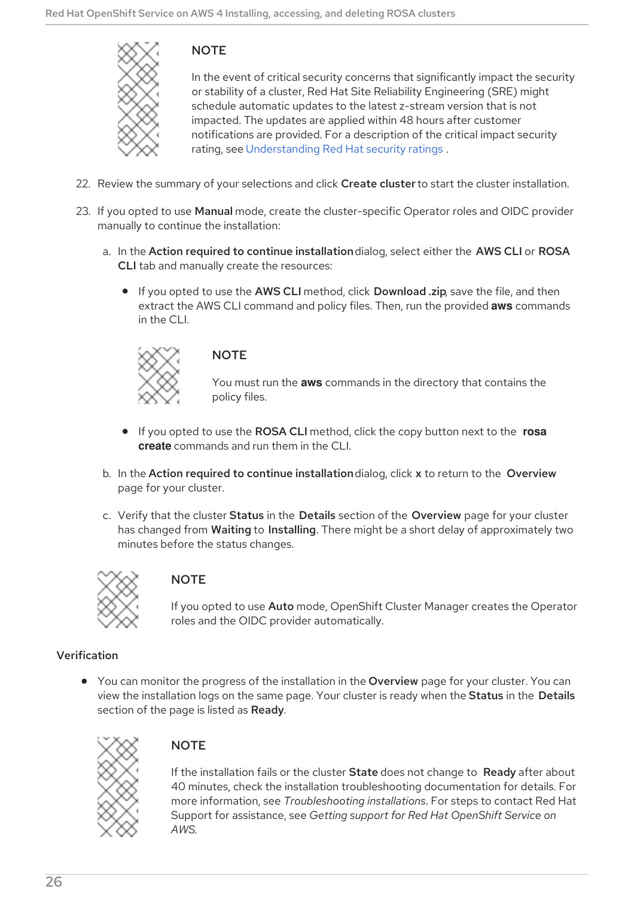> **NOTE**
>
> In the event of critical security concerns that significantly impact the security or stability of a cluster, Red Hat Site Reliability Engineering (SRE) might schedule automatic updates to the latest z-stream version that is not impacted. The updates are applied within 48 hours after customer notifications are provided. For a description of the critical impact security rating, see Understanding Red Hat security ratings .

22. Review the summary of your selections and click **Create cluster** to start the cluster installation.

23. If you opted to use **Manual** mode, create the cluster-specific Operator roles and OIDC provider manually to continue the installation:

    a. In the **Action required to continue installation** dialog, select either the **AWS CLI** or **ROSA CLI** tab and manually create the resources:

    - If you opted to use the **AWS CLI** method, click **Download .zip**, save the file, and then extract the AWS CLI command and policy files. Then, run the provided `aws` commands in the CLI.

      > **NOTE**
      >
      > You must run the `aws` commands in the directory that contains the policy files.

    - If you opted to use the **ROSA CLI** method, click the copy button next to the `rosa create` commands and run them in the CLI.

    b. In the **Action required to continue installation** dialog, click **x** to return to the **Overview** page for your cluster.

    c. Verify that the cluster **Status** in the **Details** section of the **Overview** page for your cluster has changed from **Waiting** to **Installing**. There might be a short delay of approximately two minutes before the status changes.

> **NOTE**
>
> If you opted to use **Auto** mode, OpenShift Cluster Manager creates the Operator roles and the OIDC provider automatically.

**Verification**

- You can monitor the progress of the installation in the **Overview** page for your cluster. You can view the installation logs on the same page. Your cluster is ready when the **Status** in the **Details** section of the page is listed as **Ready**.

> **NOTE**
>
> If the installation fails or the cluster **State** does not change to **Ready** after about 40 minutes, check the installation troubleshooting documentation for details. For more information, see *Troubleshooting installations*. For steps to contact Red Hat Support for assistance, see *Getting support for Red Hat OpenShift Service on AWS*.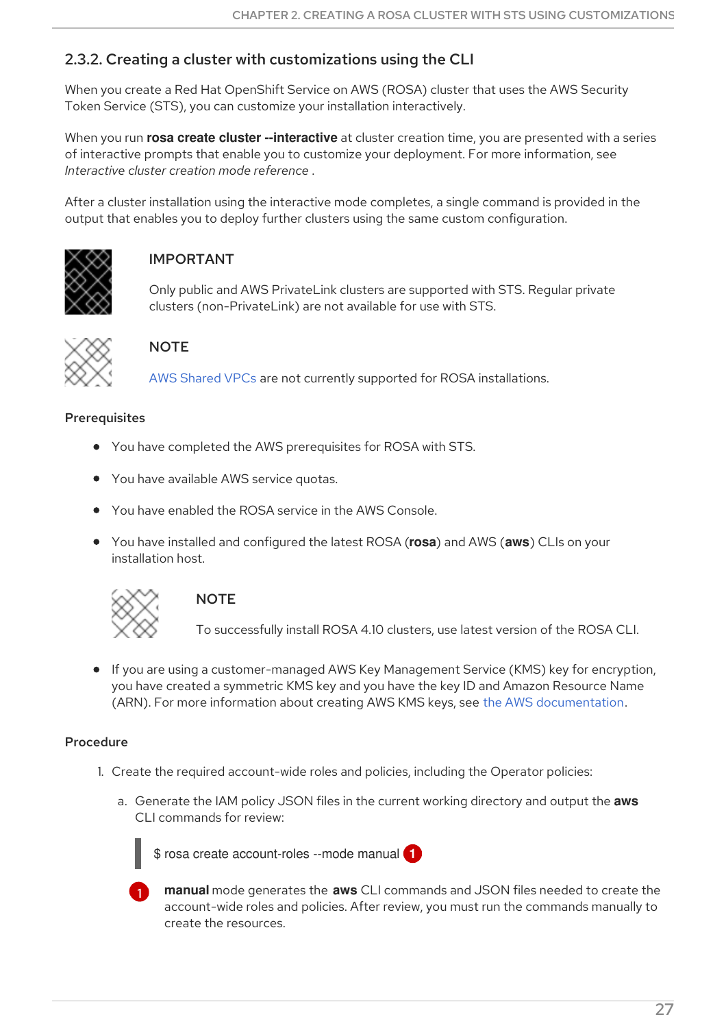### 2.3.2. Creating a cluster with customizations using the CLI

When you create a Red Hat OpenShift Service on AWS (ROSA) cluster that uses the AWS Security Token Service (STS), you can customize your installation interactively.

When you run **rosa create cluster --interactive** at cluster creation time, you are presented with a series of interactive prompts that enable you to customize your deployment. For more information, see *Interactive cluster creation mode reference* .

After a cluster installation using the interactive mode completes, a single command is provided in the output that enables you to deploy further clusters using the same custom configuration.

> **IMPORTANT**
>
> Only public and AWS PrivateLink clusters are supported with STS. Regular private clusters (non-PrivateLink) are not available for use with STS.

> **NOTE**
>
> AWS Shared VPCs are not currently supported for ROSA installations.

**Prerequisites**

- You have completed the AWS prerequisites for ROSA with STS.
- You have available AWS service quotas.
- You have enabled the ROSA service in the AWS Console.
- You have installed and configured the latest ROSA (**rosa**) and AWS (**aws**) CLIs on your installation host.

  > **NOTE**
  >
  > To successfully install ROSA 4.10 clusters, use latest version of the ROSA CLI.

- If you are using a customer-managed AWS Key Management Service (KMS) key for encryption, you have created a symmetric KMS key and you have the key ID and Amazon Resource Name (ARN). For more information about creating AWS KMS keys, see the AWS documentation.

**Procedure**

1. Create the required account-wide roles and policies, including the Operator policies:

   a. Generate the IAM policy JSON files in the current working directory and output the **aws** CLI commands for review:

   ```
   $ rosa create account-roles --mode manual
   ```
   (1)

   (1) **manual** mode generates the **aws** CLI commands and JSON files needed to create the account-wide roles and policies. After review, you must run the commands manually to create the resources.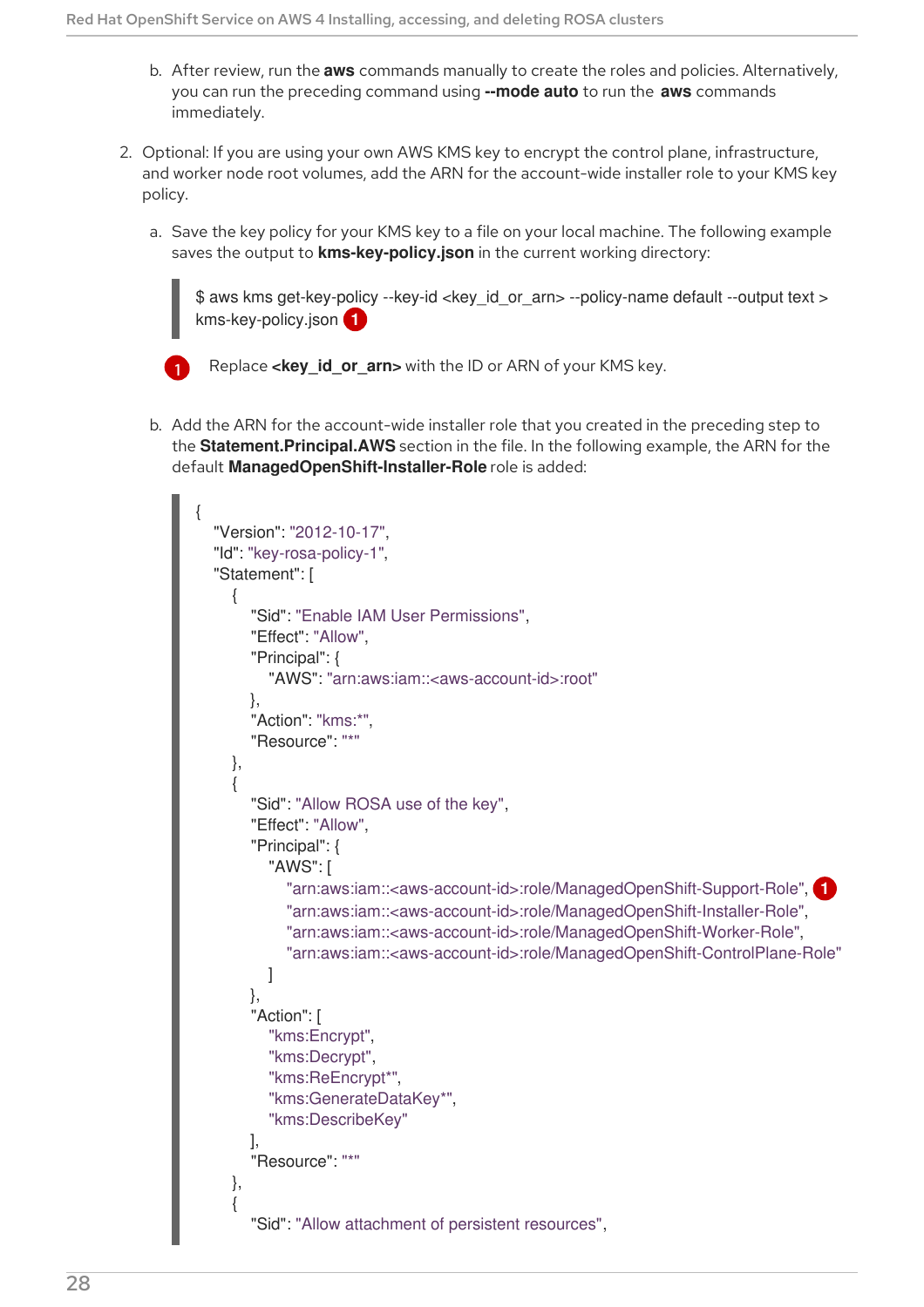b. After review, run the **aws** commands manually to create the roles and policies. Alternatively, you can run the preceding command using **--mode auto** to run the **aws** commands immediately.

2. Optional: If you are using your own AWS KMS key to encrypt the control plane, infrastructure, and worker node root volumes, add the ARN for the account-wide installer role to your KMS key policy.

   a. Save the key policy for your KMS key to a file on your local machine. The following example saves the output to **kms-key-policy.json** in the current working directory:

   ```
   $ aws kms get-key-policy --key-id <key_id_or_arn> --policy-name default --output text > kms-key-policy.json 1
   ```

   1 Replace **<key_id_or_arn>** with the ID or ARN of your KMS key.

   b. Add the ARN for the account-wide installer role that you created in the preceding step to the **Statement.Principal.AWS** section in the file. In the following example, the ARN for the default **ManagedOpenShift-Installer-Role** role is added:

   ```
   {
     "Version": "2012-10-17",
     "Id": "key-rosa-policy-1",
     "Statement": [
       {
         "Sid": "Enable IAM User Permissions",
         "Effect": "Allow",
         "Principal": {
           "AWS": "arn:aws:iam::<aws-account-id>:root"
         },
         "Action": "kms:*",
         "Resource": "*"
       },
       {
         "Sid": "Allow ROSA use of the key",
         "Effect": "Allow",
         "Principal": {
           "AWS": [
             "arn:aws:iam::<aws-account-id>:role/ManagedOpenShift-Support-Role", 1
             "arn:aws:iam::<aws-account-id>:role/ManagedOpenShift-Installer-Role",
             "arn:aws:iam::<aws-account-id>:role/ManagedOpenShift-Worker-Role",
             "arn:aws:iam::<aws-account-id>:role/ManagedOpenShift-ControlPlane-Role"
           ]
         },
         "Action": [
           "kms:Encrypt",
           "kms:Decrypt",
           "kms:ReEncrypt*",
           "kms:GenerateDataKey*",
           "kms:DescribeKey"
         ],
         "Resource": "*"
       },
       {
         "Sid": "Allow attachment of persistent resources",
   ```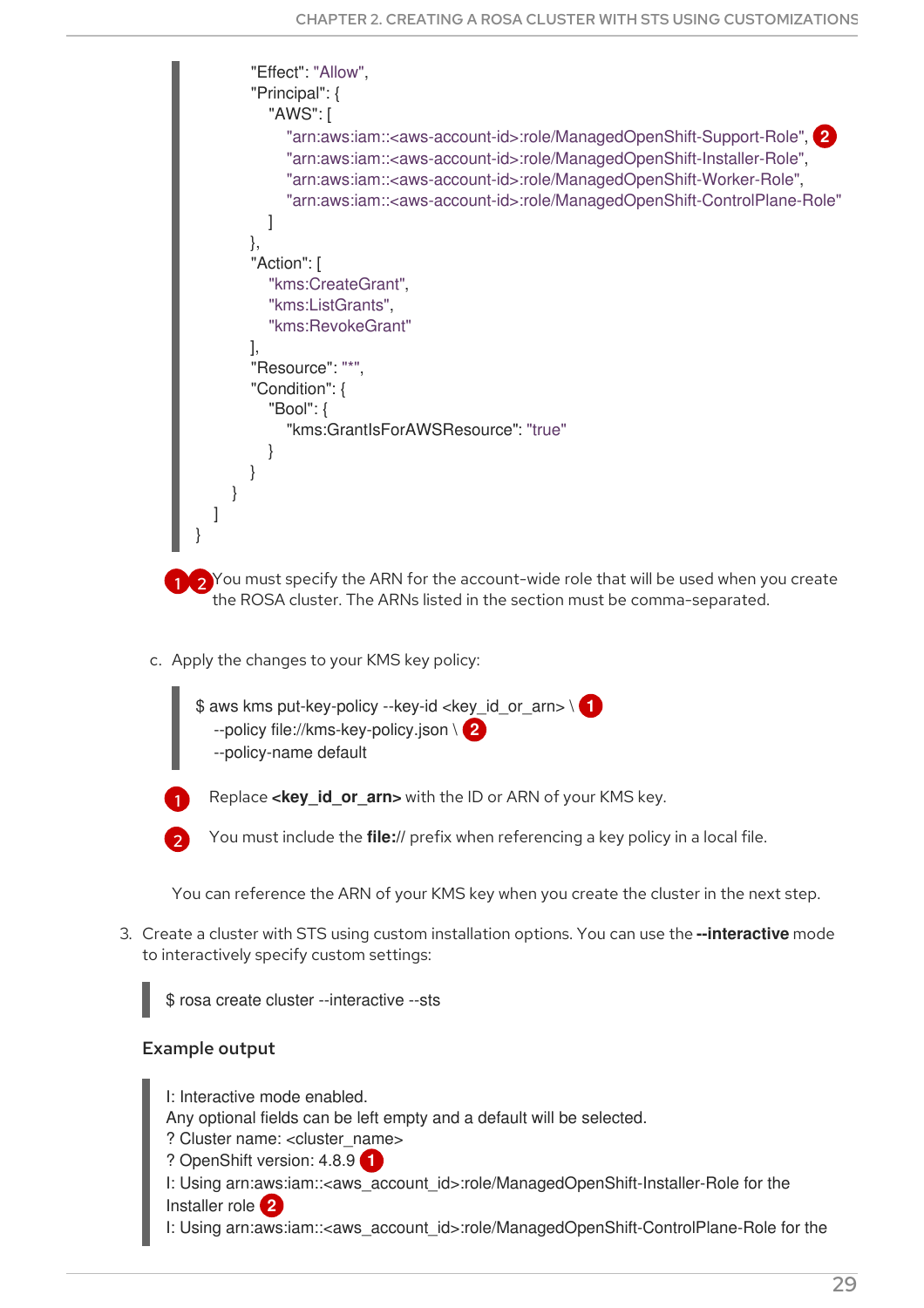```
                "Effect": "Allow",
                "Principal": {
                    "AWS": [
                        "arn:aws:iam::<aws-account-id>:role/ManagedOpenShift-Support-Role", 2
                        "arn:aws:iam::<aws-account-id>:role/ManagedOpenShift-Installer-Role",
                        "arn:aws:iam::<aws-account-id>:role/ManagedOpenShift-Worker-Role",
                        "arn:aws:iam::<aws-account-id>:role/ManagedOpenShift-ControlPlane-Role"
                    ]
                },
                "Action": [
                    "kms:CreateGrant",
                    "kms:ListGrants",
                    "kms:RevokeGrant"
                ],
                "Resource": "*",
                "Condition": {
                    "Bool": {
                        "kms:GrantIsForAWSResource": "true"
                    }
                }
            }
        ]
    }
```

1 2 You must specify the ARN for the account-wide role that will be used when you create the ROSA cluster. The ARNs listed in the section must be comma-separated.

c. Apply the changes to your KMS key policy:

```
$ aws kms put-key-policy --key-id <key_id_or_arn> \ 1
  --policy file://kms-key-policy.json \ 2
  --policy-name default
```

1 Replace **<key_id_or_arn>** with the ID or ARN of your KMS key.

2 You must include the **file://** prefix when referencing a key policy in a local file.

You can reference the ARN of your KMS key when you create the cluster in the next step.

3. Create a cluster with STS using custom installation options. You can use the **--interactive** mode to interactively specify custom settings:

```
$ rosa create cluster --interactive --sts
```

**Example output**

```
I: Interactive mode enabled.
Any optional fields can be left empty and a default will be selected.
? Cluster name: <cluster_name>
? OpenShift version: 4.8.9 1
I: Using arn:aws:iam::<aws_account_id>:role/ManagedOpenShift-Installer-Role for the
Installer role 2
I: Using arn:aws:iam::<aws_account_id>:role/ManagedOpenShift-ControlPlane-Role for the
```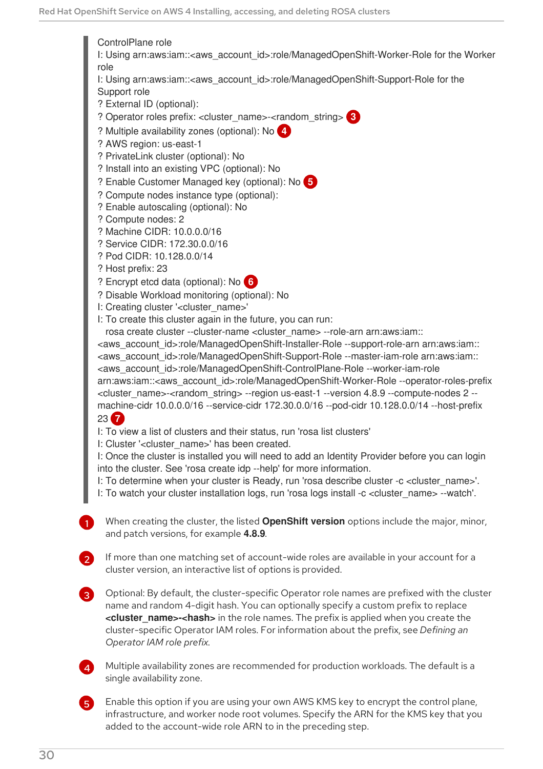```
ControlPlane role
I: Using arn:aws:iam::<aws_account_id>:role/ManagedOpenShift-Worker-Role for the Worker
role
I: Using arn:aws:iam::<aws_account_id>:role/ManagedOpenShift-Support-Role for the
Support role
? External ID (optional):
? Operator roles prefix: <cluster_name>-<random_string> (3)
? Multiple availability zones (optional): No (4)
? AWS region: us-east-1
? PrivateLink cluster (optional): No
? Install into an existing VPC (optional): No
? Enable Customer Managed key (optional): No (5)
? Compute nodes instance type (optional):
? Enable autoscaling (optional): No
? Compute nodes: 2
? Machine CIDR: 10.0.0.0/16
? Service CIDR: 172.30.0.0/16
? Pod CIDR: 10.128.0.0/14
? Host prefix: 23
? Encrypt etcd data (optional): No (6)
? Disable Workload monitoring (optional): No
I: Creating cluster '<cluster_name>'
I: To create this cluster again in the future, you can run:
  rosa create cluster --cluster-name <cluster_name> --role-arn arn:aws:iam::
<aws_account_id>:role/ManagedOpenShift-Installer-Role --support-role-arn arn:aws:iam::
<aws_account_id>:role/ManagedOpenShift-Support-Role --master-iam-role arn:aws:iam::
<aws_account_id>:role/ManagedOpenShift-ControlPlane-Role --worker-iam-role
arn:aws:iam::<aws_account_id>:role/ManagedOpenShift-Worker-Role --operator-roles-prefix
<cluster_name>-<random_string> --region us-east-1 --version 4.8.9 --compute-nodes 2 --
machine-cidr 10.0.0.0/16 --service-cidr 172.30.0.0/16 --pod-cidr 10.128.0.0/14 --host-prefix
23 (7)
I: To view a list of clusters and their status, run 'rosa list clusters'
I: Cluster '<cluster_name>' has been created.
I: Once the cluster is installed you will need to add an Identity Provider before you can login
into the cluster. See 'rosa create idp --help' for more information.
I: To determine when your cluster is Ready, run 'rosa describe cluster -c <cluster_name>'.
I: To watch your cluster installation logs, run 'rosa logs install -c <cluster_name> --watch'.
```

1. When creating the cluster, the listed **OpenShift version** options include the major, minor, and patch versions, for example **4.8.9**.

2. If more than one matching set of account-wide roles are available in your account for a cluster version, an interactive list of options is provided.

3. Optional: By default, the cluster-specific Operator role names are prefixed with the cluster name and random 4-digit hash. You can optionally specify a custom prefix to replace **<cluster_name>-<hash>** in the role names. The prefix is applied when you create the cluster-specific Operator IAM roles. For information about the prefix, see *Defining an Operator IAM role prefix*.

4. Multiple availability zones are recommended for production workloads. The default is a single availability zone.

5. Enable this option if you are using your own AWS KMS key to encrypt the control plane, infrastructure, and worker node root volumes. Specify the ARN for the KMS key that you added to the account-wide role ARN to in the preceding step.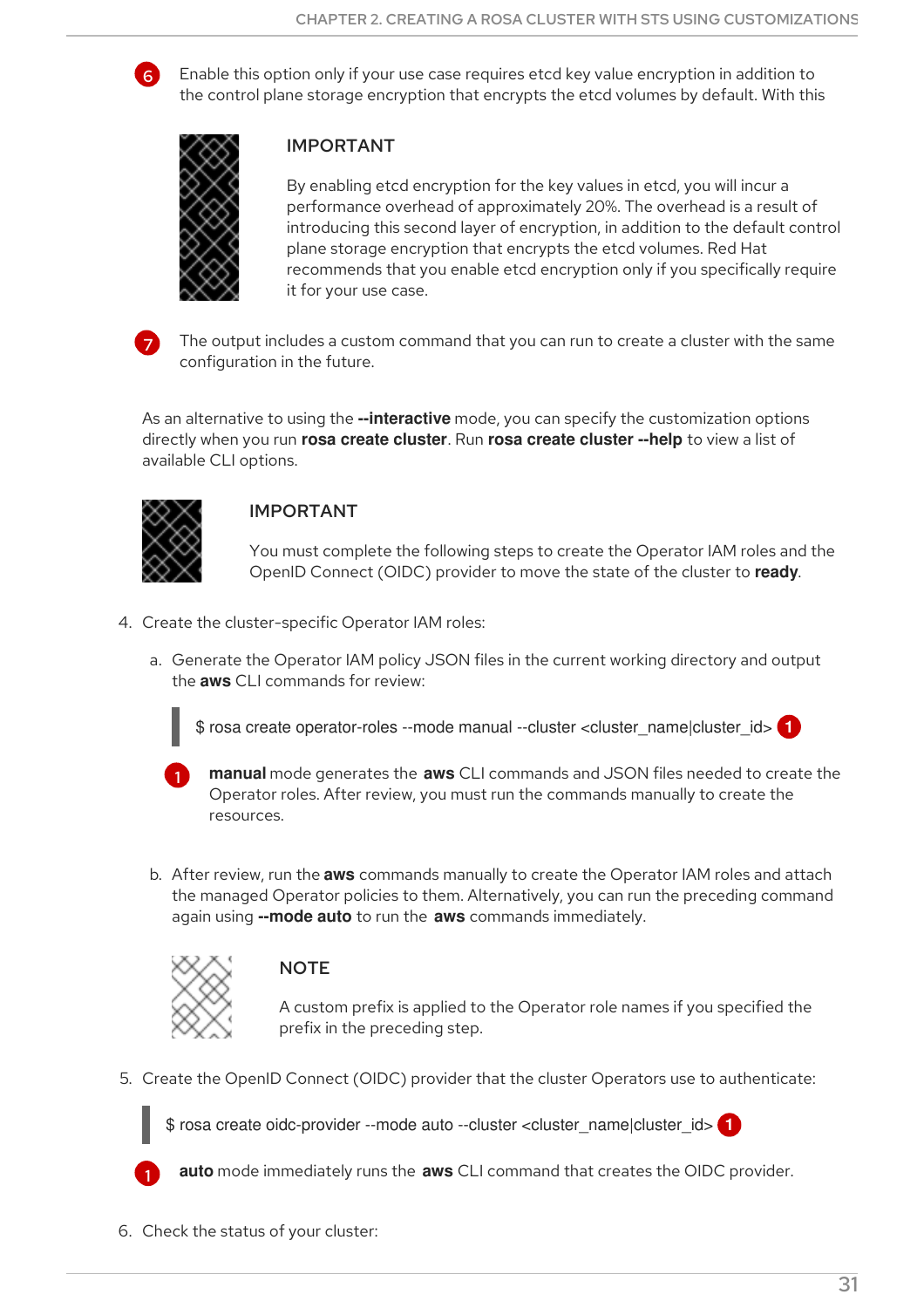**6** Enable this option only if your use case requires etcd key value encryption in addition to the control plane storage encryption that encrypts the etcd volumes by default. With this

> **IMPORTANT**
>
> By enabling etcd encryption for the key values in etcd, you will incur a performance overhead of approximately 20%. The overhead is a result of introducing this second layer of encryption, in addition to the default control plane storage encryption that encrypts the etcd volumes. Red Hat recommends that you enable etcd encryption only if you specifically require it for your use case.

**7** The output includes a custom command that you can run to create a cluster with the same configuration in the future.

As an alternative to using the **--interactive** mode, you can specify the customization options directly when you run **rosa create cluster**. Run **rosa create cluster --help** to view a list of available CLI options.

> **IMPORTANT**
>
> You must complete the following steps to create the Operator IAM roles and the OpenID Connect (OIDC) provider to move the state of the cluster to **ready**.

4. Create the cluster-specific Operator IAM roles:

   a. Generate the Operator IAM policy JSON files in the current working directory and output the **aws** CLI commands for review:

   ```
   $ rosa create operator-roles --mode manual --cluster <cluster_name|cluster_id> 1
   ```

   **1** **manual** mode generates the **aws** CLI commands and JSON files needed to create the Operator roles. After review, you must run the commands manually to create the resources.

   b. After review, run the **aws** commands manually to create the Operator IAM roles and attach the managed Operator policies to them. Alternatively, you can run the preceding command again using **--mode auto** to run the **aws** commands immediately.

   > **NOTE**
   >
   > A custom prefix is applied to the Operator role names if you specified the prefix in the preceding step.

5. Create the OpenID Connect (OIDC) provider that the cluster Operators use to authenticate:

   ```
   $ rosa create oidc-provider --mode auto --cluster <cluster_name|cluster_id> 1
   ```

   **1** **auto** mode immediately runs the **aws** CLI command that creates the OIDC provider.

6. Check the status of your cluster: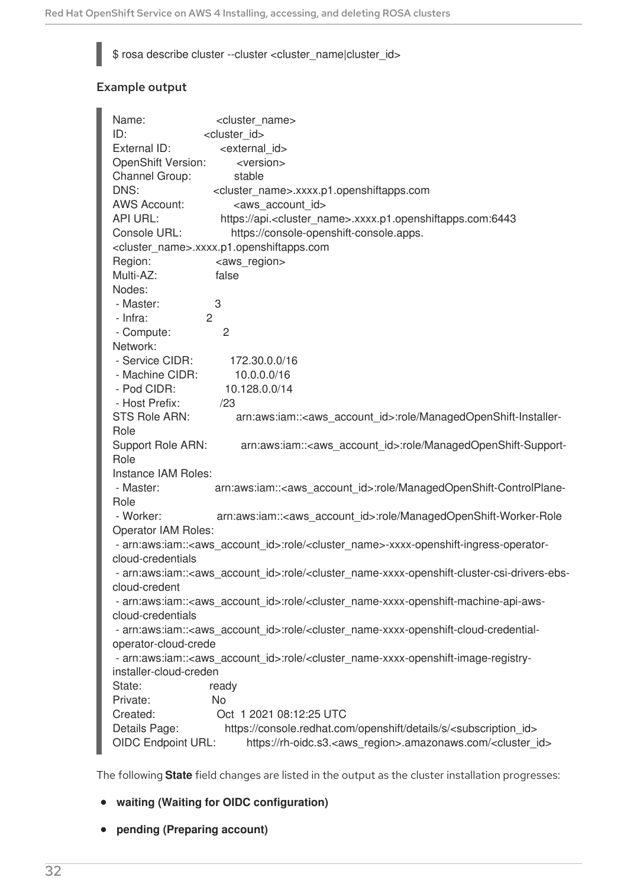```
$ rosa describe cluster --cluster <cluster_name|cluster_id>
```

**Example output**

```
Name:                   <cluster_name>
ID:                     <cluster_id>
External ID:            <external_id>
OpenShift Version:      <version>
Channel Group:          stable
DNS:                    <cluster_name>.xxxx.p1.openshiftapps.com
AWS Account:            <aws_account_id>
API URL:                https://api.<cluster_name>.xxxx.p1.openshiftapps.com:6443
Console URL:            https://console-openshift-console.apps.
<cluster_name>.xxxx.p1.openshiftapps.com
Region:                 <aws_region>
Multi-AZ:               false
Nodes:
 - Master:              3
 - Infra:               2
 - Compute:             2
Network:
 - Service CIDR:        172.30.0.0/16
 - Machine CIDR:        10.0.0.0/16
 - Pod CIDR:            10.128.0.0/14
 - Host Prefix:         /23
STS Role ARN:           arn:aws:iam::<aws_account_id>:role/ManagedOpenShift-Installer-
Role
Support Role ARN:       arn:aws:iam::<aws_account_id>:role/ManagedOpenShift-Support-
Role
Instance IAM Roles:
 - Master:              arn:aws:iam::<aws_account_id>:role/ManagedOpenShift-ControlPlane-
Role
 - Worker:              arn:aws:iam::<aws_account_id>:role/ManagedOpenShift-Worker-Role
Operator IAM Roles:
 - arn:aws:iam::<aws_account_id>:role/<cluster_name>-xxxx-openshift-ingress-operator-
cloud-credentials
 - arn:aws:iam::<aws_account_id>:role/<cluster_name-xxxx-openshift-cluster-csi-drivers-ebs-
cloud-credent
 - arn:aws:iam::<aws_account_id>:role/<cluster_name-xxxx-openshift-machine-api-aws-
cloud-credentials
 - arn:aws:iam::<aws_account_id>:role/<cluster_name-xxxx-openshift-cloud-credential-
operator-cloud-crede
 - arn:aws:iam::<aws_account_id>:role/<cluster_name-xxxx-openshift-image-registry-
installer-cloud-creden
State:                  ready
Private:                No
Created:                Oct  1 2021 08:12:25 UTC
Details Page:           https://console.redhat.com/openshift/details/s/<subscription_id>
OIDC Endpoint URL:      https://rh-oidc.s3.<aws_region>.amazonaws.com/<cluster_id>
```

The following **State** field changes are listed in the output as the cluster installation progresses:

- **waiting (Waiting for OIDC configuration)**
- **pending (Preparing account)**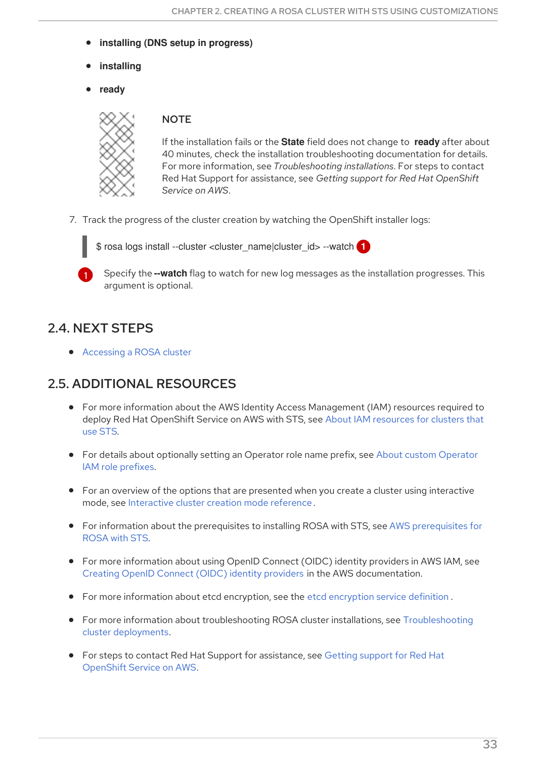- **installing (DNS setup in progress)**
- **installing**
- **ready**

> NOTE
>
> If the installation fails or the **State** field does not change to **ready** after about 40 minutes, check the installation troubleshooting documentation for details. For more information, see *Troubleshooting installations*. For steps to contact Red Hat Support for assistance, see *Getting support for Red Hat OpenShift Service on AWS*.

7. Track the progress of the cluster creation by watching the OpenShift installer logs:

```
$ rosa logs install --cluster <cluster_name|cluster_id> --watch (1)
```

(1) Specify the **--watch** flag to watch for new log messages as the installation progresses. This argument is optional.

## 2.4. NEXT STEPS

- Accessing a ROSA cluster

## 2.5. ADDITIONAL RESOURCES

- For more information about the AWS Identity Access Management (IAM) resources required to deploy Red Hat OpenShift Service on AWS with STS, see About IAM resources for clusters that use STS.
- For details about optionally setting an Operator role name prefix, see About custom Operator IAM role prefixes.
- For an overview of the options that are presented when you create a cluster using interactive mode, see Interactive cluster creation mode reference.
- For information about the prerequisites to installing ROSA with STS, see AWS prerequisites for ROSA with STS.
- For more information about using OpenID Connect (OIDC) identity providers in AWS IAM, see Creating OpenID Connect (OIDC) identity providers in the AWS documentation.
- For more information about etcd encryption, see the etcd encryption service definition.
- For more information about troubleshooting ROSA cluster installations, see Troubleshooting cluster deployments.
- For steps to contact Red Hat Support for assistance, see Getting support for Red Hat OpenShift Service on AWS.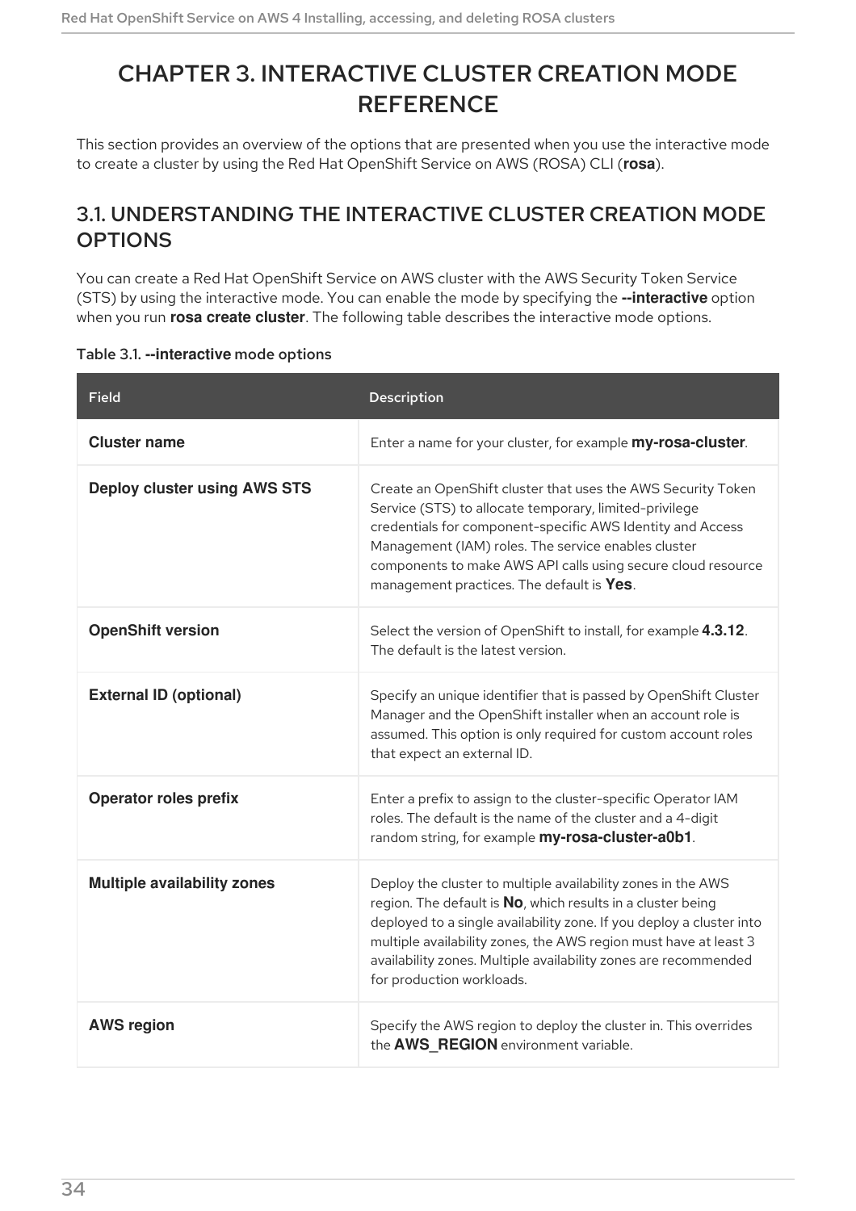# CHAPTER 3. INTERACTIVE CLUSTER CREATION MODE REFERENCE

This section provides an overview of the options that are presented when you use the interactive mode to create a cluster by using the Red Hat OpenShift Service on AWS (ROSA) CLI (**rosa**).

## 3.1. UNDERSTANDING THE INTERACTIVE CLUSTER CREATION MODE OPTIONS

You can create a Red Hat OpenShift Service on AWS cluster with the AWS Security Token Service (STS) by using the interactive mode. You can enable the mode by specifying the **--interactive** option when you run **rosa create cluster**. The following table describes the interactive mode options.

Table 3.1. **--interactive** mode options

| Field | Description |
| --- | --- |
| **Cluster name** | Enter a name for your cluster, for example **my-rosa-cluster**. |
| **Deploy cluster using AWS STS** | Create an OpenShift cluster that uses the AWS Security Token Service (STS) to allocate temporary, limited-privilege credentials for component-specific AWS Identity and Access Management (IAM) roles. The service enables cluster components to make AWS API calls using secure cloud resource management practices. The default is **Yes**. |
| **OpenShift version** | Select the version of OpenShift to install, for example **4.3.12**. The default is the latest version. |
| **External ID (optional)** | Specify an unique identifier that is passed by OpenShift Cluster Manager and the OpenShift installer when an account role is assumed. This option is only required for custom account roles that expect an external ID. |
| **Operator roles prefix** | Enter a prefix to assign to the cluster-specific Operator IAM roles. The default is the name of the cluster and a 4-digit random string, for example **my-rosa-cluster-a0b1**. |
| **Multiple availability zones** | Deploy the cluster to multiple availability zones in the AWS region. The default is **No**, which results in a cluster being deployed to a single availability zone. If you deploy a cluster into multiple availability zones, the AWS region must have at least 3 availability zones. Multiple availability zones are recommended for production workloads. |
| **AWS region** | Specify the AWS region to deploy the cluster in. This overrides the **AWS_REGION** environment variable. |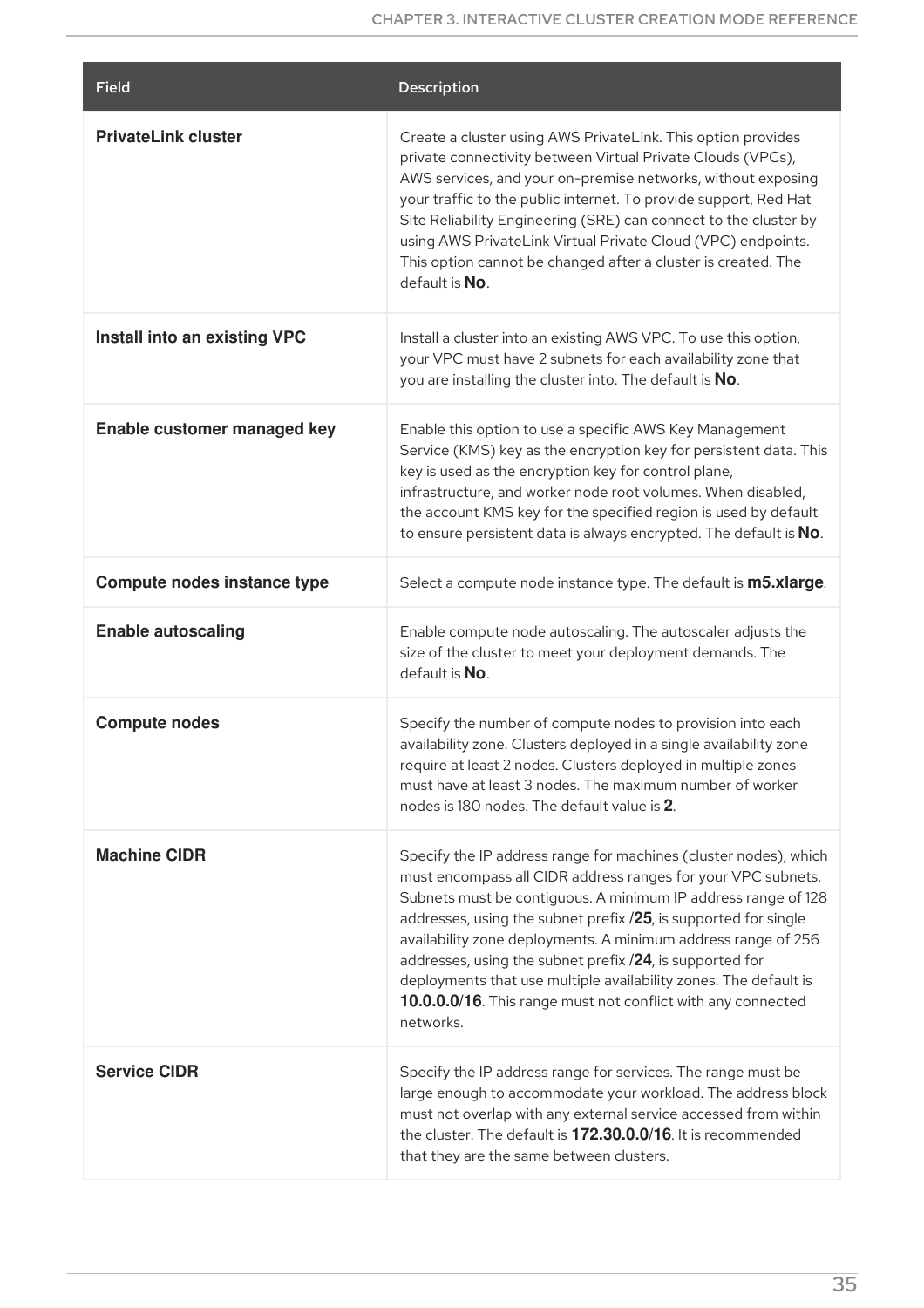| Field | Description |
| --- | --- |
| **PrivateLink cluster** | Create a cluster using AWS PrivateLink. This option provides private connectivity between Virtual Private Clouds (VPCs), AWS services, and your on-premise networks, without exposing your traffic to the public internet. To provide support, Red Hat Site Reliability Engineering (SRE) can connect to the cluster by using AWS PrivateLink Virtual Private Cloud (VPC) endpoints. This option cannot be changed after a cluster is created. The default is **No**. |
| **Install into an existing VPC** | Install a cluster into an existing AWS VPC. To use this option, your VPC must have 2 subnets for each availability zone that you are installing the cluster into. The default is **No**. |
| **Enable customer managed key** | Enable this option to use a specific AWS Key Management Service (KMS) key as the encryption key for persistent data. This key is used as the encryption key for control plane, infrastructure, and worker node root volumes. When disabled, the account KMS key for the specified region is used by default to ensure persistent data is always encrypted. The default is **No**. |
| **Compute nodes instance type** | Select a compute node instance type. The default is **m5.xlarge**. |
| **Enable autoscaling** | Enable compute node autoscaling. The autoscaler adjusts the size of the cluster to meet your deployment demands. The default is **No**. |
| **Compute nodes** | Specify the number of compute nodes to provision into each availability zone. Clusters deployed in a single availability zone require at least 2 nodes. Clusters deployed in multiple zones must have at least 3 nodes. The maximum number of worker nodes is 180 nodes. The default value is **2**. |
| **Machine CIDR** | Specify the IP address range for machines (cluster nodes), which must encompass all CIDR address ranges for your VPC subnets. Subnets must be contiguous. A minimum IP address range of 128 addresses, using the subnet prefix /**25**, is supported for single availability zone deployments. A minimum address range of 256 addresses, using the subnet prefix /**24**, is supported for deployments that use multiple availability zones. The default is **10.0.0.0**/**16**. This range must not conflict with any connected networks. |
| **Service CIDR** | Specify the IP address range for services. The range must be large enough to accommodate your workload. The address block must not overlap with any external service accessed from within the cluster. The default is **172.30.0.0/16**. It is recommended that they are the same between clusters. |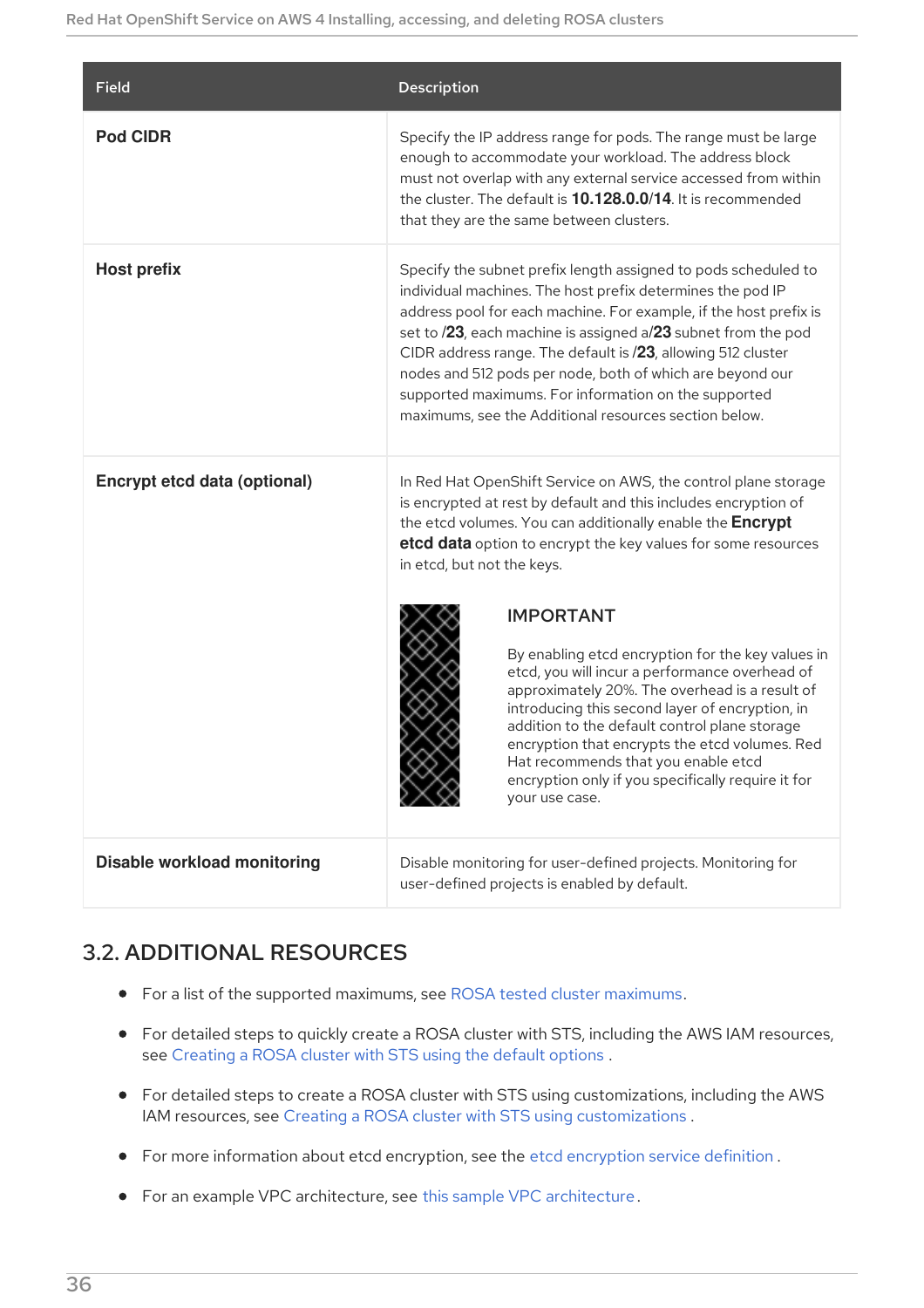| Field | Description |
| --- | --- |
| **Pod CIDR** | Specify the IP address range for pods. The range must be large enough to accommodate your workload. The address block must not overlap with any external service accessed from within the cluster. The default is **10.128.0.0/14**. It is recommended that they are the same between clusters. |
| **Host prefix** | Specify the subnet prefix length assigned to pods scheduled to individual machines. The host prefix determines the pod IP address pool for each machine. For example, if the host prefix is set to **/23**, each machine is assigned a **/23** subnet from the pod CIDR address range. The default is **/23**, allowing 512 cluster nodes and 512 pods per node, both of which are beyond our supported maximums. For information on the supported maximums, see the Additional resources section below. |
| **Encrypt etcd data (optional)** | In Red Hat OpenShift Service on AWS, the control plane storage is encrypted at rest by default and this includes encryption of the etcd volumes. You can additionally enable the **Encrypt etcd data** option to encrypt the key values for some resources in etcd, but not the keys. <br><br> IMPORTANT <br><br> By enabling etcd encryption for the key values in etcd, you will incur a performance overhead of approximately 20%. The overhead is a result of introducing this second layer of encryption, in addition to the default control plane storage encryption that encrypts the etcd volumes. Red Hat recommends that you enable etcd encryption only if you specifically require it for your use case. |
| **Disable workload monitoring** | Disable monitoring for user-defined projects. Monitoring for user-defined projects is enabled by default. |

## 3.2. ADDITIONAL RESOURCES

- For a list of the supported maximums, see ROSA tested cluster maximums.
- For detailed steps to quickly create a ROSA cluster with STS, including the AWS IAM resources, see Creating a ROSA cluster with STS using the default options .
- For detailed steps to create a ROSA cluster with STS using customizations, including the AWS IAM resources, see Creating a ROSA cluster with STS using customizations .
- For more information about etcd encryption, see the etcd encryption service definition .
- For an example VPC architecture, see this sample VPC architecture.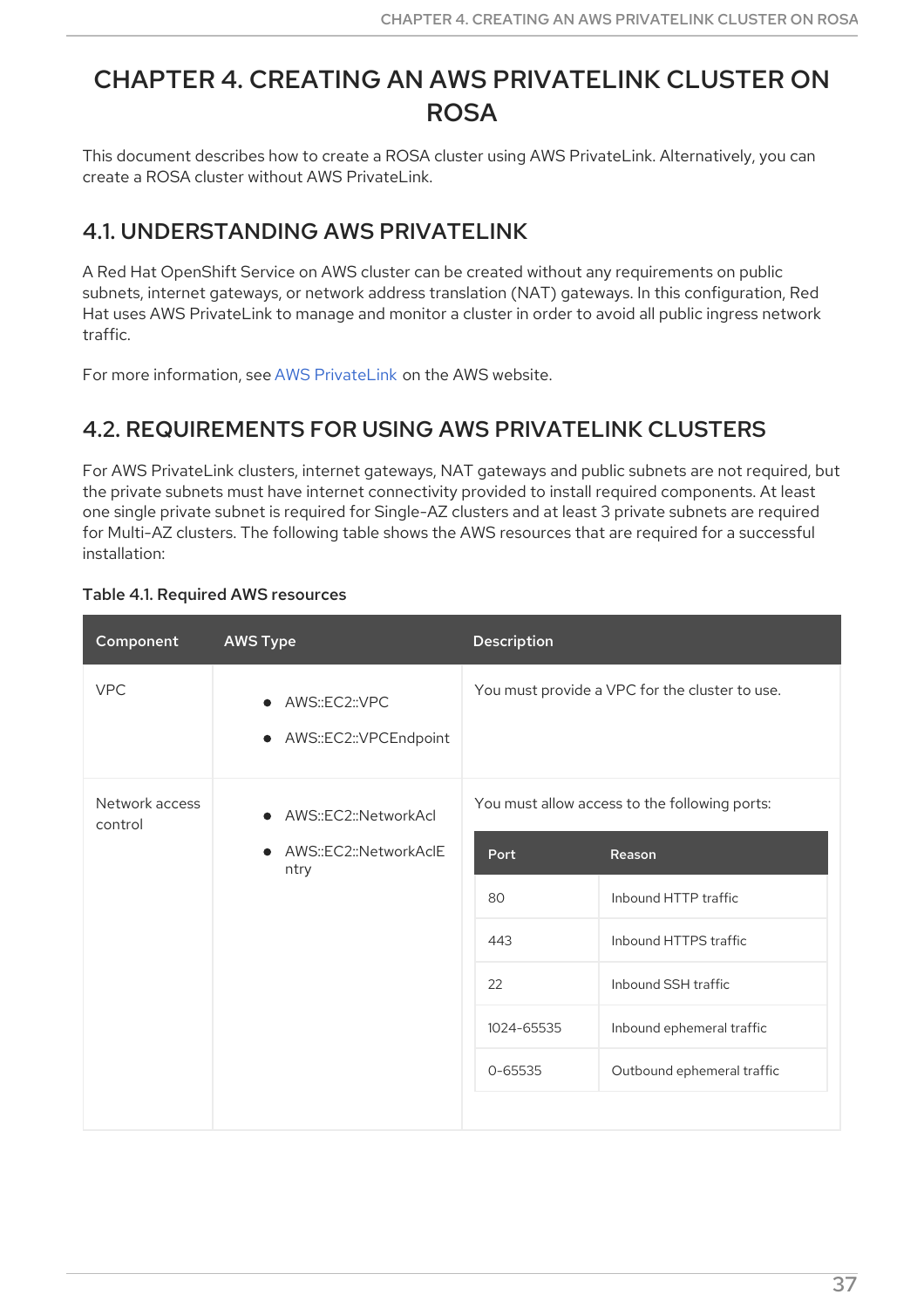# CHAPTER 4. CREATING AN AWS PRIVATELINK CLUSTER ON ROSA

This document describes how to create a ROSA cluster using AWS PrivateLink. Alternatively, you can create a ROSA cluster without AWS PrivateLink.

## 4.1. UNDERSTANDING AWS PRIVATELINK

A Red Hat OpenShift Service on AWS cluster can be created without any requirements on public subnets, internet gateways, or network address translation (NAT) gateways. In this configuration, Red Hat uses AWS PrivateLink to manage and monitor a cluster in order to avoid all public ingress network traffic.

For more information, see AWS PrivateLink on the AWS website.

## 4.2. REQUIREMENTS FOR USING AWS PRIVATELINK CLUSTERS

For AWS PrivateLink clusters, internet gateways, NAT gateways and public subnets are not required, but the private subnets must have internet connectivity provided to install required components. At least one single private subnet is required for Single-AZ clusters and at least 3 private subnets are required for Multi-AZ clusters. The following table shows the AWS resources that are required for a successful installation:

**Table 4.1. Required AWS resources**

| Component | AWS Type | Description |
| --- | --- | --- |
| VPC | • AWS::EC2::VPC<br>• AWS::EC2::VPCEndpoint | You must provide a VPC for the cluster to use. |
| Network access control | • AWS::EC2::NetworkAcl<br>• AWS::EC2::NetworkAclEntry | You must allow access to the following ports:<br><br>**Port** / **Reason**<br>80 / Inbound HTTP traffic<br>443 / Inbound HTTPS traffic<br>22 / Inbound SSH traffic<br>1024-65535 / Inbound ephemeral traffic<br>0-65535 / Outbound ephemeral traffic |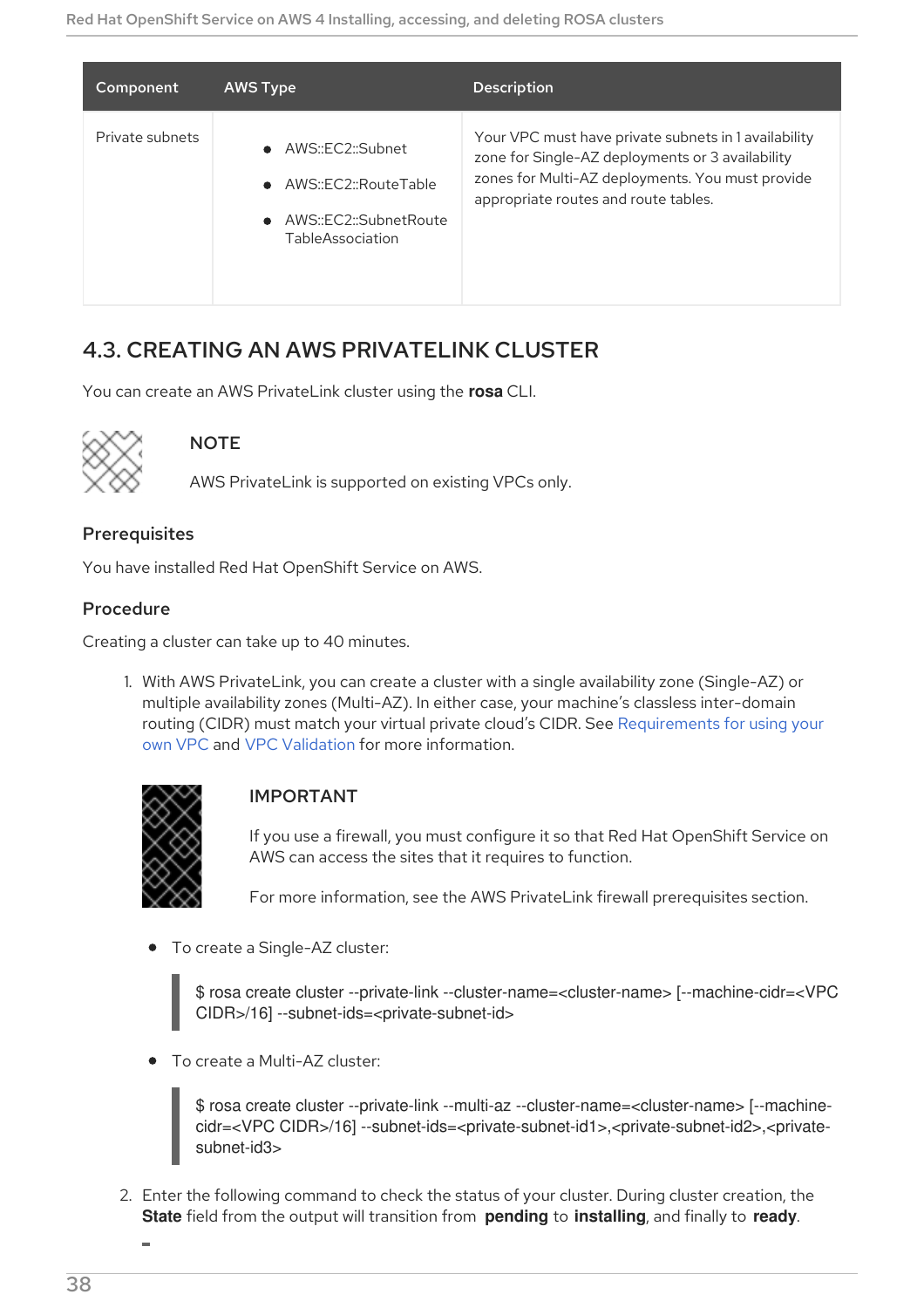| Component | AWS Type | Description |
|---|---|---|
| Private subnets | <ul><li>AWS::EC2::Subnet</li><li>AWS::EC2::RouteTable</li><li>AWS::EC2::SubnetRouteTableAssociation</li></ul> | Your VPC must have private subnets in 1 availability zone for Single-AZ deployments or 3 availability zones for Multi-AZ deployments. You must provide appropriate routes and route tables. |

## 4.3. CREATING AN AWS PRIVATELINK CLUSTER

You can create an AWS PrivateLink cluster using the **rosa** CLI.

> **NOTE**
>
> AWS PrivateLink is supported on existing VPCs only.

### Prerequisites

You have installed Red Hat OpenShift Service on AWS.

### Procedure

Creating a cluster can take up to 40 minutes.

1. With AWS PrivateLink, you can create a cluster with a single availability zone (Single-AZ) or multiple availability zones (Multi-AZ). In either case, your machine's classless inter-domain routing (CIDR) must match your virtual private cloud's CIDR. See Requirements for using your own VPC and VPC Validation for more information.

   > **IMPORTANT**
   >
   > If you use a firewall, you must configure it so that Red Hat OpenShift Service on AWS can access the sites that it requires to function.
   >
   > For more information, see the AWS PrivateLink firewall prerequisites section.

   - To create a Single-AZ cluster:

   ```
   $ rosa create cluster --private-link --cluster-name=<cluster-name> [--machine-cidr=<VPC CIDR>/16] --subnet-ids=<private-subnet-id>
   ```

   - To create a Multi-AZ cluster:

   ```
   $ rosa create cluster --private-link --multi-az --cluster-name=<cluster-name> [--machine-cidr=<VPC CIDR>/16] --subnet-ids=<private-subnet-id1>,<private-subnet-id2>,<private-subnet-id3>
   ```

2. Enter the following command to check the status of your cluster. During cluster creation, the **State** field from the output will transition from **pending** to **installing**, and finally to **ready**.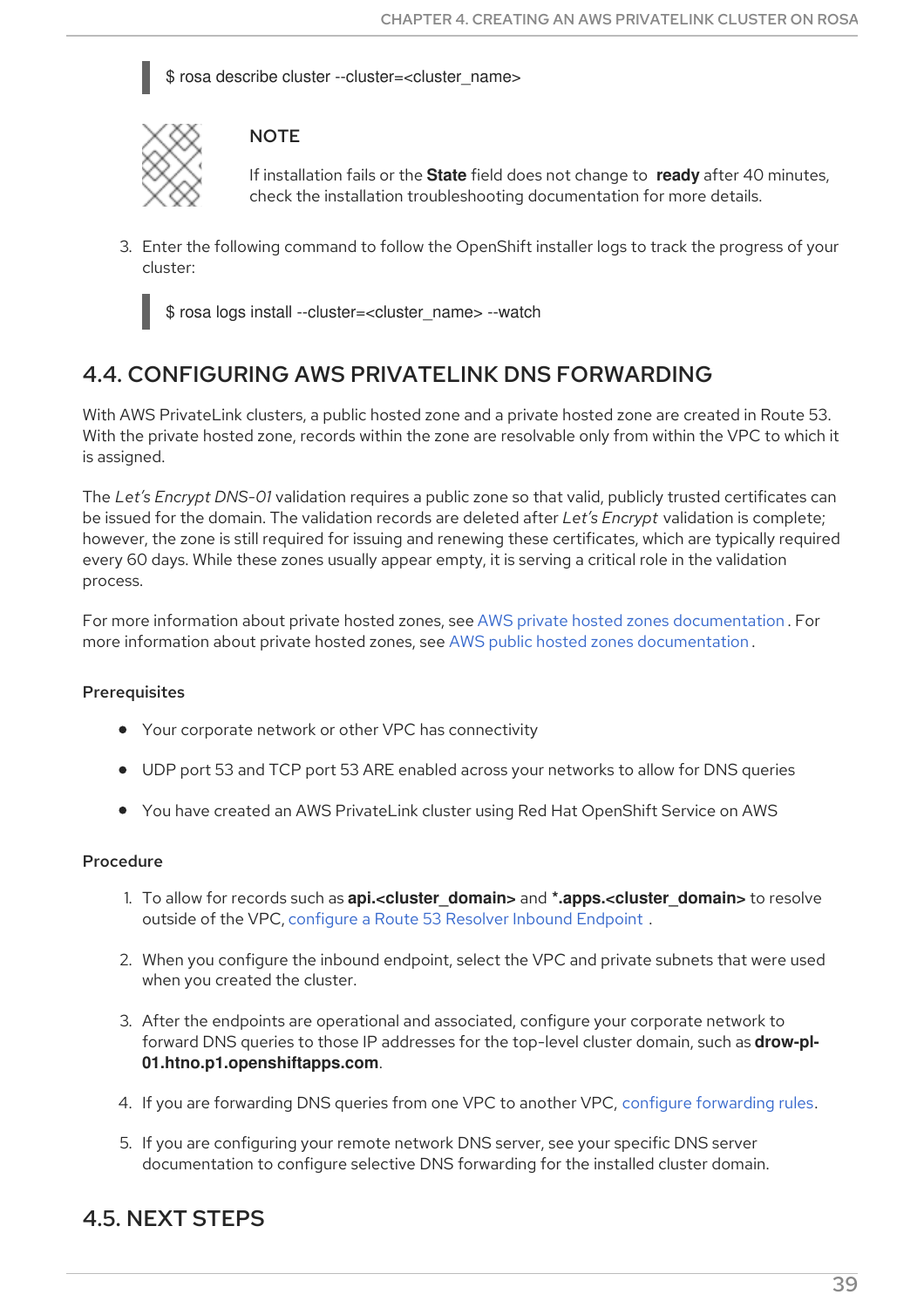```
$ rosa describe cluster --cluster=<cluster_name>
```

> **NOTE**
>
> If installation fails or the **State** field does not change to **ready** after 40 minutes, check the installation troubleshooting documentation for more details.

3. Enter the following command to follow the OpenShift installer logs to track the progress of your cluster:

```
$ rosa logs install --cluster=<cluster_name> --watch
```

## 4.4. CONFIGURING AWS PRIVATELINK DNS FORWARDING

With AWS PrivateLink clusters, a public hosted zone and a private hosted zone are created in Route 53. With the private hosted zone, records within the zone are resolvable only from within the VPC to which it is assigned.

The *Let's Encrypt DNS-01* validation requires a public zone so that valid, publicly trusted certificates can be issued for the domain. The validation records are deleted after *Let's Encrypt* validation is complete; however, the zone is still required for issuing and renewing these certificates, which are typically required every 60 days. While these zones usually appear empty, it is serving a critical role in the validation process.

For more information about private hosted zones, see AWS private hosted zones documentation. For more information about private hosted zones, see AWS public hosted zones documentation.

### Prerequisites

- Your corporate network or other VPC has connectivity
- UDP port 53 and TCP port 53 ARE enabled across your networks to allow for DNS queries
- You have created an AWS PrivateLink cluster using Red Hat OpenShift Service on AWS

### Procedure

1. To allow for records such as **api.<cluster_domain>** and ***.apps.<cluster_domain>** to resolve outside of the VPC, configure a Route 53 Resolver Inbound Endpoint.
2. When you configure the inbound endpoint, select the VPC and private subnets that were used when you created the cluster.
3. After the endpoints are operational and associated, configure your corporate network to forward DNS queries to those IP addresses for the top-level cluster domain, such as **drow-pl-01.htno.p1.openshiftapps.com**.
4. If you are forwarding DNS queries from one VPC to another VPC, configure forwarding rules.
5. If you are configuring your remote network DNS server, see your specific DNS server documentation to configure selective DNS forwarding for the installed cluster domain.

## 4.5. NEXT STEPS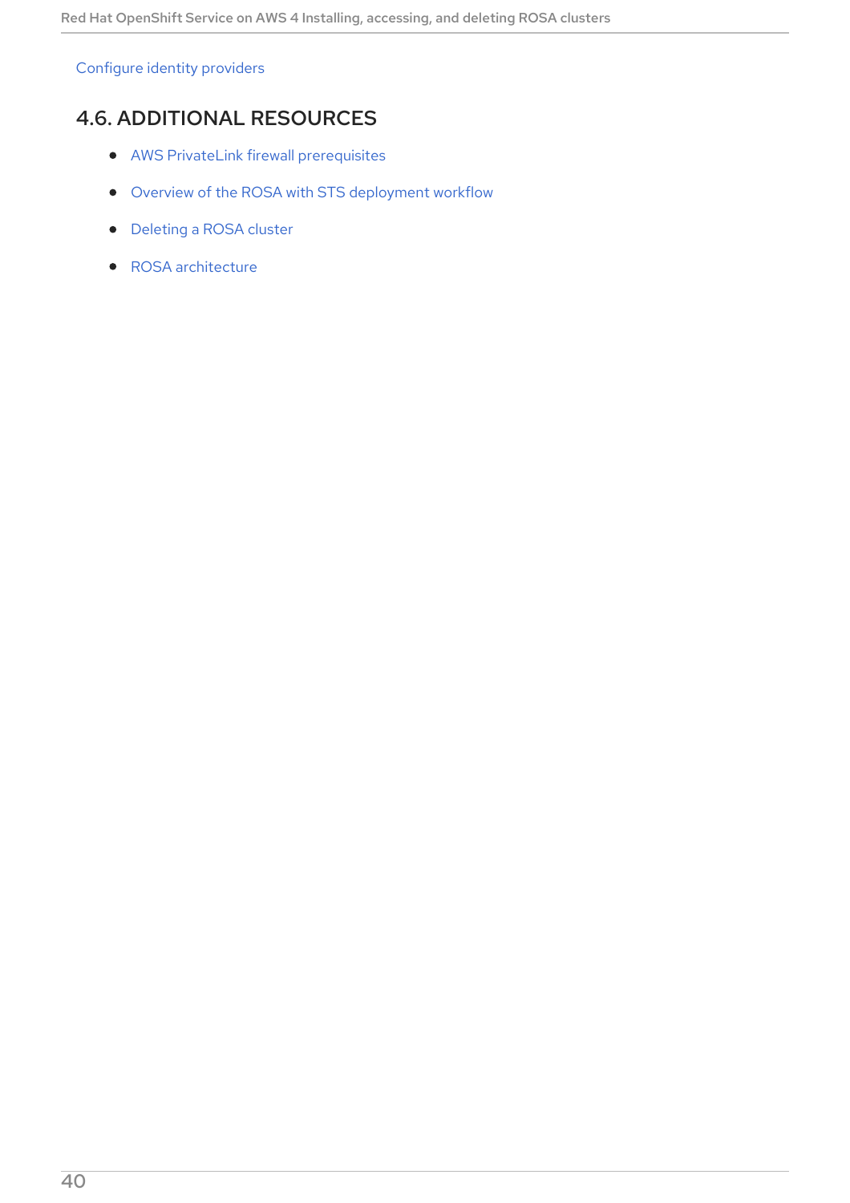Configure identity providers

## 4.6. ADDITIONAL RESOURCES

- AWS PrivateLink firewall prerequisites
- Overview of the ROSA with STS deployment workflow
- Deleting a ROSA cluster
- ROSA architecture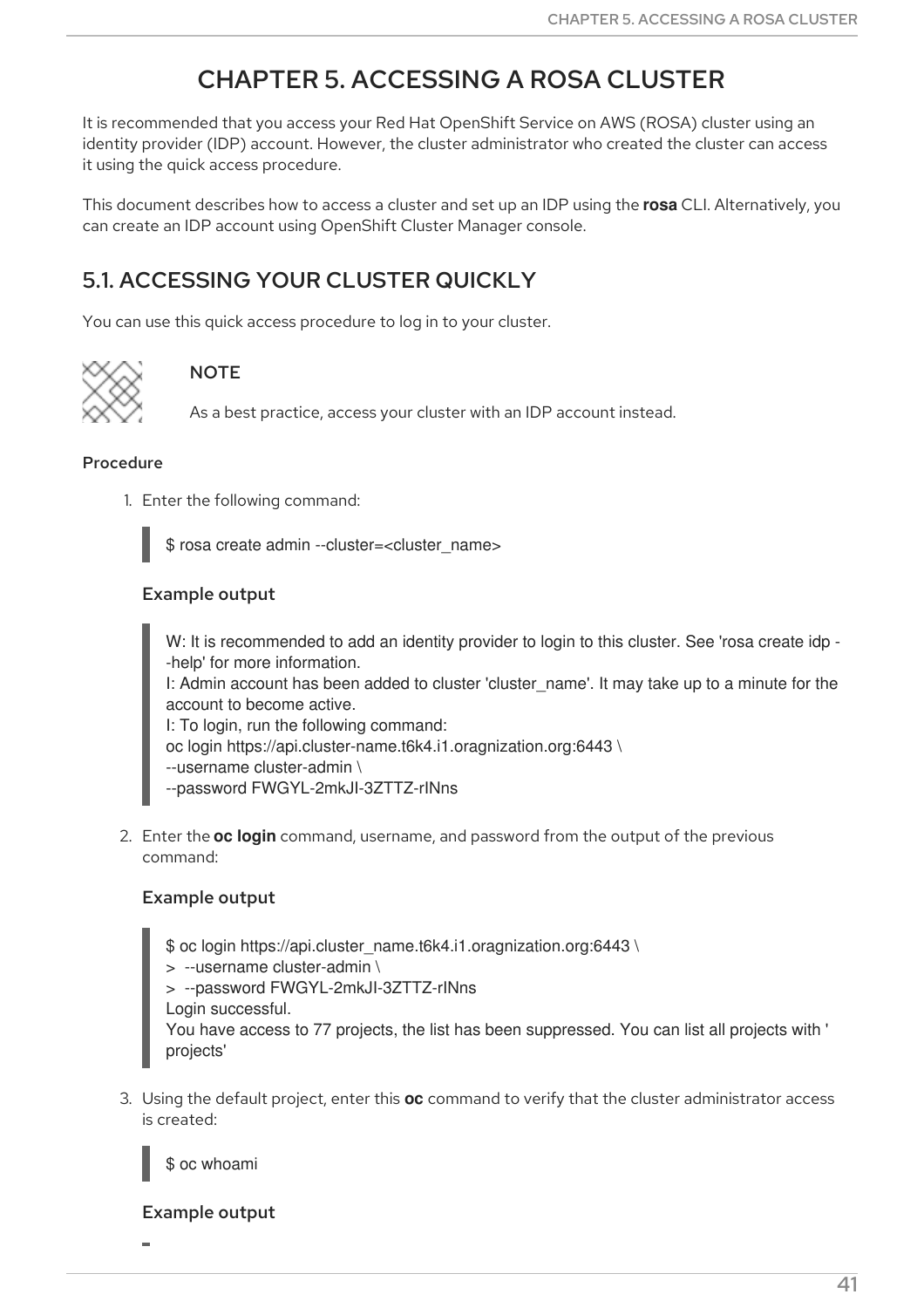# CHAPTER 5. ACCESSING A ROSA CLUSTER

It is recommended that you access your Red Hat OpenShift Service on AWS (ROSA) cluster using an identity provider (IDP) account. However, the cluster administrator who created the cluster can access it using the quick access procedure.

This document describes how to access a cluster and set up an IDP using the **rosa** CLI. Alternatively, you can create an IDP account using OpenShift Cluster Manager console.

## 5.1. ACCESSING YOUR CLUSTER QUICKLY

You can use this quick access procedure to log in to your cluster.

> **NOTE**
>
> As a best practice, access your cluster with an IDP account instead.

### Procedure

1. Enter the following command:

```
$ rosa create admin --cluster=<cluster_name>
```

**Example output**

```
W: It is recommended to add an identity provider to login to this cluster. See 'rosa create idp --help' for more information.
I: Admin account has been added to cluster 'cluster_name'. It may take up to a minute for the account to become active.
I: To login, run the following command:
oc login https://api.cluster-name.t6k4.i1.oragnization.org:6443 \
--username cluster-admin \
--password FWGYL-2mkJI-3ZTTZ-rINns
```

2. Enter the **oc login** command, username, and password from the output of the previous command:

**Example output**

```
$ oc login https://api.cluster_name.t6k4.i1.oragnization.org:6443 \
>  --username cluster-admin \
>  --password FWGYL-2mkJI-3ZTTZ-rINns
Login successful.
You have access to 77 projects, the list has been suppressed. You can list all projects with ' projects'
```

3. Using the default project, enter this **oc** command to verify that the cluster administrator access is created:

```
$ oc whoami
```

**Example output**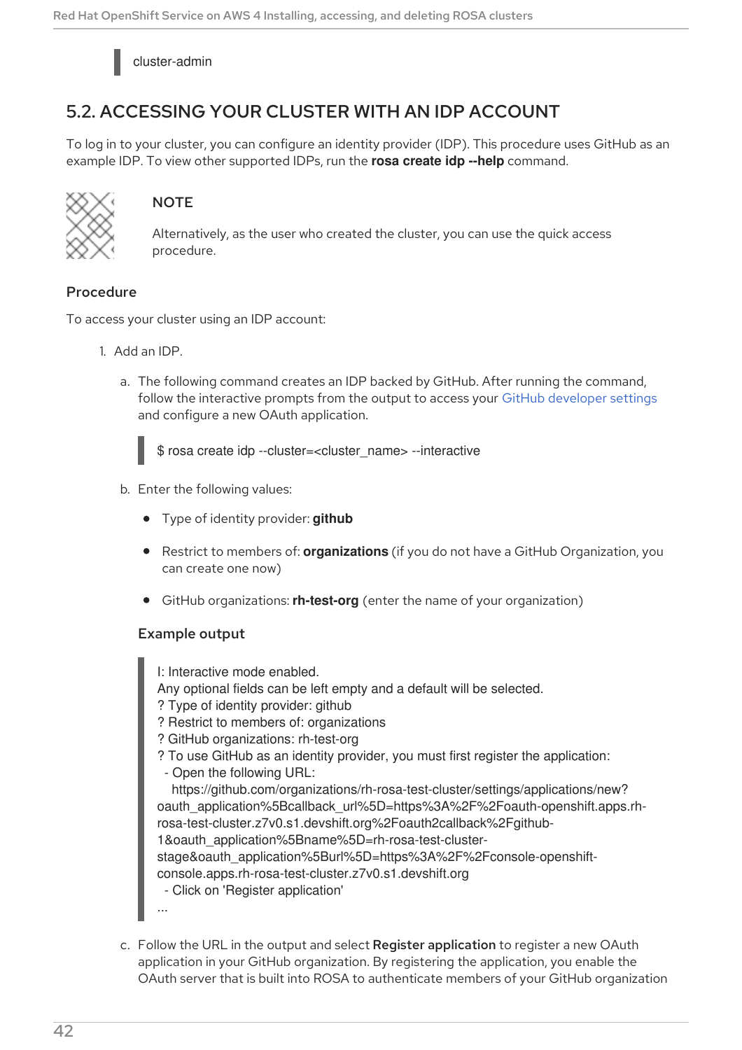```
cluster-admin
```

## 5.2. ACCESSING YOUR CLUSTER WITH AN IDP ACCOUNT

To log in to your cluster, you can configure an identity provider (IDP). This procedure uses GitHub as an example IDP. To view other supported IDPs, run the **rosa create idp --help** command.

> **NOTE**
>
> Alternatively, as the user who created the cluster, you can use the quick access procedure.

### Procedure

To access your cluster using an IDP account:

1. Add an IDP.

   a. The following command creates an IDP backed by GitHub. After running the command, follow the interactive prompts from the output to access your GitHub developer settings and configure a new OAuth application.

   ```
   $ rosa create idp --cluster=<cluster_name> --interactive
   ```

   b. Enter the following values:

   - Type of identity provider: **github**
   - Restrict to members of: **organizations** (if you do not have a GitHub Organization, you can create one now)
   - GitHub organizations: **rh-test-org** (enter the name of your organization)

   **Example output**

   ```
   I: Interactive mode enabled.
   Any optional fields can be left empty and a default will be selected.
   ? Type of identity provider: github
   ? Restrict to members of: organizations
   ? GitHub organizations: rh-test-org
   ? To use GitHub as an identity provider, you must first register the application:
     - Open the following URL:
       https://github.com/organizations/rh-rosa-test-cluster/settings/applications/new?
   oauth_application%5Bcallback_url%5D=https%3A%2F%2Foauth-openshift.apps.rh-
   rosa-test-cluster.z7v0.s1.devshift.org%2Foauth2callback%2Fgithub-
   1&oauth_application%5Bname%5D=rh-rosa-test-cluster-
   stage&oauth_application%5Burl%5D=https%3A%2F%2Fconsole-openshift-
   console.apps.rh-rosa-test-cluster.z7v0.s1.devshift.org
     - Click on 'Register application'
   ...
   ```

   c. Follow the URL in the output and select **Register application** to register a new OAuth application in your GitHub organization. By registering the application, you enable the OAuth server that is built into ROSA to authenticate members of your GitHub organization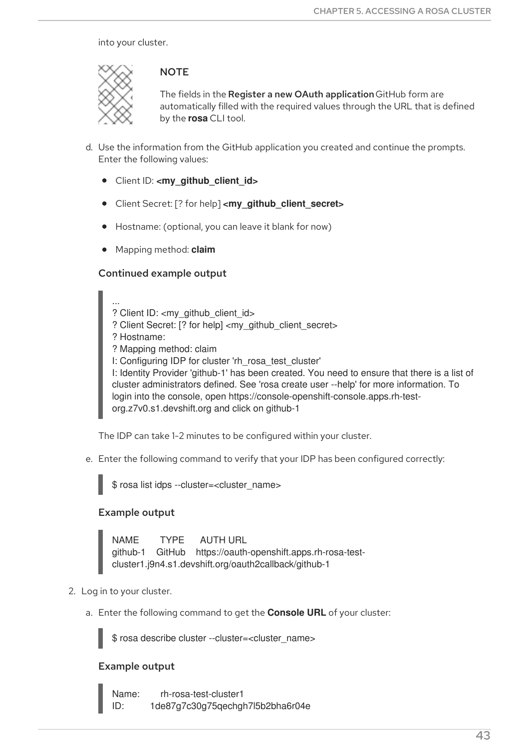into your cluster.

> **NOTE**
>
> The fields in the **Register a new OAuth application** GitHub form are automatically filled with the required values through the URL that is defined by the **rosa** CLI tool.

d. Use the information from the GitHub application you created and continue the prompts. Enter the following values:

   - Client ID: **<my_github_client_id>**
   - Client Secret: [? for help] **<my_github_client_secret>**
   - Hostname: (optional, you can leave it blank for now)
   - Mapping method: **claim**

   **Continued example output**

```
...
? Client ID: <my_github_client_id>
? Client Secret: [? for help] <my_github_client_secret>
? Hostname:
? Mapping method: claim
I: Configuring IDP for cluster 'rh_rosa_test_cluster'
I: Identity Provider 'github-1' has been created. You need to ensure that there is a list of cluster administrators defined. See 'rosa create user --help' for more information. To login into the console, open https://console-openshift-console.apps.rh-test-org.z7v0.s1.devshift.org and click on github-1
```

   The IDP can take 1-2 minutes to be configured within your cluster.

e. Enter the following command to verify that your IDP has been configured correctly:

```
$ rosa list idps --cluster=<cluster_name>
```

   **Example output**

```
NAME       TYPE      AUTH URL
github-1   GitHub    https://oauth-openshift.apps.rh-rosa-test-cluster1.j9n4.s1.devshift.org/oauth2callback/github-1
```

2. Log in to your cluster.

   a. Enter the following command to get the **Console URL** of your cluster:

```
$ rosa describe cluster --cluster=<cluster_name>
```

   **Example output**

```
Name:       rh-rosa-test-cluster1
ID:         1de87g7c30g75qechgh7l5b2bha6r04e
```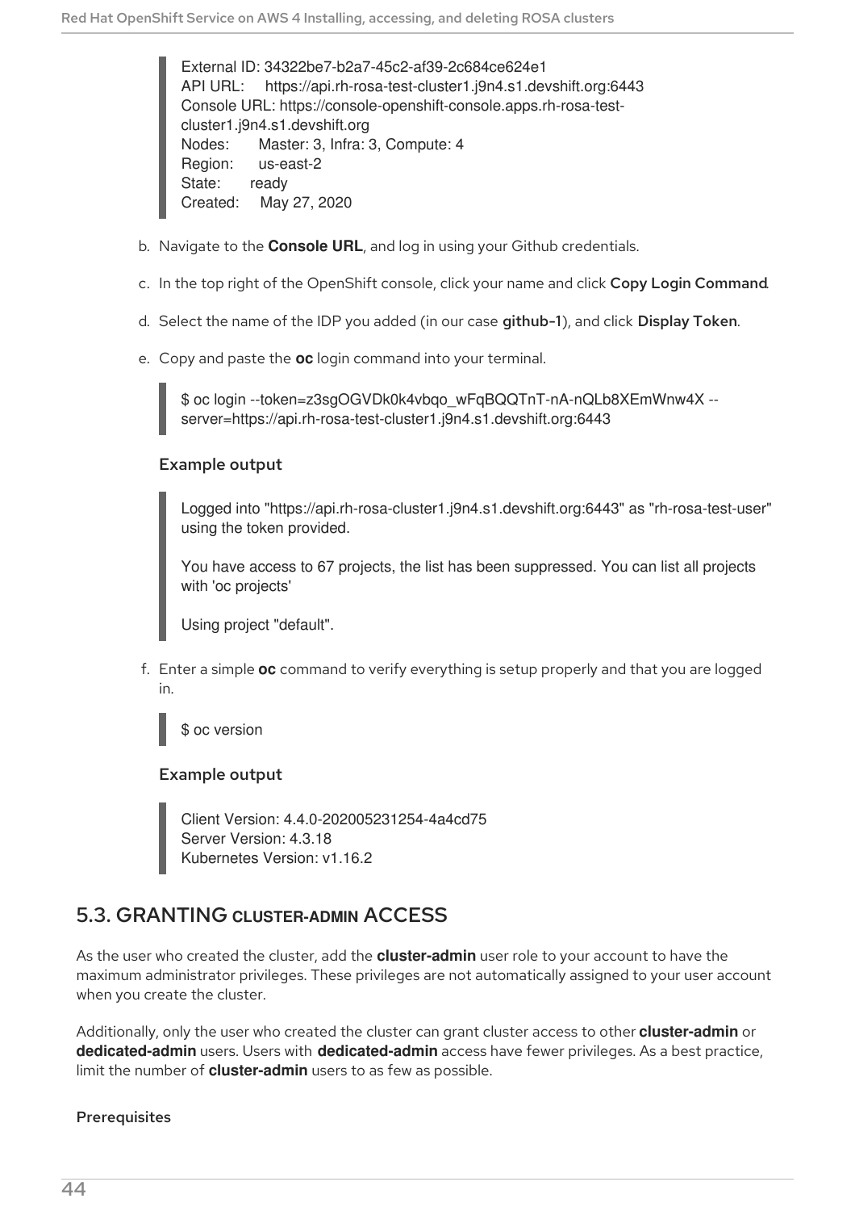```
External ID: 34322be7-b2a7-45c2-af39-2c684ce624e1
API URL:     https://api.rh-rosa-test-cluster1.j9n4.s1.devshift.org:6443
Console URL: https://console-openshift-console.apps.rh-rosa-test-cluster1.j9n4.s1.devshift.org
Nodes:       Master: 3, Infra: 3, Compute: 4
Region:      us-east-2
State:       ready
Created:     May 27, 2020
```

b. Navigate to the **Console URL**, and log in using your Github credentials.

c. In the top right of the OpenShift console, click your name and click **Copy Login Command**.

d. Select the name of the IDP you added (in our case **github-1**), and click **Display Token**.

e. Copy and paste the **oc** login command into your terminal.

```
$ oc login --token=z3sgOGVDk0k4vbqo_wFqBQQTnT-nA-nQLb8XEmWnw4X --server=https://api.rh-rosa-test-cluster1.j9n4.s1.devshift.org:6443
```

**Example output**

```
Logged into "https://api.rh-rosa-cluster1.j9n4.s1.devshift.org:6443" as "rh-rosa-test-user" using the token provided.

You have access to 67 projects, the list has been suppressed. You can list all projects with 'oc projects'

Using project "default".
```

f. Enter a simple **oc** command to verify everything is setup properly and that you are logged in.

```
$ oc version
```

**Example output**

```
Client Version: 4.4.0-202005231254-4a4cd75
Server Version: 4.3.18
Kubernetes Version: v1.16.2
```

## 5.3. GRANTING CLUSTER-ADMIN ACCESS

As the user who created the cluster, add the **cluster-admin** user role to your account to have the maximum administrator privileges. These privileges are not automatically assigned to your user account when you create the cluster.

Additionally, only the user who created the cluster can grant cluster access to other **cluster-admin** or **dedicated-admin** users. Users with **dedicated-admin** access have fewer privileges. As a best practice, limit the number of **cluster-admin** users to as few as possible.

**Prerequisites**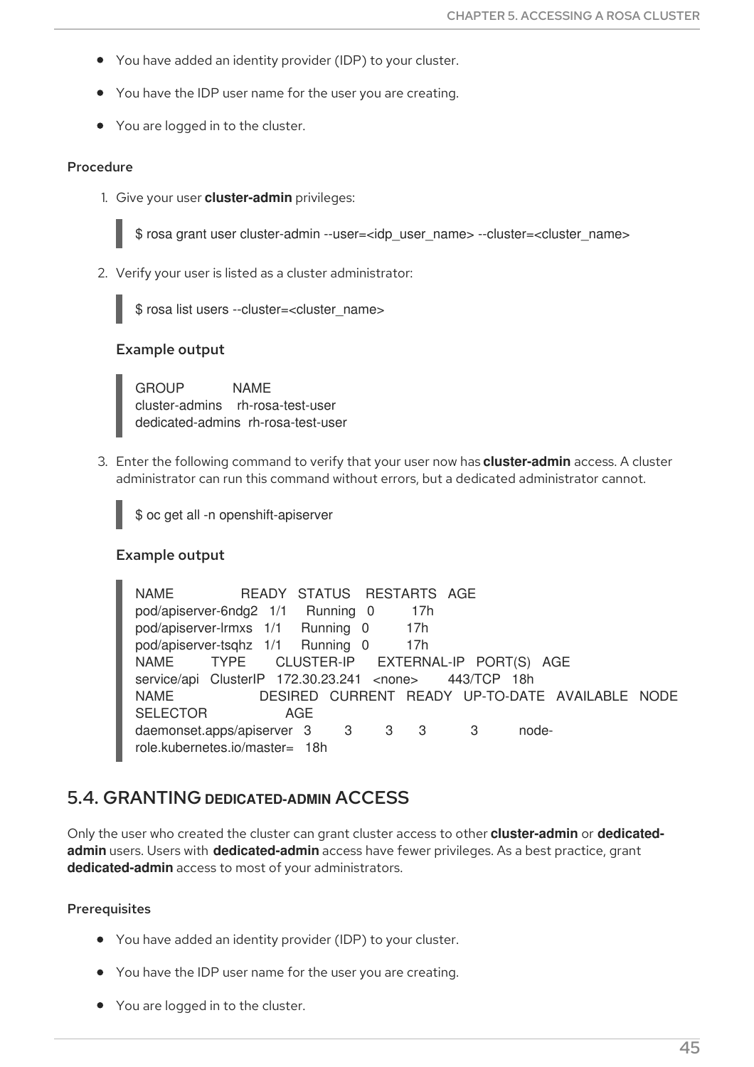- You have added an identity provider (IDP) to your cluster.
- You have the IDP user name for the user you are creating.
- You are logged in to the cluster.

#### Procedure

1. Give your user **cluster-admin** privileges:

```
$ rosa grant user cluster-admin --user=<idp_user_name> --cluster=<cluster_name>
```

2. Verify your user is listed as a cluster administrator:

```
$ rosa list users --cluster=<cluster_name>
```

**Example output**

```
GROUP             NAME
cluster-admins    rh-rosa-test-user
dedicated-admins  rh-rosa-test-user
```

3. Enter the following command to verify that your user now has **cluster-admin** access. A cluster administrator can run this command without errors, but a dedicated administrator cannot.

```
$ oc get all -n openshift-apiserver
```

**Example output**

```
NAME                  READY   STATUS    RESTARTS   AGE
pod/apiserver-6ndg2   1/1     Running   0          17h
pod/apiserver-lrmxs   1/1     Running   0          17h
pod/apiserver-tsqhz   1/1     Running   0          17h
NAME          TYPE        CLUSTER-IP      EXTERNAL-IP   PORT(S)   AGE
service/api   ClusterIP   172.30.23.241   <none>        443/TCP   18h
NAME                       DESIRED   CURRENT   READY   UP-TO-DATE   AVAILABLE   NODE
SELECTOR                   AGE
daemonset.apps/apiserver   3         3         3       3            3           node-
role.kubernetes.io/master=   18h
```

## 5.4. GRANTING DEDICATED-ADMIN ACCESS

Only the user who created the cluster can grant cluster access to other **cluster-admin** or **dedicated-admin** users. Users with **dedicated-admin** access have fewer privileges. As a best practice, grant **dedicated-admin** access to most of your administrators.

#### Prerequisites

- You have added an identity provider (IDP) to your cluster.
- You have the IDP user name for the user you are creating.
- You are logged in to the cluster.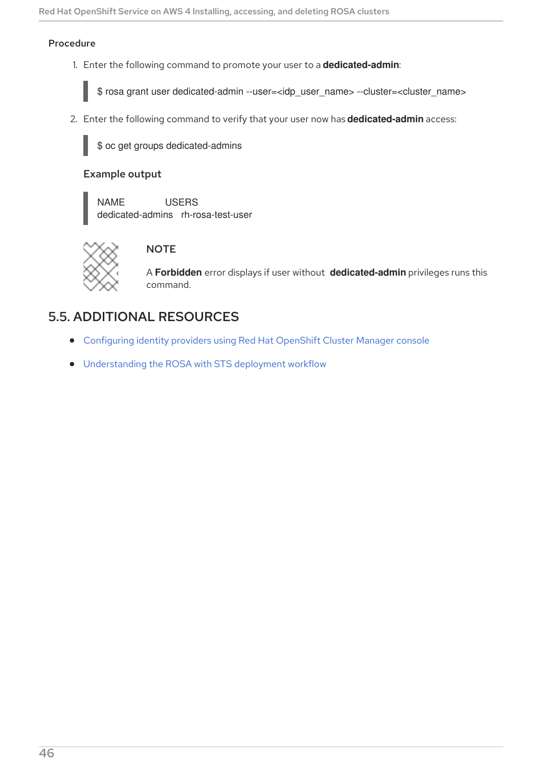#### Procedure

1. Enter the following command to promote your user to a **dedicated-admin**:

```
$ rosa grant user dedicated-admin --user=<idp_user_name> --cluster=<cluster_name>
```

2. Enter the following command to verify that your user now has **dedicated-admin** access:

```
$ oc get groups dedicated-admins
```

#### Example output

```
NAME             USERS
dedicated-admins   rh-rosa-test-user
```

> **NOTE**
>
> A **Forbidden** error displays if user without **dedicated-admin** privileges runs this command.

## 5.5. ADDITIONAL RESOURCES

- Configuring identity providers using Red Hat OpenShift Cluster Manager console
- Understanding the ROSA with STS deployment workflow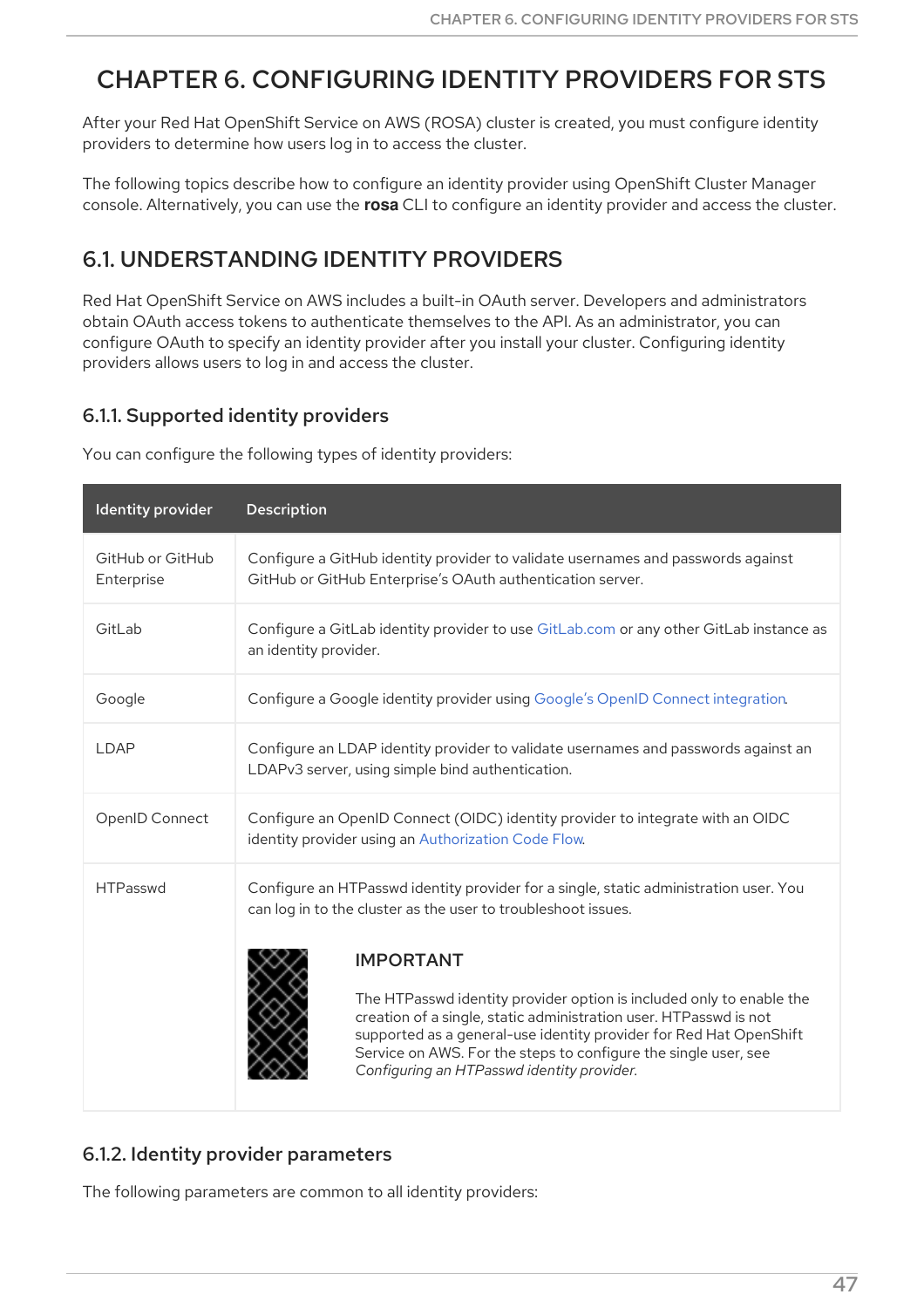# CHAPTER 6. CONFIGURING IDENTITY PROVIDERS FOR STS

After your Red Hat OpenShift Service on AWS (ROSA) cluster is created, you must configure identity providers to determine how users log in to access the cluster.

The following topics describe how to configure an identity provider using OpenShift Cluster Manager console. Alternatively, you can use the **rosa** CLI to configure an identity provider and access the cluster.

## 6.1. UNDERSTANDING IDENTITY PROVIDERS

Red Hat OpenShift Service on AWS includes a built-in OAuth server. Developers and administrators obtain OAuth access tokens to authenticate themselves to the API. As an administrator, you can configure OAuth to specify an identity provider after you install your cluster. Configuring identity providers allows users to log in and access the cluster.

### 6.1.1. Supported identity providers

You can configure the following types of identity providers:

| Identity provider | Description |
|---|---|
| GitHub or GitHub Enterprise | Configure a GitHub identity provider to validate usernames and passwords against GitHub or GitHub Enterprise's OAuth authentication server. |
| GitLab | Configure a GitLab identity provider to use GitLab.com or any other GitLab instance as an identity provider. |
| Google | Configure a Google identity provider using Google's OpenID Connect integration. |
| LDAP | Configure an LDAP identity provider to validate usernames and passwords against an LDAPv3 server, using simple bind authentication. |
| OpenID Connect | Configure an OpenID Connect (OIDC) identity provider to integrate with an OIDC identity provider using an Authorization Code Flow. |
| HTPasswd | Configure an HTPasswd identity provider for a single, static administration user. You can log in to the cluster as the user to troubleshoot issues. **IMPORTANT** The HTPasswd identity provider option is included only to enable the creation of a single, static administration user. HTPasswd is not supported as a general-use identity provider for Red Hat OpenShift Service on AWS. For the steps to configure the single user, see *Configuring an HTPasswd identity provider*. |

### 6.1.2. Identity provider parameters

The following parameters are common to all identity providers: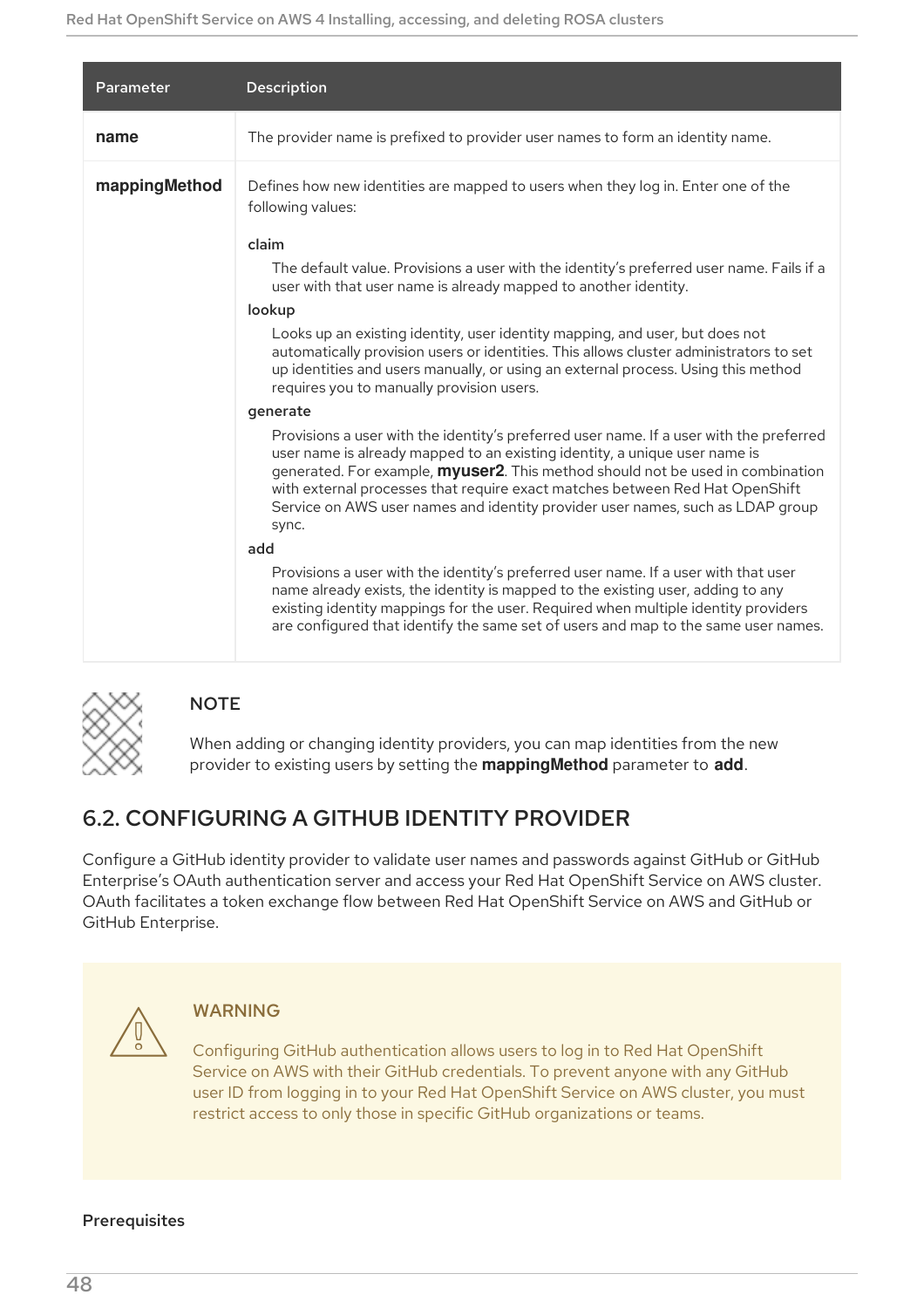| Parameter | Description |
| --- | --- |
| **name** | The provider name is prefixed to provider user names to form an identity name. |
| **mappingMethod** | Defines how new identities are mapped to users when they log in. Enter one of the following values: <br><br> claim <br> The default value. Provisions a user with the identity's preferred user name. Fails if a user with that user name is already mapped to another identity. <br><br> lookup <br> Looks up an existing identity, user identity mapping, and user, but does not automatically provision users or identities. This allows cluster administrators to set up identities and users manually, or using an external process. Using this method requires you to manually provision users. <br><br> generate <br> Provisions a user with the identity's preferred user name. If a user with the preferred user name is already mapped to an existing identity, a unique user name is generated. For example, **myuser2**. This method should not be used in combination with external processes that require exact matches between Red Hat OpenShift Service on AWS user names and identity provider user names, such as LDAP group sync. <br><br> add <br> Provisions a user with the identity's preferred user name. If a user with that user name already exists, the identity is mapped to the existing user, adding to any existing identity mappings for the user. Required when multiple identity providers are configured that identify the same set of users and map to the same user names. |

> **NOTE**
>
> When adding or changing identity providers, you can map identities from the new provider to existing users by setting the **mappingMethod** parameter to **add**.

## 6.2. CONFIGURING A GITHUB IDENTITY PROVIDER

Configure a GitHub identity provider to validate user names and passwords against GitHub or GitHub Enterprise's OAuth authentication server and access your Red Hat OpenShift Service on AWS cluster. OAuth facilitates a token exchange flow between Red Hat OpenShift Service on AWS and GitHub or GitHub Enterprise.

> **WARNING**
>
> Configuring GitHub authentication allows users to log in to Red Hat OpenShift Service on AWS with their GitHub credentials. To prevent anyone with any GitHub user ID from logging in to your Red Hat OpenShift Service on AWS cluster, you must restrict access to only those in specific GitHub organizations or teams.

**Prerequisites**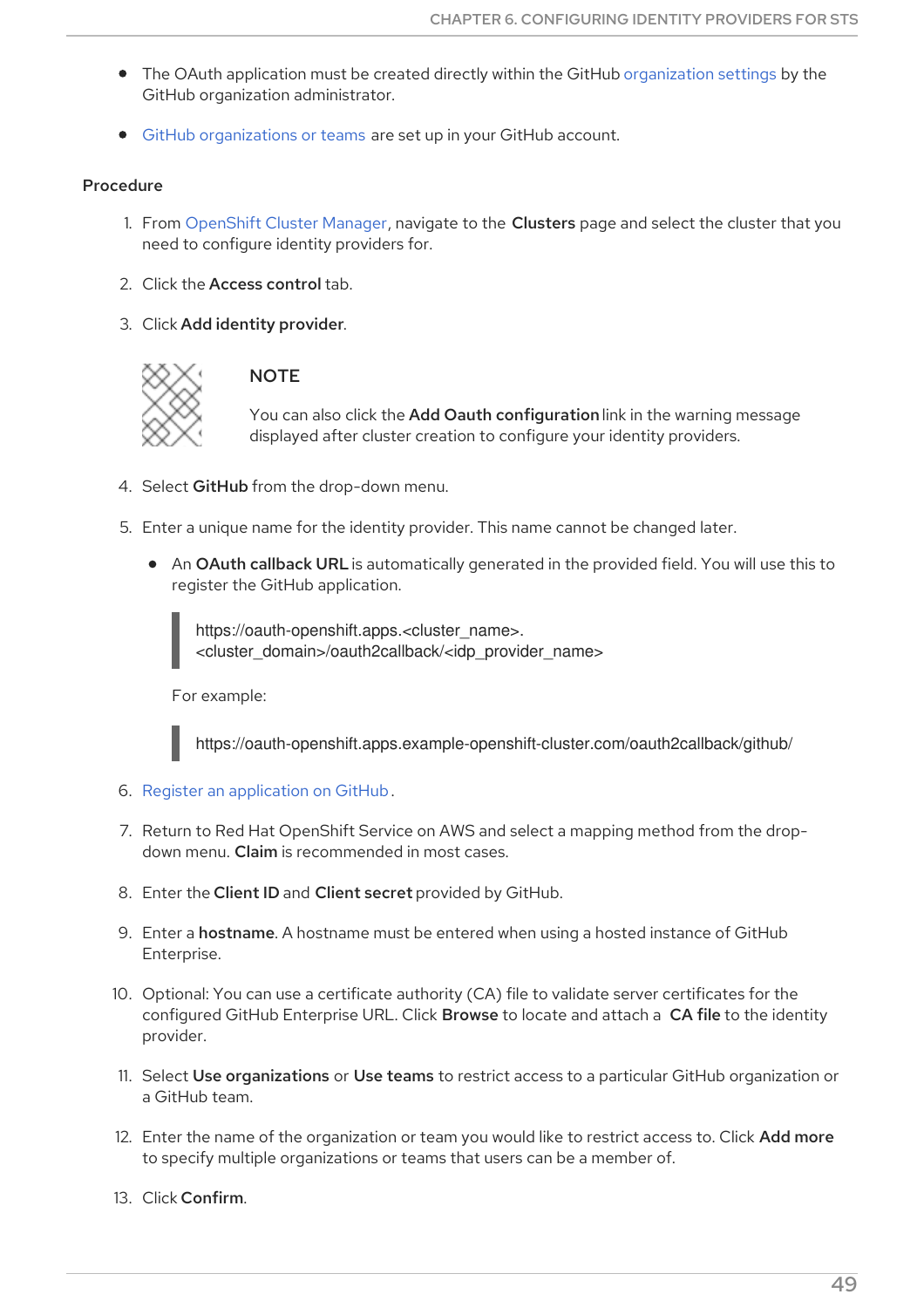- The OAuth application must be created directly within the GitHub organization settings by the GitHub organization administrator.
- GitHub organizations or teams are set up in your GitHub account.

### Procedure

1. From OpenShift Cluster Manager, navigate to the **Clusters** page and select the cluster that you need to configure identity providers for.
2. Click the **Access control** tab.
3. Click **Add identity provider**.

> **NOTE**
>
> You can also click the **Add Oauth configuration** link in the warning message displayed after cluster creation to configure your identity providers.

4. Select **GitHub** from the drop-down menu.
5. Enter a unique name for the identity provider. This name cannot be changed later.
   - An **OAuth callback URL** is automatically generated in the provided field. You will use this to register the GitHub application.

     ```
     https://oauth-openshift.apps.<cluster_name>.<cluster_domain>/oauth2callback/<idp_provider_name>
     ```

     For example:

     ```
     https://oauth-openshift.apps.example-openshift-cluster.com/oauth2callback/github/
     ```

6. Register an application on GitHub.
7. Return to Red Hat OpenShift Service on AWS and select a mapping method from the drop-down menu. **Claim** is recommended in most cases.
8. Enter the **Client ID** and **Client secret** provided by GitHub.
9. Enter a **hostname**. A hostname must be entered when using a hosted instance of GitHub Enterprise.
10. Optional: You can use a certificate authority (CA) file to validate server certificates for the configured GitHub Enterprise URL. Click **Browse** to locate and attach a **CA file** to the identity provider.
11. Select **Use organizations** or **Use teams** to restrict access to a particular GitHub organization or a GitHub team.
12. Enter the name of the organization or team you would like to restrict access to. Click **Add more** to specify multiple organizations or teams that users can be a member of.
13. Click **Confirm**.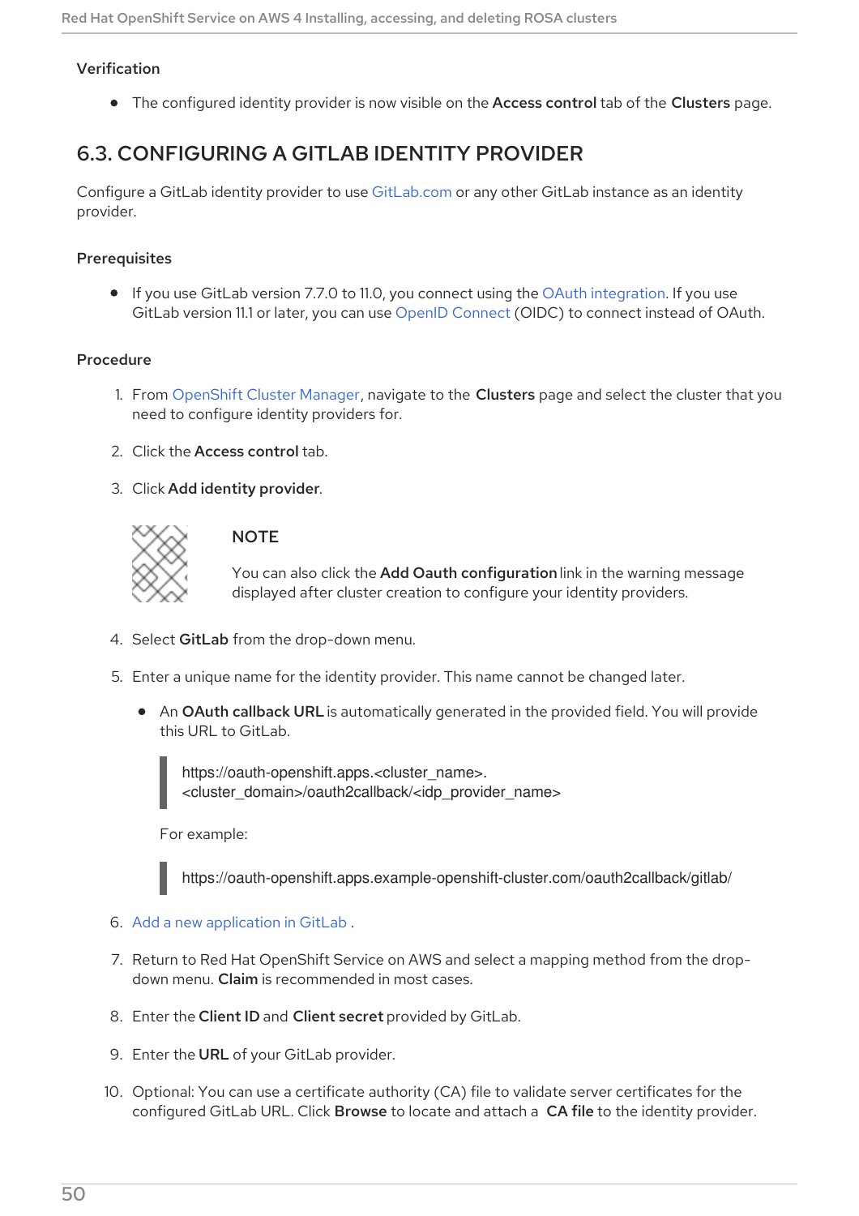### Verification

- The configured identity provider is now visible on the **Access control** tab of the **Clusters** page.

## 6.3. CONFIGURING A GITLAB IDENTITY PROVIDER

Configure a GitLab identity provider to use GitLab.com or any other GitLab instance as an identity provider.

### Prerequisites

- If you use GitLab version 7.7.0 to 11.0, you connect using the OAuth integration. If you use GitLab version 11.1 or later, you can use OpenID Connect (OIDC) to connect instead of OAuth.

### Procedure

1. From OpenShift Cluster Manager, navigate to the **Clusters** page and select the cluster that you need to configure identity providers for.
2. Click the **Access control** tab.
3. Click **Add identity provider**.

   > **NOTE**
   >
   > You can also click the **Add Oauth configuration** link in the warning message displayed after cluster creation to configure your identity providers.

4. Select **GitLab** from the drop-down menu.
5. Enter a unique name for the identity provider. This name cannot be changed later.
   - An **OAuth callback URL** is automatically generated in the provided field. You will provide this URL to GitLab.

     ```
     https://oauth-openshift.apps.<cluster_name>.
     <cluster_domain>/oauth2callback/<idp_provider_name>
     ```

     For example:

     ```
     https://oauth-openshift.apps.example-openshift-cluster.com/oauth2callback/gitlab/
     ```

6. Add a new application in GitLab .
7. Return to Red Hat OpenShift Service on AWS and select a mapping method from the drop-down menu. **Claim** is recommended in most cases.
8. Enter the **Client ID** and **Client secret** provided by GitLab.
9. Enter the **URL** of your GitLab provider.
10. Optional: You can use a certificate authority (CA) file to validate server certificates for the configured GitLab URL. Click **Browse** to locate and attach a **CA file** to the identity provider.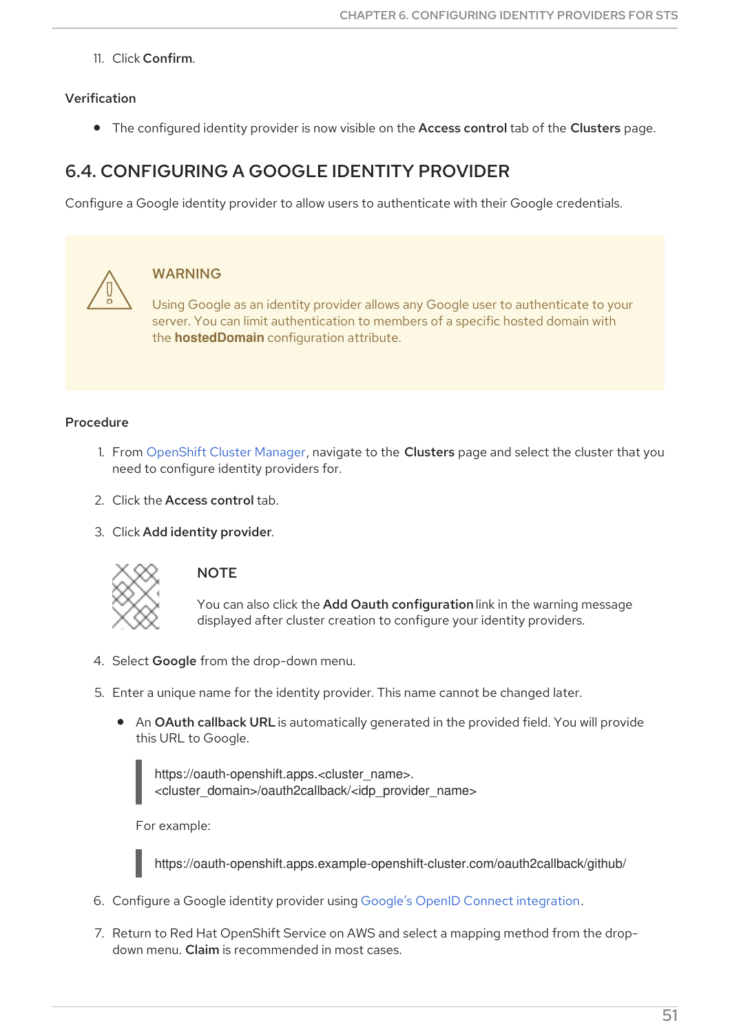11. Click **Confirm**.

### Verification

- The configured identity provider is now visible on the **Access control** tab of the **Clusters** page.

## 6.4. CONFIGURING A GOOGLE IDENTITY PROVIDER

Configure a Google identity provider to allow users to authenticate with their Google credentials.

> **WARNING**
>
> Using Google as an identity provider allows any Google user to authenticate to your server. You can limit authentication to members of a specific hosted domain with the **hostedDomain** configuration attribute.

### Procedure

1. From OpenShift Cluster Manager, navigate to the **Clusters** page and select the cluster that you need to configure identity providers for.
2. Click the **Access control** tab.
3. Click **Add identity provider**.

   > **NOTE**
   >
   > You can also click the **Add Oauth configuration** link in the warning message displayed after cluster creation to configure your identity providers.

4. Select **Google** from the drop-down menu.
5. Enter a unique name for the identity provider. This name cannot be changed later.
   - An **OAuth callback URL** is automatically generated in the provided field. You will provide this URL to Google.

     ```
     https://oauth-openshift.apps.<cluster_name>.
     <cluster_domain>/oauth2callback/<idp_provider_name>
     ```

     For example:

     ```
     https://oauth-openshift.apps.example-openshift-cluster.com/oauth2callback/github/
     ```

6. Configure a Google identity provider using Google's OpenID Connect integration.
7. Return to Red Hat OpenShift Service on AWS and select a mapping method from the drop-down menu. **Claim** is recommended in most cases.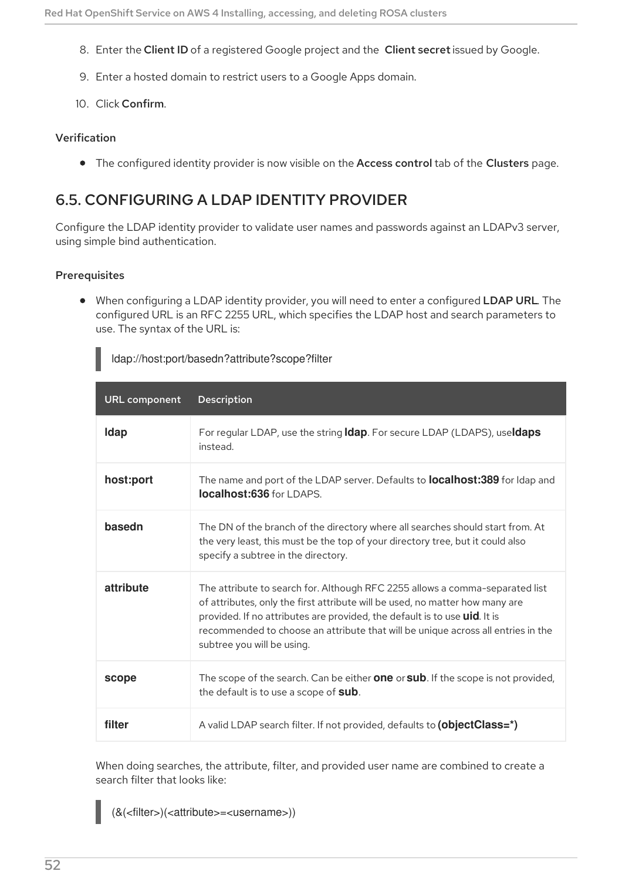8. Enter the **Client ID** of a registered Google project and the **Client secret** issued by Google.
9. Enter a hosted domain to restrict users to a Google Apps domain.
10. Click **Confirm**.

#### Verification

- The configured identity provider is now visible on the **Access control** tab of the **Clusters** page.

## 6.5. CONFIGURING A LDAP IDENTITY PROVIDER

Configure the LDAP identity provider to validate user names and passwords against an LDAPv3 server, using simple bind authentication.

#### Prerequisites

- When configuring a LDAP identity provider, you will need to enter a configured **LDAP URL**. The configured URL is an RFC 2255 URL, which specifies the LDAP host and search parameters to use. The syntax of the URL is:

```
ldap://host:port/basedn?attribute?scope?filter
```

| URL component | Description |
|---|---|
| **ldap** | For regular LDAP, use the string **ldap**. For secure LDAP (LDAPS), use **ldaps** instead. |
| **host:port** | The name and port of the LDAP server. Defaults to **localhost:389** for ldap and **localhost:636** for LDAPS. |
| **basedn** | The DN of the branch of the directory where all searches should start from. At the very least, this must be the top of your directory tree, but it could also specify a subtree in the directory. |
| **attribute** | The attribute to search for. Although RFC 2255 allows a comma-separated list of attributes, only the first attribute will be used, no matter how many are provided. If no attributes are provided, the default is to use **uid**. It is recommended to choose an attribute that will be unique across all entries in the subtree you will be using. |
| **scope** | The scope of the search. Can be either **one** or **sub**. If the scope is not provided, the default is to use a scope of **sub**. |
| **filter** | A valid LDAP search filter. If not provided, defaults to **(objectClass=*)** |

When doing searches, the attribute, filter, and provided user name are combined to create a search filter that looks like:

```
(&(<filter>)(<attribute>=<username>))
```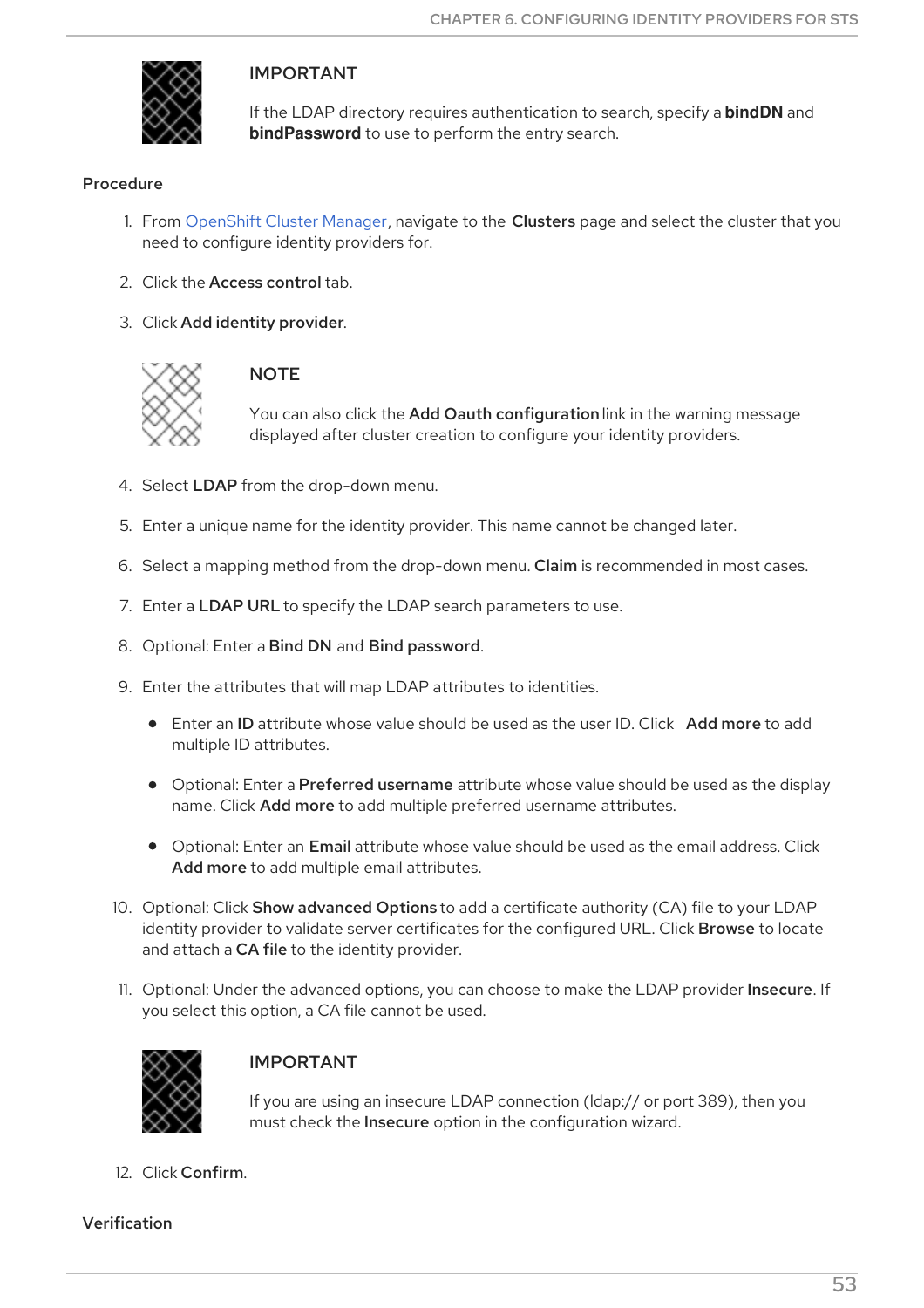> **IMPORTANT**
>
> If the LDAP directory requires authentication to search, specify a **bindDN** and **bindPassword** to use to perform the entry search.

## Procedure

1. From OpenShift Cluster Manager, navigate to the **Clusters** page and select the cluster that you need to configure identity providers for.
2. Click the **Access control** tab.
3. Click **Add identity provider**.

> **NOTE**
>
> You can also click the **Add Oauth configuration** link in the warning message displayed after cluster creation to configure your identity providers.

4. Select **LDAP** from the drop-down menu.
5. Enter a unique name for the identity provider. This name cannot be changed later.
6. Select a mapping method from the drop-down menu. **Claim** is recommended in most cases.
7. Enter a **LDAP URL** to specify the LDAP search parameters to use.
8. Optional: Enter a **Bind DN** and **Bind password**.
9. Enter the attributes that will map LDAP attributes to identities.
   - Enter an **ID** attribute whose value should be used as the user ID. Click **Add more** to add multiple ID attributes.
   - Optional: Enter a **Preferred username** attribute whose value should be used as the display name. Click **Add more** to add multiple preferred username attributes.
   - Optional: Enter an **Email** attribute whose value should be used as the email address. Click **Add more** to add multiple email attributes.
10. Optional: Click **Show advanced Options** to add a certificate authority (CA) file to your LDAP identity provider to validate server certificates for the configured URL. Click **Browse** to locate and attach a **CA file** to the identity provider.
11. Optional: Under the advanced options, you can choose to make the LDAP provider **Insecure**. If you select this option, a CA file cannot be used.

> **IMPORTANT**
>
> If you are using an insecure LDAP connection (ldap:// or port 389), then you must check the **Insecure** option in the configuration wizard.

12. Click **Confirm**.

## Verification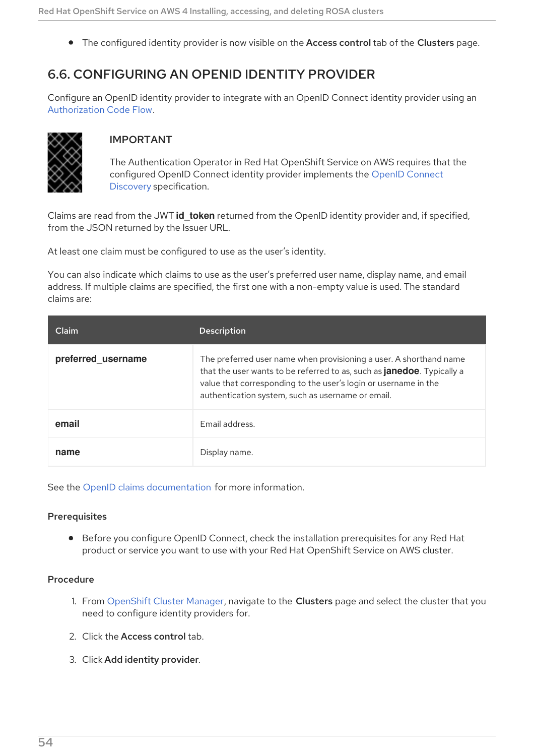- The configured identity provider is now visible on the **Access control** tab of the **Clusters** page.

## 6.6. CONFIGURING AN OPENID IDENTITY PROVIDER

Configure an OpenID identity provider to integrate with an OpenID Connect identity provider using an Authorization Code Flow.

> **IMPORTANT**
>
> The Authentication Operator in Red Hat OpenShift Service on AWS requires that the configured OpenID Connect identity provider implements the OpenID Connect Discovery specification.

Claims are read from the JWT **id_token** returned from the OpenID identity provider and, if specified, from the JSON returned by the Issuer URL.

At least one claim must be configured to use as the user's identity.

You can also indicate which claims to use as the user's preferred user name, display name, and email address. If multiple claims are specified, the first one with a non-empty value is used. The standard claims are:

| Claim | Description |
| --- | --- |
| **preferred_username** | The preferred user name when provisioning a user. A shorthand name that the user wants to be referred to as, such as **janedoe**. Typically a value that corresponding to the user's login or username in the authentication system, such as username or email. |
| **email** | Email address. |
| **name** | Display name. |

See the OpenID claims documentation for more information.

### Prerequisites

- Before you configure OpenID Connect, check the installation prerequisites for any Red Hat product or service you want to use with your Red Hat OpenShift Service on AWS cluster.

### Procedure

1. From OpenShift Cluster Manager, navigate to the **Clusters** page and select the cluster that you need to configure identity providers for.
2. Click the **Access control** tab.
3. Click **Add identity provider**.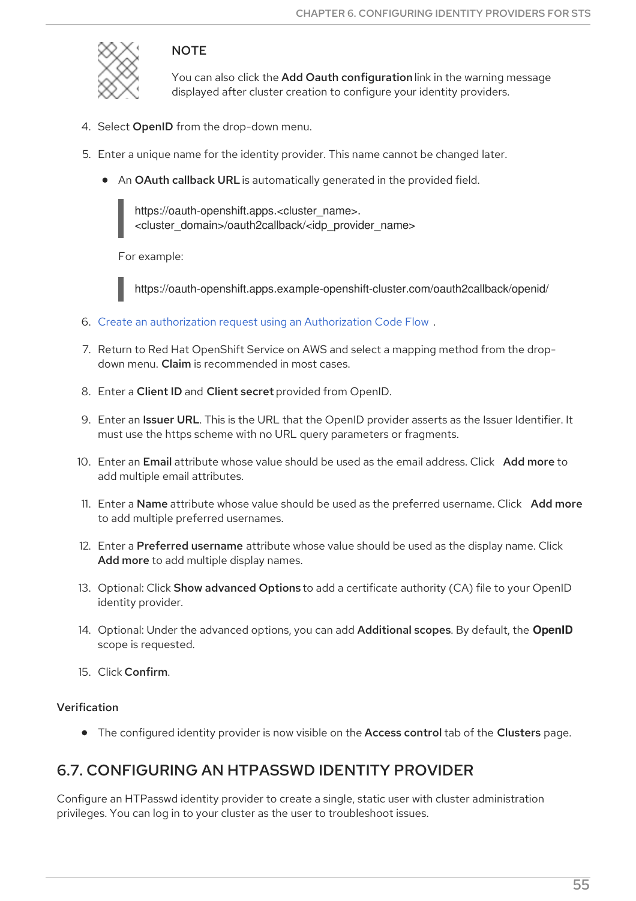> **NOTE**
>
> You can also click the **Add Oauth configuration** link in the warning message displayed after cluster creation to configure your identity providers.

4. Select **OpenID** from the drop-down menu.
5. Enter a unique name for the identity provider. This name cannot be changed later.
   - An **OAuth callback URL** is automatically generated in the provided field.

     ```
     https://oauth-openshift.apps.<cluster_name>.
     <cluster_domain>/oauth2callback/<idp_provider_name>
     ```

     For example:

     ```
     https://oauth-openshift.apps.example-openshift-cluster.com/oauth2callback/openid/
     ```

6. Create an authorization request using an Authorization Code Flow .
7. Return to Red Hat OpenShift Service on AWS and select a mapping method from the drop-down menu. **Claim** is recommended in most cases.
8. Enter a **Client ID** and **Client secret** provided from OpenID.
9. Enter an **Issuer URL**. This is the URL that the OpenID provider asserts as the Issuer Identifier. It must use the https scheme with no URL query parameters or fragments.
10. Enter an **Email** attribute whose value should be used as the email address. Click **Add more** to add multiple email attributes.
11. Enter a **Name** attribute whose value should be used as the preferred username. Click **Add more** to add multiple preferred usernames.
12. Enter a **Preferred username** attribute whose value should be used as the display name. Click **Add more** to add multiple display names.
13. Optional: Click **Show advanced Options** to add a certificate authority (CA) file to your OpenID identity provider.
14. Optional: Under the advanced options, you can add **Additional scopes**. By default, the **OpenID** scope is requested.
15. Click **Confirm**.

**Verification**

- The configured identity provider is now visible on the **Access control** tab of the **Clusters** page.

## 6.7. CONFIGURING AN HTPASSWD IDENTITY PROVIDER

Configure an HTPasswd identity provider to create a single, static user with cluster administration privileges. You can log in to your cluster as the user to troubleshoot issues.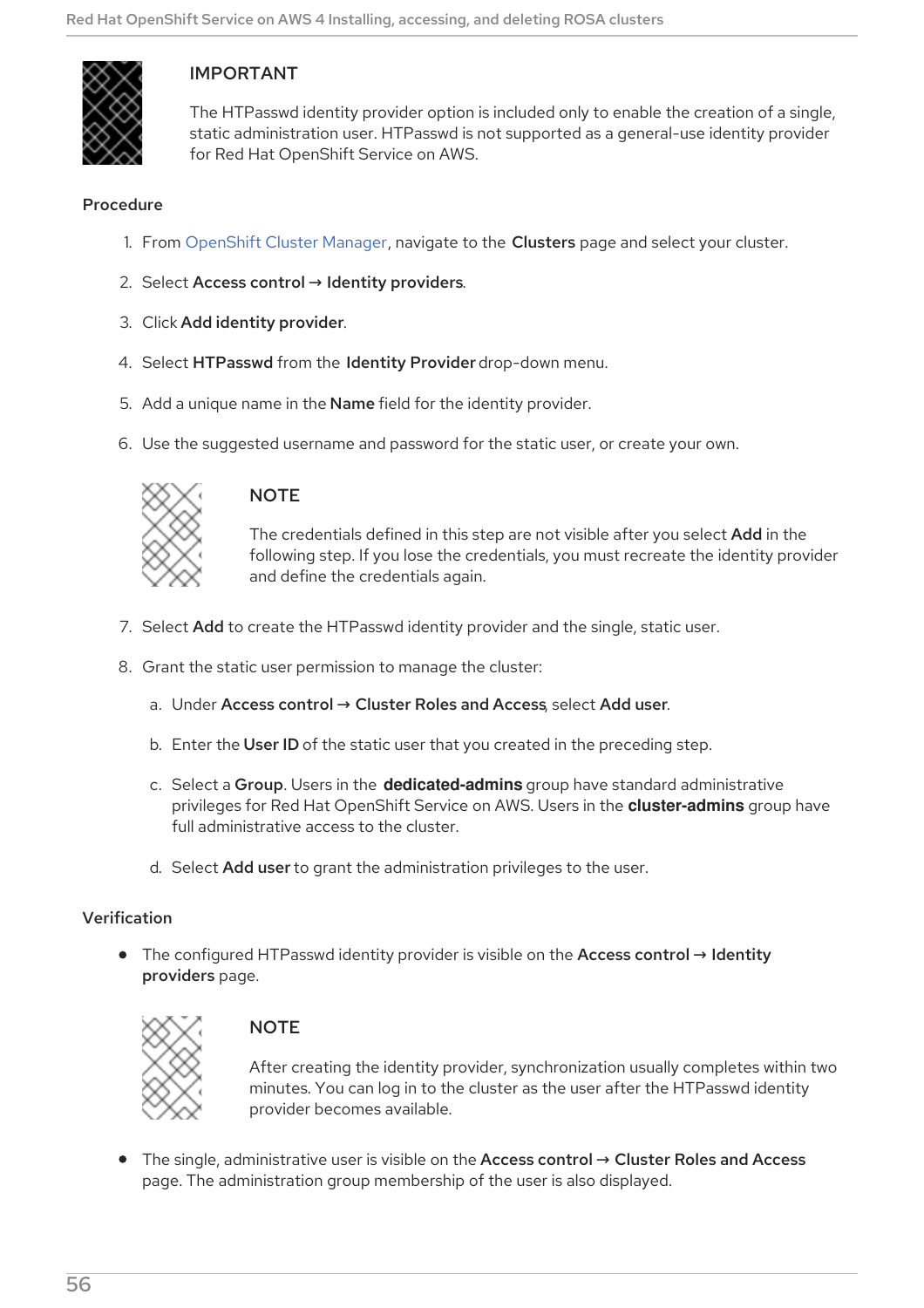> **IMPORTANT**
>
> The HTPasswd identity provider option is included only to enable the creation of a single, static administration user. HTPasswd is not supported as a general-use identity provider for Red Hat OpenShift Service on AWS.

### Procedure

1. From OpenShift Cluster Manager, navigate to the **Clusters** page and select your cluster.
2. Select **Access control → Identity providers**.
3. Click **Add identity provider**.
4. Select **HTPasswd** from the **Identity Provider** drop-down menu.
5. Add a unique name in the **Name** field for the identity provider.
6. Use the suggested username and password for the static user, or create your own.

   > **NOTE**
   >
   > The credentials defined in this step are not visible after you select **Add** in the following step. If you lose the credentials, you must recreate the identity provider and define the credentials again.

7. Select **Add** to create the HTPasswd identity provider and the single, static user.
8. Grant the static user permission to manage the cluster:
   a. Under **Access control → Cluster Roles and Access**, select **Add user**.
   b. Enter the **User ID** of the static user that you created in the preceding step.
   c. Select a **Group**. Users in the **dedicated-admins** group have standard administrative privileges for Red Hat OpenShift Service on AWS. Users in the **cluster-admins** group have full administrative access to the cluster.
   d. Select **Add user** to grant the administration privileges to the user.

### Verification

- The configured HTPasswd identity provider is visible on the **Access control → Identity providers** page.

  > **NOTE**
  >
  > After creating the identity provider, synchronization usually completes within two minutes. You can log in to the cluster as the user after the HTPasswd identity provider becomes available.

- The single, administrative user is visible on the **Access control → Cluster Roles and Access** page. The administration group membership of the user is also displayed.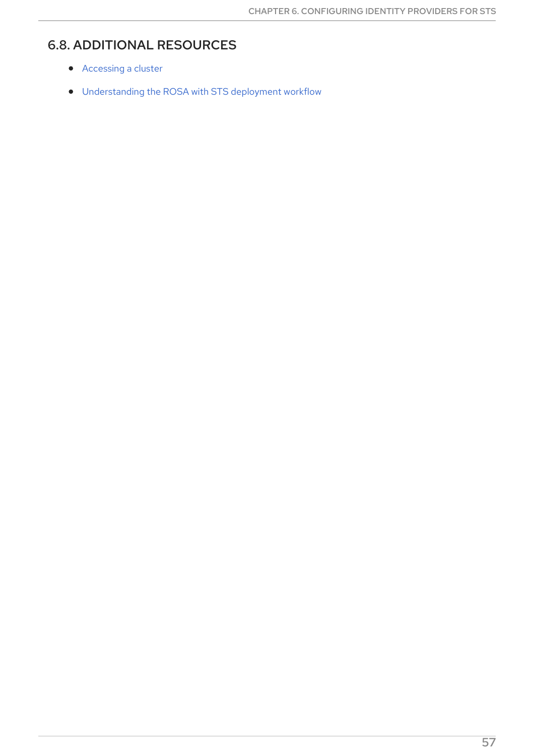## 6.8. ADDITIONAL RESOURCES

- Accessing a cluster
- Understanding the ROSA with STS deployment workflow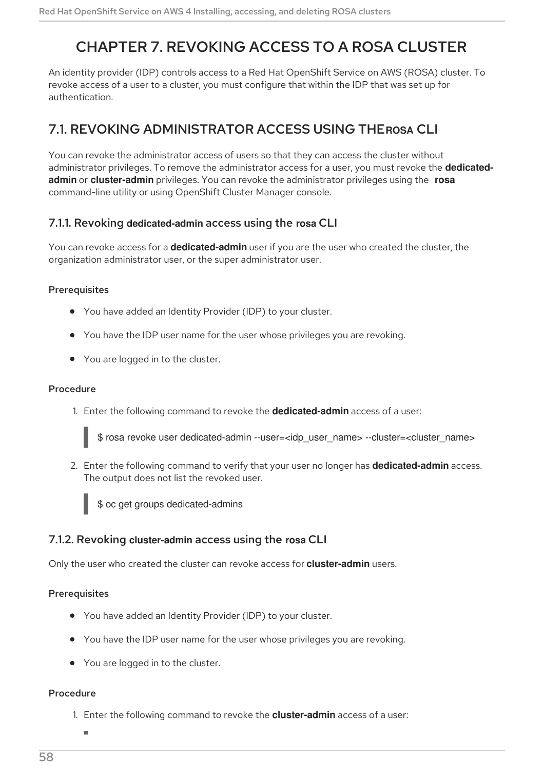# CHAPTER 7. REVOKING ACCESS TO A ROSA CLUSTER

An identity provider (IDP) controls access to a Red Hat OpenShift Service on AWS (ROSA) cluster. To revoke access of a user to a cluster, you must configure that within the IDP that was set up for authentication.

## 7.1. REVOKING ADMINISTRATOR ACCESS USING THE ROSA CLI

You can revoke the administrator access of users so that they can access the cluster without administrator privileges. To remove the administrator access for a user, you must revoke the **dedicated-admin** or **cluster-admin** privileges. You can revoke the administrator privileges using the **rosa** command-line utility or using OpenShift Cluster Manager console.

### 7.1.1. Revoking dedicated-admin access using the rosa CLI

You can revoke access for a **dedicated-admin** user if you are the user who created the cluster, the organization administrator user, or the super administrator user.

#### Prerequisites

- You have added an Identity Provider (IDP) to your cluster.
- You have the IDP user name for the user whose privileges you are revoking.
- You are logged in to the cluster.

#### Procedure

1. Enter the following command to revoke the **dedicated-admin** access of a user:

```
$ rosa revoke user dedicated-admin --user=<idp_user_name> --cluster=<cluster_name>
```

2. Enter the following command to verify that your user no longer has **dedicated-admin** access. The output does not list the revoked user.

```
$ oc get groups dedicated-admins
```

### 7.1.2. Revoking cluster-admin access using the rosa CLI

Only the user who created the cluster can revoke access for **cluster-admin** users.

#### Prerequisites

- You have added an Identity Provider (IDP) to your cluster.
- You have the IDP user name for the user whose privileges you are revoking.
- You are logged in to the cluster.

#### Procedure

1. Enter the following command to revoke the **cluster-admin** access of a user: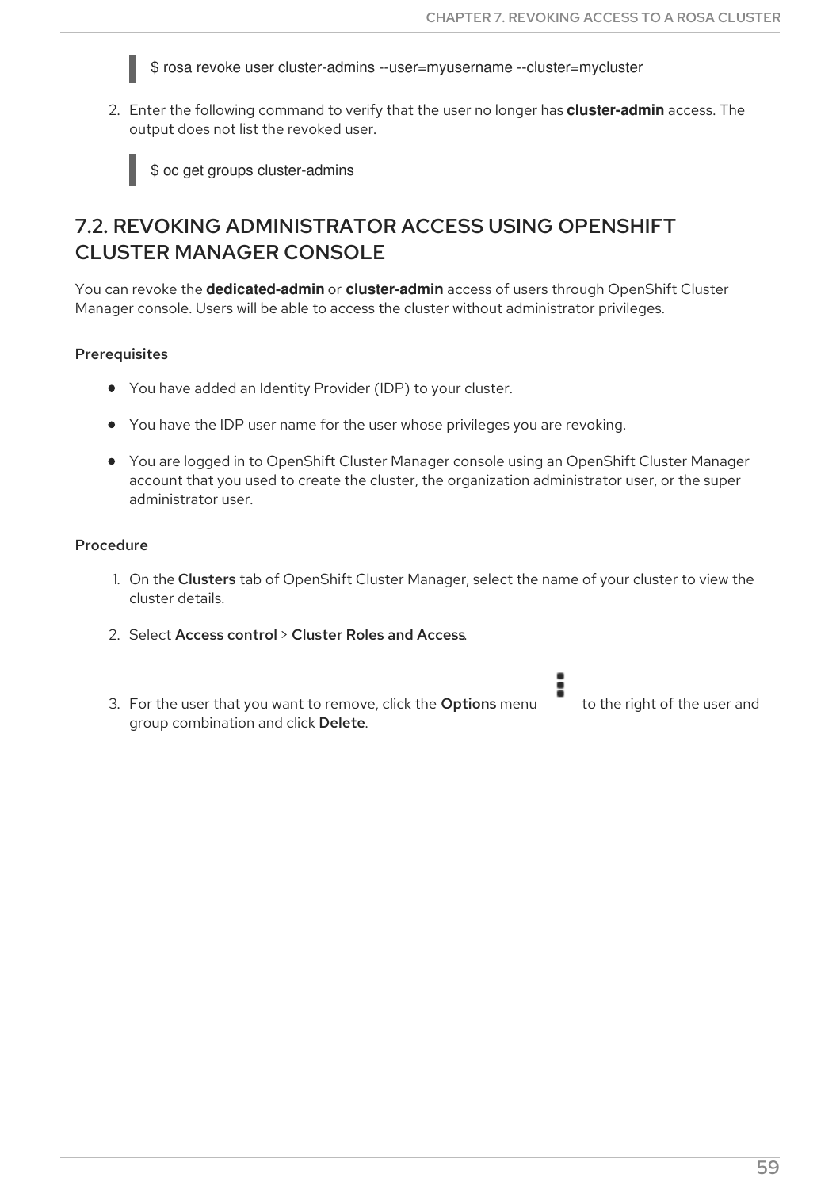```
$ rosa revoke user cluster-admins --user=myusername --cluster=mycluster
```

2. Enter the following command to verify that the user no longer has **cluster-admin** access. The output does not list the revoked user.

```
$ oc get groups cluster-admins
```

## 7.2. REVOKING ADMINISTRATOR ACCESS USING OPENSHIFT CLUSTER MANAGER CONSOLE

You can revoke the **dedicated-admin** or **cluster-admin** access of users through OpenShift Cluster Manager console. Users will be able to access the cluster without administrator privileges.

### Prerequisites

- You have added an Identity Provider (IDP) to your cluster.
- You have the IDP user name for the user whose privileges you are revoking.
- You are logged in to OpenShift Cluster Manager console using an OpenShift Cluster Manager account that you used to create the cluster, the organization administrator user, or the super administrator user.

### Procedure

1. On the **Clusters** tab of OpenShift Cluster Manager, select the name of your cluster to view the cluster details.
2. Select **Access control** > **Cluster Roles and Access**.
3. For the user that you want to remove, click the **Options** menu ⋮ to the right of the user and group combination and click **Delete**.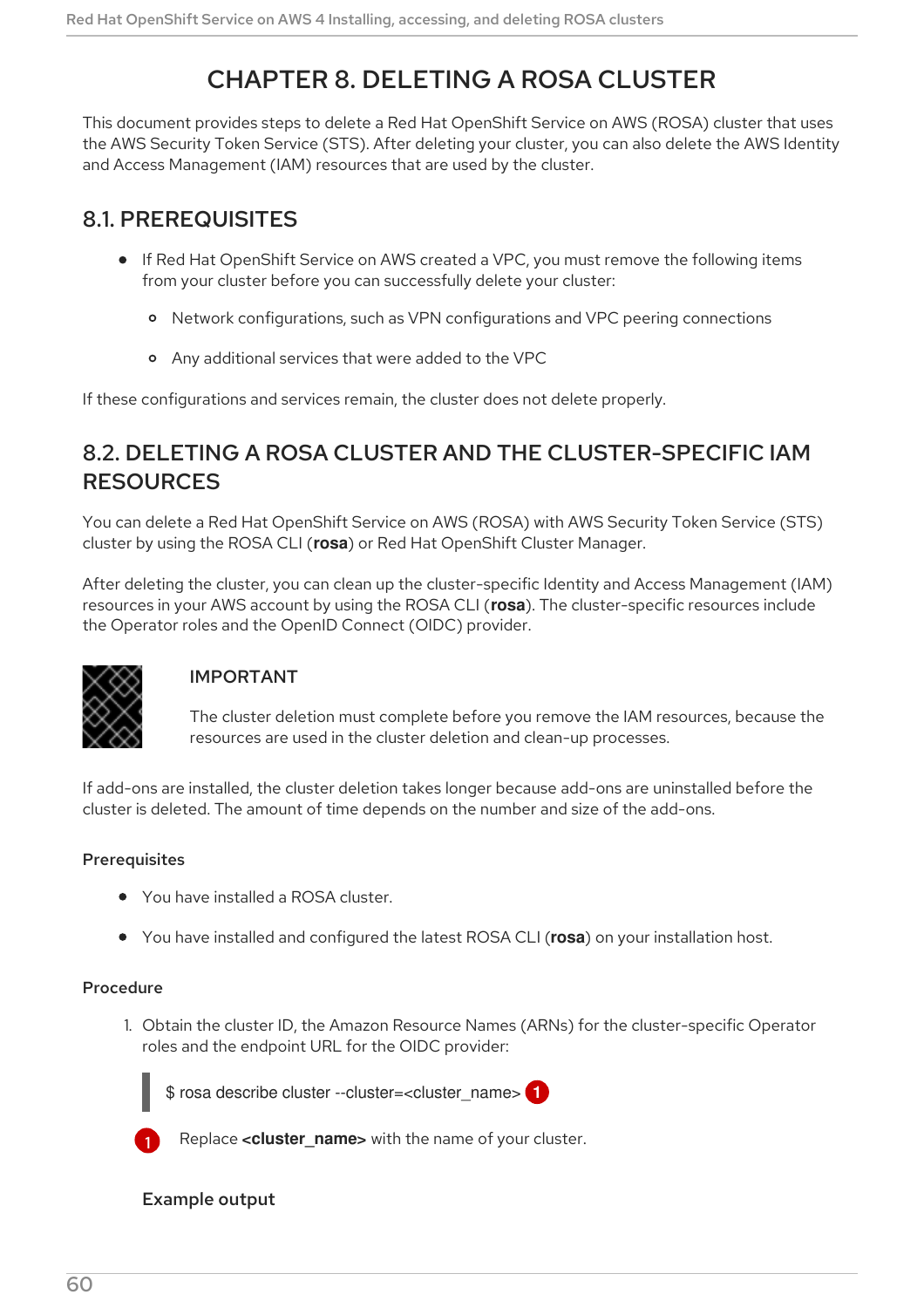# CHAPTER 8. DELETING A ROSA CLUSTER

This document provides steps to delete a Red Hat OpenShift Service on AWS (ROSA) cluster that uses the AWS Security Token Service (STS). After deleting your cluster, you can also delete the AWS Identity and Access Management (IAM) resources that are used by the cluster.

## 8.1. PREREQUISITES

- If Red Hat OpenShift Service on AWS created a VPC, you must remove the following items from your cluster before you can successfully delete your cluster:
  - Network configurations, such as VPN configurations and VPC peering connections
  - Any additional services that were added to the VPC

If these configurations and services remain, the cluster does not delete properly.

## 8.2. DELETING A ROSA CLUSTER AND THE CLUSTER-SPECIFIC IAM RESOURCES

You can delete a Red Hat OpenShift Service on AWS (ROSA) with AWS Security Token Service (STS) cluster by using the ROSA CLI (**rosa**) or Red Hat OpenShift Cluster Manager.

After deleting the cluster, you can clean up the cluster-specific Identity and Access Management (IAM) resources in your AWS account by using the ROSA CLI (**rosa**). The cluster-specific resources include the Operator roles and the OpenID Connect (OIDC) provider.

> **IMPORTANT**
>
> The cluster deletion must complete before you remove the IAM resources, because the resources are used in the cluster deletion and clean-up processes.

If add-ons are installed, the cluster deletion takes longer because add-ons are uninstalled before the cluster is deleted. The amount of time depends on the number and size of the add-ons.

### Prerequisites

- You have installed a ROSA cluster.
- You have installed and configured the latest ROSA CLI (**rosa**) on your installation host.

### Procedure

1. Obtain the cluster ID, the Amazon Resource Names (ARNs) for the cluster-specific Operator roles and the endpoint URL for the OIDC provider:

   ```
   $ rosa describe cluster --cluster=<cluster_name> (1)
   ```

   (1) Replace **<cluster_name>** with the name of your cluster.

   **Example output**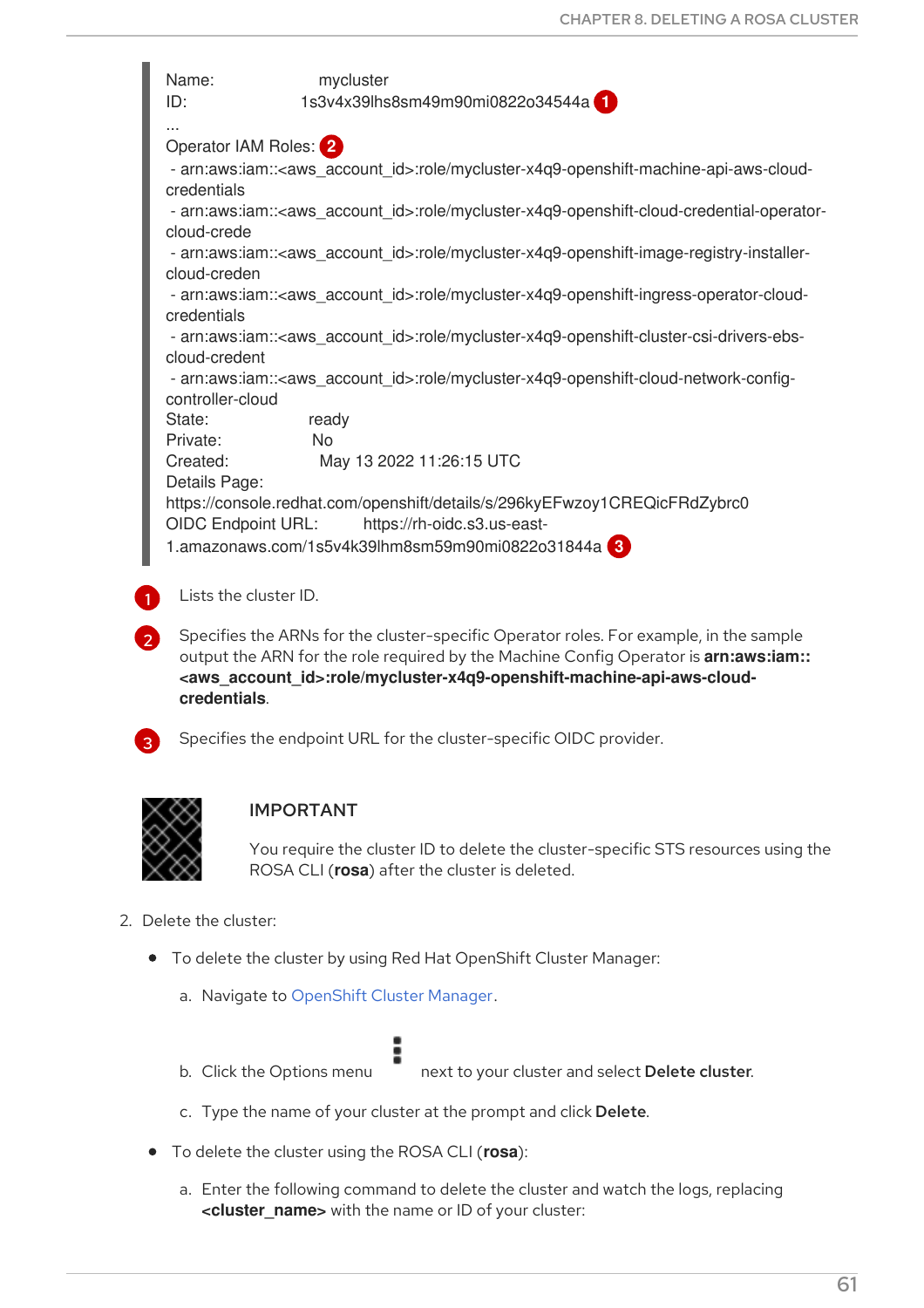```
Name:                  mycluster
ID:                    1s3v4x39lhs8sm49m90mi0822o34544a 1
...
Operator IAM Roles: 2
 - arn:aws:iam::<aws_account_id>:role/mycluster-x4q9-openshift-machine-api-aws-cloud-credentials
 - arn:aws:iam::<aws_account_id>:role/mycluster-x4q9-openshift-cloud-credential-operator-cloud-crede
 - arn:aws:iam::<aws_account_id>:role/mycluster-x4q9-openshift-image-registry-installer-cloud-creden
 - arn:aws:iam::<aws_account_id>:role/mycluster-x4q9-openshift-ingress-operator-cloud-credentials
 - arn:aws:iam::<aws_account_id>:role/mycluster-x4q9-openshift-cluster-csi-drivers-ebs-cloud-credent
 - arn:aws:iam::<aws_account_id>:role/mycluster-x4q9-openshift-cloud-network-config-controller-cloud
State:                 ready
Private:               No
Created:               May 13 2022 11:26:15 UTC
Details Page:          https://console.redhat.com/openshift/details/s/296kyEFwzoy1CREQicFRdZybrc0
OIDC Endpoint URL:     https://rh-oidc.s3.us-east-1.amazonaws.com/1s5v4k39lhm8sm59m90mi0822o31844a 3
```

1. Lists the cluster ID.
2. Specifies the ARNs for the cluster-specific Operator roles. For example, in the sample output the ARN for the role required by the Machine Config Operator is **arn:aws:iam::<aws_account_id>:role/mycluster-x4q9-openshift-machine-api-aws-cloud-credentials**.
3. Specifies the endpoint URL for the cluster-specific OIDC provider.

> **IMPORTANT**
>
> You require the cluster ID to delete the cluster-specific STS resources using the ROSA CLI (**rosa**) after the cluster is deleted.

2. Delete the cluster:
   - To delete the cluster by using Red Hat OpenShift Cluster Manager:
     a. Navigate to OpenShift Cluster Manager.
     b. Click the Options menu ⋮ next to your cluster and select **Delete cluster**.
     c. Type the name of your cluster at the prompt and click **Delete**.
   - To delete the cluster using the ROSA CLI (**rosa**):
     a. Enter the following command to delete the cluster and watch the logs, replacing **<cluster_name>** with the name or ID of your cluster: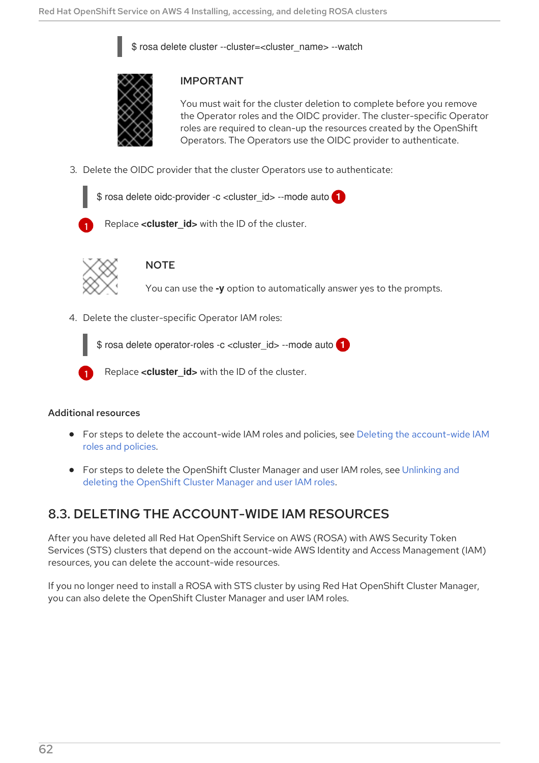```
$ rosa delete cluster --cluster=<cluster_name> --watch
```

> **IMPORTANT**
>
> You must wait for the cluster deletion to complete before you remove the Operator roles and the OIDC provider. The cluster-specific Operator roles are required to clean-up the resources created by the OpenShift Operators. The Operators use the OIDC provider to authenticate.

3. Delete the OIDC provider that the cluster Operators use to authenticate:

```
$ rosa delete oidc-provider -c <cluster_id> --mode auto
```

   1. Replace **<cluster_id>** with the ID of the cluster.

> **NOTE**
>
> You can use the **-y** option to automatically answer yes to the prompts.

4. Delete the cluster-specific Operator IAM roles:

```
$ rosa delete operator-roles -c <cluster_id> --mode auto
```

   1. Replace **<cluster_id>** with the ID of the cluster.

**Additional resources**

- For steps to delete the account-wide IAM roles and policies, see Deleting the account-wide IAM roles and policies.
- For steps to delete the OpenShift Cluster Manager and user IAM roles, see Unlinking and deleting the OpenShift Cluster Manager and user IAM roles.

## 8.3. DELETING THE ACCOUNT-WIDE IAM RESOURCES

After you have deleted all Red Hat OpenShift Service on AWS (ROSA) with AWS Security Token Services (STS) clusters that depend on the account-wide AWS Identity and Access Management (IAM) resources, you can delete the account-wide resources.

If you no longer need to install a ROSA with STS cluster by using Red Hat OpenShift Cluster Manager, you can also delete the OpenShift Cluster Manager and user IAM roles.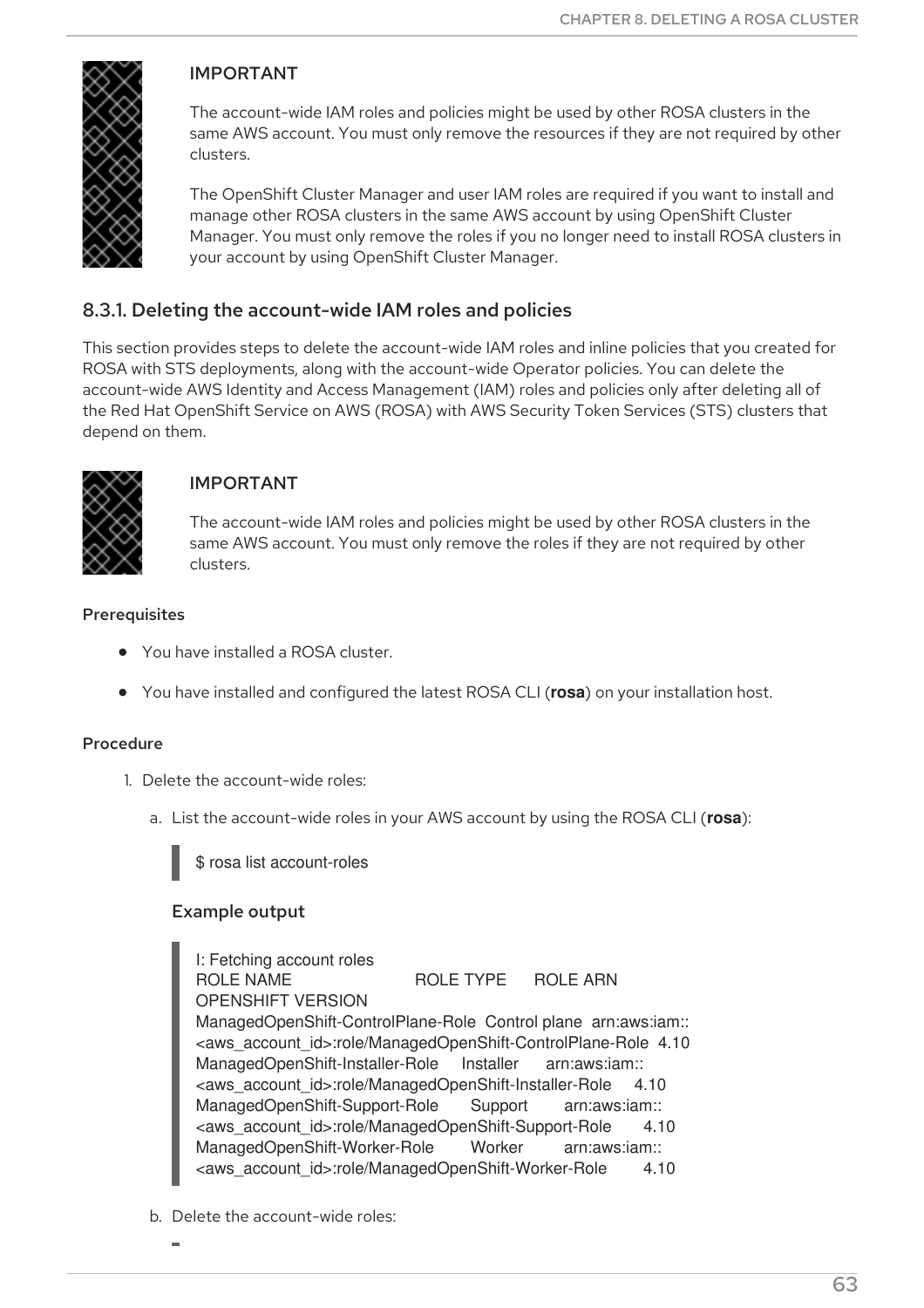> **IMPORTANT**
>
> The account-wide IAM roles and policies might be used by other ROSA clusters in the same AWS account. You must only remove the resources if they are not required by other clusters.
>
> The OpenShift Cluster Manager and user IAM roles are required if you want to install and manage other ROSA clusters in the same AWS account by using OpenShift Cluster Manager. You must only remove the roles if you no longer need to install ROSA clusters in your account by using OpenShift Cluster Manager.

### 8.3.1. Deleting the account-wide IAM roles and policies

This section provides steps to delete the account-wide IAM roles and inline policies that you created for ROSA with STS deployments, along with the account-wide Operator policies. You can delete the account-wide AWS Identity and Access Management (IAM) roles and policies only after deleting all of the Red Hat OpenShift Service on AWS (ROSA) with AWS Security Token Services (STS) clusters that depend on them.

> **IMPORTANT**
>
> The account-wide IAM roles and policies might be used by other ROSA clusters in the same AWS account. You must only remove the roles if they are not required by other clusters.

#### Prerequisites

- You have installed a ROSA cluster.
- You have installed and configured the latest ROSA CLI (**rosa**) on your installation host.

#### Procedure

1. Delete the account-wide roles:
   a. List the account-wide roles in your AWS account by using the ROSA CLI (**rosa**):

      ```
      $ rosa list account-roles
      ```

      **Example output**

      ```
      I: Fetching account roles
      ROLE NAME                    ROLE TYPE    ROLE ARN
      OPENSHIFT VERSION
      ManagedOpenShift-ControlPlane-Role  Control plane  arn:aws:iam::
      <aws_account_id>:role/ManagedOpenShift-ControlPlane-Role  4.10
      ManagedOpenShift-Installer-Role     Installer     arn:aws:iam::
      <aws_account_id>:role/ManagedOpenShift-Installer-Role     4.10
      ManagedOpenShift-Support-Role       Support       arn:aws:iam::
      <aws_account_id>:role/ManagedOpenShift-Support-Role       4.10
      ManagedOpenShift-Worker-Role        Worker        arn:aws:iam::
      <aws_account_id>:role/ManagedOpenShift-Worker-Role        4.10
      ```

   b. Delete the account-wide roles: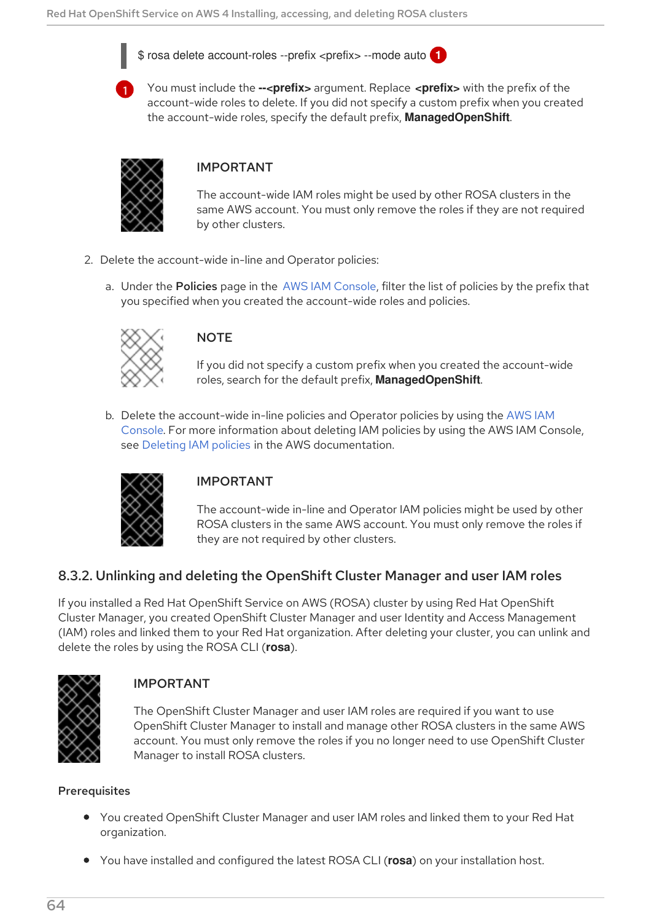```
$ rosa delete account-roles --prefix <prefix> --mode auto
```

1. You must include the **--<prefix>** argument. Replace **<prefix>** with the prefix of the account-wide roles to delete. If you did not specify a custom prefix when you created the account-wide roles, specify the default prefix, **ManagedOpenShift**.

> **IMPORTANT**
>
> The account-wide IAM roles might be used by other ROSA clusters in the same AWS account. You must only remove the roles if they are not required by other clusters.

2. Delete the account-wide in-line and Operator policies:

   a. Under the **Policies** page in the AWS IAM Console, filter the list of policies by the prefix that you specified when you created the account-wide roles and policies.

   > **NOTE**
   >
   > If you did not specify a custom prefix when you created the account-wide roles, search for the default prefix, **ManagedOpenShift**.

   b. Delete the account-wide in-line policies and Operator policies by using the AWS IAM Console. For more information about deleting IAM policies by using the AWS IAM Console, see Deleting IAM policies in the AWS documentation.

   > **IMPORTANT**
   >
   > The account-wide in-line and Operator IAM policies might be used by other ROSA clusters in the same AWS account. You must only remove the roles if they are not required by other clusters.

### 8.3.2. Unlinking and deleting the OpenShift Cluster Manager and user IAM roles

If you installed a Red Hat OpenShift Service on AWS (ROSA) cluster by using Red Hat OpenShift Cluster Manager, you created OpenShift Cluster Manager and user Identity and Access Management (IAM) roles and linked them to your Red Hat organization. After deleting your cluster, you can unlink and delete the roles by using the ROSA CLI (**rosa**).

> **IMPORTANT**
>
> The OpenShift Cluster Manager and user IAM roles are required if you want to use OpenShift Cluster Manager to install and manage other ROSA clusters in the same AWS account. You must only remove the roles if you no longer need to use OpenShift Cluster Manager to install ROSA clusters.

**Prerequisites**

- You created OpenShift Cluster Manager and user IAM roles and linked them to your Red Hat organization.
- You have installed and configured the latest ROSA CLI (**rosa**) on your installation host.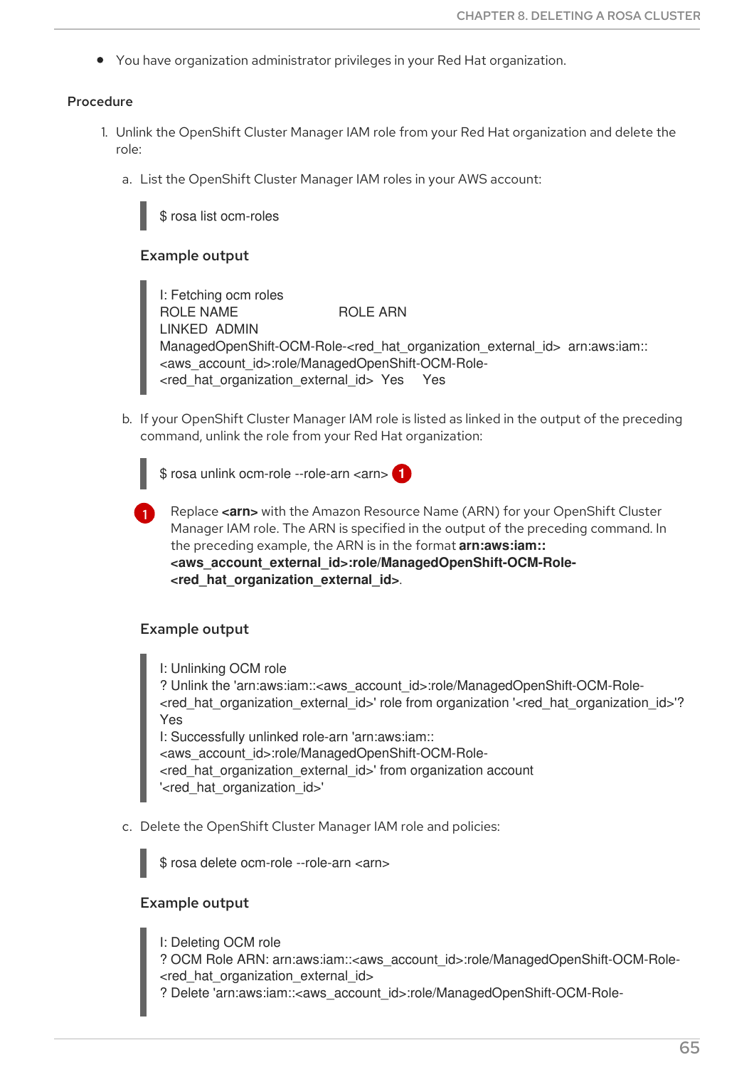- You have organization administrator privileges in your Red Hat organization.

#### Procedure

1. Unlink the OpenShift Cluster Manager IAM role from your Red Hat organization and delete the role:

   a. List the OpenShift Cluster Manager IAM roles in your AWS account:

   ```
   $ rosa list ocm-roles
   ```

   **Example output**

   ```
   I: Fetching ocm roles
   ROLE NAME                        ROLE ARN
   LINKED  ADMIN
   ManagedOpenShift-OCM-Role-<red_hat_organization_external_id>  arn:aws:iam::
   <aws_account_id>:role/ManagedOpenShift-OCM-Role-
   <red_hat_organization_external_id>  Yes     Yes
   ```

   b. If your OpenShift Cluster Manager IAM role is listed as linked in the output of the preceding command, unlink the role from your Red Hat organization:

   ```
   $ rosa unlink ocm-role --role-arn <arn> (1)
   ```

   (1) Replace **<arn>** with the Amazon Resource Name (ARN) for your OpenShift Cluster Manager IAM role. The ARN is specified in the output of the preceding command. In the preceding example, the ARN is in the format **arn:aws:iam::<aws_account_external_id>:role/ManagedOpenShift-OCM-Role-<red_hat_organization_external_id>**.

   **Example output**

   ```
   I: Unlinking OCM role
   ? Unlink the 'arn:aws:iam::<aws_account_id>:role/ManagedOpenShift-OCM-Role-
   <red_hat_organization_external_id>' role from organization '<red_hat_organization_id>'?
   Yes
   I: Successfully unlinked role-arn 'arn:aws:iam::
   <aws_account_id>:role/ManagedOpenShift-OCM-Role-
   <red_hat_organization_external_id>' from organization account
   '<red_hat_organization_id>'
   ```

   c. Delete the OpenShift Cluster Manager IAM role and policies:

   ```
   $ rosa delete ocm-role --role-arn <arn>
   ```

   **Example output**

   ```
   I: Deleting OCM role
   ? OCM Role ARN: arn:aws:iam::<aws_account_id>:role/ManagedOpenShift-OCM-Role-
   <red_hat_organization_external_id>
   ? Delete 'arn:aws:iam::<aws_account_id>:role/ManagedOpenShift-OCM-Role-
   ```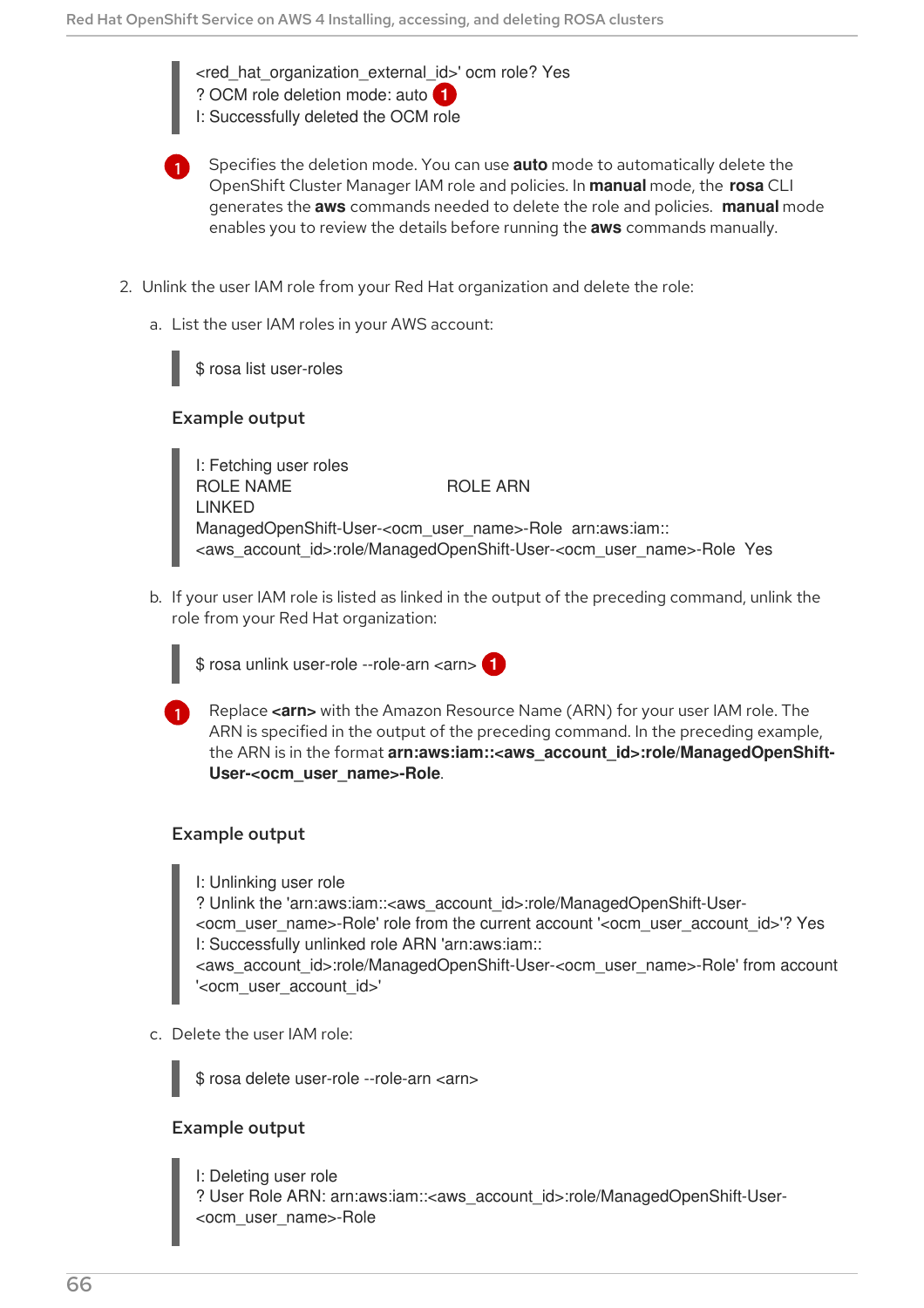```
<red_hat_organization_external_id>' ocm role? Yes
? OCM role deletion mode: auto 1
I: Successfully deleted the OCM role
```

1. Specifies the deletion mode. You can use **auto** mode to automatically delete the OpenShift Cluster Manager IAM role and policies. In **manual** mode, the **rosa** CLI generates the **aws** commands needed to delete the role and policies. **manual** mode enables you to review the details before running the **aws** commands manually.

2. Unlink the user IAM role from your Red Hat organization and delete the role:

    a. List the user IAM roles in your AWS account:

    ```
    $ rosa list user-roles
    ```

    **Example output**

    ```
    I: Fetching user roles
    ROLE NAME                              ROLE ARN
    LINKED
    ManagedOpenShift-User-<ocm_user_name>-Role  arn:aws:iam::
    <aws_account_id>:role/ManagedOpenShift-User-<ocm_user_name>-Role  Yes
    ```

    b. If your user IAM role is listed as linked in the output of the preceding command, unlink the role from your Red Hat organization:

    ```
    $ rosa unlink user-role --role-arn <arn> 1
    ```

    1. Replace **<arn>** with the Amazon Resource Name (ARN) for your user IAM role. The ARN is specified in the output of the preceding command. In the preceding example, the ARN is in the format **arn:aws:iam::<aws_account_id>:role/ManagedOpenShift-User-<ocm_user_name>-Role**.

    **Example output**

    ```
    I: Unlinking user role
    ? Unlink the 'arn:aws:iam::<aws_account_id>:role/ManagedOpenShift-User-
    <ocm_user_name>-Role' role from the current account '<ocm_user_account_id>'? Yes
    I: Successfully unlinked role ARN 'arn:aws:iam::
    <aws_account_id>:role/ManagedOpenShift-User-<ocm_user_name>-Role' from account
    '<ocm_user_account_id>'
    ```

    c. Delete the user IAM role:

    ```
    $ rosa delete user-role --role-arn <arn>
    ```

    **Example output**

    ```
    I: Deleting user role
    ? User Role ARN: arn:aws:iam::<aws_account_id>:role/ManagedOpenShift-User-
    <ocm_user_name>-Role
    ```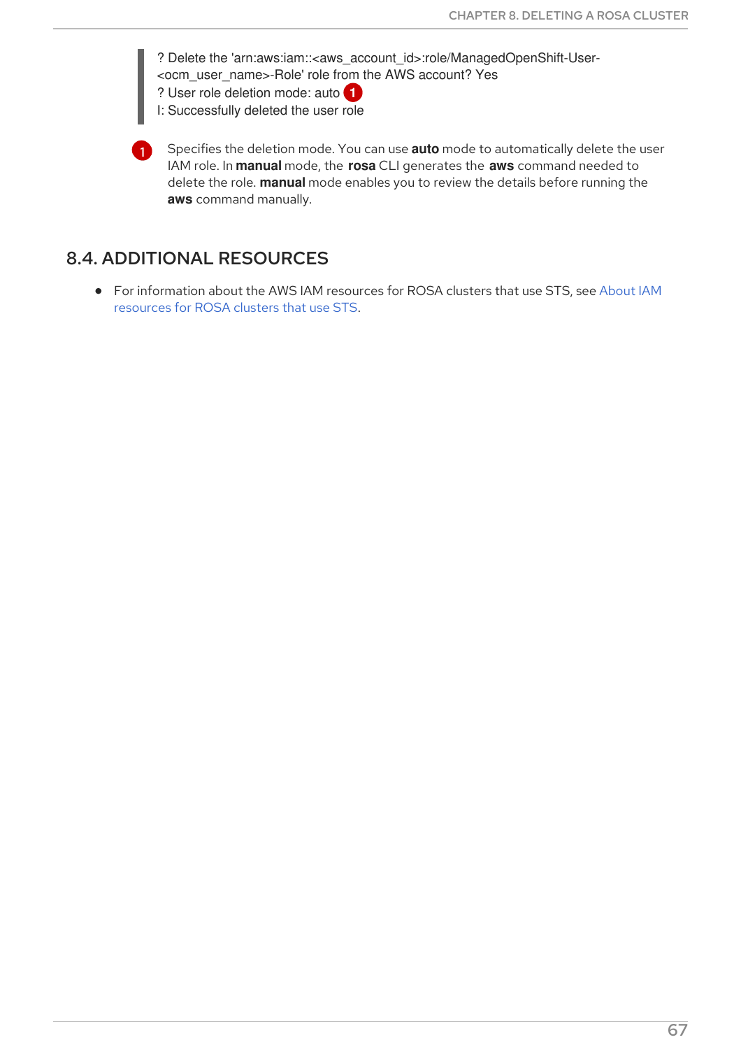```
? Delete the 'arn:aws:iam::<aws_account_id>:role/ManagedOpenShift-User-<ocm_user_name>-Role' role from the AWS account? Yes
? User role deletion mode: auto 1
I: Successfully deleted the user role
```

1. Specifies the deletion mode. You can use **auto** mode to automatically delete the user IAM role. In **manual** mode, the **rosa** CLI generates the **aws** command needed to delete the role. **manual** mode enables you to review the details before running the **aws** command manually.

## 8.4. ADDITIONAL RESOURCES

- For information about the AWS IAM resources for ROSA clusters that use STS, see About IAM resources for ROSA clusters that use STS.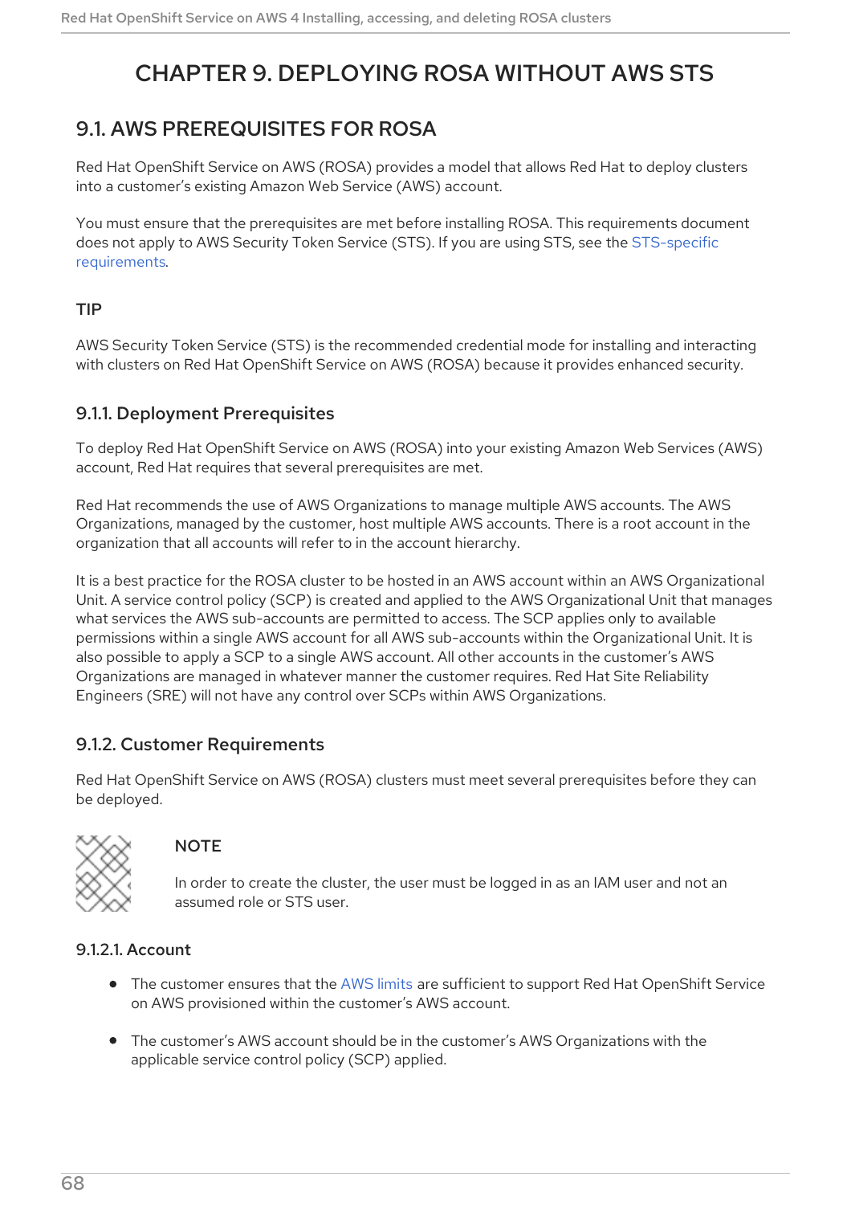# CHAPTER 9. DEPLOYING ROSA WITHOUT AWS STS

## 9.1. AWS PREREQUISITES FOR ROSA

Red Hat OpenShift Service on AWS (ROSA) provides a model that allows Red Hat to deploy clusters into a customer's existing Amazon Web Service (AWS) account.

You must ensure that the prerequisites are met before installing ROSA. This requirements document does not apply to AWS Security Token Service (STS). If you are using STS, see the STS-specific requirements.

**TIP**

AWS Security Token Service (STS) is the recommended credential mode for installing and interacting with clusters on Red Hat OpenShift Service on AWS (ROSA) because it provides enhanced security.

### 9.1.1. Deployment Prerequisites

To deploy Red Hat OpenShift Service on AWS (ROSA) into your existing Amazon Web Services (AWS) account, Red Hat requires that several prerequisites are met.

Red Hat recommends the use of AWS Organizations to manage multiple AWS accounts. The AWS Organizations, managed by the customer, host multiple AWS accounts. There is a root account in the organization that all accounts will refer to in the account hierarchy.

It is a best practice for the ROSA cluster to be hosted in an AWS account within an AWS Organizational Unit. A service control policy (SCP) is created and applied to the AWS Organizational Unit that manages what services the AWS sub-accounts are permitted to access. The SCP applies only to available permissions within a single AWS account for all AWS sub-accounts within the Organizational Unit. It is also possible to apply a SCP to a single AWS account. All other accounts in the customer's AWS Organizations are managed in whatever manner the customer requires. Red Hat Site Reliability Engineers (SRE) will not have any control over SCPs within AWS Organizations.

### 9.1.2. Customer Requirements

Red Hat OpenShift Service on AWS (ROSA) clusters must meet several prerequisites before they can be deployed.

**NOTE**

In order to create the cluster, the user must be logged in as an IAM user and not an assumed role or STS user.

#### 9.1.2.1. Account

- The customer ensures that the AWS limits are sufficient to support Red Hat OpenShift Service on AWS provisioned within the customer's AWS account.
- The customer's AWS account should be in the customer's AWS Organizations with the applicable service control policy (SCP) applied.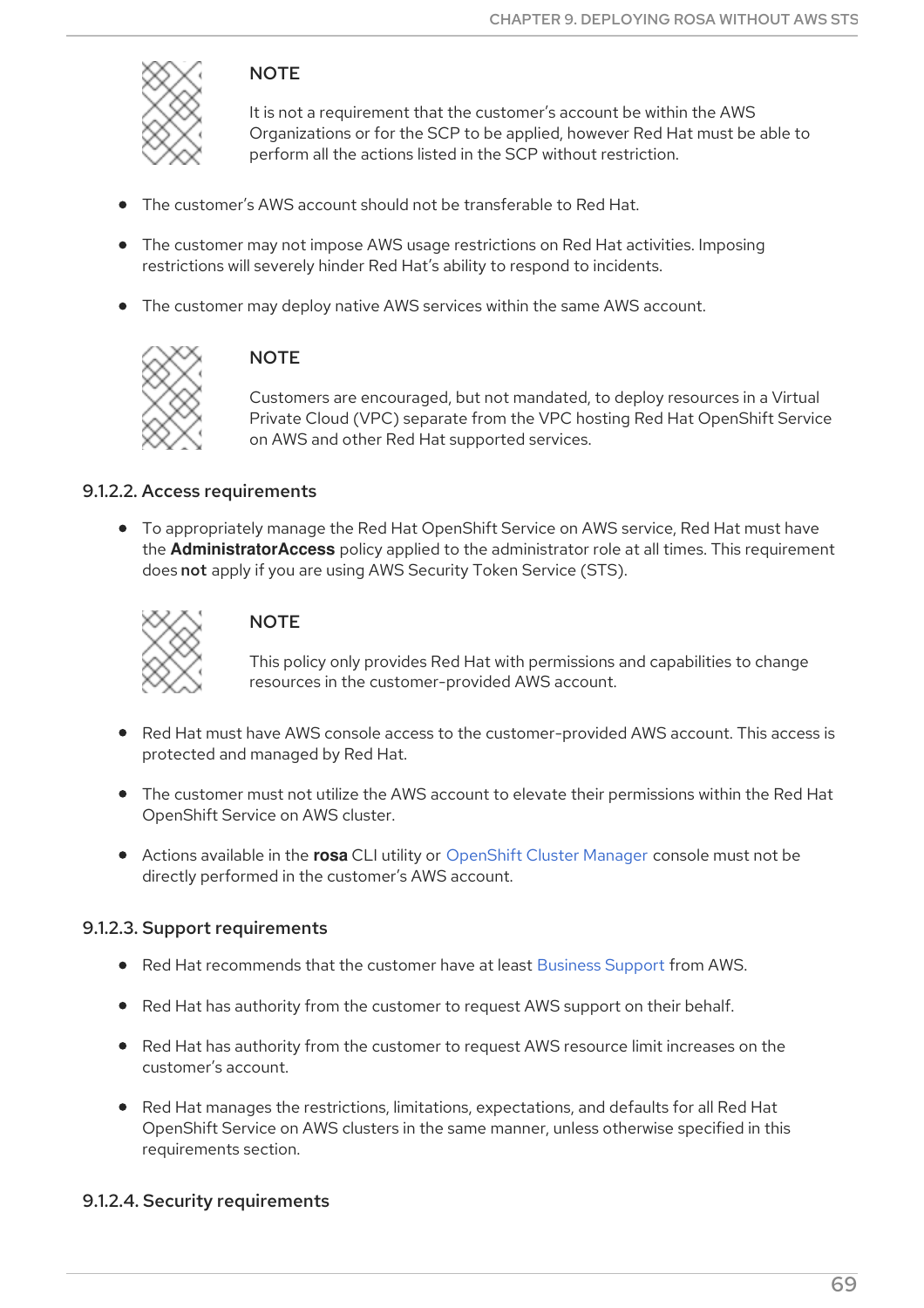> **NOTE**
>
> It is not a requirement that the customer's account be within the AWS Organizations or for the SCP to be applied, however Red Hat must be able to perform all the actions listed in the SCP without restriction.

- The customer's AWS account should not be transferable to Red Hat.
- The customer may not impose AWS usage restrictions on Red Hat activities. Imposing restrictions will severely hinder Red Hat's ability to respond to incidents.
- The customer may deploy native AWS services within the same AWS account.

> **NOTE**
>
> Customers are encouraged, but not mandated, to deploy resources in a Virtual Private Cloud (VPC) separate from the VPC hosting Red Hat OpenShift Service on AWS and other Red Hat supported services.

#### 9.1.2.2. Access requirements

- To appropriately manage the Red Hat OpenShift Service on AWS service, Red Hat must have the **AdministratorAccess** policy applied to the administrator role at all times. This requirement does **not** apply if you are using AWS Security Token Service (STS).

> **NOTE**
>
> This policy only provides Red Hat with permissions and capabilities to change resources in the customer-provided AWS account.

- Red Hat must have AWS console access to the customer-provided AWS account. This access is protected and managed by Red Hat.
- The customer must not utilize the AWS account to elevate their permissions within the Red Hat OpenShift Service on AWS cluster.
- Actions available in the **rosa** CLI utility or OpenShift Cluster Manager console must not be directly performed in the customer's AWS account.

#### 9.1.2.3. Support requirements

- Red Hat recommends that the customer have at least Business Support from AWS.
- Red Hat has authority from the customer to request AWS support on their behalf.
- Red Hat has authority from the customer to request AWS resource limit increases on the customer's account.
- Red Hat manages the restrictions, limitations, expectations, and defaults for all Red Hat OpenShift Service on AWS clusters in the same manner, unless otherwise specified in this requirements section.

#### 9.1.2.4. Security requirements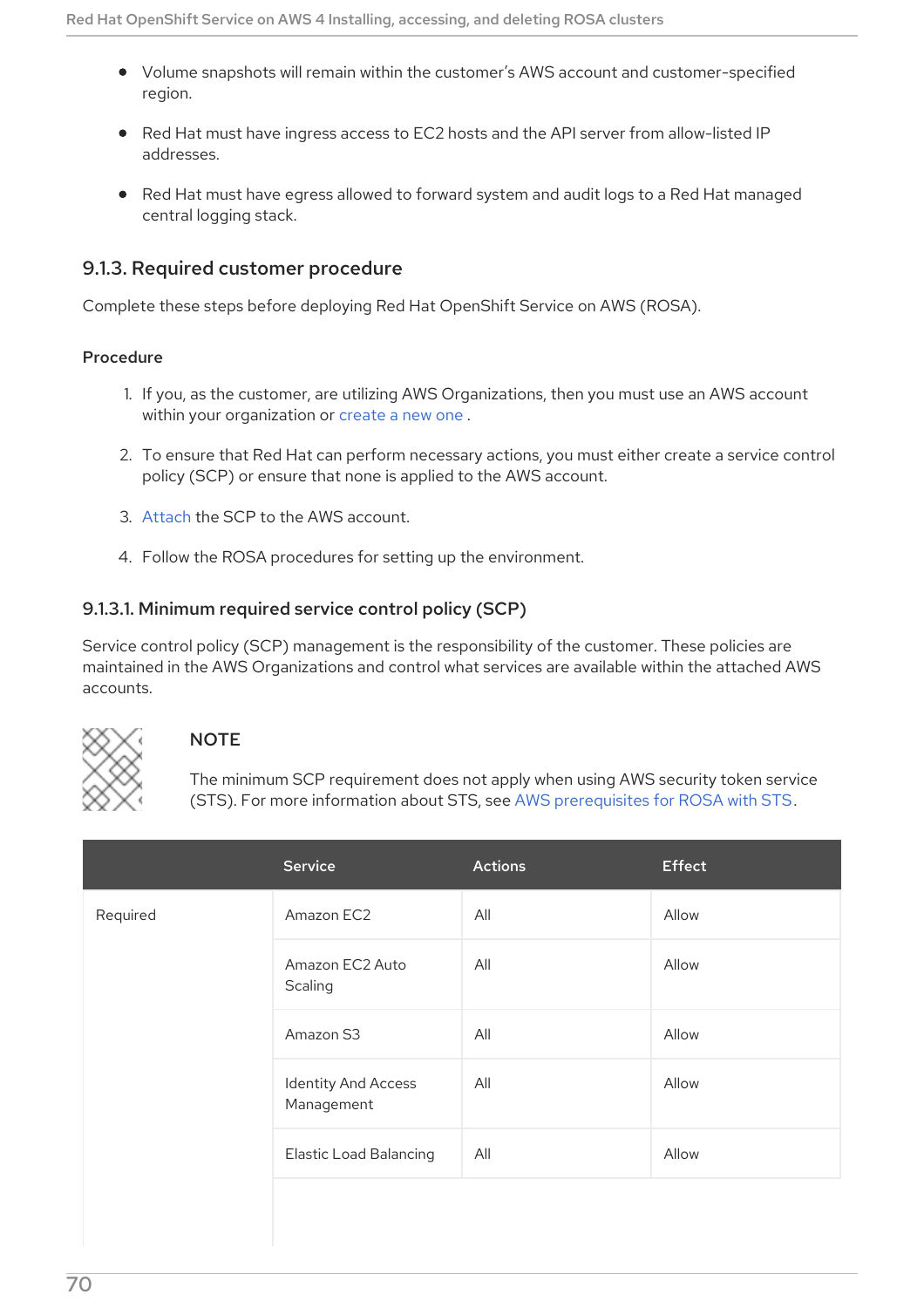- Volume snapshots will remain within the customer's AWS account and customer-specified region.
- Red Hat must have ingress access to EC2 hosts and the API server from allow-listed IP addresses.
- Red Hat must have egress allowed to forward system and audit logs to a Red Hat managed central logging stack.

### 9.1.3. Required customer procedure

Complete these steps before deploying Red Hat OpenShift Service on AWS (ROSA).

**Procedure**

1. If you, as the customer, are utilizing AWS Organizations, then you must use an AWS account within your organization or create a new one .
2. To ensure that Red Hat can perform necessary actions, you must either create a service control policy (SCP) or ensure that none is applied to the AWS account.
3. Attach the SCP to the AWS account.
4. Follow the ROSA procedures for setting up the environment.

#### 9.1.3.1. Minimum required service control policy (SCP)

Service control policy (SCP) management is the responsibility of the customer. These policies are maintained in the AWS Organizations and control what services are available within the attached AWS accounts.

> **NOTE**
>
> The minimum SCP requirement does not apply when using AWS security token service (STS). For more information about STS, see AWS prerequisites for ROSA with STS.

| | Service | Actions | Effect |
|---|---|---|---|
| Required | Amazon EC2 | All | Allow |
| | Amazon EC2 Auto Scaling | All | Allow |
| | Amazon S3 | All | Allow |
| | Identity And Access Management | All | Allow |
| | Elastic Load Balancing | All | Allow |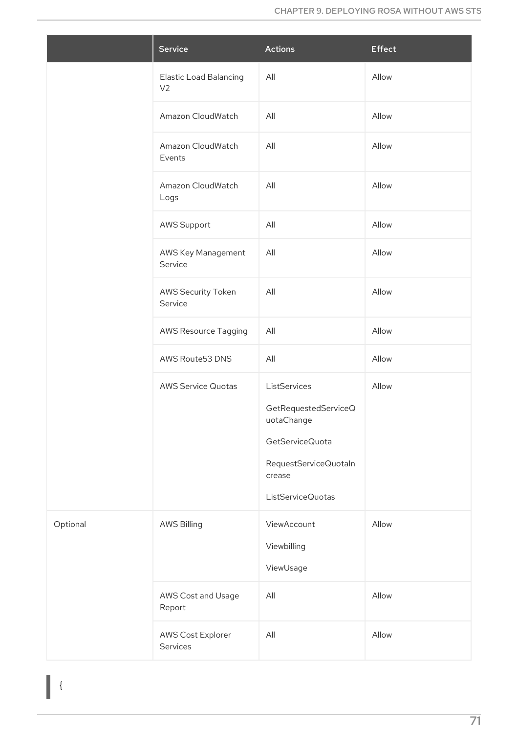| | Service | Actions | Effect |
|---|---|---|---|
| | Elastic Load Balancing V2 | All | Allow |
| | Amazon CloudWatch | All | Allow |
| | Amazon CloudWatch Events | All | Allow |
| | Amazon CloudWatch Logs | All | Allow |
| | AWS Support | All | Allow |
| | AWS Key Management Service | All | Allow |
| | AWS Security Token Service | All | Allow |
| | AWS Resource Tagging | All | Allow |
| | AWS Route53 DNS | All | Allow |
| | AWS Service Quotas | ListServices<br><br>GetRequestedServiceQuotaChange<br><br>GetServiceQuota<br><br>RequestServiceQuotaIncrease<br><br>ListServiceQuotas | Allow |
| Optional | AWS Billing | ViewAccount<br><br>Viewbilling<br><br>ViewUsage | Allow |
| | AWS Cost and Usage Report | All | Allow |
| | AWS Cost Explorer Services | All | Allow |

```
{
```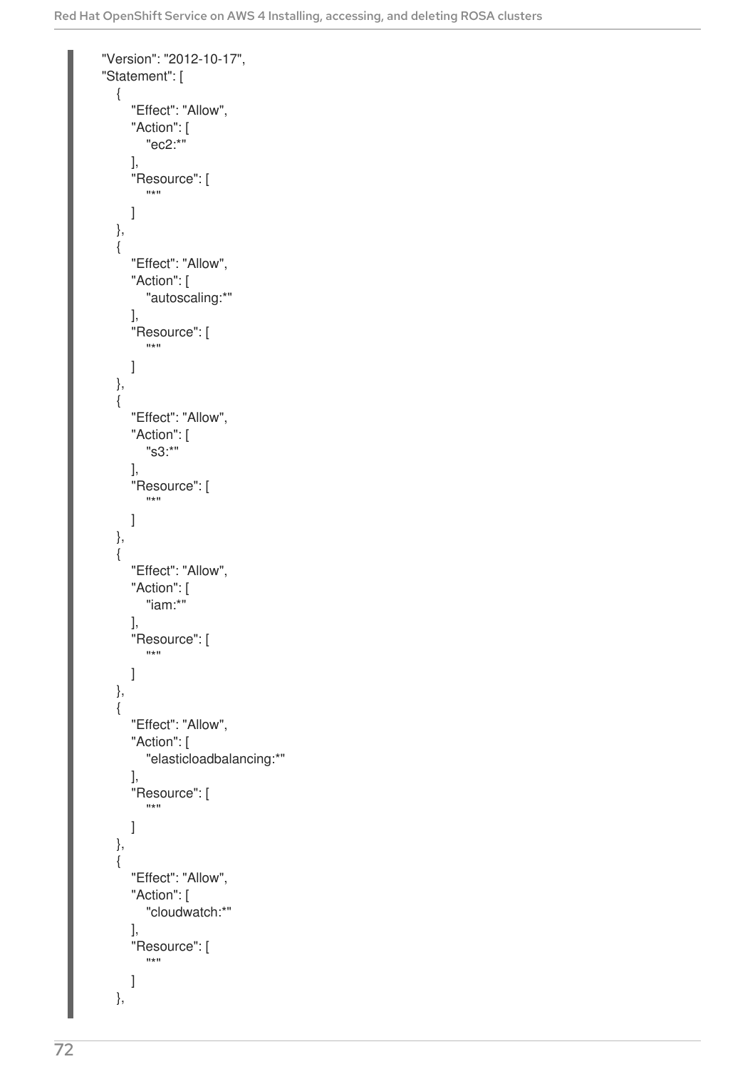```
"Version": "2012-10-17",
"Statement": [
    {
        "Effect": "Allow",
        "Action": [
            "ec2:*"
        ],
        "Resource": [
            "*"
        ]
    },
    {
        "Effect": "Allow",
        "Action": [
            "autoscaling:*"
        ],
        "Resource": [
            "*"
        ]
    },
    {
        "Effect": "Allow",
        "Action": [
            "s3:*"
        ],
        "Resource": [
            "*"
        ]
    },
    {
        "Effect": "Allow",
        "Action": [
            "iam:*"
        ],
        "Resource": [
            "*"
        ]
    },
    {
        "Effect": "Allow",
        "Action": [
            "elasticloadbalancing:*"
        ],
        "Resource": [
            "*"
        ]
    },
    {
        "Effect": "Allow",
        "Action": [
            "cloudwatch:*"
        ],
        "Resource": [
            "*"
        ]
    },
```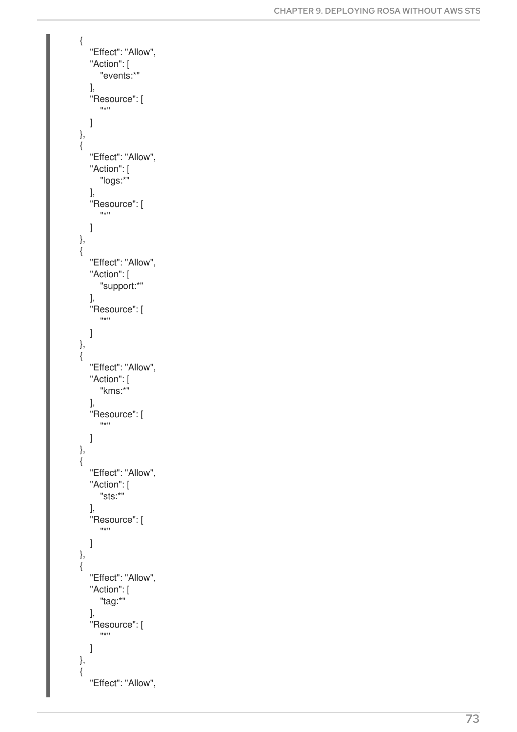```
{
  "Effect": "Allow",
  "Action": [
    "events:*"
  ],
  "Resource": [
    "*"
  ]
},
{
  "Effect": "Allow",
  "Action": [
    "logs:*"
  ],
  "Resource": [
    "*"
  ]
},
{
  "Effect": "Allow",
  "Action": [
    "support:*"
  ],
  "Resource": [
    "*"
  ]
},
{
  "Effect": "Allow",
  "Action": [
    "kms:*"
  ],
  "Resource": [
    "*"
  ]
},
{
  "Effect": "Allow",
  "Action": [
    "sts:*"
  ],
  "Resource": [
    "*"
  ]
},
{
  "Effect": "Allow",
  "Action": [
    "tag:*"
  ],
  "Resource": [
    "*"
  ]
},
{
  "Effect": "Allow",
```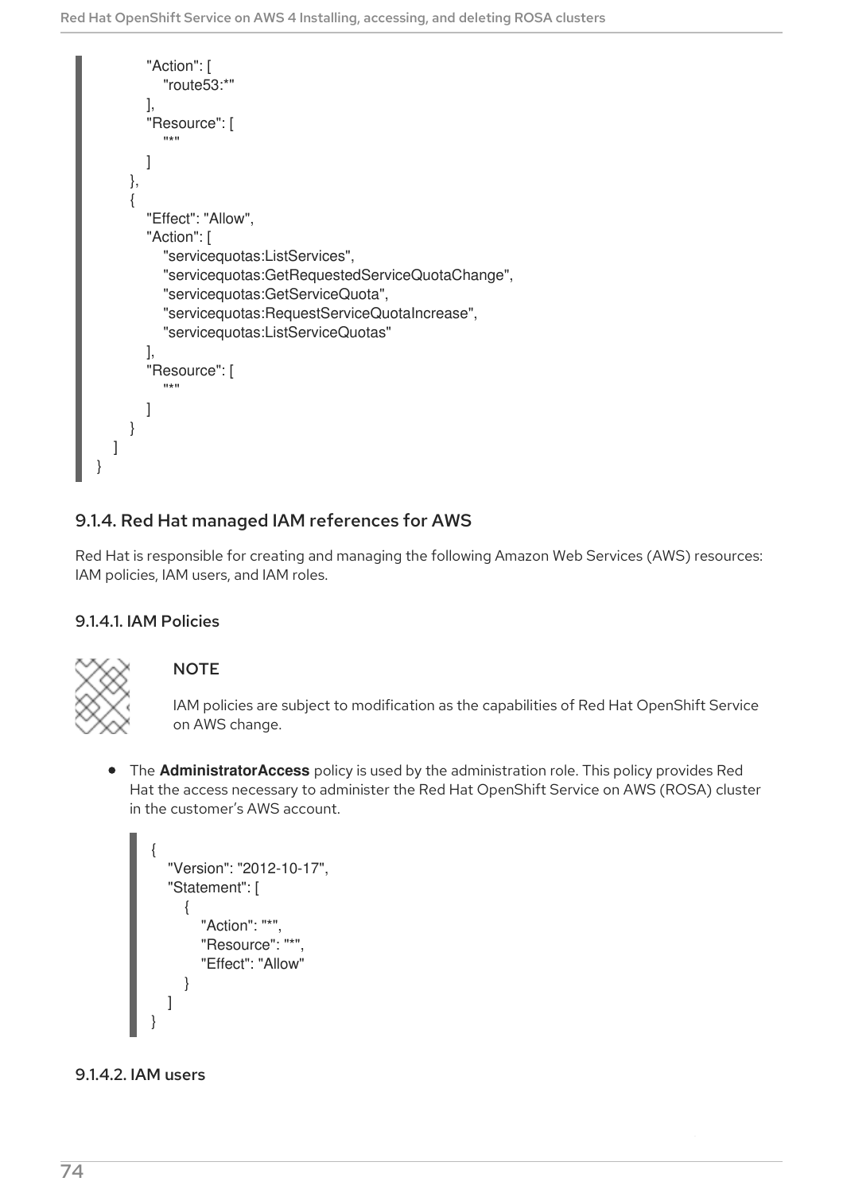```
            "Action": [
                "route53:*"
            ],
            "Resource": [
                "*"
            ]
        },
        {
            "Effect": "Allow",
            "Action": [
                "servicequotas:ListServices",
                "servicequotas:GetRequestedServiceQuotaChange",
                "servicequotas:GetServiceQuota",
                "servicequotas:RequestServiceQuotaIncrease",
                "servicequotas:ListServiceQuotas"
            ],
            "Resource": [
                "*"
            ]
        }
    ]
}
```

### 9.1.4. Red Hat managed IAM references for AWS

Red Hat is responsible for creating and managing the following Amazon Web Services (AWS) resources: IAM policies, IAM users, and IAM roles.

#### 9.1.4.1. IAM Policies

> **NOTE**
>
> IAM policies are subject to modification as the capabilities of Red Hat OpenShift Service on AWS change.

- The **AdministratorAccess** policy is used by the administration role. This policy provides Red Hat the access necessary to administer the Red Hat OpenShift Service on AWS (ROSA) cluster in the customer's AWS account.

  ```
  {
      "Version": "2012-10-17",
      "Statement": [
          {
              "Action": "*",
              "Resource": "*",
              "Effect": "Allow"
          }
      ]
  }
  ```

#### 9.1.4.2. IAM users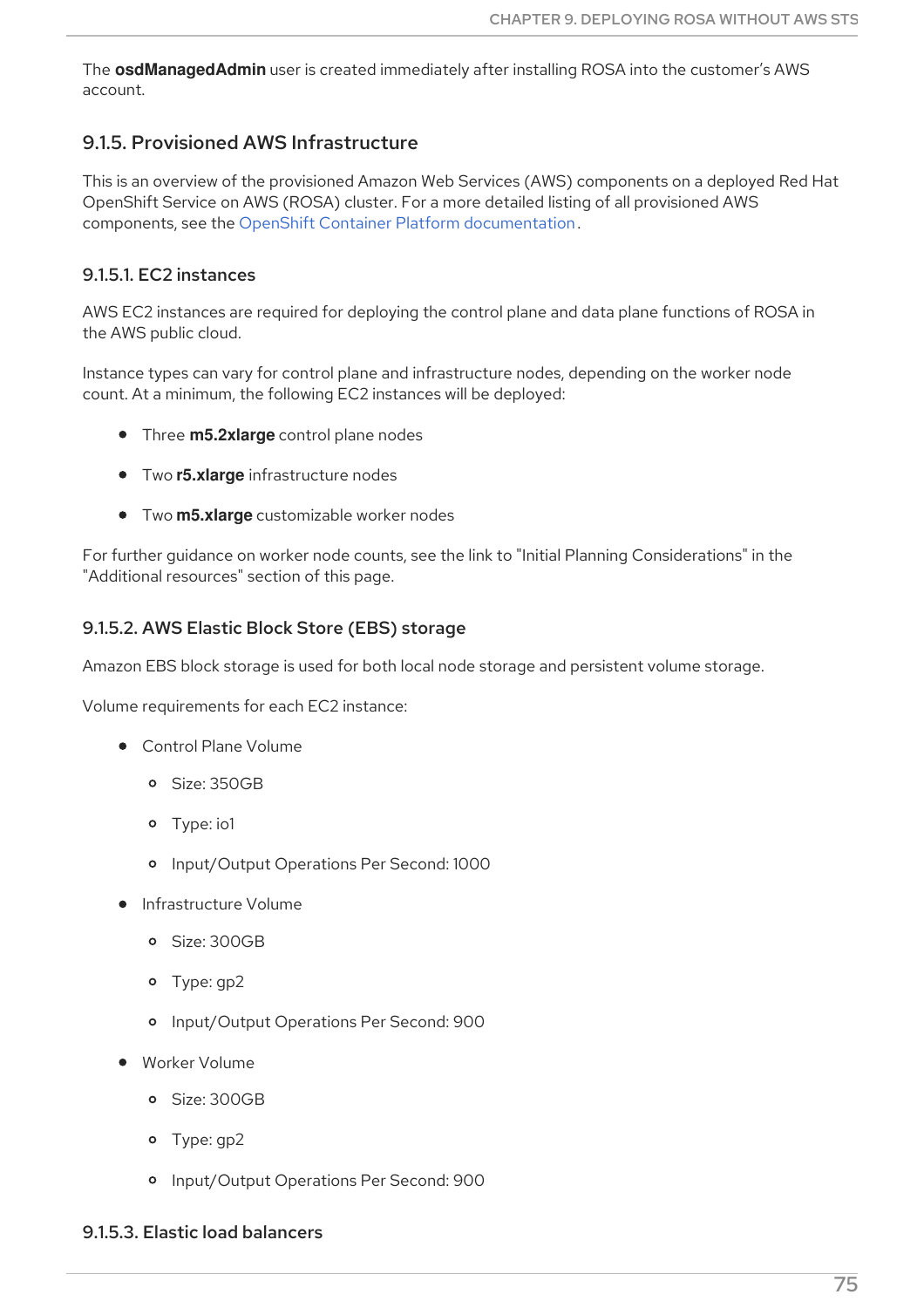The **osdManagedAdmin** user is created immediately after installing ROSA into the customer's AWS account.

### 9.1.5. Provisioned AWS Infrastructure

This is an overview of the provisioned Amazon Web Services (AWS) components on a deployed Red Hat OpenShift Service on AWS (ROSA) cluster. For a more detailed listing of all provisioned AWS components, see the OpenShift Container Platform documentation.

#### 9.1.5.1. EC2 instances

AWS EC2 instances are required for deploying the control plane and data plane functions of ROSA in the AWS public cloud.

Instance types can vary for control plane and infrastructure nodes, depending on the worker node count. At a minimum, the following EC2 instances will be deployed:

- Three **m5.2xlarge** control plane nodes
- Two **r5.xlarge** infrastructure nodes
- Two **m5.xlarge** customizable worker nodes

For further guidance on worker node counts, see the link to "Initial Planning Considerations" in the "Additional resources" section of this page.

#### 9.1.5.2. AWS Elastic Block Store (EBS) storage

Amazon EBS block storage is used for both local node storage and persistent volume storage.

Volume requirements for each EC2 instance:

- Control Plane Volume
  - Size: 350GB
  - Type: io1
  - Input/Output Operations Per Second: 1000
- Infrastructure Volume
  - Size: 300GB
  - Type: gp2
  - Input/Output Operations Per Second: 900
- Worker Volume
  - Size: 300GB
  - Type: gp2
  - Input/Output Operations Per Second: 900

#### 9.1.5.3. Elastic load balancers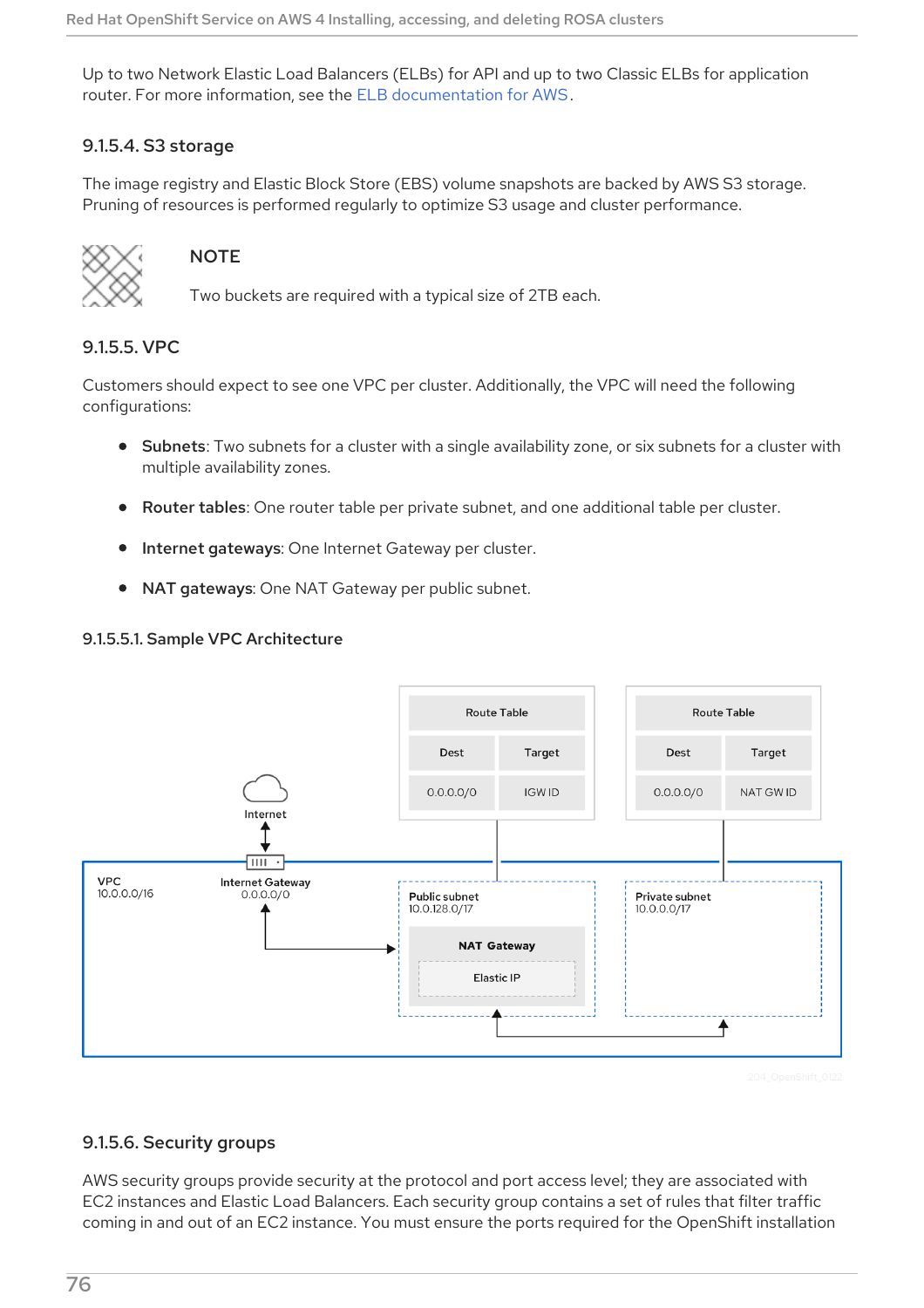Up to two Network Elastic Load Balancers (ELBs) for API and up to two Classic ELBs for application router. For more information, see the ELB documentation for AWS.

#### 9.1.5.4. S3 storage

The image registry and Elastic Block Store (EBS) volume snapshots are backed by AWS S3 storage. Pruning of resources is performed regularly to optimize S3 usage and cluster performance.

> **NOTE**
>
> Two buckets are required with a typical size of 2TB each.

#### 9.1.5.5. VPC

Customers should expect to see one VPC per cluster. Additionally, the VPC will need the following configurations:

- **Subnets**: Two subnets for a cluster with a single availability zone, or six subnets for a cluster with multiple availability zones.
- **Router tables**: One router table per private subnet, and one additional table per cluster.
- **Internet gateways**: One Internet Gateway per cluster.
- **NAT gateways**: One NAT Gateway per public subnet.

##### 9.1.5.5.1. Sample VPC Architecture

Route Table

| Dest | Target |
| --- | --- |
| 0.0.0.0/0 | IGW ID |

Route Table

| Dest | Target |
| --- | --- |
| 0.0.0.0/0 | NAT GW ID |

Internet

VPC 10.0.0.0/16

Internet Gateway 0.0.0.0/0

Public subnet 10.0.128.0/17

NAT Gateway

Elastic IP

Private subnet 10.0.0.0/17

#### 9.1.5.6. Security groups

AWS security groups provide security at the protocol and port access level; they are associated with EC2 instances and Elastic Load Balancers. Each security group contains a set of rules that filter traffic coming in and out of an EC2 instance. You must ensure the ports required for the OpenShift installation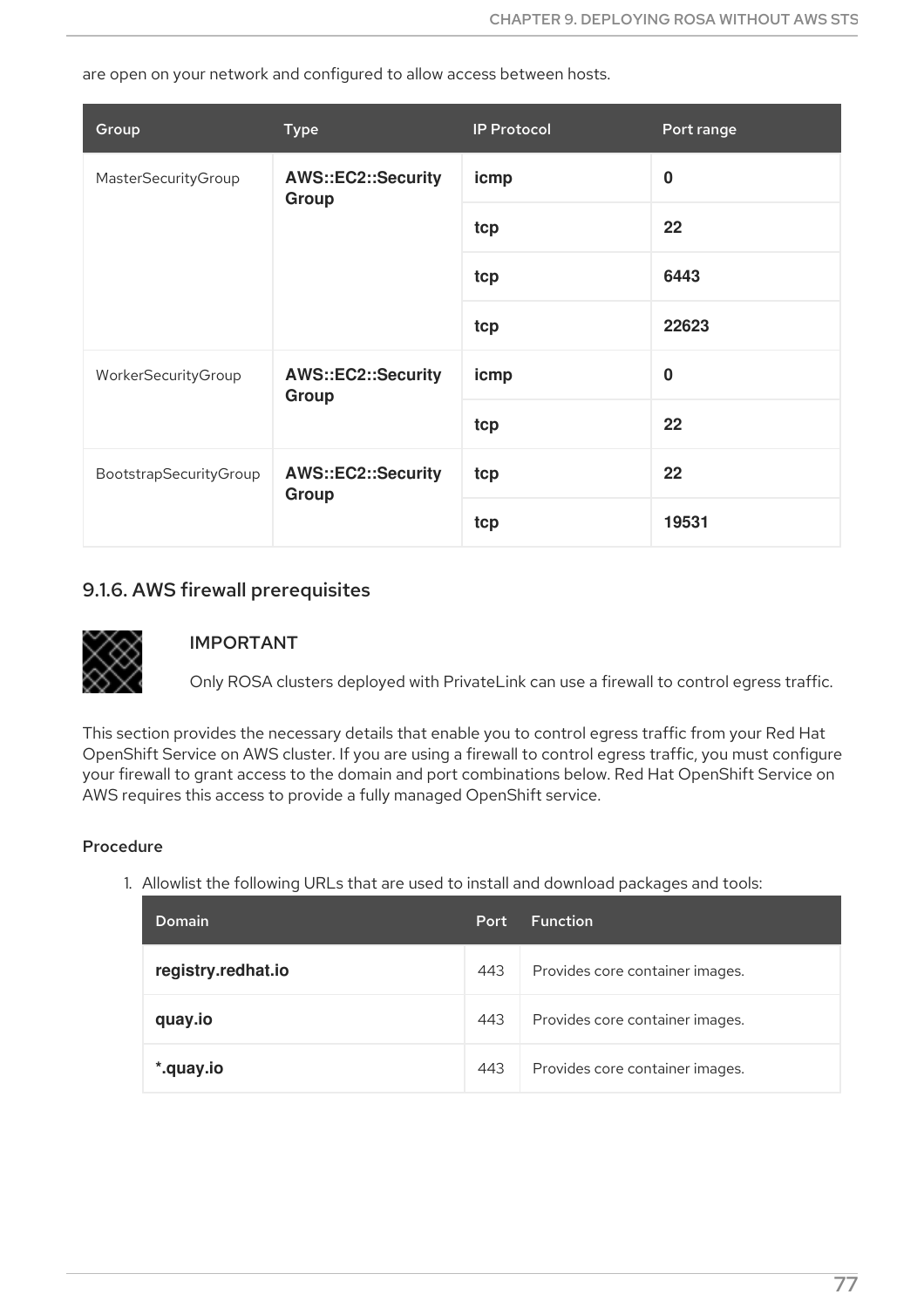are open on your network and configured to allow access between hosts.

| Group | Type | IP Protocol | Port range |
| --- | --- | --- | --- |
| MasterSecurityGroup | **AWS::EC2::Security Group** | **icmp** | **0** |
| | | **tcp** | **22** |
| | | **tcp** | **6443** |
| | | **tcp** | **22623** |
| WorkerSecurityGroup | **AWS::EC2::Security Group** | **icmp** | **0** |
| | | **tcp** | **22** |
| BootstrapSecurityGroup | **AWS::EC2::Security Group** | **tcp** | **22** |
| | | **tcp** | **19531** |

### 9.1.6. AWS firewall prerequisites

IMPORTANT

Only ROSA clusters deployed with PrivateLink can use a firewall to control egress traffic.

This section provides the necessary details that enable you to control egress traffic from your Red Hat OpenShift Service on AWS cluster. If you are using a firewall to control egress traffic, you must configure your firewall to grant access to the domain and port combinations below. Red Hat OpenShift Service on AWS requires this access to provide a fully managed OpenShift service.

#### Procedure

1. Allowlist the following URLs that are used to install and download packages and tools:

| Domain | Port | Function |
| --- | --- | --- |
| **registry.redhat.io** | 443 | Provides core container images. |
| **quay.io** | 443 | Provides core container images. |
| ***.quay.io** | 443 | Provides core container images. |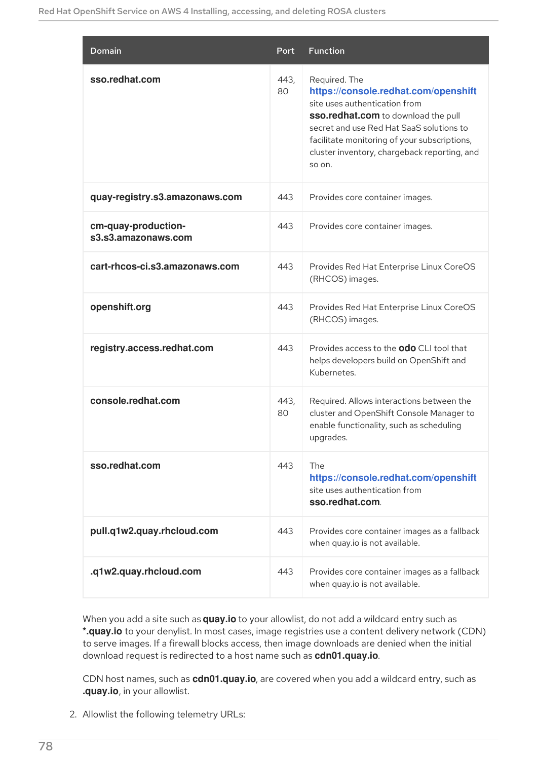| Domain | Port | Function |
| --- | --- | --- |
| **sso.redhat.com** | 443, 80 | Required. The **https://console.redhat.com/openshift** site uses authentication from **sso.redhat.com** to download the pull secret and use Red Hat SaaS solutions to facilitate monitoring of your subscriptions, cluster inventory, chargeback reporting, and so on. |
| **quay-registry.s3.amazonaws.com** | 443 | Provides core container images. |
| **cm-quay-production-s3.s3.amazonaws.com** | 443 | Provides core container images. |
| **cart-rhcos-ci.s3.amazonaws.com** | 443 | Provides Red Hat Enterprise Linux CoreOS (RHCOS) images. |
| **openshift.org** | 443 | Provides Red Hat Enterprise Linux CoreOS (RHCOS) images. |
| **registry.access.redhat.com** | 443 | Provides access to the **odo** CLI tool that helps developers build on OpenShift and Kubernetes. |
| **console.redhat.com** | 443, 80 | Required. Allows interactions between the cluster and OpenShift Console Manager to enable functionality, such as scheduling upgrades. |
| **sso.redhat.com** | 443 | The **https://console.redhat.com/openshift** site uses authentication from **sso.redhat.com**. |
| **pull.q1w2.quay.rhcloud.com** | 443 | Provides core container images as a fallback when quay.io is not available. |
| **.q1w2.quay.rhcloud.com** | 443 | Provides core container images as a fallback when quay.io is not available. |

When you add a site such as **quay.io** to your allowlist, do not add a wildcard entry such as ***.quay.io** to your denylist. In most cases, image registries use a content delivery network (CDN) to serve images. If a firewall blocks access, then image downloads are denied when the initial download request is redirected to a host name such as **cdn01.quay.io**.

CDN host names, such as **cdn01.quay.io**, are covered when you add a wildcard entry, such as **.quay.io**, in your allowlist.

2. Allowlist the following telemetry URLs: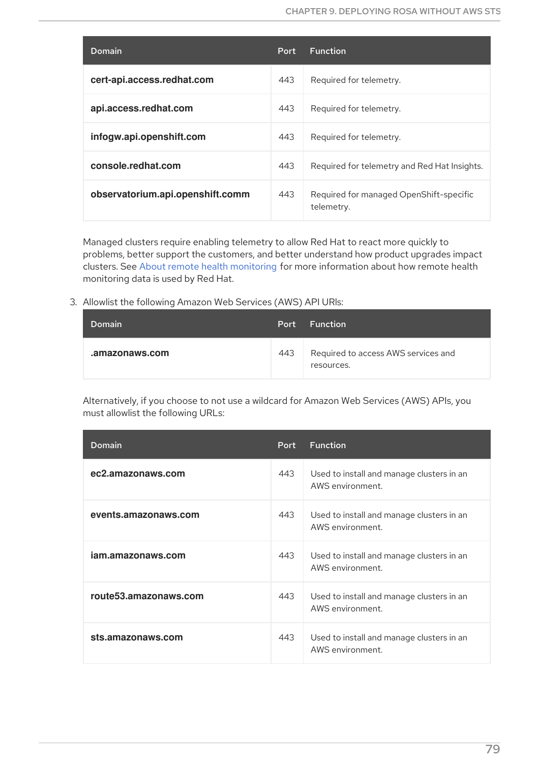| Domain | Port | Function |
| --- | --- | --- |
| **cert-api.access.redhat.com** | 443 | Required for telemetry. |
| **api.access.redhat.com** | 443 | Required for telemetry. |
| **infogw.api.openshift.com** | 443 | Required for telemetry. |
| **console.redhat.com** | 443 | Required for telemetry and Red Hat Insights. |
| **observatorium.api.openshift.comm** | 443 | Required for managed OpenShift-specific telemetry. |

Managed clusters require enabling telemetry to allow Red Hat to react more quickly to problems, better support the customers, and better understand how product upgrades impact clusters. See About remote health monitoring for more information about how remote health monitoring data is used by Red Hat.

3. Allowlist the following Amazon Web Services (AWS) API URls:

| Domain | Port | Function |
| --- | --- | --- |
| **.amazonaws.com** | 443 | Required to access AWS services and resources. |

Alternatively, if you choose to not use a wildcard for Amazon Web Services (AWS) APIs, you must allowlist the following URLs:

| Domain | Port | Function |
| --- | --- | --- |
| **ec2.amazonaws.com** | 443 | Used to install and manage clusters in an AWS environment. |
| **events.amazonaws.com** | 443 | Used to install and manage clusters in an AWS environment. |
| **iam.amazonaws.com** | 443 | Used to install and manage clusters in an AWS environment. |
| **route53.amazonaws.com** | 443 | Used to install and manage clusters in an AWS environment. |
| **sts.amazonaws.com** | 443 | Used to install and manage clusters in an AWS environment. |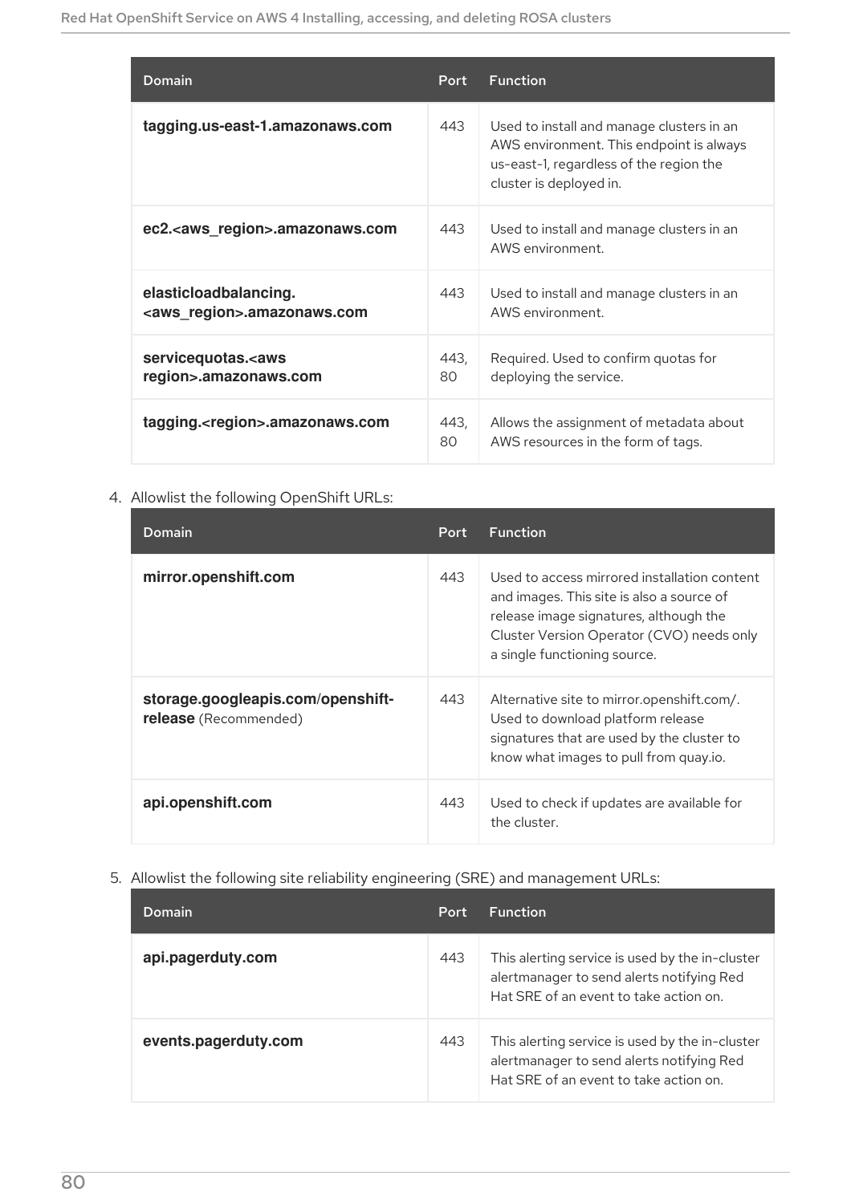| Domain | Port | Function |
| --- | --- | --- |
| **tagging.us-east-1.amazonaws.com** | 443 | Used to install and manage clusters in an AWS environment. This endpoint is always us-east-1, regardless of the region the cluster is deployed in. |
| **ec2.<aws_region>.amazonaws.com** | 443 | Used to install and manage clusters in an AWS environment. |
| **elasticloadbalancing.<aws_region>.amazonaws.com** | 443 | Used to install and manage clusters in an AWS environment. |
| **servicequotas.<aws region>.amazonaws.com** | 443, 80 | Required. Used to confirm quotas for deploying the service. |
| **tagging.<region>.amazonaws.com** | 443, 80 | Allows the assignment of metadata about AWS resources in the form of tags. |

4. Allowlist the following OpenShift URLs:

| Domain | Port | Function |
| --- | --- | --- |
| **mirror.openshift.com** | 443 | Used to access mirrored installation content and images. This site is also a source of release image signatures, although the Cluster Version Operator (CVO) needs only a single functioning source. |
| **storage.googleapis.com/openshift-release** (Recommended) | 443 | Alternative site to mirror.openshift.com/. Used to download platform release signatures that are used by the cluster to know what images to pull from quay.io. |
| **api.openshift.com** | 443 | Used to check if updates are available for the cluster. |

5. Allowlist the following site reliability engineering (SRE) and management URLs:

| Domain | Port | Function |
| --- | --- | --- |
| **api.pagerduty.com** | 443 | This alerting service is used by the in-cluster alertmanager to send alerts notifying Red Hat SRE of an event to take action on. |
| **events.pagerduty.com** | 443 | This alerting service is used by the in-cluster alertmanager to send alerts notifying Red Hat SRE of an event to take action on. |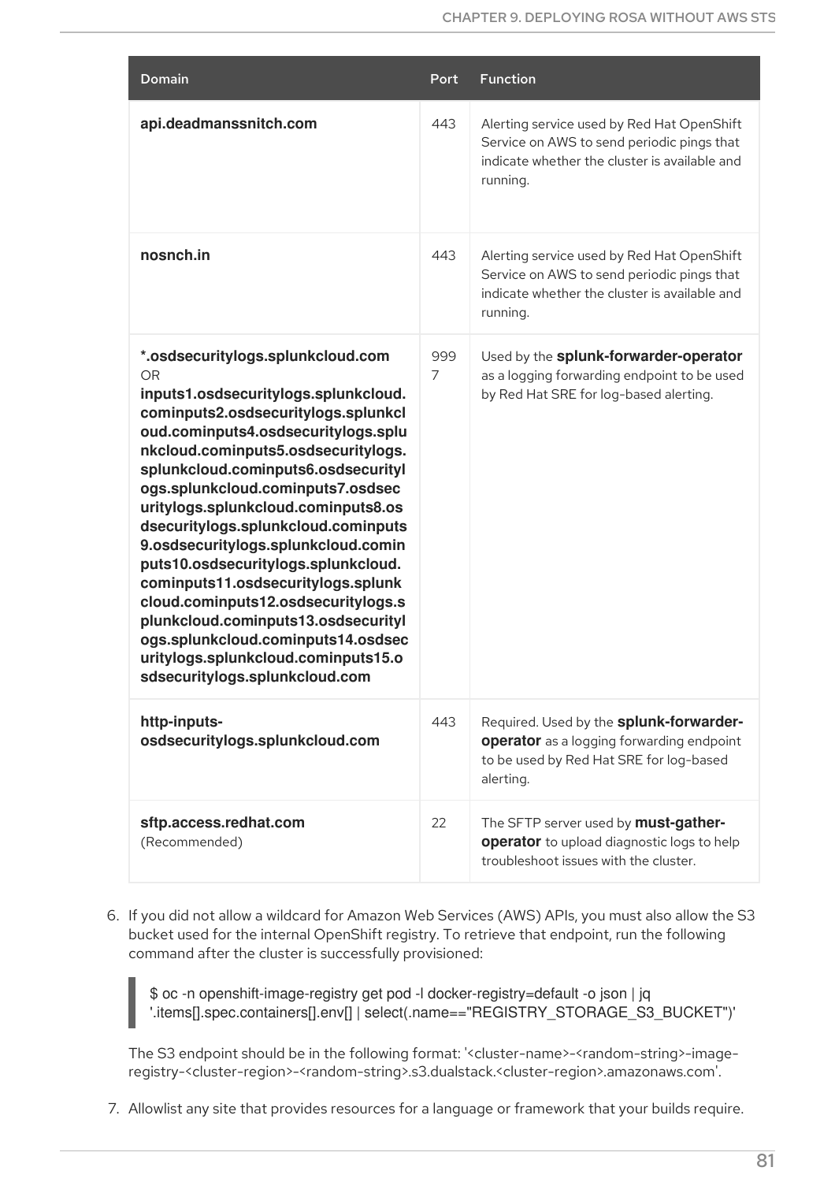| Domain | Port | Function |
| --- | --- | --- |
| **api.deadmanssnitch.com** | 443 | Alerting service used by Red Hat OpenShift Service on AWS to send periodic pings that indicate whether the cluster is available and running. |
| **nosnch.in** | 443 | Alerting service used by Red Hat OpenShift Service on AWS to send periodic pings that indicate whether the cluster is available and running. |
| **\*.osdsecuritylogs.splunkcloud.com** OR **inputs1.osdsecuritylogs.splunkcloud.cominputs2.osdsecuritylogs.splunkcloud.cominputs4.osdsecuritylogs.splunkcloud.cominputs5.osdsecuritylogs.splunkcloud.cominputs6.osdsecuritylogs.splunkcloud.cominputs7.osdsecuritylogs.splunkcloud.cominputs8.osdsecuritylogs.splunkcloud.cominputs9.osdsecuritylogs.splunkcloud.cominputs10.osdsecuritylogs.splunkcloud.cominputs11.osdsecuritylogs.splunkcloud.cominputs12.osdsecuritylogs.splunkcloud.cominputs13.osdsecuritylogs.splunkcloud.cominputs14.osdsecuritylogs.splunkcloud.cominputs15.osdsecuritylogs.splunkcloud.com** | 9997 | Used by the **splunk-forwarder-operator** as a logging forwarding endpoint to be used by Red Hat SRE for log-based alerting. |
| **http-inputs-osdsecuritylogs.splunkcloud.com** | 443 | Required. Used by the **splunk-forwarder-operator** as a logging forwarding endpoint to be used by Red Hat SRE for log-based alerting. |
| **sftp.access.redhat.com** (Recommended) | 22 | The SFTP server used by **must-gather-operator** to upload diagnostic logs to help troubleshoot issues with the cluster. |

6. If you did not allow a wildcard for Amazon Web Services (AWS) APIs, you must also allow the S3 bucket used for the internal OpenShift registry. To retrieve that endpoint, run the following command after the cluster is successfully provisioned:

```
$ oc -n openshift-image-registry get pod -l docker-registry=default -o json | jq
'.items[].spec.containers[].env[] | select(.name=="REGISTRY_STORAGE_S3_BUCKET")'
```

The S3 endpoint should be in the following format: '<cluster-name>-<random-string>-image-registry-<cluster-region>-<random-string>.s3.dualstack.<cluster-region>.amazonaws.com'.

7. Allowlist any site that provides resources for a language or framework that your builds require.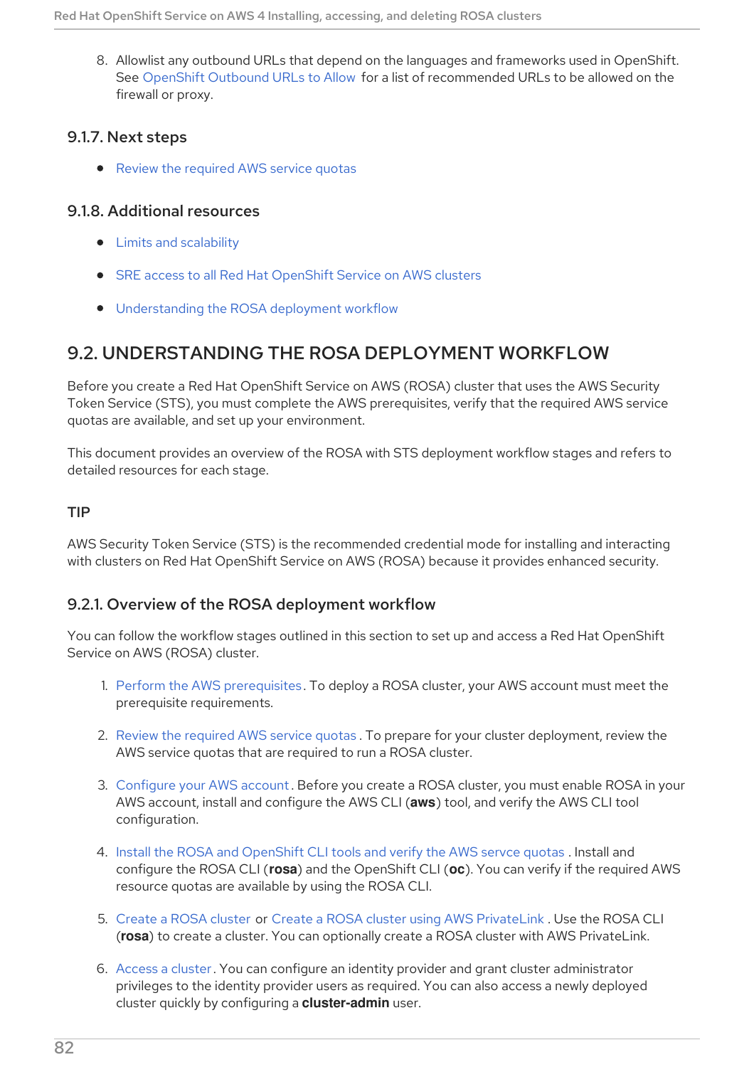8. Allowlist any outbound URLs that depend on the languages and frameworks used in OpenShift. See OpenShift Outbound URLs to Allow for a list of recommended URLs to be allowed on the firewall or proxy.

### 9.1.7. Next steps

- Review the required AWS service quotas

### 9.1.8. Additional resources

- Limits and scalability
- SRE access to all Red Hat OpenShift Service on AWS clusters
- Understanding the ROSA deployment workflow

## 9.2. UNDERSTANDING THE ROSA DEPLOYMENT WORKFLOW

Before you create a Red Hat OpenShift Service on AWS (ROSA) cluster that uses the AWS Security Token Service (STS), you must complete the AWS prerequisites, verify that the required AWS service quotas are available, and set up your environment.

This document provides an overview of the ROSA with STS deployment workflow stages and refers to detailed resources for each stage.

#### TIP

AWS Security Token Service (STS) is the recommended credential mode for installing and interacting with clusters on Red Hat OpenShift Service on AWS (ROSA) because it provides enhanced security.

### 9.2.1. Overview of the ROSA deployment workflow

You can follow the workflow stages outlined in this section to set up and access a Red Hat OpenShift Service on AWS (ROSA) cluster.

1. Perform the AWS prerequisites. To deploy a ROSA cluster, your AWS account must meet the prerequisite requirements.
2. Review the required AWS service quotas . To prepare for your cluster deployment, review the AWS service quotas that are required to run a ROSA cluster.
3. Configure your AWS account. Before you create a ROSA cluster, you must enable ROSA in your AWS account, install and configure the AWS CLI (**aws**) tool, and verify the AWS CLI tool configuration.
4. Install the ROSA and OpenShift CLI tools and verify the AWS servce quotas . Install and configure the ROSA CLI (**rosa**) and the OpenShift CLI (**oc**). You can verify if the required AWS resource quotas are available by using the ROSA CLI.
5. Create a ROSA cluster or Create a ROSA cluster using AWS PrivateLink . Use the ROSA CLI (**rosa**) to create a cluster. You can optionally create a ROSA cluster with AWS PrivateLink.
6. Access a cluster. You can configure an identity provider and grant cluster administrator privileges to the identity provider users as required. You can also access a newly deployed cluster quickly by configuring a **cluster-admin** user.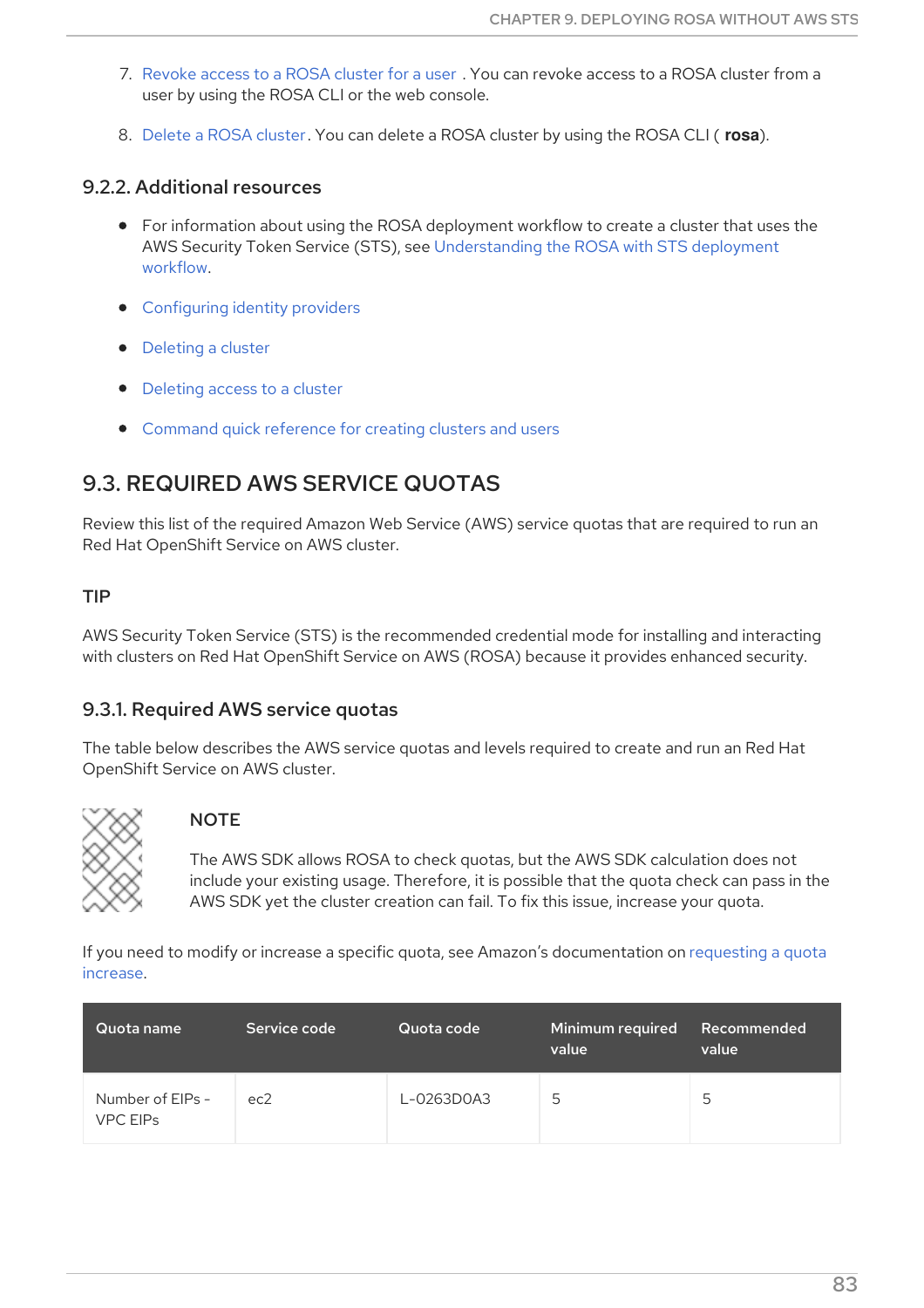7. Revoke access to a ROSA cluster for a user . You can revoke access to a ROSA cluster from a user by using the ROSA CLI or the web console.

8. Delete a ROSA cluster. You can delete a ROSA cluster by using the ROSA CLI ( **rosa**).

### 9.2.2. Additional resources

- For information about using the ROSA deployment workflow to create a cluster that uses the AWS Security Token Service (STS), see Understanding the ROSA with STS deployment workflow.
- Configuring identity providers
- Deleting a cluster
- Deleting access to a cluster
- Command quick reference for creating clusters and users

## 9.3. REQUIRED AWS SERVICE QUOTAS

Review this list of the required Amazon Web Service (AWS) service quotas that are required to run an Red Hat OpenShift Service on AWS cluster.

#### TIP

AWS Security Token Service (STS) is the recommended credential mode for installing and interacting with clusters on Red Hat OpenShift Service on AWS (ROSA) because it provides enhanced security.

### 9.3.1. Required AWS service quotas

The table below describes the AWS service quotas and levels required to create and run an Red Hat OpenShift Service on AWS cluster.

> **NOTE**
>
> The AWS SDK allows ROSA to check quotas, but the AWS SDK calculation does not include your existing usage. Therefore, it is possible that the quota check can pass in the AWS SDK yet the cluster creation can fail. To fix this issue, increase your quota.

If you need to modify or increase a specific quota, see Amazon's documentation on requesting a quota increase.

| Quota name | Service code | Quota code | Minimum required value | Recommended value |
|---|---|---|---|---|
| Number of EIPs - VPC EIPs | ec2 | L-0263D0A3 | 5 | 5 |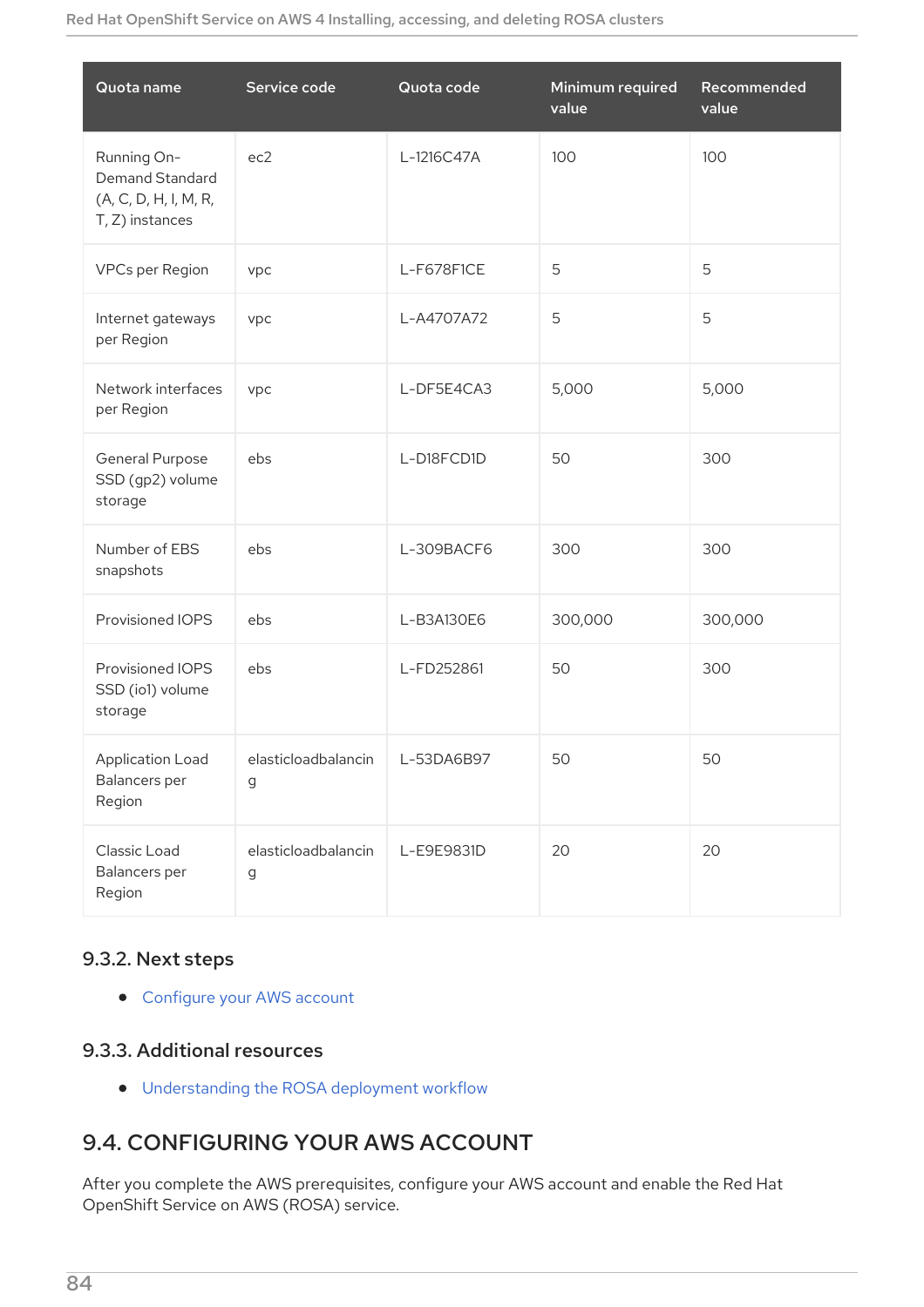| Quota name | Service code | Quota code | Minimum required value | Recommended value |
| --- | --- | --- | --- | --- |
| Running On-Demand Standard (A, C, D, H, I, M, R, T, Z) instances | ec2 | L-1216C47A | 100 | 100 |
| VPCs per Region | vpc | L-F678F1CE | 5 | 5 |
| Internet gateways per Region | vpc | L-A4707A72 | 5 | 5 |
| Network interfaces per Region | vpc | L-DF5E4CA3 | 5,000 | 5,000 |
| General Purpose SSD (gp2) volume storage | ebs | L-D18FCD1D | 50 | 300 |
| Number of EBS snapshots | ebs | L-309BACF6 | 300 | 300 |
| Provisioned IOPS | ebs | L-B3A130E6 | 300,000 | 300,000 |
| Provisioned IOPS SSD (io1) volume storage | ebs | L-FD252861 | 50 | 300 |
| Application Load Balancers per Region | elasticloadbalancing | L-53DA6B97 | 50 | 50 |
| Classic Load Balancers per Region | elasticloadbalancing | L-E9E9831D | 20 | 20 |

### 9.3.2. Next steps

- Configure your AWS account

### 9.3.3. Additional resources

- Understanding the ROSA deployment workflow

## 9.4. CONFIGURING YOUR AWS ACCOUNT

After you complete the AWS prerequisites, configure your AWS account and enable the Red Hat OpenShift Service on AWS (ROSA) service.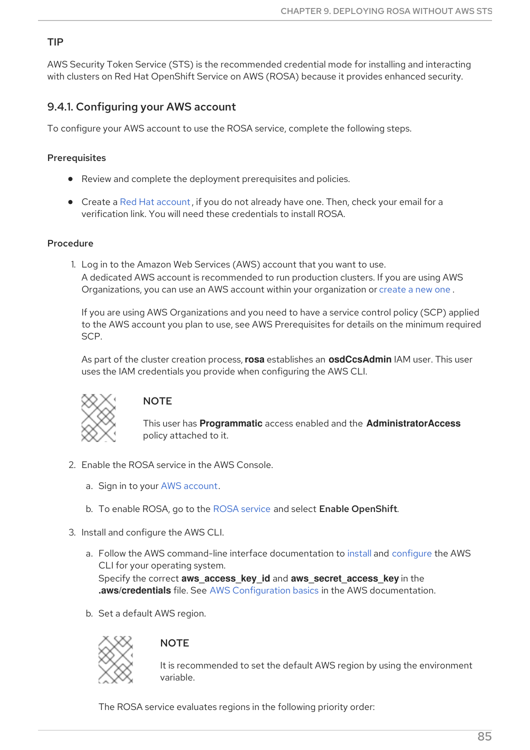TIP

AWS Security Token Service (STS) is the recommended credential mode for installing and interacting with clusters on Red Hat OpenShift Service on AWS (ROSA) because it provides enhanced security.

### 9.4.1. Configuring your AWS account

To configure your AWS account to use the ROSA service, complete the following steps.

#### Prerequisites

- Review and complete the deployment prerequisites and policies.
- Create a Red Hat account, if you do not already have one. Then, check your email for a verification link. You will need these credentials to install ROSA.

#### Procedure

1. Log in to the Amazon Web Services (AWS) account that you want to use.
   A dedicated AWS account is recommended to run production clusters. If you are using AWS Organizations, you can use an AWS account within your organization or create a new one .

   If you are using AWS Organizations and you need to have a service control policy (SCP) applied to the AWS account you plan to use, see AWS Prerequisites for details on the minimum required SCP.

   As part of the cluster creation process, **rosa** establishes an **osdCcsAdmin** IAM user. This user uses the IAM credentials you provide when configuring the AWS CLI.

   NOTE

   This user has **Programmatic** access enabled and the **AdministratorAccess** policy attached to it.

2. Enable the ROSA service in the AWS Console.
   a. Sign in to your AWS account.
   b. To enable ROSA, go to the ROSA service and select **Enable OpenShift**.

3. Install and configure the AWS CLI.
   a. Follow the AWS command-line interface documentation to install and configure the AWS CLI for your operating system.
   Specify the correct **aws_access_key_id** and **aws_secret_access_key** in the **.aws/credentials** file. See AWS Configuration basics in the AWS documentation.
   b. Set a default AWS region.

   NOTE

   It is recommended to set the default AWS region by using the environment variable.

   The ROSA service evaluates regions in the following priority order: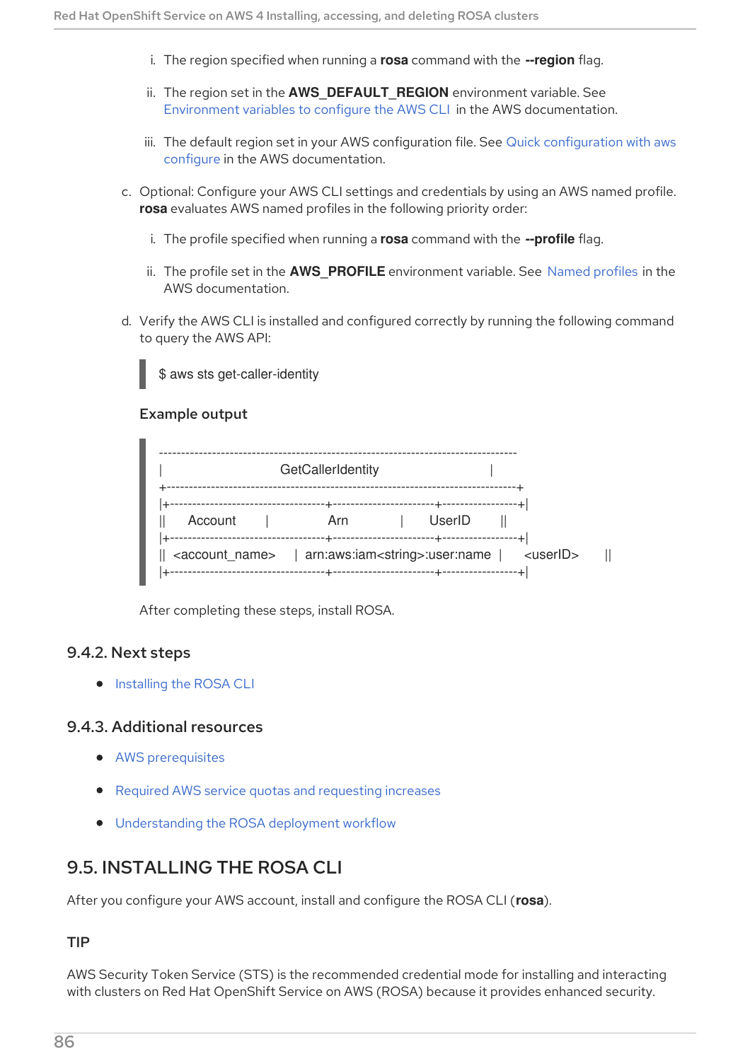i. The region specified when running a **rosa** command with the **--region** flag.

   ii. The region set in the **AWS_DEFAULT_REGION** environment variable. See Environment variables to configure the AWS CLI in the AWS documentation.

   iii. The default region set in your AWS configuration file. See Quick configuration with aws configure in the AWS documentation.

c. Optional: Configure your AWS CLI settings and credentials by using an AWS named profile. **rosa** evaluates AWS named profiles in the following priority order:

   i. The profile specified when running a **rosa** command with the **--profile** flag.

   ii. The profile set in the **AWS_PROFILE** environment variable. See Named profiles in the AWS documentation.

d. Verify the AWS CLI is installed and configured correctly by running the following command to query the AWS API:

```
$ aws sts get-caller-identity
```

**Example output**

```
---------------------------------------------------------------------------------
|                                GetCallerIdentity                              |
+-------------------------------------------------------------------------------+
|+-----------------------------------+-----------------------+-----------------+|
||      Account        |          Arn          |       UserID      ||
|+-----------------------------------+-----------------------+-----------------+|
||  <account_name>    |  arn:aws:iam<string>:user:name  |     <userID>     ||
|+-----------------------------------+-----------------------+-----------------+|
```

After completing these steps, install ROSA.

### 9.4.2. Next steps

- Installing the ROSA CLI

### 9.4.3. Additional resources

- AWS prerequisites
- Required AWS service quotas and requesting increases
- Understanding the ROSA deployment workflow

## 9.5. INSTALLING THE ROSA CLI

After you configure your AWS account, install and configure the ROSA CLI (**rosa**).

**TIP**

AWS Security Token Service (STS) is the recommended credential mode for installing and interacting with clusters on Red Hat OpenShift Service on AWS (ROSA) because it provides enhanced security.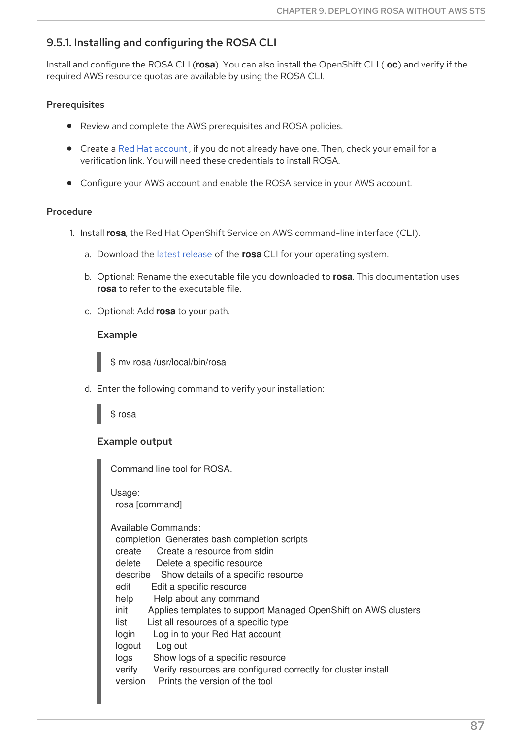### 9.5.1. Installing and configuring the ROSA CLI

Install and configure the ROSA CLI (**rosa**). You can also install the OpenShift CLI ( **oc**) and verify if the required AWS resource quotas are available by using the ROSA CLI.

#### Prerequisites

- Review and complete the AWS prerequisites and ROSA policies.
- Create a Red Hat account, if you do not already have one. Then, check your email for a verification link. You will need these credentials to install ROSA.
- Configure your AWS account and enable the ROSA service in your AWS account.

#### Procedure

1. Install **rosa**, the Red Hat OpenShift Service on AWS command-line interface (CLI).
   a. Download the latest release of the **rosa** CLI for your operating system.
   b. Optional: Rename the executable file you downloaded to **rosa**. This documentation uses **rosa** to refer to the executable file.
   c. Optional: Add **rosa** to your path.

      **Example**

      ```
      $ mv rosa /usr/local/bin/rosa
      ```

   d. Enter the following command to verify your installation:

      ```
      $ rosa
      ```

      **Example output**

      ```
      Command line tool for ROSA.

      Usage:
        rosa [command]

      Available Commands:
        completion  Generates bash completion scripts
        create      Create a resource from stdin
        delete      Delete a specific resource
        describe    Show details of a specific resource
        edit        Edit a specific resource
        help        Help about any command
        init        Applies templates to support Managed OpenShift on AWS clusters
        list        List all resources of a specific type
        login       Log in to your Red Hat account
        logout      Log out
        logs        Show logs of a specific resource
        verify      Verify resources are configured correctly for cluster install
        version     Prints the version of the tool
      ```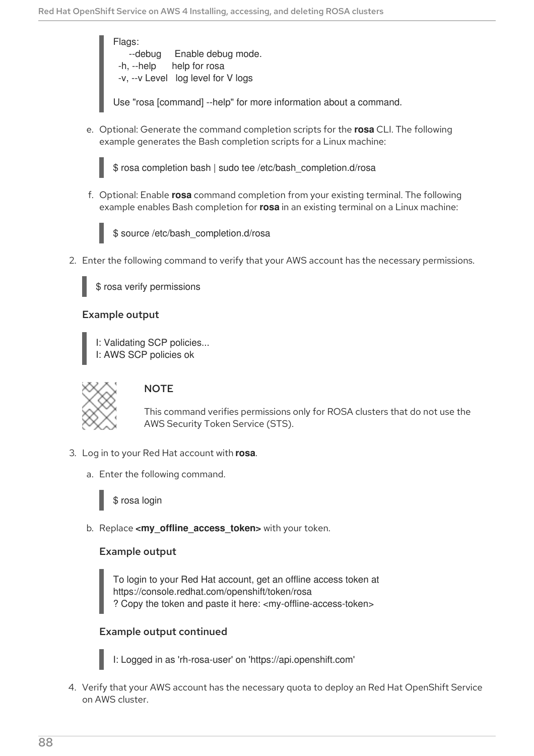```
Flags:
      --debug     Enable debug mode.
  -h, --help      help for rosa
  -v, --v Level   log level for V logs

Use "rosa [command] --help" for more information about a command.
```

e. Optional: Generate the command completion scripts for the **rosa** CLI. The following example generates the Bash completion scripts for a Linux machine:

```
$ rosa completion bash | sudo tee /etc/bash_completion.d/rosa
```

f. Optional: Enable **rosa** command completion from your existing terminal. The following example enables Bash completion for **rosa** in an existing terminal on a Linux machine:

```
$ source /etc/bash_completion.d/rosa
```

2. Enter the following command to verify that your AWS account has the necessary permissions.

```
$ rosa verify permissions
```

#### Example output

```
I: Validating SCP policies...
I: AWS SCP policies ok
```

> **NOTE**
>
> This command verifies permissions only for ROSA clusters that do not use the AWS Security Token Service (STS).

3. Log in to your Red Hat account with **rosa**.

a. Enter the following command.

```
$ rosa login
```

b. Replace **<my_offline_access_token>** with your token.

#### Example output

```
To login to your Red Hat account, get an offline access token at
https://console.redhat.com/openshift/token/rosa
? Copy the token and paste it here: <my-offline-access-token>
```

#### Example output continued

```
I: Logged in as 'rh-rosa-user' on 'https://api.openshift.com'
```

4. Verify that your AWS account has the necessary quota to deploy an Red Hat OpenShift Service on AWS cluster.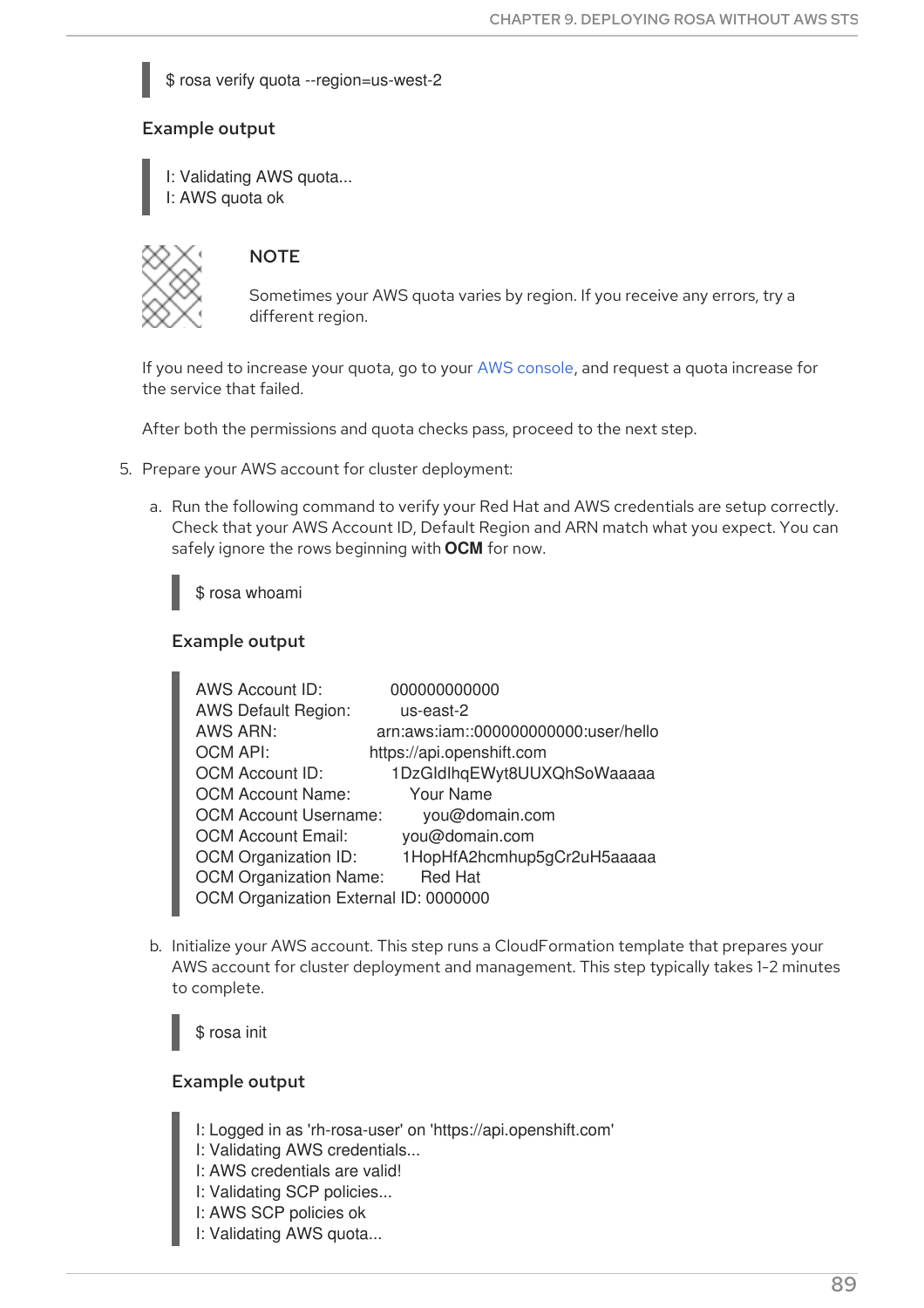```
$ rosa verify quota --region=us-west-2
```

**Example output**

```
I: Validating AWS quota...
I: AWS quota ok
```

> **NOTE**
>
> Sometimes your AWS quota varies by region. If you receive any errors, try a different region.

If you need to increase your quota, go to your AWS console, and request a quota increase for the service that failed.

After both the permissions and quota checks pass, proceed to the next step.

5. Prepare your AWS account for cluster deployment:

   a. Run the following command to verify your Red Hat and AWS credentials are setup correctly. Check that your AWS Account ID, Default Region and ARN match what you expect. You can safely ignore the rows beginning with **OCM** for now.

   ```
   $ rosa whoami
   ```

   **Example output**

   ```
   AWS Account ID:               000000000000
   AWS Default Region:           us-east-2
   AWS ARN:                      arn:aws:iam::000000000000:user/hello
   OCM API:                      https://api.openshift.com
   OCM Account ID:               1DzGIdIhqEWyt8UUXQhSoWaaaaa
   OCM Account Name:             Your Name
   OCM Account Username:         you@domain.com
   OCM Account Email:            you@domain.com
   OCM Organization ID:          1HopHfA2hcmhup5gCr2uH5aaaaa
   OCM Organization Name:        Red Hat
   OCM Organization External ID: 0000000
   ```

   b. Initialize your AWS account. This step runs a CloudFormation template that prepares your AWS account for cluster deployment and management. This step typically takes 1-2 minutes to complete.

   ```
   $ rosa init
   ```

   **Example output**

   ```
   I: Logged in as 'rh-rosa-user' on 'https://api.openshift.com'
   I: Validating AWS credentials...
   I: AWS credentials are valid!
   I: Validating SCP policies...
   I: AWS SCP policies ok
   I: Validating AWS quota...
   ```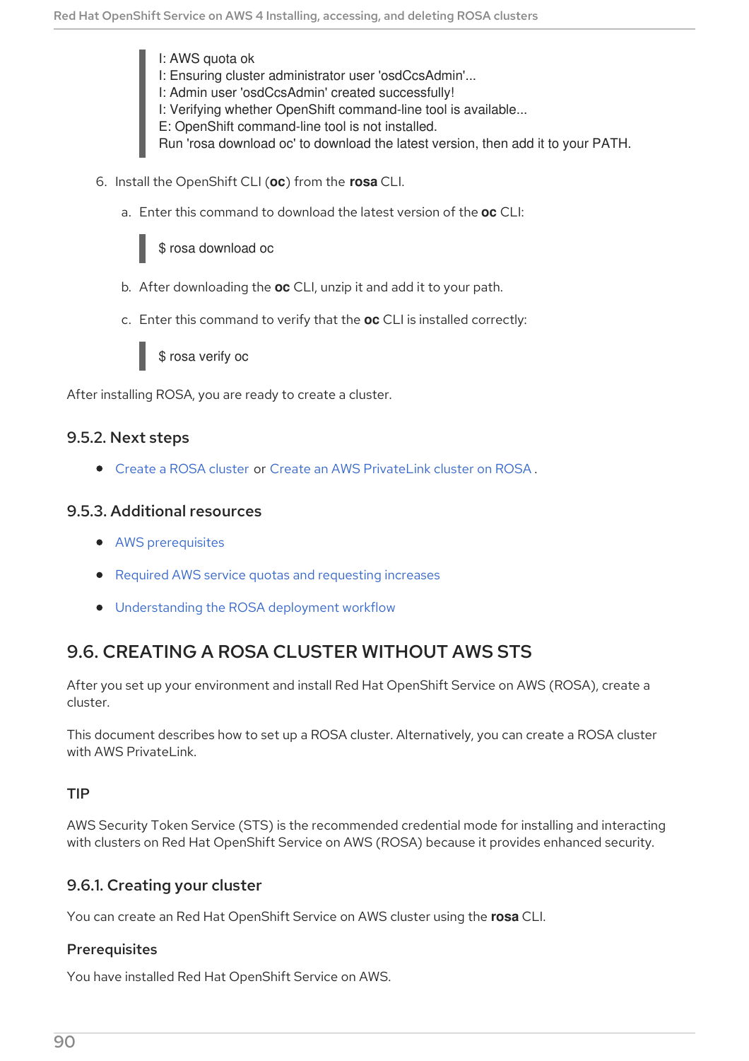```
I: AWS quota ok
I: Ensuring cluster administrator user 'osdCcsAdmin'...
I: Admin user 'osdCcsAdmin' created successfully!
I: Verifying whether OpenShift command-line tool is available...
E: OpenShift command-line tool is not installed.
Run 'rosa download oc' to download the latest version, then add it to your PATH.
```

6. Install the OpenShift CLI (**oc**) from the **rosa** CLI.

   a. Enter this command to download the latest version of the **oc** CLI:

   ```
   $ rosa download oc
   ```

   b. After downloading the **oc** CLI, unzip it and add it to your path.

   c. Enter this command to verify that the **oc** CLI is installed correctly:

   ```
   $ rosa verify oc
   ```

After installing ROSA, you are ready to create a cluster.

### 9.5.2. Next steps

- Create a ROSA cluster or Create an AWS PrivateLink cluster on ROSA .

### 9.5.3. Additional resources

- AWS prerequisites
- Required AWS service quotas and requesting increases
- Understanding the ROSA deployment workflow

## 9.6. CREATING A ROSA CLUSTER WITHOUT AWS STS

After you set up your environment and install Red Hat OpenShift Service on AWS (ROSA), create a cluster.

This document describes how to set up a ROSA cluster. Alternatively, you can create a ROSA cluster with AWS PrivateLink.

#### TIP

AWS Security Token Service (STS) is the recommended credential mode for installing and interacting with clusters on Red Hat OpenShift Service on AWS (ROSA) because it provides enhanced security.

### 9.6.1. Creating your cluster

You can create an Red Hat OpenShift Service on AWS cluster using the **rosa** CLI.

#### Prerequisites

You have installed Red Hat OpenShift Service on AWS.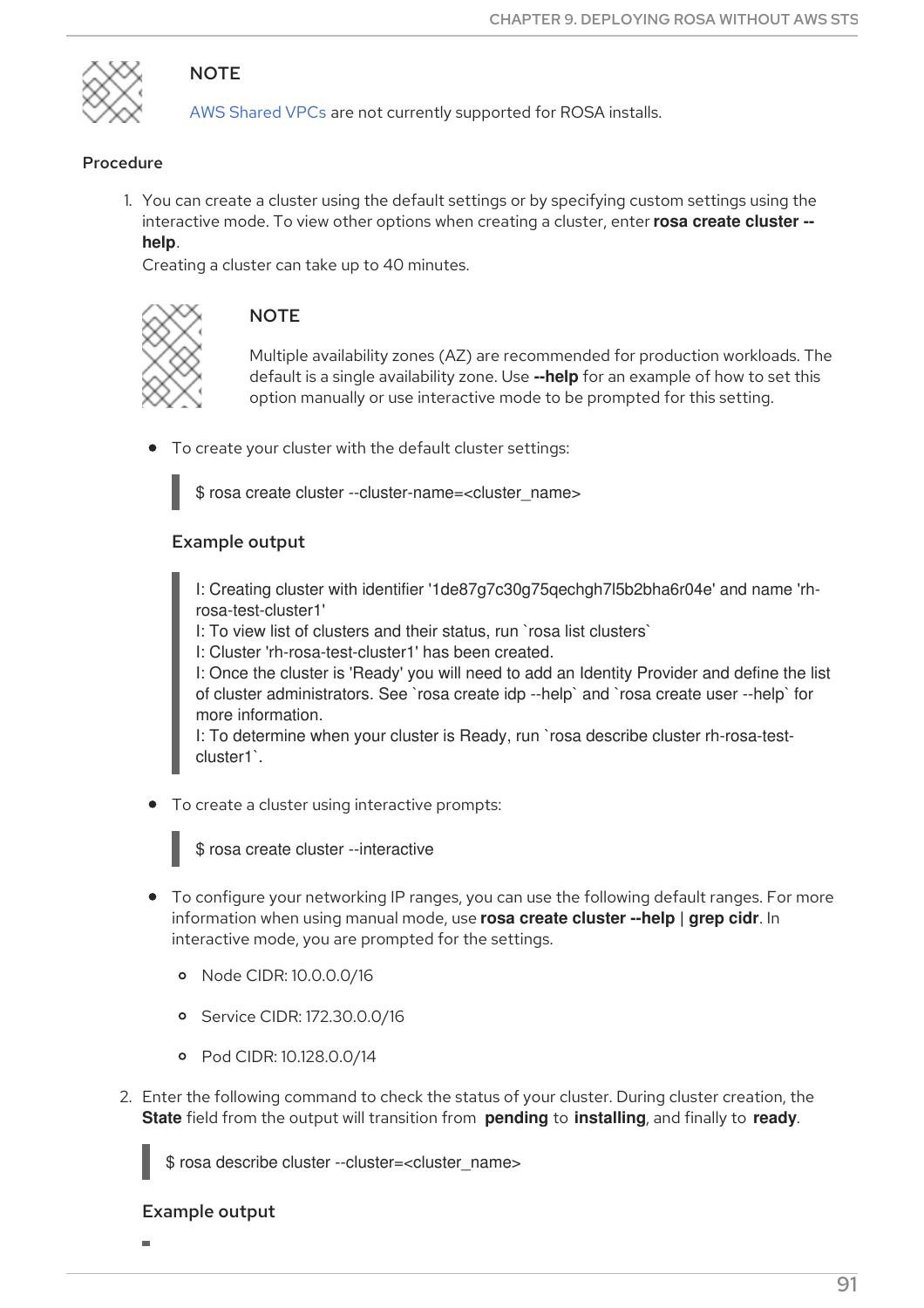> **NOTE**
>
> AWS Shared VPCs are not currently supported for ROSA installs.

**Procedure**

1. You can create a cluster using the default settings or by specifying custom settings using the interactive mode. To view other options when creating a cluster, enter **rosa create cluster --help**.
   Creating a cluster can take up to 40 minutes.

   > **NOTE**
   >
   > Multiple availability zones (AZ) are recommended for production workloads. The default is a single availability zone. Use **--help** for an example of how to set this option manually or use interactive mode to be prompted for this setting.

   - To create your cluster with the default cluster settings:

     ```
     $ rosa create cluster --cluster-name=<cluster_name>
     ```

     **Example output**

     ```
     I: Creating cluster with identifier '1de87g7c30g75qechgh7l5b2bha6r04e' and name 'rh-rosa-test-cluster1'
     I: To view list of clusters and their status, run `rosa list clusters`
     I: Cluster 'rh-rosa-test-cluster1' has been created.
     I: Once the cluster is 'Ready' you will need to add an Identity Provider and define the list of cluster administrators. See `rosa create idp --help` and `rosa create user --help` for more information.
     I: To determine when your cluster is Ready, run `rosa describe cluster rh-rosa-test-cluster1`.
     ```

   - To create a cluster using interactive prompts:

     ```
     $ rosa create cluster --interactive
     ```

   - To configure your networking IP ranges, you can use the following default ranges. For more information when using manual mode, use **rosa create cluster --help | grep cidr**. In interactive mode, you are prompted for the settings.
     - Node CIDR: 10.0.0.0/16
     - Service CIDR: 172.30.0.0/16
     - Pod CIDR: 10.128.0.0/14

2. Enter the following command to check the status of your cluster. During cluster creation, the **State** field from the output will transition from **pending** to **installing**, and finally to **ready**.

   ```
   $ rosa describe cluster --cluster=<cluster_name>
   ```

   **Example output**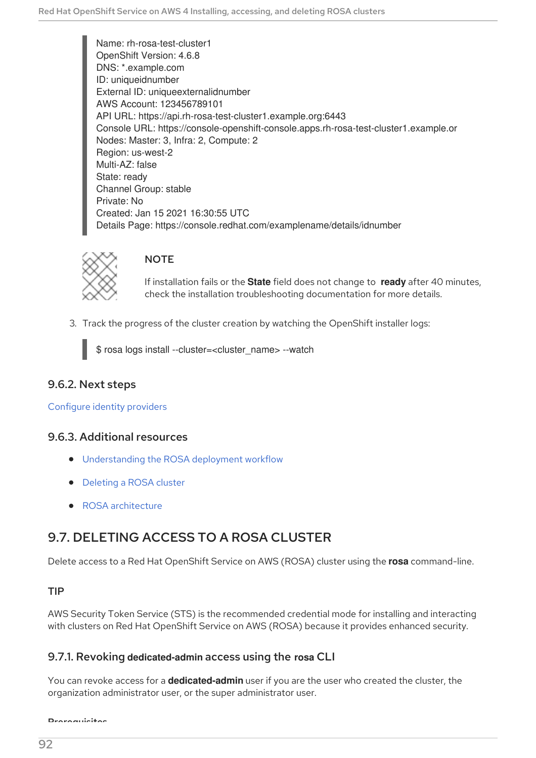```
Name: rh-rosa-test-cluster1
OpenShift Version: 4.6.8
DNS: *.example.com
ID: uniqueidnumber
External ID: uniqueexternalidnumber
AWS Account: 123456789101
API URL: https://api.rh-rosa-test-cluster1.example.org:6443
Console URL: https://console-openshift-console.apps.rh-rosa-test-cluster1.example.or
Nodes: Master: 3, Infra: 2, Compute: 2
Region: us-west-2
Multi-AZ: false
State: ready
Channel Group: stable
Private: No
Created: Jan 15 2021 16:30:55 UTC
Details Page: https://console.redhat.com/examplename/details/idnumber
```

> **NOTE**
>
> If installation fails or the **State** field does not change to **ready** after 40 minutes, check the installation troubleshooting documentation for more details.

3. Track the progress of the cluster creation by watching the OpenShift installer logs:

```
$ rosa logs install --cluster=<cluster_name> --watch
```

### 9.6.2. Next steps

Configure identity providers

### 9.6.3. Additional resources

- Understanding the ROSA deployment workflow
- Deleting a ROSA cluster
- ROSA architecture

## 9.7. DELETING ACCESS TO A ROSA CLUSTER

Delete access to a Red Hat OpenShift Service on AWS (ROSA) cluster using the **rosa** command-line.

**TIP**

AWS Security Token Service (STS) is the recommended credential mode for installing and interacting with clusters on Red Hat OpenShift Service on AWS (ROSA) because it provides enhanced security.

### 9.7.1. Revoking dedicated-admin access using the rosa CLI

You can revoke access for a **dedicated-admin** user if you are the user who created the cluster, the organization administrator user, or the super administrator user.

Prerequisites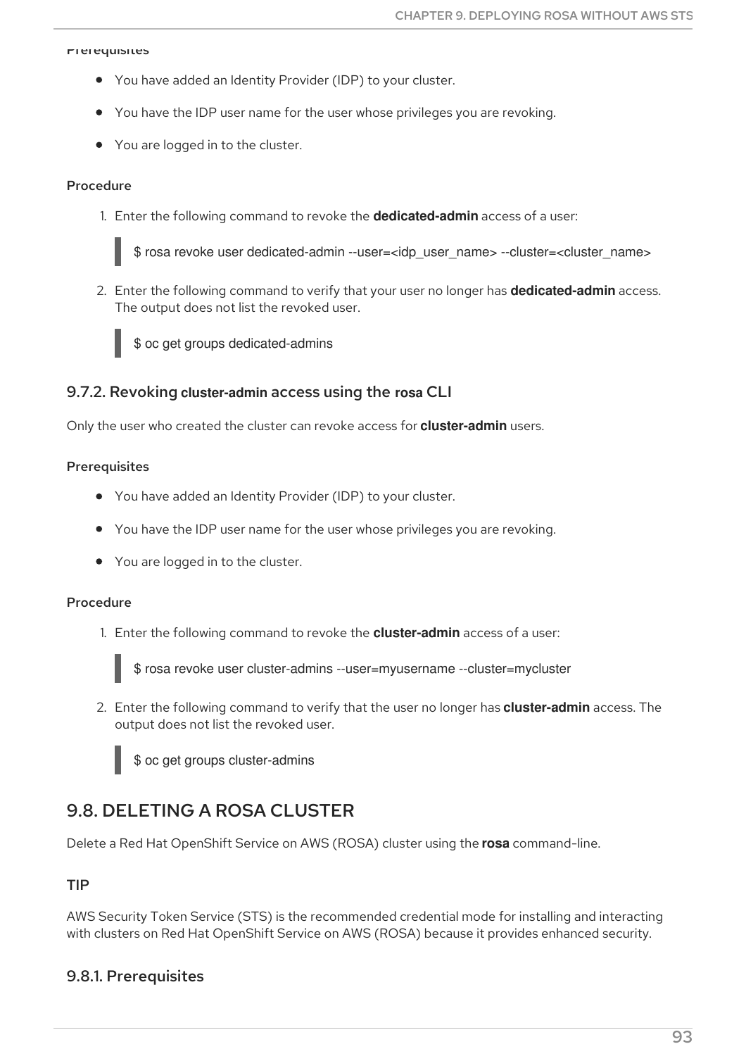Prerequisites

- You have added an Identity Provider (IDP) to your cluster.
- You have the IDP user name for the user whose privileges you are revoking.
- You are logged in to the cluster.

#### Procedure

1. Enter the following command to revoke the **dedicated-admin** access of a user:

```
$ rosa revoke user dedicated-admin --user=<idp_user_name> --cluster=<cluster_name>
```

2. Enter the following command to verify that your user no longer has **dedicated-admin** access. The output does not list the revoked user.

```
$ oc get groups dedicated-admins
```

### 9.7.2. Revoking **cluster-admin** access using the **rosa** CLI

Only the user who created the cluster can revoke access for **cluster-admin** users.

#### Prerequisites

- You have added an Identity Provider (IDP) to your cluster.
- You have the IDP user name for the user whose privileges you are revoking.
- You are logged in to the cluster.

#### Procedure

1. Enter the following command to revoke the **cluster-admin** access of a user:

```
$ rosa revoke user cluster-admins --user=myusername --cluster=mycluster
```

2. Enter the following command to verify that the user no longer has **cluster-admin** access. The output does not list the revoked user.

```
$ oc get groups cluster-admins
```

## 9.8. DELETING A ROSA CLUSTER

Delete a Red Hat OpenShift Service on AWS (ROSA) cluster using the **rosa** command-line.

#### TIP

AWS Security Token Service (STS) is the recommended credential mode for installing and interacting with clusters on Red Hat OpenShift Service on AWS (ROSA) because it provides enhanced security.

### 9.8.1. Prerequisites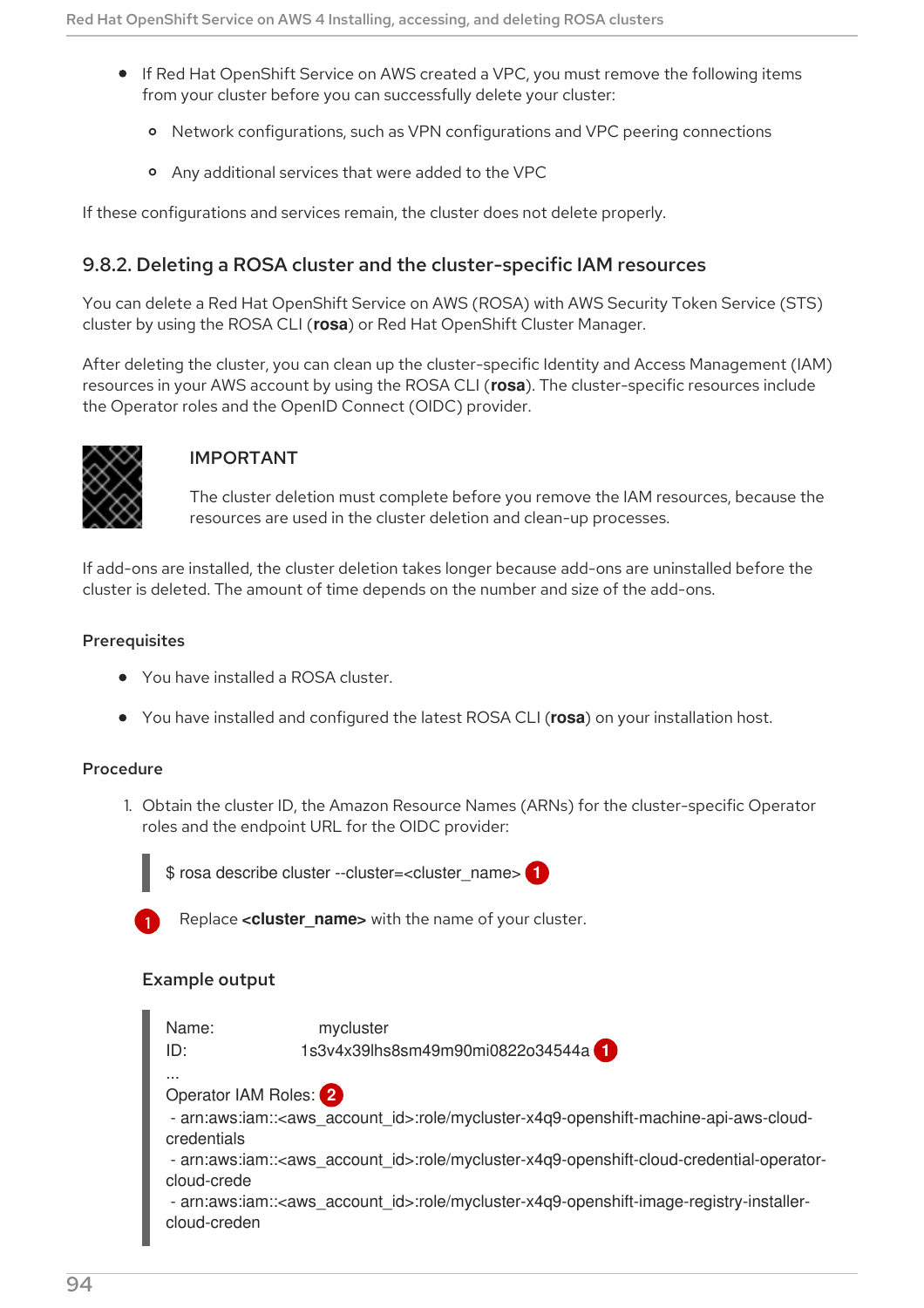- If Red Hat OpenShift Service on AWS created a VPC, you must remove the following items from your cluster before you can successfully delete your cluster:
  - Network configurations, such as VPN configurations and VPC peering connections
  - Any additional services that were added to the VPC

If these configurations and services remain, the cluster does not delete properly.

### 9.8.2. Deleting a ROSA cluster and the cluster-specific IAM resources

You can delete a Red Hat OpenShift Service on AWS (ROSA) with AWS Security Token Service (STS) cluster by using the ROSA CLI (**rosa**) or Red Hat OpenShift Cluster Manager.

After deleting the cluster, you can clean up the cluster-specific Identity and Access Management (IAM) resources in your AWS account by using the ROSA CLI (**rosa**). The cluster-specific resources include the Operator roles and the OpenID Connect (OIDC) provider.

> IMPORTANT
>
> The cluster deletion must complete before you remove the IAM resources, because the resources are used in the cluster deletion and clean-up processes.

If add-ons are installed, the cluster deletion takes longer because add-ons are uninstalled before the cluster is deleted. The amount of time depends on the number and size of the add-ons.

#### Prerequisites

- You have installed a ROSA cluster.
- You have installed and configured the latest ROSA CLI (**rosa**) on your installation host.

#### Procedure

1. Obtain the cluster ID, the Amazon Resource Names (ARNs) for the cluster-specific Operator roles and the endpoint URL for the OIDC provider:

```
$ rosa describe cluster --cluster=<cluster_name> (1)
```

(1) Replace **<cluster_name>** with the name of your cluster.

**Example output**

```
Name:                mycluster
ID:                  1s3v4x39lhs8sm49m90mi0822o34544a (1)
...
Operator IAM Roles: (2)
 - arn:aws:iam::<aws_account_id>:role/mycluster-x4q9-openshift-machine-api-aws-cloud-credentials
 - arn:aws:iam::<aws_account_id>:role/mycluster-x4q9-openshift-cloud-credential-operator-cloud-crede
 - arn:aws:iam::<aws_account_id>:role/mycluster-x4q9-openshift-image-registry-installer-cloud-creden
```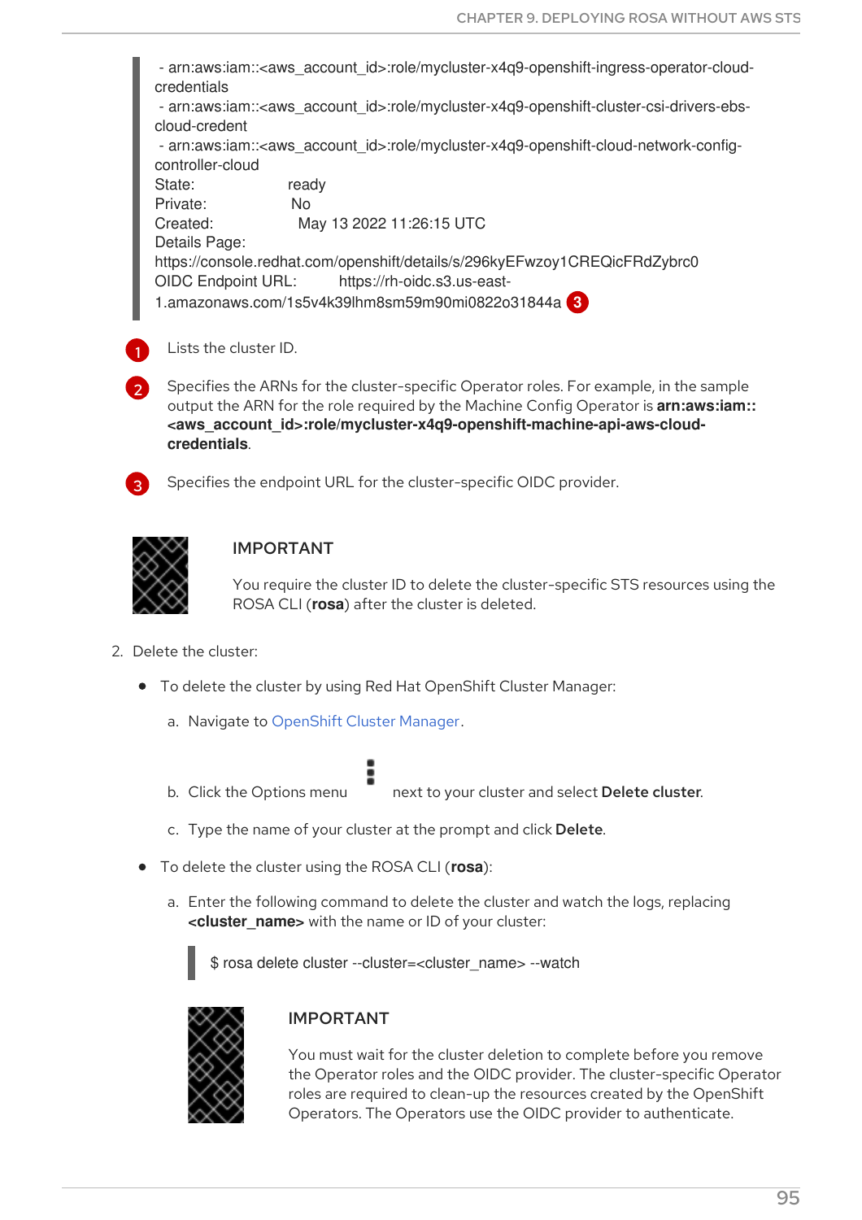```
- arn:aws:iam::<aws_account_id>:role/mycluster-x4q9-openshift-ingress-operator-cloud-credentials
 - arn:aws:iam::<aws_account_id>:role/mycluster-x4q9-openshift-cluster-csi-drivers-ebs-cloud-credent
 - arn:aws:iam::<aws_account_id>:role/mycluster-x4q9-openshift-cloud-network-config-controller-cloud
State:                      ready
Private:                    No
Created:                    May 13 2022 11:26:15 UTC
Details Page:
https://console.redhat.com/openshift/details/s/296kyEFwzoy1CREQicFRdZybrc0
OIDC Endpoint URL:          https://rh-oidc.s3.us-east-1.amazonaws.com/1s5v4k39lhm8sm59m90mi0822o31844a (3)
```

1. Lists the cluster ID.
2. Specifies the ARNs for the cluster-specific Operator roles. For example, in the sample output the ARN for the role required by the Machine Config Operator is **arn:aws:iam::<aws_account_id>:role/mycluster-x4q9-openshift-machine-api-aws-cloud-credentials**.
3. Specifies the endpoint URL for the cluster-specific OIDC provider.

> **IMPORTANT**
>
> You require the cluster ID to delete the cluster-specific STS resources using the ROSA CLI (**rosa**) after the cluster is deleted.

2. Delete the cluster:

   - To delete the cluster by using Red Hat OpenShift Cluster Manager:
     a. Navigate to OpenShift Cluster Manager.
     b. Click the Options menu ⋮ next to your cluster and select **Delete cluster**.
     c. Type the name of your cluster at the prompt and click **Delete**.
   - To delete the cluster using the ROSA CLI (**rosa**):
     a. Enter the following command to delete the cluster and watch the logs, replacing **<cluster_name>** with the name or ID of your cluster:

     ```
     $ rosa delete cluster --cluster=<cluster_name> --watch
     ```

> **IMPORTANT**
>
> You must wait for the cluster deletion to complete before you remove the Operator roles and the OIDC provider. The cluster-specific Operator roles are required to clean-up the resources created by the OpenShift Operators. The Operators use the OIDC provider to authenticate.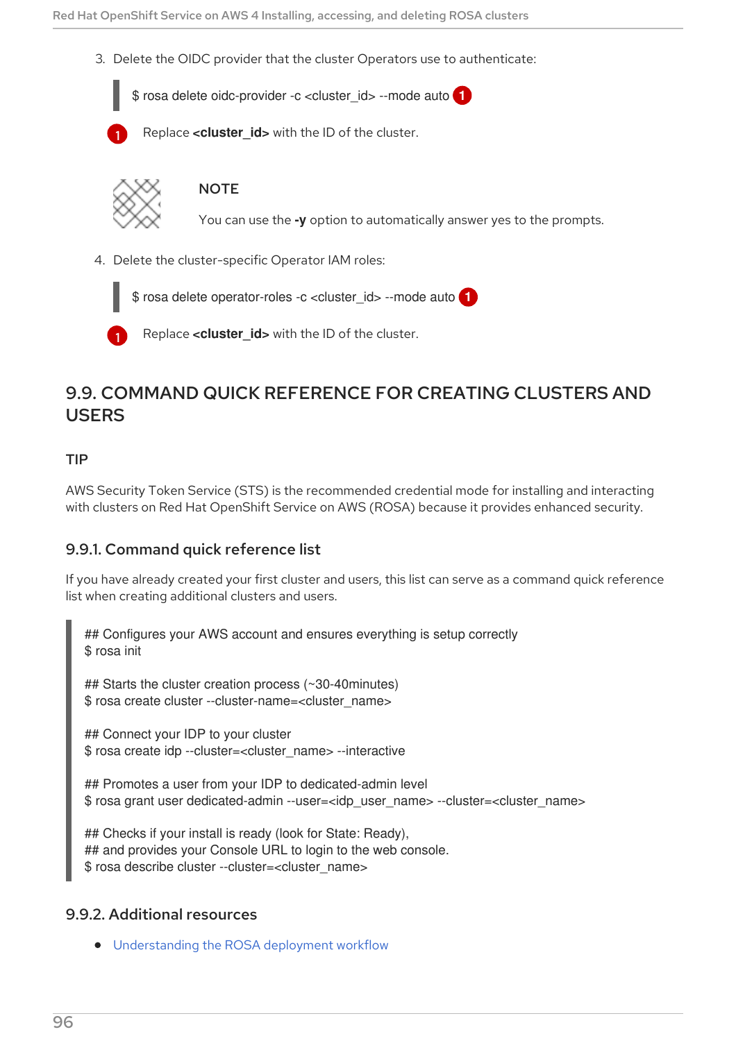3. Delete the OIDC provider that the cluster Operators use to authenticate:

```
$ rosa delete oidc-provider -c <cluster_id> --mode auto 1
```

1 Replace **<cluster_id>** with the ID of the cluster.

NOTE

You can use the **-y** option to automatically answer yes to the prompts.

4. Delete the cluster-specific Operator IAM roles:

```
$ rosa delete operator-roles -c <cluster_id> --mode auto 1
```

1 Replace **<cluster_id>** with the ID of the cluster.

## 9.9. COMMAND QUICK REFERENCE FOR CREATING CLUSTERS AND USERS

### TIP

AWS Security Token Service (STS) is the recommended credential mode for installing and interacting with clusters on Red Hat OpenShift Service on AWS (ROSA) because it provides enhanced security.

### 9.9.1. Command quick reference list

If you have already created your first cluster and users, this list can serve as a command quick reference list when creating additional clusters and users.

```
## Configures your AWS account and ensures everything is setup correctly
$ rosa init

## Starts the cluster creation process (~30-40minutes)
$ rosa create cluster --cluster-name=<cluster_name>

## Connect your IDP to your cluster
$ rosa create idp --cluster=<cluster_name> --interactive

## Promotes a user from your IDP to dedicated-admin level
$ rosa grant user dedicated-admin --user=<idp_user_name> --cluster=<cluster_name>

## Checks if your install is ready (look for State: Ready),
## and provides your Console URL to login to the web console.
$ rosa describe cluster --cluster=<cluster_name>
```

### 9.9.2. Additional resources

- Understanding the ROSA deployment workflow